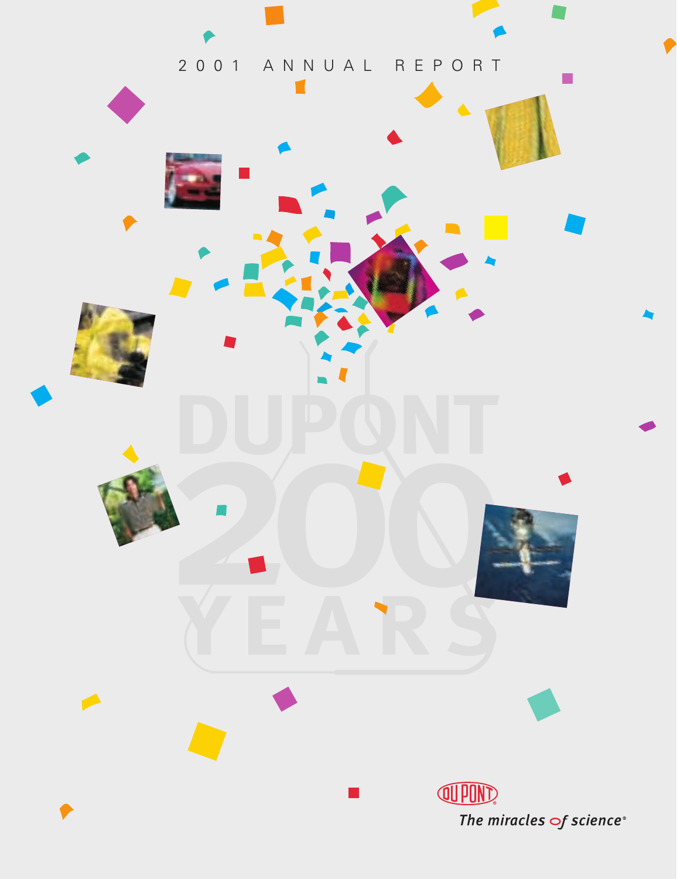# 2001 ANNUAL REPORT

DUPONT 200 YEARS

DUPONT

*The miracles of science®*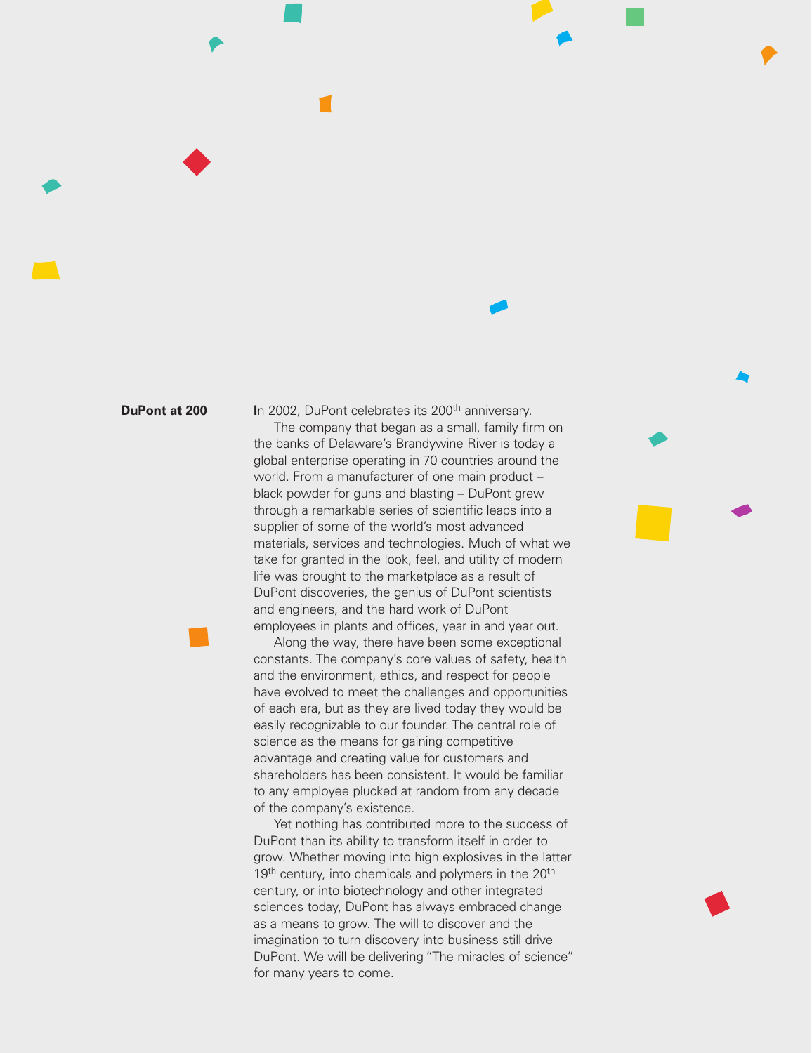## DuPont at 200

In 2002, DuPont celebrates its 200th anniversary.

The company that began as a small, family firm on the banks of Delaware's Brandywine River is today a global enterprise operating in 70 countries around the world. From a manufacturer of one main product – black powder for guns and blasting – DuPont grew through a remarkable series of scientific leaps into a supplier of some of the world's most advanced materials, services and technologies. Much of what we take for granted in the look, feel, and utility of modern life was brought to the marketplace as a result of DuPont discoveries, the genius of DuPont scientists and engineers, and the hard work of DuPont employees in plants and offices, year in and year out.

Along the way, there have been some exceptional constants. The company's core values of safety, health and the environment, ethics, and respect for people have evolved to meet the challenges and opportunities of each era, but as they are lived today they would be easily recognizable to our founder. The central role of science as the means for gaining competitive advantage and creating value for customers and shareholders has been consistent. It would be familiar to any employee plucked at random from any decade of the company's existence.

Yet nothing has contributed more to the success of DuPont than its ability to transform itself in order to grow. Whether moving into high explosives in the latter 19th century, into chemicals and polymers in the 20th century, or into biotechnology and other integrated sciences today, DuPont has always embraced change as a means to grow. The will to discover and the imagination to turn discovery into business still drive DuPont. We will be delivering "The miracles of science" for many years to come.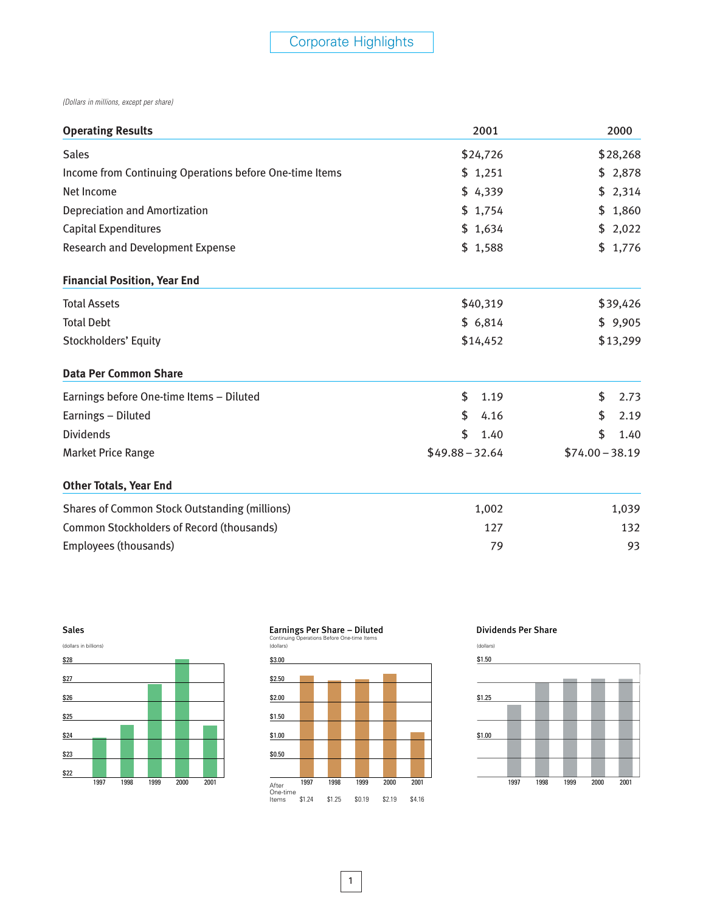# Corporate Highlights

*(Dollars in millions, except per share)*

| Operating Results | 2001 | 2000 |
|---|---|---|
| Sales | $24,726 | $28,268 |
| Income from Continuing Operations before One-time Items | $ 1,251 | $ 2,878 |
| Net Income | $ 4,339 | $ 2,314 |
| Depreciation and Amortization | $ 1,754 | $ 1,860 |
| Capital Expenditures | $ 1,634 | $ 2,022 |
| Research and Development Expense | $ 1,588 | $ 1,776 |
| **Financial Position, Year End** | | |
| Total Assets | $40,319 | $39,426 |
| Total Debt | $ 6,814 | $ 9,905 |
| Stockholders' Equity | $14,452 | $13,299 |
| **Data Per Common Share** | | |
| Earnings before One-time Items – Diluted | $ 1.19 | $ 2.73 |
| Earnings – Diluted | $ 4.16 | $ 2.19 |
| Dividends | $ 1.40 | $ 1.40 |
| Market Price Range | $49.88 – 32.64 | $74.00 – 38.19 |
| **Other Totals, Year End** | | |
| Shares of Common Stock Outstanding (millions) | 1,002 | 1,039 |
| Common Stockholders of Record (thousands) | 127 | 132 |
| Employees (thousands) | 79 | 93 |

**Sales**

(dollars in billions)

$28, $27, $26, $25, $24, $23, $22

1997 1998 1999 2000 2001

**Earnings Per Share – Diluted**

Continuing Operations Before One-time Items

(dollars)

$3.00, $2.50, $2.00, $1.50, $1.00, $0.50

| | 1997 | 1998 | 1999 | 2000 | 2001 |
|---|---|---|---|---|---|
| After One-time Items | $1.24 | $1.25 | $0.19 | $2.19 | $4.16 |

**Dividends Per Share**

(dollars)

$1.50, $1.25, $1.00

1997 1998 1999 2000 2001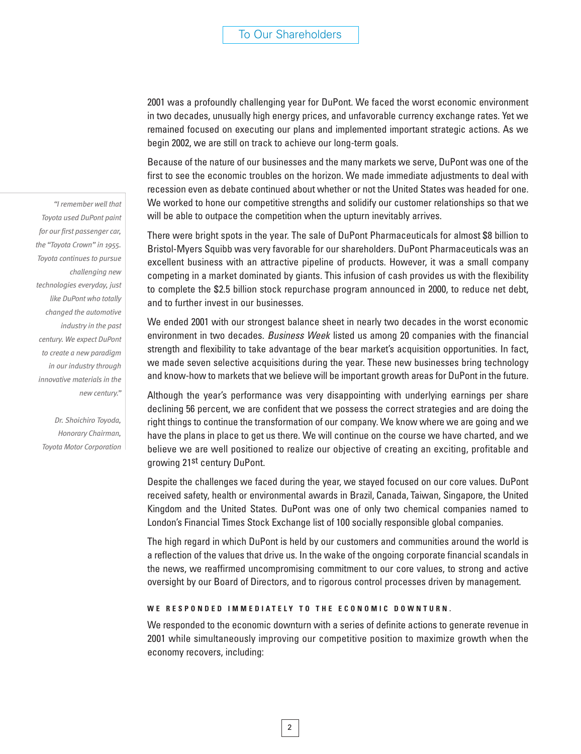## To Our Shareholders

2001 was a profoundly challenging year for DuPont. We faced the worst economic environment in two decades, unusually high energy prices, and unfavorable currency exchange rates. Yet we remained focused on executing our plans and implemented important strategic actions. As we begin 2002, we are still on track to achieve our long-term goals.

Because of the nature of our businesses and the many markets we serve, DuPont was one of the first to see the economic troubles on the horizon. We made immediate adjustments to deal with recession even as debate continued about whether or not the United States was headed for one. We worked to hone our competitive strengths and solidify our customer relationships so that we will be able to outpace the competition when the upturn inevitably arrives.

> *"I remember well that Toyota used DuPont paint for our first passenger car, the "Toyota Crown" in 1955. Toyota continues to pursue challenging new technologies everyday, just like DuPont who totally changed the automotive industry in the past century. We expect DuPont to create a new paradigm in our industry through innovative materials in the new century."*
>
> *Dr. Shoichiro Toyoda, Honorary Chairman, Toyota Motor Corporation*

There were bright spots in the year. The sale of DuPont Pharmaceuticals for almost $8 billion to Bristol-Myers Squibb was very favorable for our shareholders. DuPont Pharmaceuticals was an excellent business with an attractive pipeline of products. However, it was a small company competing in a market dominated by giants. This infusion of cash provides us with the flexibility to complete the $2.5 billion stock repurchase program announced in 2000, to reduce net debt, and to further invest in our businesses.

We ended 2001 with our strongest balance sheet in nearly two decades in the worst economic environment in two decades. *Business Week* listed us among 20 companies with the financial strength and flexibility to take advantage of the bear market's acquisition opportunities. In fact, we made seven selective acquisitions during the year. These new businesses bring technology and know-how to markets that we believe will be important growth areas for DuPont in the future.

Although the year's performance was very disappointing with underlying earnings per share declining 56 percent, we are confident that we possess the correct strategies and are doing the right things to continue the transformation of our company. We know where we are going and we have the plans in place to get us there. We will continue on the course we have charted, and we believe we are well positioned to realize our objective of creating an exciting, profitable and growing 21st century DuPont.

Despite the challenges we faced during the year, we stayed focused on our core values. DuPont received safety, health or environmental awards in Brazil, Canada, Taiwan, Singapore, the United Kingdom and the United States. DuPont was one of only two chemical companies named to London's Financial Times Stock Exchange list of 100 socially responsible global companies.

The high regard in which DuPont is held by our customers and communities around the world is a reflection of the values that drive us. In the wake of the ongoing corporate financial scandals in the news, we reaffirmed uncompromising commitment to our core values, to strong and active oversight by our Board of Directors, and to rigorous control processes driven by management.

### WE RESPONDED IMMEDIATELY TO THE ECONOMIC DOWNTURN.

We responded to the economic downturn with a series of definite actions to generate revenue in 2001 while simultaneously improving our competitive position to maximize growth when the economy recovers, including: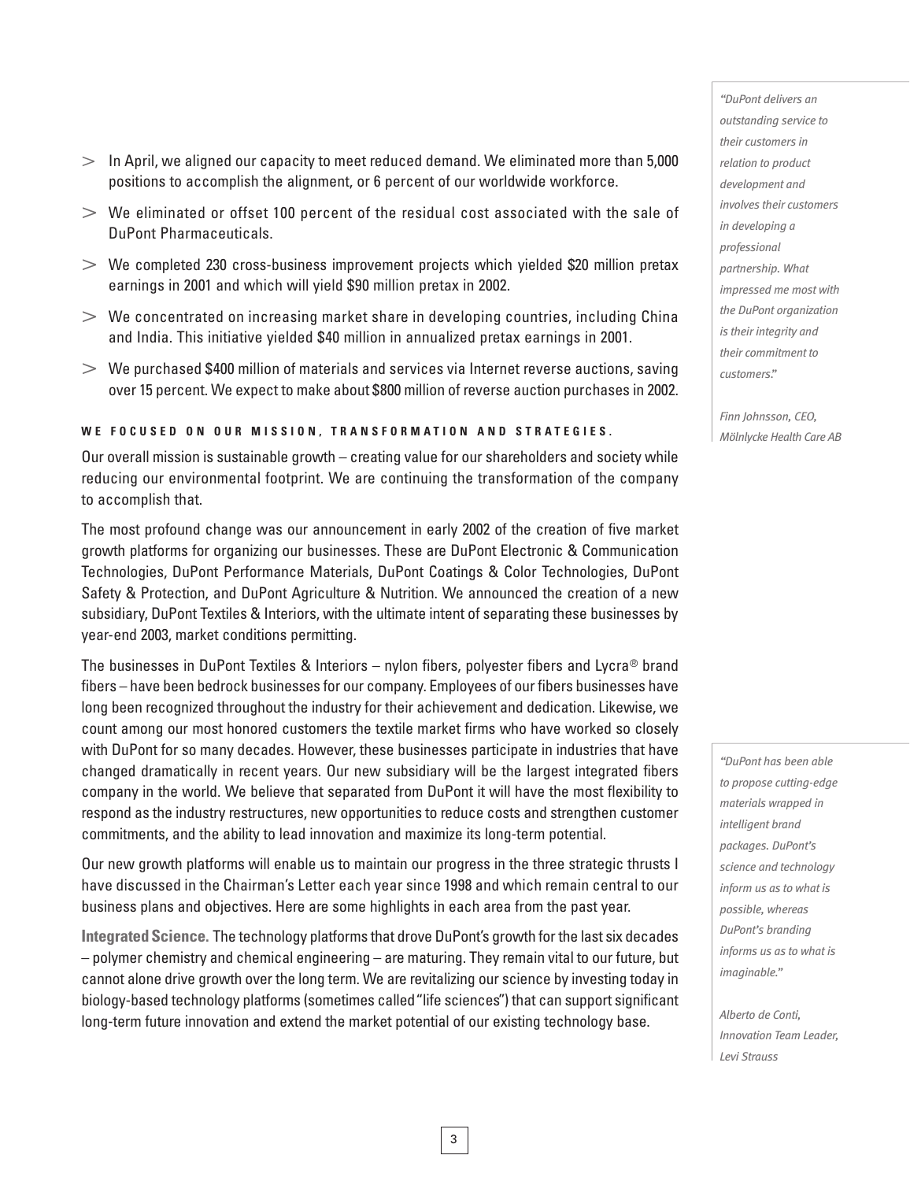- In April, we aligned our capacity to meet reduced demand. We eliminated more than 5,000 positions to accomplish the alignment, or 6 percent of our worldwide workforce.
- We eliminated or offset 100 percent of the residual cost associated with the sale of DuPont Pharmaceuticals.
- We completed 230 cross-business improvement projects which yielded $20 million pretax earnings in 2001 and which will yield $90 million pretax in 2002.
- We concentrated on increasing market share in developing countries, including China and India. This initiative yielded $40 million in annualized pretax earnings in 2001.
- We purchased $400 million of materials and services via Internet reverse auctions, saving over 15 percent. We expect to make about $800 million of reverse auction purchases in 2002.

**WE FOCUSED ON OUR MISSION, TRANSFORMATION AND STRATEGIES.**

Our overall mission is sustainable growth – creating value for our shareholders and society while reducing our environmental footprint. We are continuing the transformation of the company to accomplish that.

The most profound change was our announcement in early 2002 of the creation of five market growth platforms for organizing our businesses. These are DuPont Electronic & Communication Technologies, DuPont Performance Materials, DuPont Coatings & Color Technologies, DuPont Safety & Protection, and DuPont Agriculture & Nutrition. We announced the creation of a new subsidiary, DuPont Textiles & Interiors, with the ultimate intent of separating these businesses by year-end 2003, market conditions permitting.

The businesses in DuPont Textiles & Interiors – nylon fibers, polyester fibers and Lycra® brand fibers – have been bedrock businesses for our company. Employees of our fibers businesses have long been recognized throughout the industry for their achievement and dedication. Likewise, we count among our most honored customers the textile market firms who have worked so closely with DuPont for so many decades. However, these businesses participate in industries that have changed dramatically in recent years. Our new subsidiary will be the largest integrated fibers company in the world. We believe that separated from DuPont it will have the most flexibility to respond as the industry restructures, new opportunities to reduce costs and strengthen customer commitments, and the ability to lead innovation and maximize its long-term potential.

Our new growth platforms will enable us to maintain our progress in the three strategic thrusts I have discussed in the Chairman's Letter each year since 1998 and which remain central to our business plans and objectives. Here are some highlights in each area from the past year.

**Integrated Science.** The technology platforms that drove DuPont's growth for the last six decades – polymer chemistry and chemical engineering – are maturing. They remain vital to our future, but cannot alone drive growth over the long term. We are revitalizing our science by investing today in biology-based technology platforms (sometimes called "life sciences") that can support significant long-term future innovation and extend the market potential of our existing technology base.

*"DuPont delivers an outstanding service to their customers in relation to product development and involves their customers in developing a professional partnership. What impressed me most with the DuPont organization is their integrity and their commitment to customers."*

*Finn Johnsson, CEO, Mölnlycke Health Care AB*

*"DuPont has been able to propose cutting-edge materials wrapped in intelligent brand packages. DuPont's science and technology inform us as to what is possible, whereas DuPont's branding informs us as to what is imaginable."*

*Alberto de Conti, Innovation Team Leader, Levi Strauss*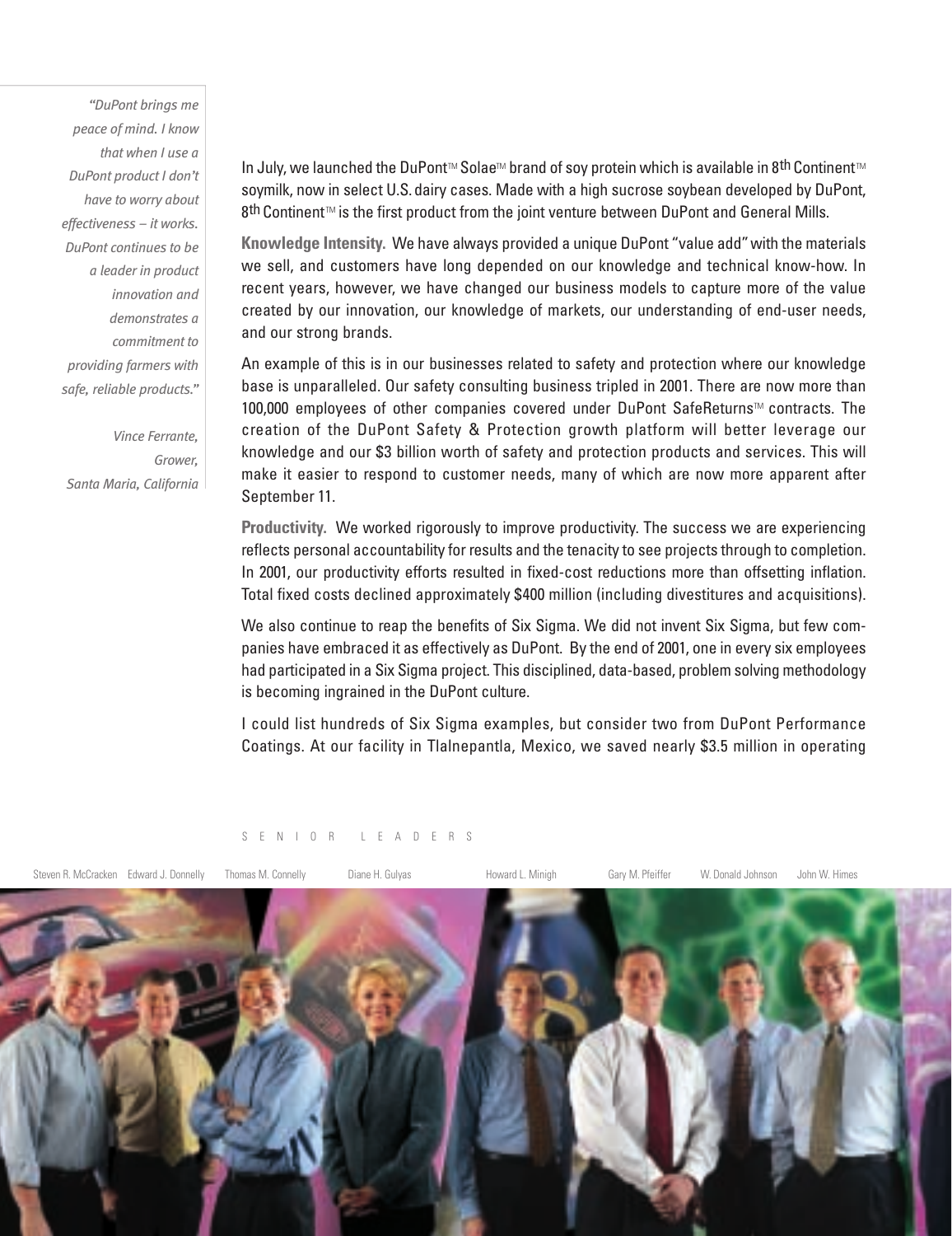*"DuPont brings me peace of mind. I know that when I use a DuPont product I don't have to worry about effectiveness – it works. DuPont continues to be a leader in product innovation and demonstrates a commitment to providing farmers with safe, reliable products."*

*Vince Ferrante, Grower, Santa Maria, California*

In July, we launched the DuPont™ Solae™ brand of soy protein which is available in 8th Continent™ soymilk, now in select U.S. dairy cases. Made with a high sucrose soybean developed by DuPont, 8th Continent™ is the first product from the joint venture between DuPont and General Mills.

**Knowledge Intensity.** We have always provided a unique DuPont "value add" with the materials we sell, and customers have long depended on our knowledge and technical know-how. In recent years, however, we have changed our business models to capture more of the value created by our innovation, our knowledge of markets, our understanding of end-user needs, and our strong brands.

An example of this is in our businesses related to safety and protection where our knowledge base is unparalleled. Our safety consulting business tripled in 2001. There are now more than 100,000 employees of other companies covered under DuPont SafeReturns™ contracts. The creation of the DuPont Safety & Protection growth platform will better leverage our knowledge and our $3 billion worth of safety and protection products and services. This will make it easier to respond to customer needs, many of which are now more apparent after September 11.

**Productivity.** We worked rigorously to improve productivity. The success we are experiencing reflects personal accountability for results and the tenacity to see projects through to completion. In 2001, our productivity efforts resulted in fixed-cost reductions more than offsetting inflation. Total fixed costs declined approximately $400 million (including divestitures and acquisitions).

We also continue to reap the benefits of Six Sigma. We did not invent Six Sigma, but few companies have embraced it as effectively as DuPont. By the end of 2001, one in every six employees had participated in a Six Sigma project. This disciplined, data-based, problem solving methodology is becoming ingrained in the DuPont culture.

I could list hundreds of Six Sigma examples, but consider two from DuPont Performance Coatings. At our facility in Tlalnepantla, Mexico, we saved nearly $3.5 million in operating

SENIOR LEADERS

Steven R. McCracken   Edward J. Donnelly   Thomas M. Connelly   Diane H. Gulyas   Howard L. Minigh   Gary M. Pfeiffer   W. Donald Johnson   John W. Himes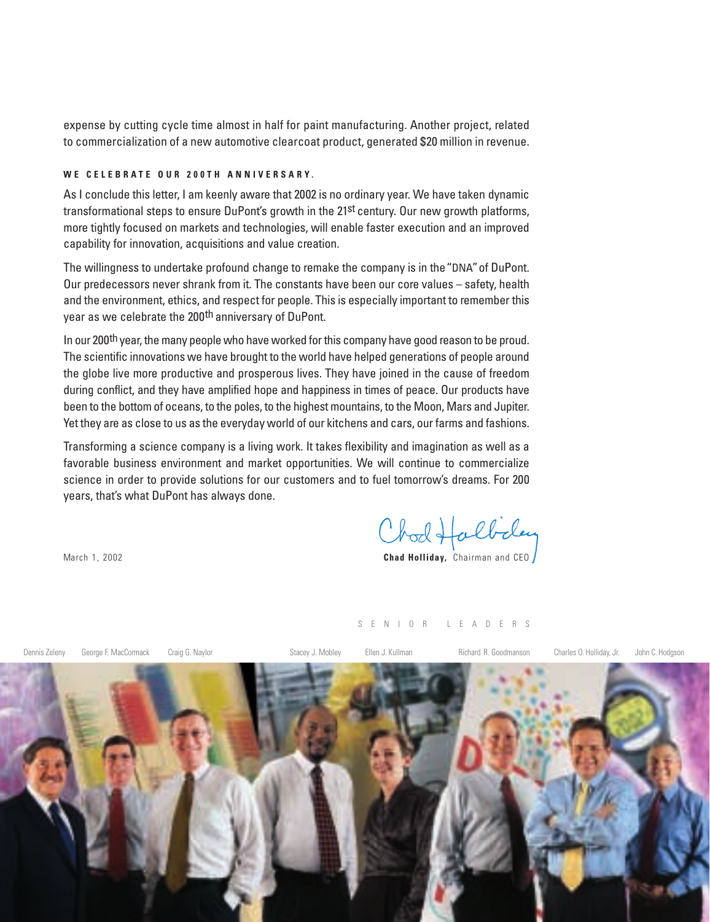expense by cutting cycle time almost in half for paint manufacturing. Another project, related to commercialization of a new automotive clearcoat product, generated $20 million in revenue.

**WE CELEBRATE OUR 200TH ANNIVERSARY.**

As I conclude this letter, I am keenly aware that 2002 is no ordinary year. We have taken dynamic transformational steps to ensure DuPont's growth in the 21st century. Our new growth platforms, more tightly focused on markets and technologies, will enable faster execution and an improved capability for innovation, acquisitions and value creation.

The willingness to undertake profound change to remake the company is in the "DNA" of DuPont. Our predecessors never shrank from it. The constants have been our core values – safety, health and the environment, ethics, and respect for people. This is especially important to remember this year as we celebrate the 200th anniversary of DuPont.

In our 200th year, the many people who have worked for this company have good reason to be proud. The scientific innovations we have brought to the world have helped generations of people around the globe live more productive and prosperous lives. They have joined in the cause of freedom during conflict, and they have amplified hope and happiness in times of peace. Our products have been to the bottom of oceans, to the poles, to the highest mountains, to the Moon, Mars and Jupiter. Yet they are as close to us as the everyday world of our kitchens and cars, our farms and fashions.

Transforming a science company is a living work. It takes flexibility and imagination as well as a favorable business environment and market opportunities. We will continue to commercialize science in order to provide solutions for our customers and to fuel tomorrow's dreams. For 200 years, that's what DuPont has always done.

March 1, 2002

**Chad Holliday,** Chairman and CEO

SENIOR LEADERS

Dennis Zeleny, George F. MacCormack, Craig G. Naylor, Stacey J. Mobley, Ellen J. Kullman, Richard R. Goodmanson, Charles O. Holliday, Jr., John C. Hodgson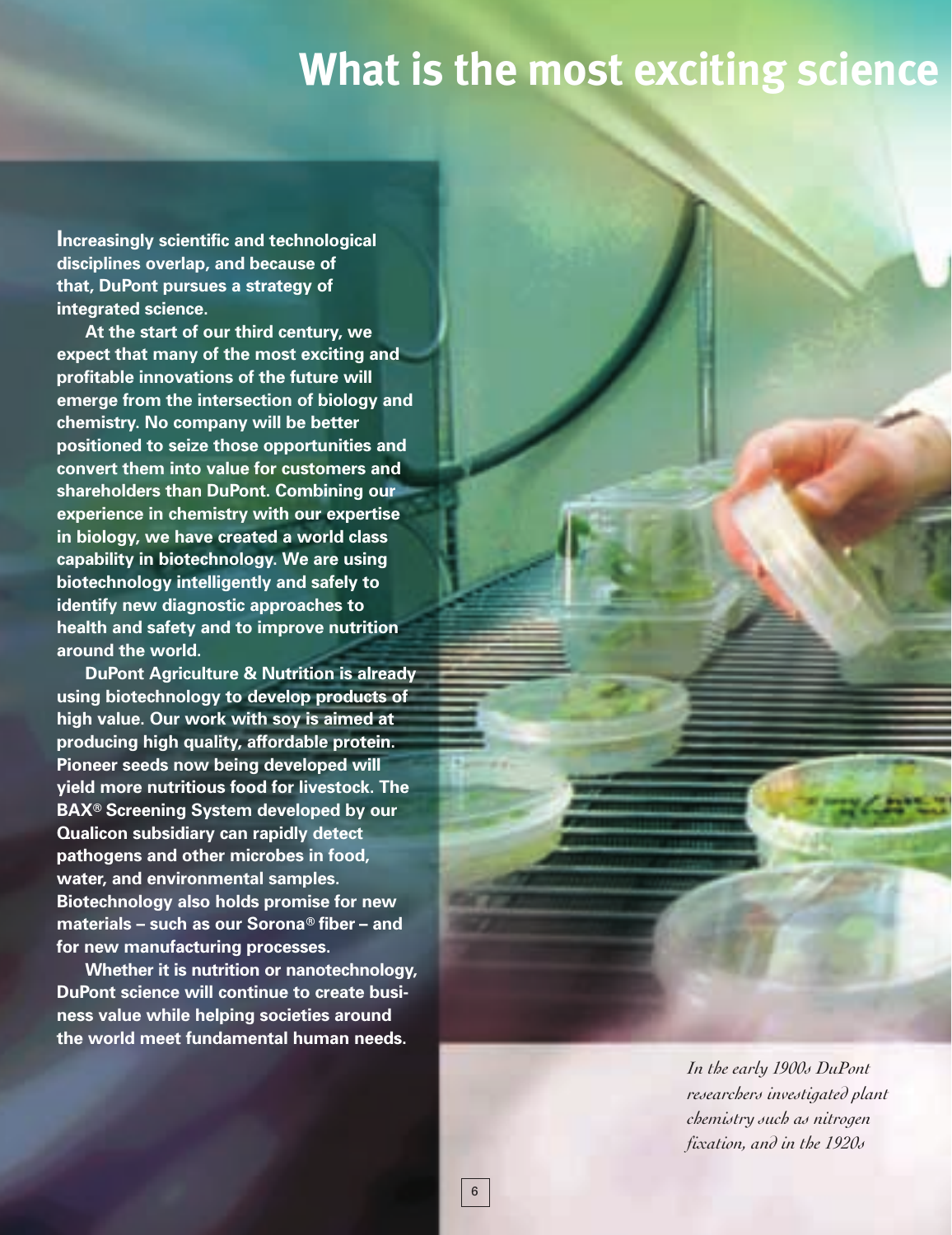# What is the most exciting science

**Increasingly scientific and technological disciplines overlap, and because of that, DuPont pursues a strategy of integrated science.**

**At the start of our third century, we expect that many of the most exciting and profitable innovations of the future will emerge from the intersection of biology and chemistry. No company will be better positioned to seize those opportunities and convert them into value for customers and shareholders than DuPont. Combining our experience in chemistry with our expertise in biology, we have created a world class capability in biotechnology. We are using biotechnology intelligently and safely to identify new diagnostic approaches to health and safety and to improve nutrition around the world.**

**DuPont Agriculture & Nutrition is already using biotechnology to develop products of high value. Our work with soy is aimed at producing high quality, affordable protein. Pioneer seeds now being developed will yield more nutritious food for livestock. The BAX® Screening System developed by our Qualicon subsidiary can rapidly detect pathogens and other microbes in food, water, and environmental samples. Biotechnology also holds promise for new materials – such as our Sorona® fiber – and for new manufacturing processes.**

**Whether it is nutrition or nanotechnology, DuPont science will continue to create business value while helping societies around the world meet fundamental human needs.**

*In the early 1900s DuPont researchers investigated plant chemistry such as nitrogen fixation, and in the 1920s*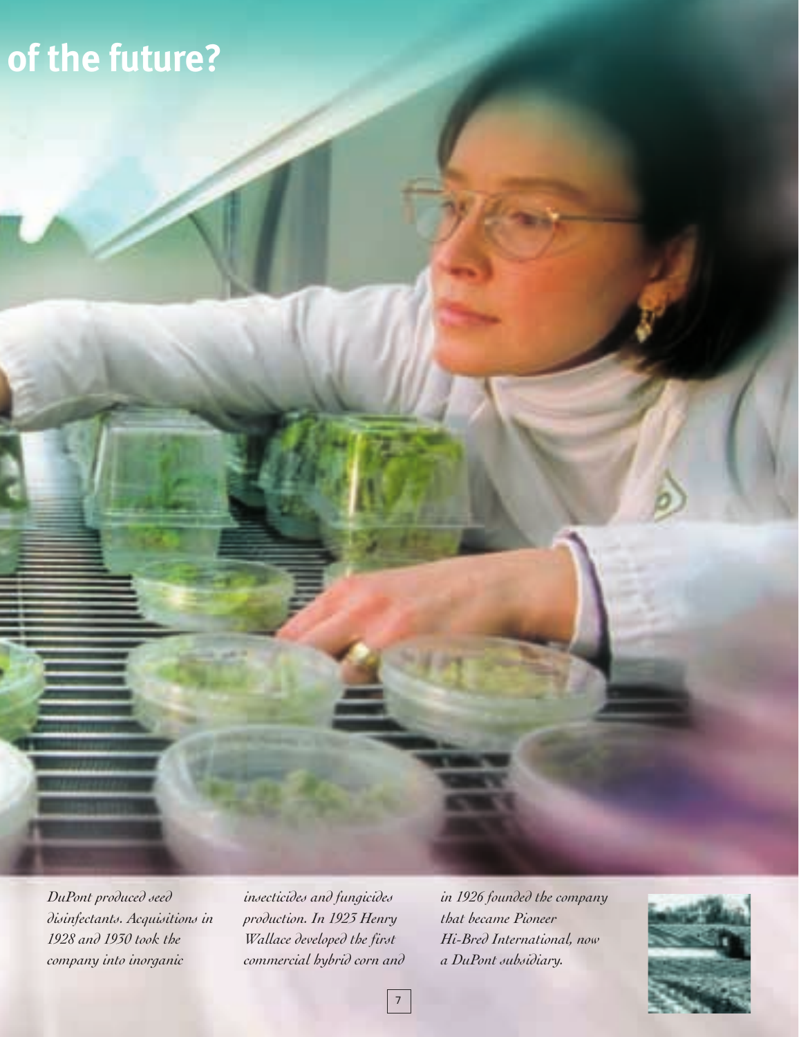# of the future?

*DuPont produced seed disinfectants. Acquisitions in 1928 and 1930 took the company into inorganic insecticides and fungicides production. In 1923 Henry Wallace developed the first commercial hybrid corn and in 1926 founded the company that became Pioneer Hi-Bred International, now a DuPont subsidiary.*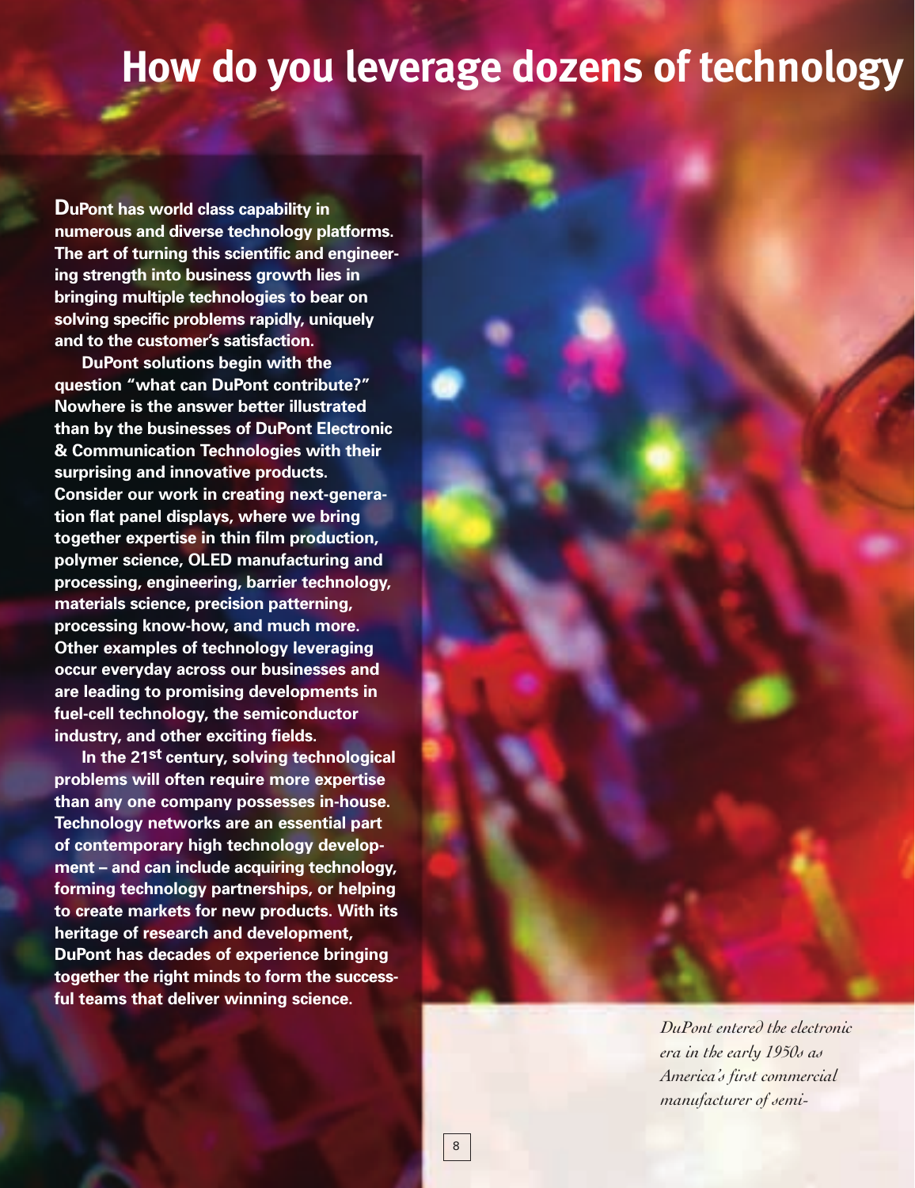# How do you leverage dozens of technology

**DuPont has world class capability in numerous and diverse technology platforms. The art of turning this scientific and engineering strength into business growth lies in bringing multiple technologies to bear on solving specific problems rapidly, uniquely and to the customer's satisfaction.**

**DuPont solutions begin with the question "what can DuPont contribute?" Nowhere is the answer better illustrated than by the businesses of DuPont Electronic & Communication Technologies with their surprising and innovative products. Consider our work in creating next-generation flat panel displays, where we bring together expertise in thin film production, polymer science, OLED manufacturing and processing, engineering, barrier technology, materials science, precision patterning, processing know-how, and much more. Other examples of technology leveraging occur everyday across our businesses and are leading to promising developments in fuel-cell technology, the semiconductor industry, and other exciting fields.**

**In the 21st century, solving technological problems will often require more expertise than any one company possesses in-house. Technology networks are an essential part of contemporary high technology development – and can include acquiring technology, forming technology partnerships, or helping to create markets for new products. With its heritage of research and development, DuPont has decades of experience bringing together the right minds to form the successful teams that deliver winning science.**

*DuPont entered the electronic era in the early 1950s as America's first commercial manufacturer of semi-*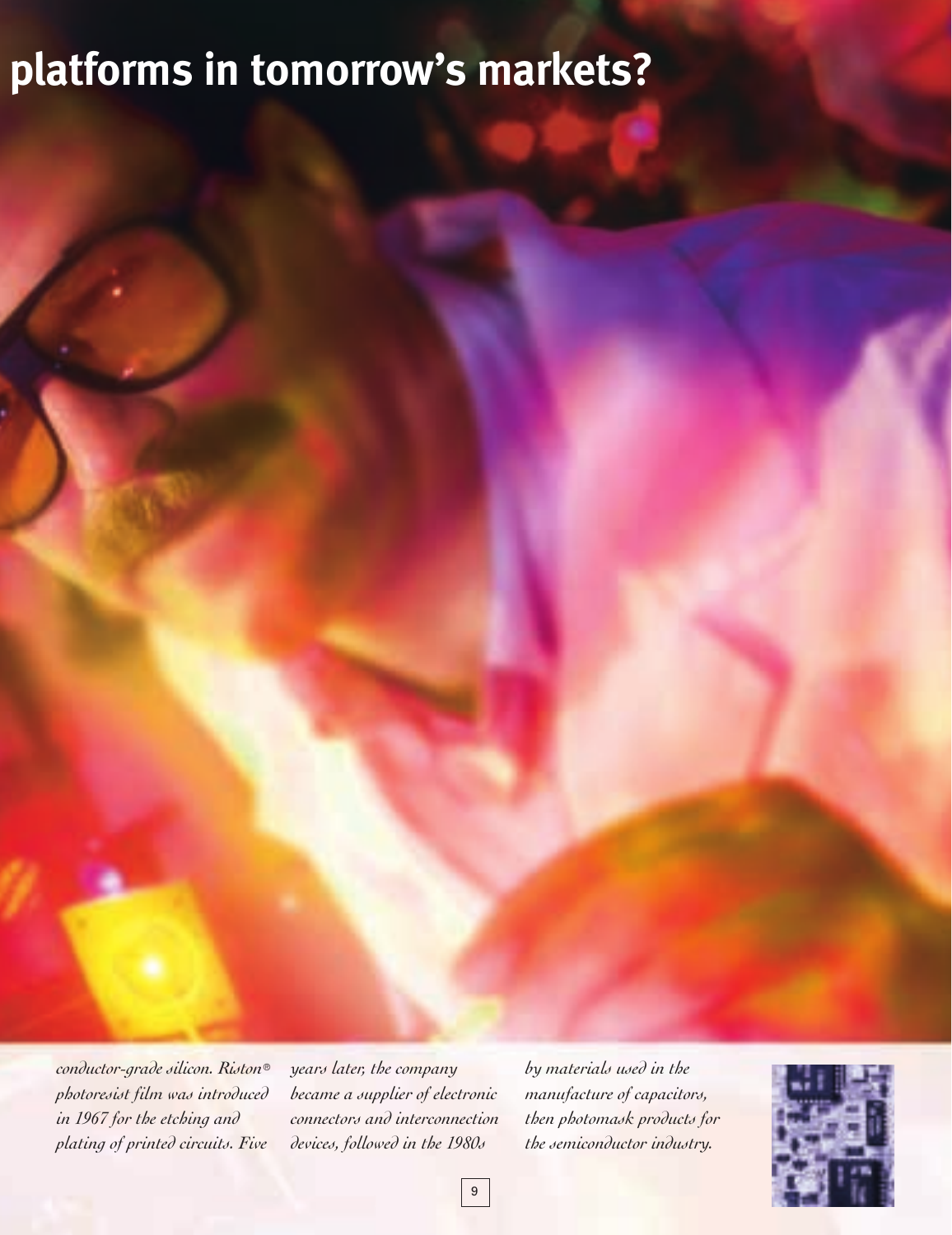# platforms in tomorrow's markets?

*conductor-grade silicon. Riston® photoresist film was introduced in 1967 for the etching and plating of printed circuits. Five years later, the company became a supplier of electronic connectors and interconnection devices, followed in the 1980s by materials used in the manufacture of capacitors, then photomask products for the semiconductor industry.*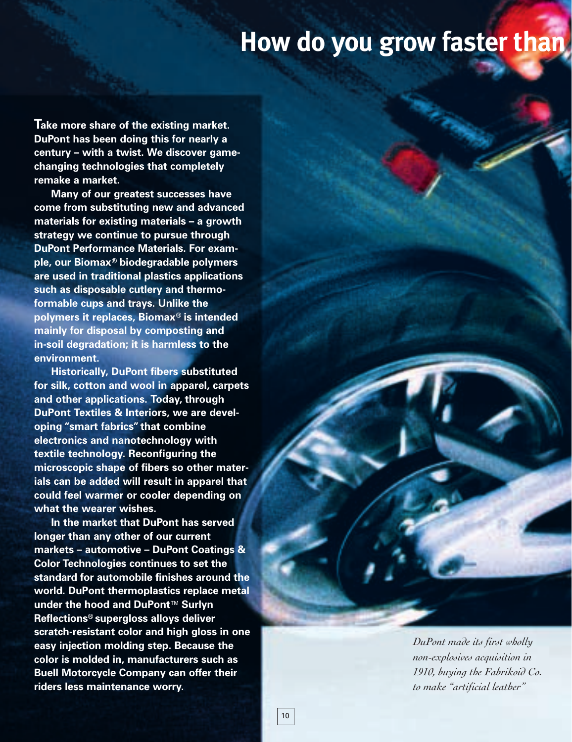# How do you grow faster than

**Take more share of the existing market. DuPont has been doing this for nearly a century – with a twist. We discover game-changing technologies that completely remake a market.**

**Many of our greatest successes have come from substituting new and advanced materials for existing materials – a growth strategy we continue to pursue through DuPont Performance Materials. For example, our Biomax® biodegradable polymers are used in traditional plastics applications such as disposable cutlery and thermoformable cups and trays. Unlike the polymers it replaces, Biomax® is intended mainly for disposal by composting and in-soil degradation; it is harmless to the environment.**

**Historically, DuPont fibers substituted for silk, cotton and wool in apparel, carpets and other applications. Today, through DuPont Textiles & Interiors, we are developing "smart fabrics" that combine electronics and nanotechnology with textile technology. Reconfiguring the microscopic shape of fibers so other materials can be added will result in apparel that could feel warmer or cooler depending on what the wearer wishes.**

**In the market that DuPont has served longer than any other of our current markets – automotive – DuPont Coatings & Color Technologies continues to set the standard for automobile finishes around the world. DuPont thermoplastics replace metal under the hood and DuPont™ Surlyn Reflections® supergloss alloys deliver scratch-resistant color and high gloss in one easy injection molding step. Because the color is molded in, manufacturers such as Buell Motorcycle Company can offer their riders less maintenance worry.**

*DuPont made its first wholly non-explosives acquisition in 1910, buying the Fabrikoid Co. to make "artificial leather"*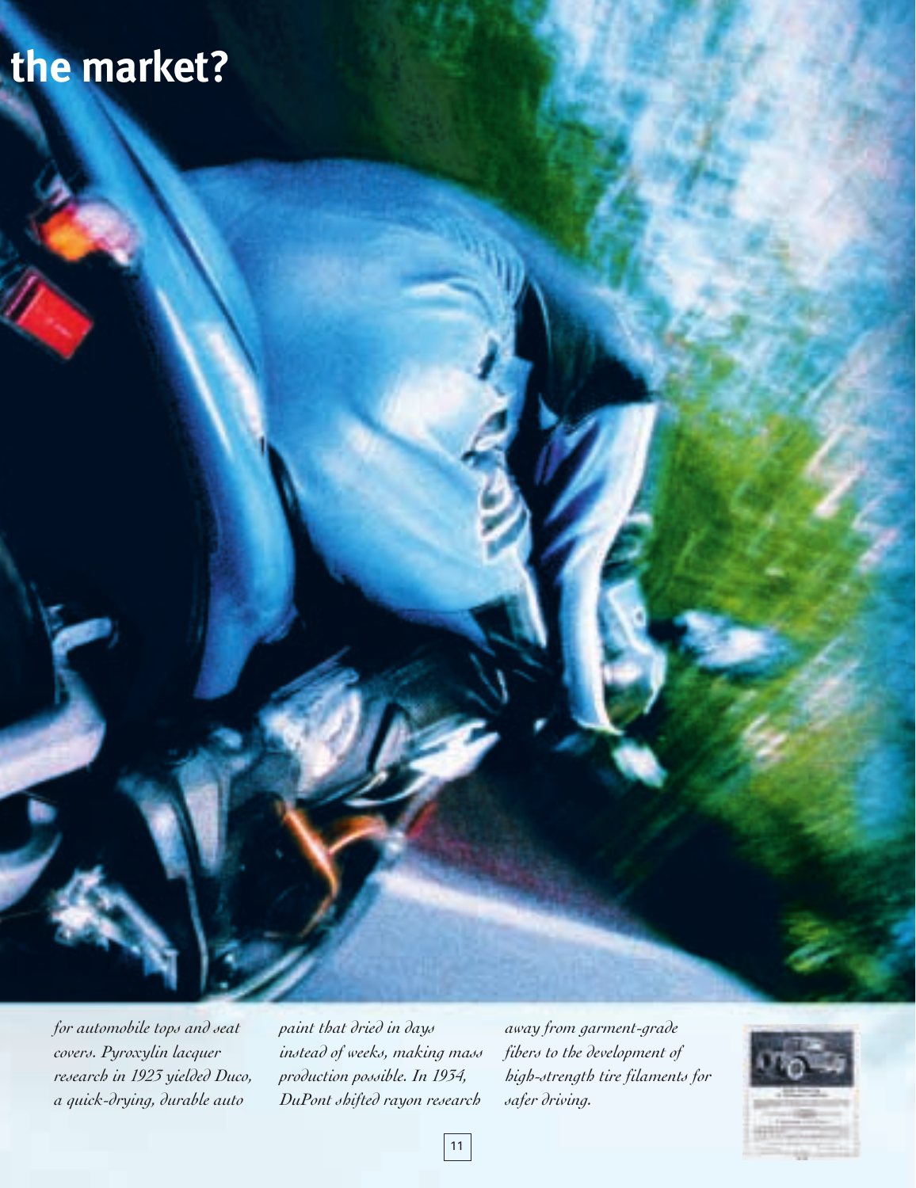# the market?

*for automobile tops and seat covers. Pyroxylin lacquer research in 1923 yielded Duco, a quick-drying, durable auto paint that dried in days instead of weeks, making mass production possible. In 1934, DuPont shifted rayon research away from garment-grade fibers to the development of high-strength tire filaments for safer driving.*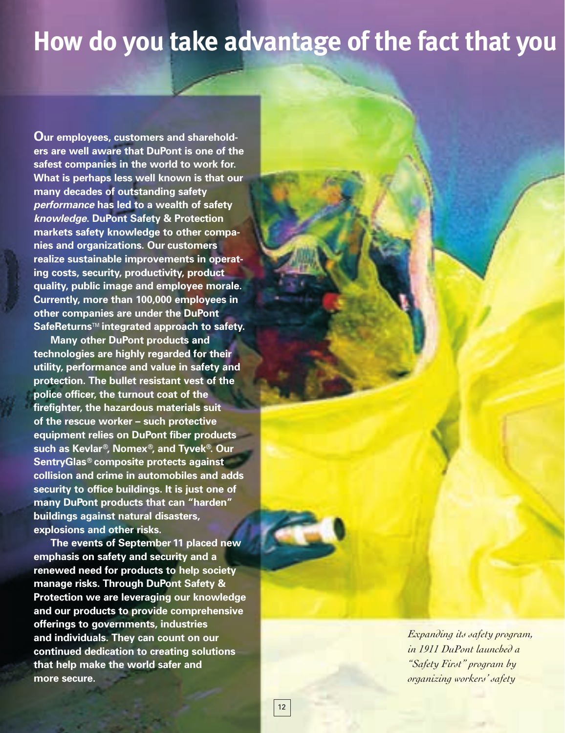# How do you take advantage of the fact that you

**Our employees, customers and shareholders are well aware that DuPont is one of the safest companies in the world to work for. What is perhaps less well known is that our many decades of outstanding safety *performance* has led to a wealth of safety *knowledge*. DuPont Safety & Protection markets safety knowledge to other companies and organizations. Our customers realize sustainable improvements in operating costs, security, productivity, product quality, public image and employee morale. Currently, more than 100,000 employees in other companies are under the DuPont SafeReturns™ integrated approach to safety.**

**Many other DuPont products and technologies are highly regarded for their utility, performance and value in safety and protection. The bullet resistant vest of the police officer, the turnout coat of the firefighter, the hazardous materials suit of the rescue worker – such protective equipment relies on DuPont fiber products such as Kevlar®, Nomex®, and Tyvek®. Our SentryGlas® composite protects against collision and crime in automobiles and adds security to office buildings. It is just one of many DuPont products that can "harden" buildings against natural disasters, explosions and other risks.**

**The events of September 11 placed new emphasis on safety and security and a renewed need for products to help society manage risks. Through DuPont Safety & Protection we are leveraging our knowledge and our products to provide comprehensive offerings to governments, industries and individuals. They can count on our continued dedication to creating solutions that help make the world safer and more secure.**

*Expanding its safety program, in 1911 DuPont launched a "Safety First" program by organizing workers' safety*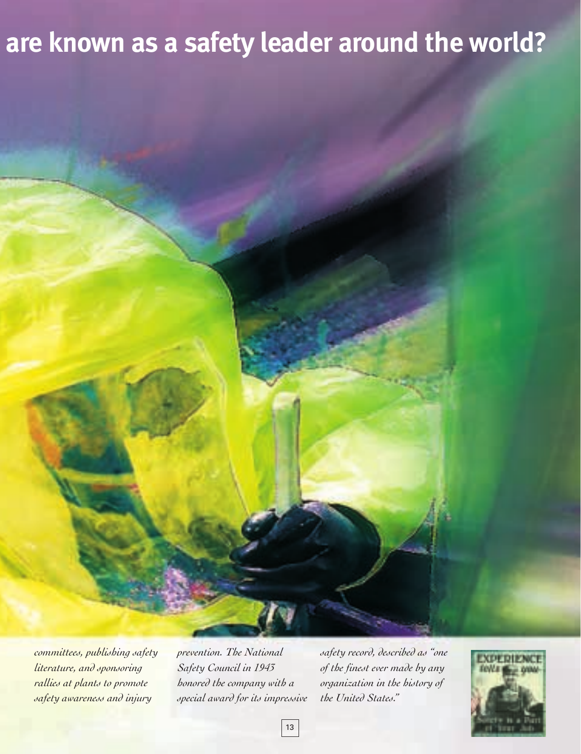# are known as a safety leader around the world?

*committees, publishing safety literature, and sponsoring rallies at plants to promote safety awareness and injury prevention. The National Safety Council in 1945 honored the company with a special award for its impressive safety record, described as "one of the finest ever made by any organization in the history of the United States."*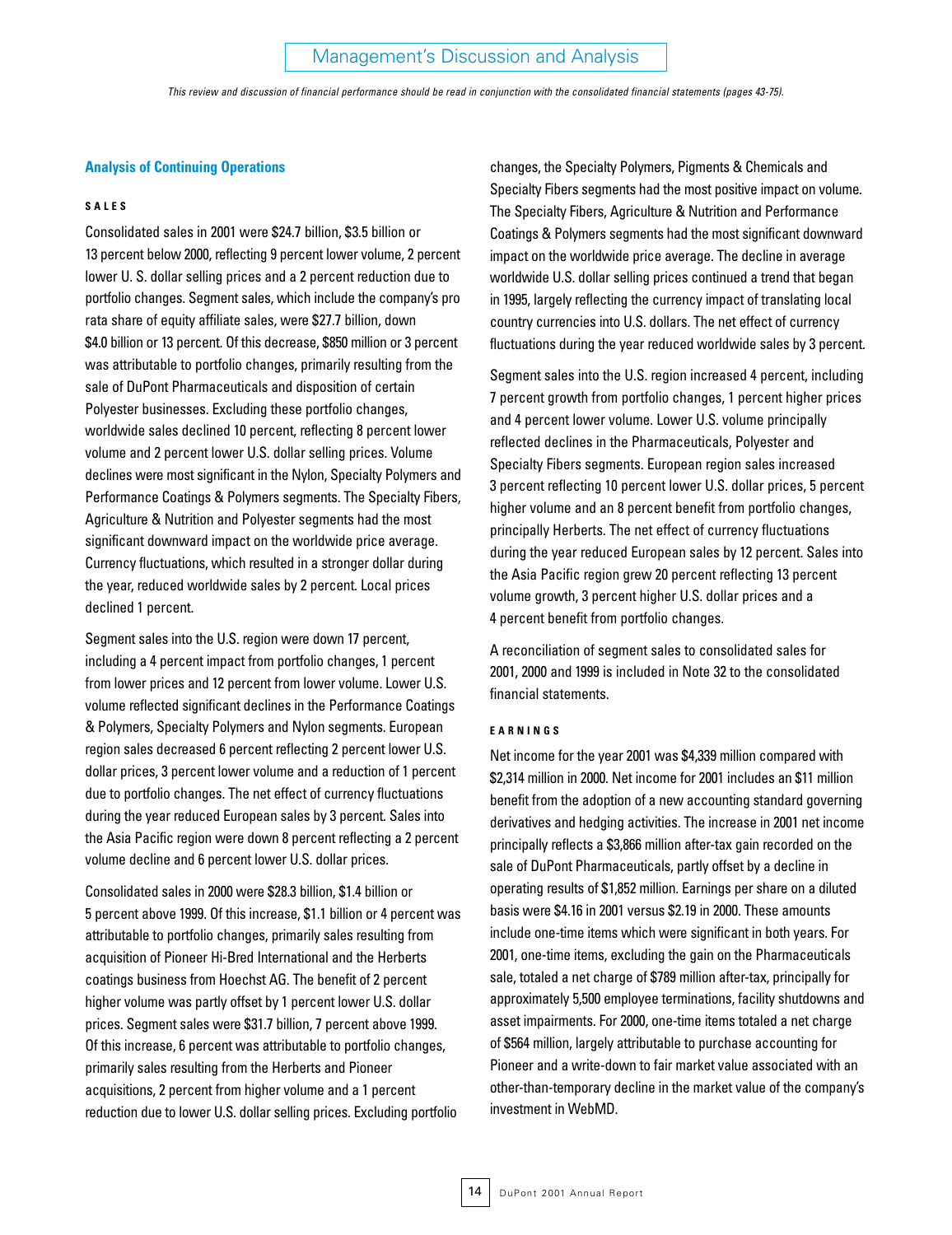# Management's Discussion and Analysis

*This review and discussion of financial performance should be read in conjunction with the consolidated financial statements (pages 43-75).*

## Analysis of Continuing Operations

### SALES

Consolidated sales in 2001 were $24.7 billion, $3.5 billion or 13 percent below 2000, reflecting 9 percent lower volume, 2 percent lower U. S. dollar selling prices and a 2 percent reduction due to portfolio changes. Segment sales, which include the company's pro rata share of equity affiliate sales, were $27.7 billion, down $4.0 billion or 13 percent. Of this decrease, $850 million or 3 percent was attributable to portfolio changes, primarily resulting from the sale of DuPont Pharmaceuticals and disposition of certain Polyester businesses. Excluding these portfolio changes, worldwide sales declined 10 percent, reflecting 8 percent lower volume and 2 percent lower U.S. dollar selling prices. Volume declines were most significant in the Nylon, Specialty Polymers and Performance Coatings & Polymers segments. The Specialty Fibers, Agriculture & Nutrition and Polyester segments had the most significant downward impact on the worldwide price average. Currency fluctuations, which resulted in a stronger dollar during the year, reduced worldwide sales by 2 percent. Local prices declined 1 percent.

Segment sales into the U.S. region were down 17 percent, including a 4 percent impact from portfolio changes, 1 percent from lower prices and 12 percent from lower volume. Lower U.S. volume reflected significant declines in the Performance Coatings & Polymers, Specialty Polymers and Nylon segments. European region sales decreased 6 percent reflecting 2 percent lower U.S. dollar prices, 3 percent lower volume and a reduction of 1 percent due to portfolio changes. The net effect of currency fluctuations during the year reduced European sales by 3 percent. Sales into the Asia Pacific region were down 8 percent reflecting a 2 percent volume decline and 6 percent lower U.S. dollar prices.

Consolidated sales in 2000 were $28.3 billion, $1.4 billion or 5 percent above 1999. Of this increase, $1.1 billion or 4 percent was attributable to portfolio changes, primarily sales resulting from acquisition of Pioneer Hi-Bred International and the Herberts coatings business from Hoechst AG. The benefit of 2 percent higher volume was partly offset by 1 percent lower U.S. dollar prices. Segment sales were $31.7 billion, 7 percent above 1999. Of this increase, 6 percent was attributable to portfolio changes, primarily sales resulting from the Herberts and Pioneer acquisitions, 2 percent from higher volume and a 1 percent reduction due to lower U.S. dollar selling prices. Excluding portfolio changes, the Specialty Polymers, Pigments & Chemicals and Specialty Fibers segments had the most positive impact on volume. The Specialty Fibers, Agriculture & Nutrition and Performance Coatings & Polymers segments had the most significant downward impact on the worldwide price average. The decline in average worldwide U.S. dollar selling prices continued a trend that began in 1995, largely reflecting the currency impact of translating local country currencies into U.S. dollars. The net effect of currency fluctuations during the year reduced worldwide sales by 3 percent.

Segment sales into the U.S. region increased 4 percent, including 7 percent growth from portfolio changes, 1 percent higher prices and 4 percent lower volume. Lower U.S. volume principally reflected declines in the Pharmaceuticals, Polyester and Specialty Fibers segments. European region sales increased 3 percent reflecting 10 percent lower U.S. dollar prices, 5 percent higher volume and an 8 percent benefit from portfolio changes, principally Herberts. The net effect of currency fluctuations during the year reduced European sales by 12 percent. Sales into the Asia Pacific region grew 20 percent reflecting 13 percent volume growth, 3 percent higher U.S. dollar prices and a 4 percent benefit from portfolio changes.

A reconciliation of segment sales to consolidated sales for 2001, 2000 and 1999 is included in Note 32 to the consolidated financial statements.

### EARNINGS

Net income for the year 2001 was $4,339 million compared with $2,314 million in 2000. Net income for 2001 includes an $11 million benefit from the adoption of a new accounting standard governing derivatives and hedging activities. The increase in 2001 net income principally reflects a $3,866 million after-tax gain recorded on the sale of DuPont Pharmaceuticals, partly offset by a decline in operating results of $1,852 million. Earnings per share on a diluted basis were $4.16 in 2001 versus $2.19 in 2000. These amounts include one-time items which were significant in both years. For 2001, one-time items, excluding the gain on the Pharmaceuticals sale, totaled a net charge of $789 million after-tax, principally for approximately 5,500 employee terminations, facility shutdowns and asset impairments. For 2000, one-time items totaled a net charge of $564 million, largely attributable to purchase accounting for Pioneer and a write-down to fair market value associated with an other-than-temporary decline in the market value of the company's investment in WebMD.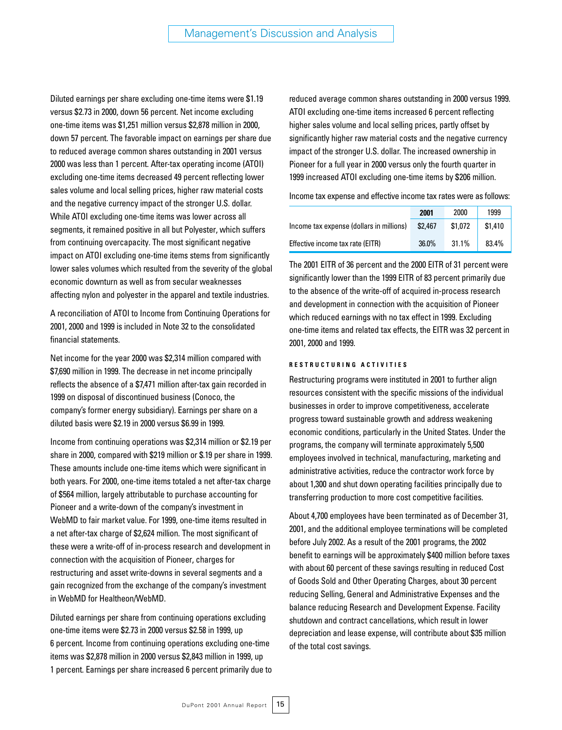Diluted earnings per share excluding one-time items were $1.19 versus $2.73 in 2000, down 56 percent. Net income excluding one-time items was $1,251 million versus $2,878 million in 2000, down 57 percent. The favorable impact on earnings per share due to reduced average common shares outstanding in 2001 versus 2000 was less than 1 percent. After-tax operating income (ATOI) excluding one-time items decreased 49 percent reflecting lower sales volume and local selling prices, higher raw material costs and the negative currency impact of the stronger U.S. dollar. While ATOI excluding one-time items was lower across all segments, it remained positive in all but Polyester, which suffers from continuing overcapacity. The most significant negative impact on ATOI excluding one-time items stems from significantly lower sales volumes which resulted from the severity of the global economic downturn as well as from secular weaknesses affecting nylon and polyester in the apparel and textile industries.

A reconciliation of ATOI to Income from Continuing Operations for 2001, 2000 and 1999 is included in Note 32 to the consolidated financial statements.

Net income for the year 2000 was $2,314 million compared with $7,690 million in 1999. The decrease in net income principally reflects the absence of a $7,471 million after-tax gain recorded in 1999 on disposal of discontinued business (Conoco, the company's former energy subsidiary). Earnings per share on a diluted basis were $2.19 in 2000 versus $6.99 in 1999.

Income from continuing operations was $2,314 million or $2.19 per share in 2000, compared with $219 million or $.19 per share in 1999. These amounts include one-time items which were significant in both years. For 2000, one-time items totaled a net after-tax charge of $564 million, largely attributable to purchase accounting for Pioneer and a write-down of the company's investment in WebMD to fair market value. For 1999, one-time items resulted in a net after-tax charge of $2,624 million. The most significant of these were a write-off of in-process research and development in connection with the acquisition of Pioneer, charges for restructuring and asset write-downs in several segments and a gain recognized from the exchange of the company's investment in WebMD for Healtheon/WebMD.

Diluted earnings per share from continuing operations excluding one-time items were $2.73 in 2000 versus $2.58 in 1999, up 6 percent. Income from continuing operations excluding one-time items was $2,878 million in 2000 versus $2,843 million in 1999, up 1 percent. Earnings per share increased 6 percent primarily due to reduced average common shares outstanding in 2000 versus 1999. ATOI excluding one-time items increased 6 percent reflecting higher sales volume and local selling prices, partly offset by significantly higher raw material costs and the negative currency impact of the stronger U.S. dollar. The increased ownership in Pioneer for a full year in 2000 versus only the fourth quarter in 1999 increased ATOI excluding one-time items by $206 million.

Income tax expense and effective income tax rates were as follows:

| | **2001** | 2000 | 1999 |
|---|---|---|---|
| Income tax expense (dollars in millions) | $2,467 | $1,072 | $1,410 |
| Effective income tax rate (EITR) | 36.0% | 31.1% | 83.4% |

The 2001 EITR of 36 percent and the 2000 EITR of 31 percent were significantly lower than the 1999 EITR of 83 percent primarily due to the absence of the write-off of acquired in-process research and development in connection with the acquisition of Pioneer which reduced earnings with no tax effect in 1999. Excluding one-time items and related tax effects, the EITR was 32 percent in 2001, 2000 and 1999.

### RESTRUCTURING ACTIVITIES

Restructuring programs were instituted in 2001 to further align resources consistent with the specific missions of the individual businesses in order to improve competitiveness, accelerate progress toward sustainable growth and address weakening economic conditions, particularly in the United States. Under the programs, the company will terminate approximately 5,500 employees involved in technical, manufacturing, marketing and administrative activities, reduce the contractor work force by about 1,300 and shut down operating facilities principally due to transferring production to more cost competitive facilities.

About 4,700 employees have been terminated as of December 31, 2001, and the additional employee terminations will be completed before July 2002. As a result of the 2001 programs, the 2002 benefit to earnings will be approximately $400 million before taxes with about 60 percent of these savings resulting in reduced Cost of Goods Sold and Other Operating Charges, about 30 percent reducing Selling, General and Administrative Expenses and the balance reducing Research and Development Expense. Facility shutdown and contract cancellations, which result in lower depreciation and lease expense, will contribute about $35 million of the total cost savings.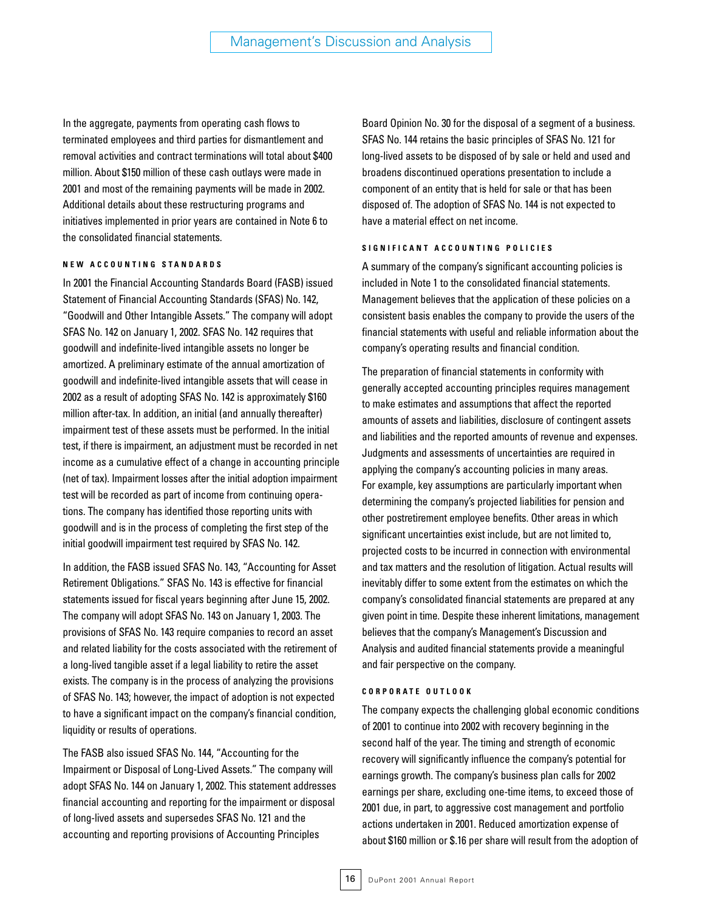In the aggregate, payments from operating cash flows to terminated employees and third parties for dismantlement and removal activities and contract terminations will total about $400 million. About $150 million of these cash outlays were made in 2001 and most of the remaining payments will be made in 2002. Additional details about these restructuring programs and initiatives implemented in prior years are contained in Note 6 to the consolidated financial statements.

#### NEW ACCOUNTING STANDARDS

In 2001 the Financial Accounting Standards Board (FASB) issued Statement of Financial Accounting Standards (SFAS) No. 142, "Goodwill and Other Intangible Assets." The company will adopt SFAS No. 142 on January 1, 2002. SFAS No. 142 requires that goodwill and indefinite-lived intangible assets no longer be amortized. A preliminary estimate of the annual amortization of goodwill and indefinite-lived intangible assets that will cease in 2002 as a result of adopting SFAS No. 142 is approximately $160 million after-tax. In addition, an initial (and annually thereafter) impairment test of these assets must be performed. In the initial test, if there is impairment, an adjustment must be recorded in net income as a cumulative effect of a change in accounting principle (net of tax). Impairment losses after the initial adoption impairment test will be recorded as part of income from continuing operations. The company has identified those reporting units with goodwill and is in the process of completing the first step of the initial goodwill impairment test required by SFAS No. 142.

In addition, the FASB issued SFAS No. 143, "Accounting for Asset Retirement Obligations." SFAS No. 143 is effective for financial statements issued for fiscal years beginning after June 15, 2002. The company will adopt SFAS No. 143 on January 1, 2003. The provisions of SFAS No. 143 require companies to record an asset and related liability for the costs associated with the retirement of a long-lived tangible asset if a legal liability to retire the asset exists. The company is in the process of analyzing the provisions of SFAS No. 143; however, the impact of adoption is not expected to have a significant impact on the company's financial condition, liquidity or results of operations.

The FASB also issued SFAS No. 144, "Accounting for the Impairment or Disposal of Long-Lived Assets." The company will adopt SFAS No. 144 on January 1, 2002. This statement addresses financial accounting and reporting for the impairment or disposal of long-lived assets and supersedes SFAS No. 121 and the accounting and reporting provisions of Accounting Principles Board Opinion No. 30 for the disposal of a segment of a business. SFAS No. 144 retains the basic principles of SFAS No. 121 for long-lived assets to be disposed of by sale or held and used and broadens discontinued operations presentation to include a component of an entity that is held for sale or that has been disposed of. The adoption of SFAS No. 144 is not expected to have a material effect on net income.

#### SIGNIFICANT ACCOUNTING POLICIES

A summary of the company's significant accounting policies is included in Note 1 to the consolidated financial statements. Management believes that the application of these policies on a consistent basis enables the company to provide the users of the financial statements with useful and reliable information about the company's operating results and financial condition.

The preparation of financial statements in conformity with generally accepted accounting principles requires management to make estimates and assumptions that affect the reported amounts of assets and liabilities, disclosure of contingent assets and liabilities and the reported amounts of revenue and expenses. Judgments and assessments of uncertainties are required in applying the company's accounting policies in many areas. For example, key assumptions are particularly important when determining the company's projected liabilities for pension and other postretirement employee benefits. Other areas in which significant uncertainties exist include, but are not limited to, projected costs to be incurred in connection with environmental and tax matters and the resolution of litigation. Actual results will inevitably differ to some extent from the estimates on which the company's consolidated financial statements are prepared at any given point in time. Despite these inherent limitations, management believes that the company's Management's Discussion and Analysis and audited financial statements provide a meaningful and fair perspective on the company.

#### CORPORATE OUTLOOK

The company expects the challenging global economic conditions of 2001 to continue into 2002 with recovery beginning in the second half of the year. The timing and strength of economic recovery will significantly influence the company's potential for earnings growth. The company's business plan calls for 2002 earnings per share, excluding one-time items, to exceed those of 2001 due, in part, to aggressive cost management and portfolio actions undertaken in 2001. Reduced amortization expense of about $160 million or $.16 per share will result from the adoption of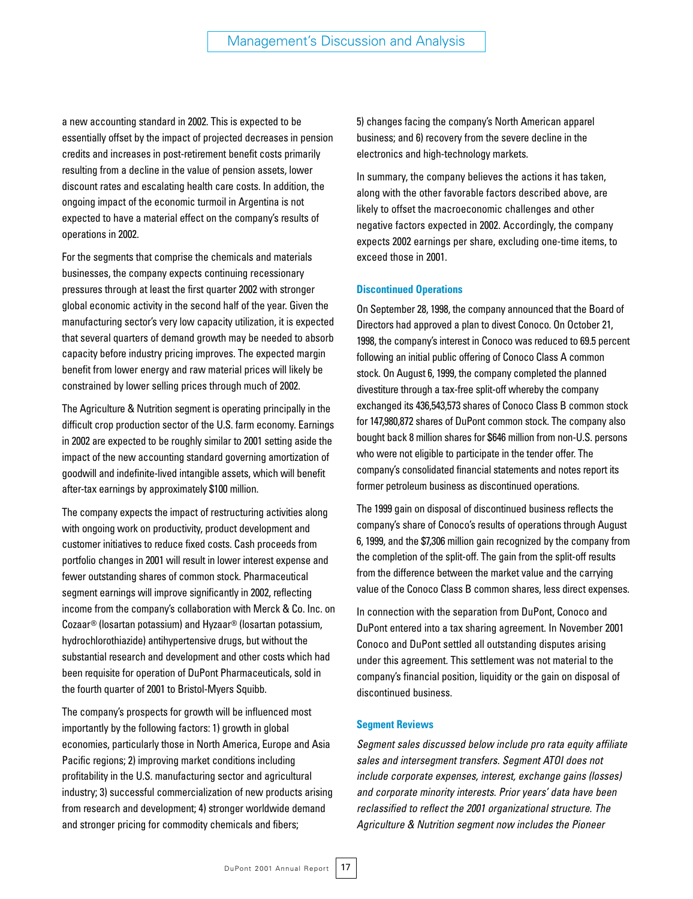a new accounting standard in 2002. This is expected to be essentially offset by the impact of projected decreases in pension credits and increases in post-retirement benefit costs primarily resulting from a decline in the value of pension assets, lower discount rates and escalating health care costs. In addition, the ongoing impact of the economic turmoil in Argentina is not expected to have a material effect on the company's results of operations in 2002.

For the segments that comprise the chemicals and materials businesses, the company expects continuing recessionary pressures through at least the first quarter 2002 with stronger global economic activity in the second half of the year. Given the manufacturing sector's very low capacity utilization, it is expected that several quarters of demand growth may be needed to absorb capacity before industry pricing improves. The expected margin benefit from lower energy and raw material prices will likely be constrained by lower selling prices through much of 2002.

The Agriculture & Nutrition segment is operating principally in the difficult crop production sector of the U.S. farm economy. Earnings in 2002 are expected to be roughly similar to 2001 setting aside the impact of the new accounting standard governing amortization of goodwill and indefinite-lived intangible assets, which will benefit after-tax earnings by approximately $100 million.

The company expects the impact of restructuring activities along with ongoing work on productivity, product development and customer initiatives to reduce fixed costs. Cash proceeds from portfolio changes in 2001 will result in lower interest expense and fewer outstanding shares of common stock. Pharmaceutical segment earnings will improve significantly in 2002, reflecting income from the company's collaboration with Merck & Co. Inc. on Cozaar® (losartan potassium) and Hyzaar® (losartan potassium, hydrochlorothiazide) antihypertensive drugs, but without the substantial research and development and other costs which had been requisite for operation of DuPont Pharmaceuticals, sold in the fourth quarter of 2001 to Bristol-Myers Squibb.

The company's prospects for growth will be influenced most importantly by the following factors: 1) growth in global economies, particularly those in North America, Europe and Asia Pacific regions; 2) improving market conditions including profitability in the U.S. manufacturing sector and agricultural industry; 3) successful commercialization of new products arising from research and development; 4) stronger worldwide demand and stronger pricing for commodity chemicals and fibers; 5) changes facing the company's North American apparel business; and 6) recovery from the severe decline in the electronics and high-technology markets.

In summary, the company believes the actions it has taken, along with the other favorable factors described above, are likely to offset the macroeconomic challenges and other negative factors expected in 2002. Accordingly, the company expects 2002 earnings per share, excluding one-time items, to exceed those in 2001.

### Discontinued Operations

On September 28, 1998, the company announced that the Board of Directors had approved a plan to divest Conoco. On October 21, 1998, the company's interest in Conoco was reduced to 69.5 percent following an initial public offering of Conoco Class A common stock. On August 6, 1999, the company completed the planned divestiture through a tax-free split-off whereby the company exchanged its 436,543,573 shares of Conoco Class B common stock for 147,980,872 shares of DuPont common stock. The company also bought back 8 million shares for $646 million from non-U.S. persons who were not eligible to participate in the tender offer. The company's consolidated financial statements and notes report its former petroleum business as discontinued operations.

The 1999 gain on disposal of discontinued business reflects the company's share of Conoco's results of operations through August 6, 1999, and the $7,306 million gain recognized by the company from the completion of the split-off. The gain from the split-off results from the difference between the market value and the carrying value of the Conoco Class B common shares, less direct expenses.

In connection with the separation from DuPont, Conoco and DuPont entered into a tax sharing agreement. In November 2001 Conoco and DuPont settled all outstanding disputes arising under this agreement. This settlement was not material to the company's financial position, liquidity or the gain on disposal of discontinued business.

### Segment Reviews

*Segment sales discussed below include pro rata equity affiliate sales and intersegment transfers. Segment ATOI does not include corporate expenses, interest, exchange gains (losses) and corporate minority interests. Prior years' data have been reclassified to reflect the 2001 organizational structure. The Agriculture & Nutrition segment now includes the Pioneer*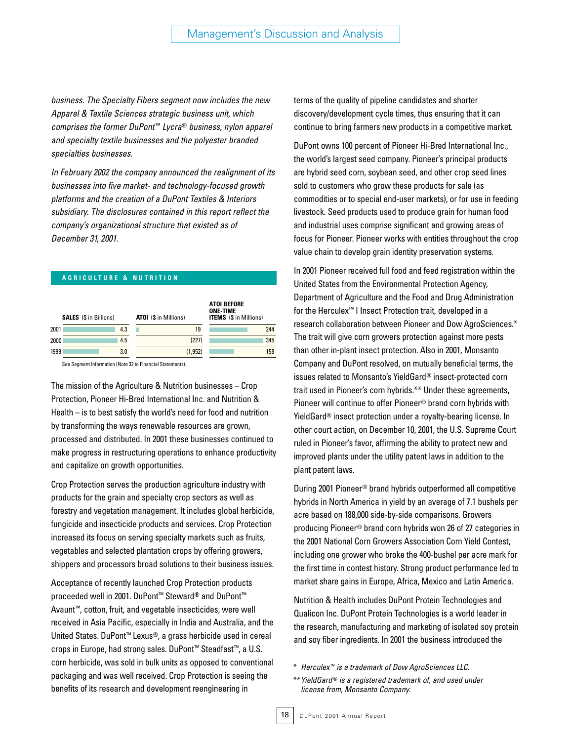*business. The Specialty Fibers segment now includes the new Apparel & Textile Sciences strategic business unit, which comprises the former DuPont™ Lycra® business, nylon apparel and specialty textile businesses and the polyester branded specialties businesses.*

*In February 2002 the company announced the realignment of its businesses into five market- and technology-focused growth platforms and the creation of a DuPont Textiles & Interiors subsidiary. The disclosures contained in this report reflect the company's organizational structure that existed as of December 31, 2001.*

## AGRICULTURE & NUTRITION

| | SALES ($ in Billions) | ATOI ($ in Millions) | ATOI BEFORE ONE-TIME ITEMS ($ in Millions) |
|---|---|---|---|
| 2001 | 4.3 | 19 | 244 |
| 2000 | 4.5 | (227) | 345 |
| 1999 | 3.0 | (1,952) | 158 |

See Segment Information (Note 32 to Financial Statements).

The mission of the Agriculture & Nutrition businesses – Crop Protection, Pioneer Hi-Bred International Inc. and Nutrition & Health – is to best satisfy the world's need for food and nutrition by transforming the ways renewable resources are grown, processed and distributed. In 2001 these businesses continued to make progress in restructuring operations to enhance productivity and capitalize on growth opportunities.

Crop Protection serves the production agriculture industry with products for the grain and specialty crop sectors as well as forestry and vegetation management. It includes global herbicide, fungicide and insecticide products and services. Crop Protection increased its focus on serving specialty markets such as fruits, vegetables and selected plantation crops by offering growers, shippers and processors broad solutions to their business issues.

Acceptance of recently launched Crop Protection products proceeded well in 2001. DuPont™ Steward® and DuPont™ Avaunt™, cotton, fruit, and vegetable insecticides, were well received in Asia Pacific, especially in India and Australia, and the United States. DuPont™ Lexus®, a grass herbicide used in cereal crops in Europe, had strong sales. DuPont™ Steadfast™, a U.S. corn herbicide, was sold in bulk units as opposed to conventional packaging and was well received. Crop Protection is seeing the benefits of its research and development reengineering in terms of the quality of pipeline candidates and shorter discovery/development cycle times, thus ensuring that it can continue to bring farmers new products in a competitive market.

DuPont owns 100 percent of Pioneer Hi-Bred International Inc., the world's largest seed company. Pioneer's principal products are hybrid seed corn, soybean seed, and other crop seed lines sold to customers who grow these products for sale (as commodities or to special end-user markets), or for use in feeding livestock. Seed products used to produce grain for human food and industrial uses comprise significant and growing areas of focus for Pioneer. Pioneer works with entities throughout the crop value chain to develop grain identity preservation systems.

In 2001 Pioneer received full food and feed registration within the United States from the Environmental Protection Agency, Department of Agriculture and the Food and Drug Administration for the Herculex™ I Insect Protection trait, developed in a research collaboration between Pioneer and Dow AgroSciences.* The trait will give corn growers protection against more pests than other in-plant insect protection. Also in 2001, Monsanto Company and DuPont resolved, on mutually beneficial terms, the issues related to Monsanto's YieldGard® insect-protected corn trait used in Pioneer's corn hybrids.** Under these agreements, Pioneer will continue to offer Pioneer® brand corn hybrids with YieldGard® insect protection under a royalty-bearing license. In other court action, on December 10, 2001, the U.S. Supreme Court ruled in Pioneer's favor, affirming the ability to protect new and improved plants under the utility patent laws in addition to the plant patent laws.

During 2001 Pioneer® brand hybrids outperformed all competitive hybrids in North America in yield by an average of 7.1 bushels per acre based on 188,000 side-by-side comparisons. Growers producing Pioneer® brand corn hybrids won 26 of 27 categories in the 2001 National Corn Growers Association Corn Yield Contest, including one grower who broke the 400-bushel per acre mark for the first time in contest history. Strong product performance led to market share gains in Europe, Africa, Mexico and Latin America.

Nutrition & Health includes DuPont Protein Technologies and Qualicon Inc. DuPont Protein Technologies is a world leader in the research, manufacturing and marketing of isolated soy protein and soy fiber ingredients. In 2001 the business introduced the

\* *Herculex™ is a trademark of Dow AgroSciences LLC.*

\*\* *YieldGard® is a registered trademark of, and used under license from, Monsanto Company.*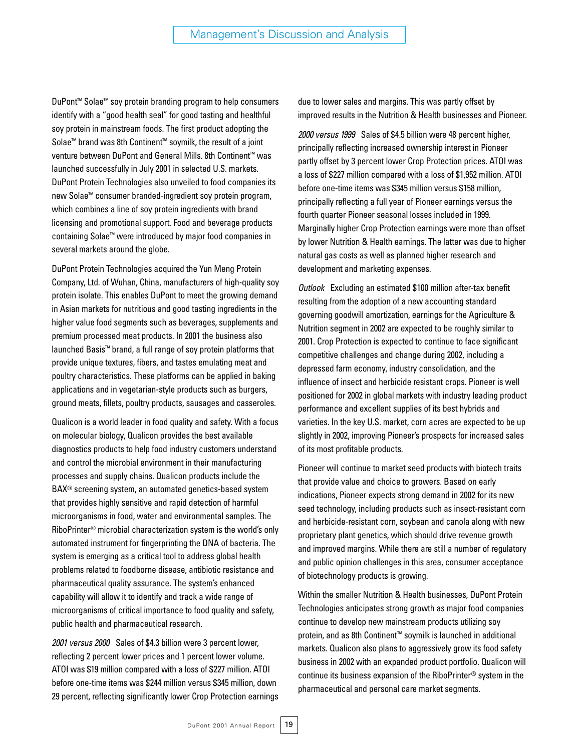DuPont™ Solae™ soy protein branding program to help consumers identify with a "good health seal" for good tasting and healthful soy protein in mainstream foods. The first product adopting the Solae™ brand was 8th Continent™ soymilk, the result of a joint venture between DuPont and General Mills. 8th Continent™ was launched successfully in July 2001 in selected U.S. markets. DuPont Protein Technologies also unveiled to food companies its new Solae™ consumer branded-ingredient soy protein program, which combines a line of soy protein ingredients with brand licensing and promotional support. Food and beverage products containing Solae™ were introduced by major food companies in several markets around the globe.

DuPont Protein Technologies acquired the Yun Meng Protein Company, Ltd. of Wuhan, China, manufacturers of high-quality soy protein isolate. This enables DuPont to meet the growing demand in Asian markets for nutritious and good tasting ingredients in the higher value food segments such as beverages, supplements and premium processed meat products. In 2001 the business also launched Basis™ brand, a full range of soy protein platforms that provide unique textures, fibers, and tastes emulating meat and poultry characteristics. These platforms can be applied in baking applications and in vegetarian-style products such as burgers, ground meats, fillets, poultry products, sausages and casseroles.

Qualicon is a world leader in food quality and safety. With a focus on molecular biology, Qualicon provides the best available diagnostics products to help food industry customers understand and control the microbial environment in their manufacturing processes and supply chains. Qualicon products include the BAX® screening system, an automated genetics-based system that provides highly sensitive and rapid detection of harmful microorganisms in food, water and environmental samples. The RiboPrinter® microbial characterization system is the world's only automated instrument for fingerprinting the DNA of bacteria. The system is emerging as a critical tool to address global health problems related to foodborne disease, antibiotic resistance and pharmaceutical quality assurance. The system's enhanced capability will allow it to identify and track a wide range of microorganisms of critical importance to food quality and safety, public health and pharmaceutical research.

*2001 versus 2000* Sales of $4.3 billion were 3 percent lower, reflecting 2 percent lower prices and 1 percent lower volume. ATOI was $19 million compared with a loss of $227 million. ATOI before one-time items was $244 million versus $345 million, down 29 percent, reflecting significantly lower Crop Protection earnings due to lower sales and margins. This was partly offset by improved results in the Nutrition & Health businesses and Pioneer.

*2000 versus 1999* Sales of $4.5 billion were 48 percent higher, principally reflecting increased ownership interest in Pioneer partly offset by 3 percent lower Crop Protection prices. ATOI was a loss of $227 million compared with a loss of $1,952 million. ATOI before one-time items was $345 million versus $158 million, principally reflecting a full year of Pioneer earnings versus the fourth quarter Pioneer seasonal losses included in 1999. Marginally higher Crop Protection earnings were more than offset by lower Nutrition & Health earnings. The latter was due to higher natural gas costs as well as planned higher research and development and marketing expenses.

*Outlook* Excluding an estimated $100 million after-tax benefit resulting from the adoption of a new accounting standard governing goodwill amortization, earnings for the Agriculture & Nutrition segment in 2002 are expected to be roughly similar to 2001. Crop Protection is expected to continue to face significant competitive challenges and change during 2002, including a depressed farm economy, industry consolidation, and the influence of insect and herbicide resistant crops. Pioneer is well positioned for 2002 in global markets with industry leading product performance and excellent supplies of its best hybrids and varieties. In the key U.S. market, corn acres are expected to be up slightly in 2002, improving Pioneer's prospects for increased sales of its most profitable products.

Pioneer will continue to market seed products with biotech traits that provide value and choice to growers. Based on early indications, Pioneer expects strong demand in 2002 for its new seed technology, including products such as insect-resistant corn and herbicide-resistant corn, soybean and canola along with new proprietary plant genetics, which should drive revenue growth and improved margins. While there are still a number of regulatory and public opinion challenges in this area, consumer acceptance of biotechnology products is growing.

Within the smaller Nutrition & Health businesses, DuPont Protein Technologies anticipates strong growth as major food companies continue to develop new mainstream products utilizing soy protein, and as 8th Continent™ soymilk is launched in additional markets. Qualicon also plans to aggressively grow its food safety business in 2002 with an expanded product portfolio. Qualicon will continue its business expansion of the RiboPrinter® system in the pharmaceutical and personal care market segments.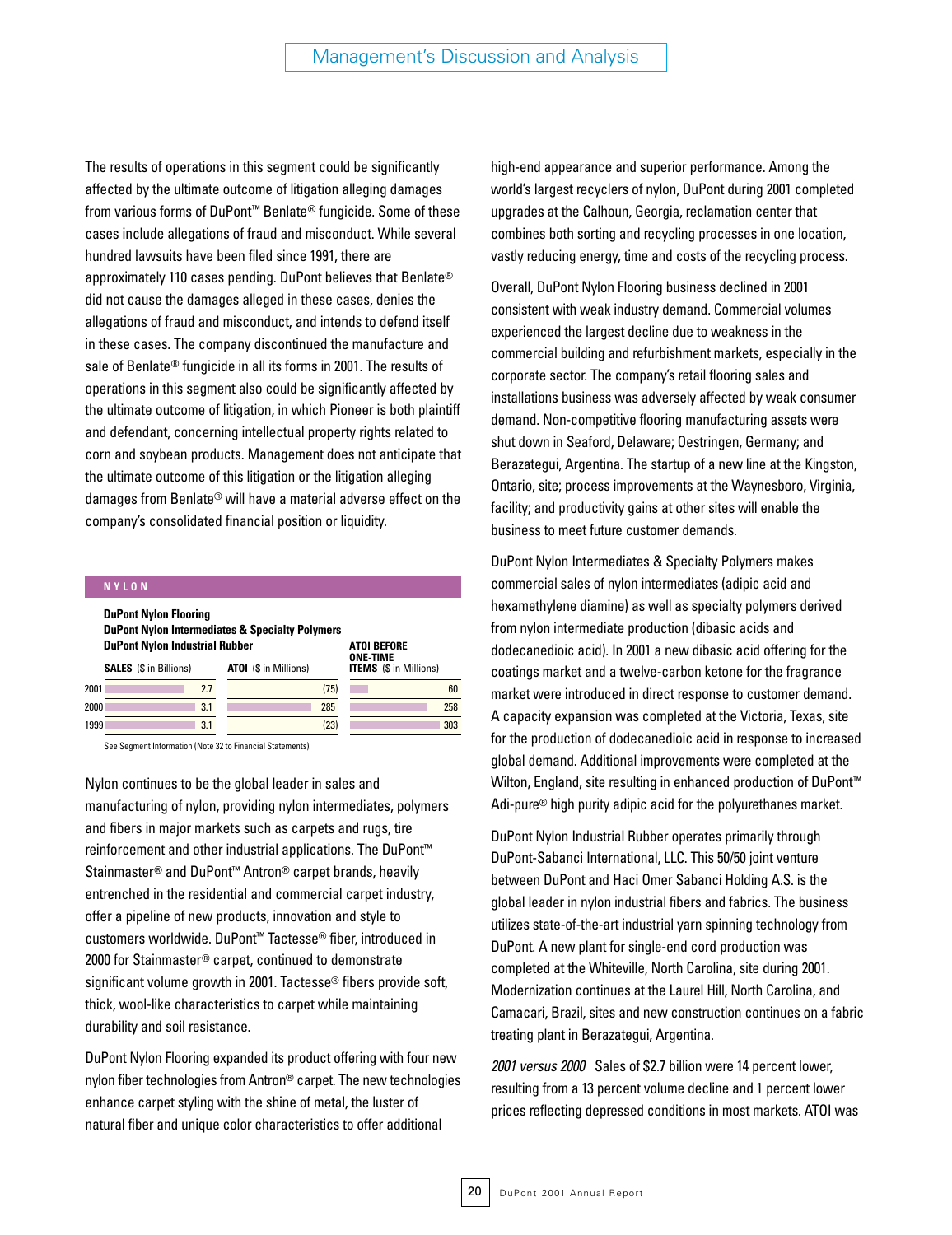The results of operations in this segment could be significantly affected by the ultimate outcome of litigation alleging damages from various forms of DuPont™ Benlate® fungicide. Some of these cases include allegations of fraud and misconduct. While several hundred lawsuits have been filed since 1991, there are approximately 110 cases pending. DuPont believes that Benlate® did not cause the damages alleged in these cases, denies the allegations of fraud and misconduct, and intends to defend itself in these cases. The company discontinued the manufacture and sale of Benlate® fungicide in all its forms in 2001. The results of operations in this segment also could be significantly affected by the ultimate outcome of litigation, in which Pioneer is both plaintiff and defendant, concerning intellectual property rights related to corn and soybean products. Management does not anticipate that the ultimate outcome of this litigation or the litigation alleging damages from Benlate® will have a material adverse effect on the company's consolidated financial position or liquidity.

**NYLON**

**DuPont Nylon Flooring**
**DuPont Nylon Intermediates & Specialty Polymers**
**DuPont Nylon Industrial Rubber**

| | SALES ($ in Billions) | ATOI ($ in Millions) | ATOI BEFORE ONE-TIME ITEMS ($ in Millions) |
|---|---|---|---|
| 2001 | 2.7 | (75) | 60 |
| 2000 | 3.1 | 285 | 258 |
| 1999 | 3.1 | (23) | 303 |

See Segment Information (Note 32 to Financial Statements).

Nylon continues to be the global leader in sales and manufacturing of nylon, providing nylon intermediates, polymers and fibers in major markets such as carpets and rugs, tire reinforcement and other industrial applications. The DuPont™ Stainmaster® and DuPont™ Antron® carpet brands, heavily entrenched in the residential and commercial carpet industry, offer a pipeline of new products, innovation and style to customers worldwide. DuPont™ Tactesse® fiber, introduced in 2000 for Stainmaster® carpet, continued to demonstrate significant volume growth in 2001. Tactesse® fibers provide soft, thick, wool-like characteristics to carpet while maintaining durability and soil resistance.

DuPont Nylon Flooring expanded its product offering with four new nylon fiber technologies from Antron® carpet. The new technologies enhance carpet styling with the shine of metal, the luster of natural fiber and unique color characteristics to offer additional high-end appearance and superior performance. Among the world's largest recyclers of nylon, DuPont during 2001 completed upgrades at the Calhoun, Georgia, reclamation center that combines both sorting and recycling processes in one location, vastly reducing energy, time and costs of the recycling process.

Overall, DuPont Nylon Flooring business declined in 2001 consistent with weak industry demand. Commercial volumes experienced the largest decline due to weakness in the commercial building and refurbishment markets, especially in the corporate sector. The company's retail flooring sales and installations business was adversely affected by weak consumer demand. Non-competitive flooring manufacturing assets were shut down in Seaford, Delaware; Oestringen, Germany; and Berazategui, Argentina. The startup of a new line at the Kingston, Ontario, site; process improvements at the Waynesboro, Virginia, facility; and productivity gains at other sites will enable the business to meet future customer demands.

DuPont Nylon Intermediates & Specialty Polymers makes commercial sales of nylon intermediates (adipic acid and hexamethylene diamine) as well as specialty polymers derived from nylon intermediate production (dibasic acids and dodecanedioic acid). In 2001 a new dibasic acid offering for the coatings market and a twelve-carbon ketone for the fragrance market were introduced in direct response to customer demand. A capacity expansion was completed at the Victoria, Texas, site for the production of dodecanedioic acid in response to increased global demand. Additional improvements were completed at the Wilton, England, site resulting in enhanced production of DuPont™ Adi-pure® high purity adipic acid for the polyurethanes market.

DuPont Nylon Industrial Rubber operates primarily through DuPont-Sabanci International, LLC. This 50/50 joint venture between DuPont and Haci Omer Sabanci Holding A.S. is the global leader in nylon industrial fibers and fabrics. The business utilizes state-of-the-art industrial yarn spinning technology from DuPont. A new plant for single-end cord production was completed at the Whiteville, North Carolina, site during 2001. Modernization continues at the Laurel Hill, North Carolina, and Camacari, Brazil, sites and new construction continues on a fabric treating plant in Berazategui, Argentina.

*2001 versus 2000* Sales of $2.7 billion were 14 percent lower, resulting from a 13 percent volume decline and 1 percent lower prices reflecting depressed conditions in most markets. ATOI was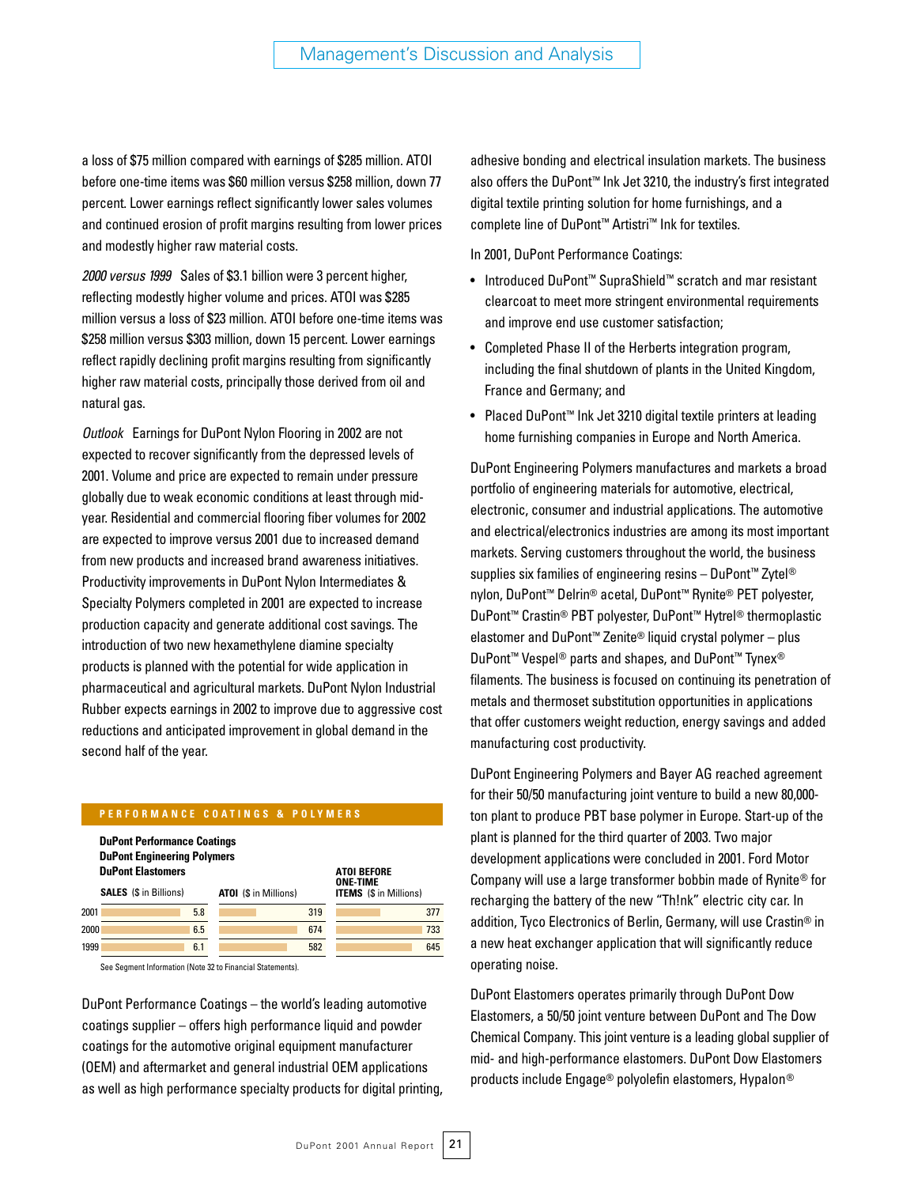a loss of $75 million compared with earnings of $285 million. ATOI before one-time items was $60 million versus $258 million, down 77 percent. Lower earnings reflect significantly lower sales volumes and continued erosion of profit margins resulting from lower prices and modestly higher raw material costs.

*2000 versus 1999* Sales of $3.1 billion were 3 percent higher, reflecting modestly higher volume and prices. ATOI was $285 million versus a loss of $23 million. ATOI before one-time items was $258 million versus $303 million, down 15 percent. Lower earnings reflect rapidly declining profit margins resulting from significantly higher raw material costs, principally those derived from oil and natural gas.

*Outlook* Earnings for DuPont Nylon Flooring in 2002 are not expected to recover significantly from the depressed levels of 2001. Volume and price are expected to remain under pressure globally due to weak economic conditions at least through mid-year. Residential and commercial flooring fiber volumes for 2002 are expected to improve versus 2001 due to increased demand from new products and increased brand awareness initiatives. Productivity improvements in DuPont Nylon Intermediates & Specialty Polymers completed in 2001 are expected to increase production capacity and generate additional cost savings. The introduction of two new hexamethylene diamine specialty products is planned with the potential for wide application in pharmaceutical and agricultural markets. DuPont Nylon Industrial Rubber expects earnings in 2002 to improve due to aggressive cost reductions and anticipated improvement in global demand in the second half of the year.

## PERFORMANCE COATINGS & POLYMERS

**DuPont Performance Coatings**
**DuPont Engineering Polymers**
**DuPont Elastomers**

| | SALES ($ in Billions) | ATOI ($ in Millions) | ATOI BEFORE ONE-TIME ITEMS ($ in Millions) |
|---|---|---|---|
| 2001 | 5.8 | 319 | 377 |
| 2000 | 6.5 | 674 | 733 |
| 1999 | 6.1 | 582 | 645 |

See Segment Information (Note 32 to Financial Statements).

DuPont Performance Coatings – the world's leading automotive coatings supplier – offers high performance liquid and powder coatings for the automotive original equipment manufacturer (OEM) and aftermarket and general industrial OEM applications as well as high performance specialty products for digital printing, adhesive bonding and electrical insulation markets. The business also offers the DuPont™ Ink Jet 3210, the industry's first integrated digital textile printing solution for home furnishings, and a complete line of DuPont™ Artistri™ Ink for textiles.

In 2001, DuPont Performance Coatings:

- Introduced DuPont™ SupraShield™ scratch and mar resistant clearcoat to meet more stringent environmental requirements and improve end use customer satisfaction;
- Completed Phase II of the Herberts integration program, including the final shutdown of plants in the United Kingdom, France and Germany; and
- Placed DuPont™ Ink Jet 3210 digital textile printers at leading home furnishing companies in Europe and North America.

DuPont Engineering Polymers manufactures and markets a broad portfolio of engineering materials for automotive, electrical, electronic, consumer and industrial applications. The automotive and electrical/electronics industries are among its most important markets. Serving customers throughout the world, the business supplies six families of engineering resins – DuPont™ Zytel® nylon, DuPont™ Delrin® acetal, DuPont™ Rynite® PET polyester, DuPont™ Crastin® PBT polyester, DuPont™ Hytrel® thermoplastic elastomer and DuPont™ Zenite® liquid crystal polymer – plus DuPont™ Vespel® parts and shapes, and DuPont™ Tynex® filaments. The business is focused on continuing its penetration of metals and thermoset substitution opportunities in applications that offer customers weight reduction, energy savings and added manufacturing cost productivity.

DuPont Engineering Polymers and Bayer AG reached agreement for their 50/50 manufacturing joint venture to build a new 80,000-ton plant to produce PBT base polymer in Europe. Start-up of the plant is planned for the third quarter of 2003. Two major development applications were concluded in 2001. Ford Motor Company will use a large transformer bobbin made of Rynite® for recharging the battery of the new "Th!nk" electric city car. In addition, Tyco Electronics of Berlin, Germany, will use Crastin® in a new heat exchanger application that will significantly reduce operating noise.

DuPont Elastomers operates primarily through DuPont Dow Elastomers, a 50/50 joint venture between DuPont and The Dow Chemical Company. This joint venture is a leading global supplier of mid- and high-performance elastomers. DuPont Dow Elastomers products include Engage® polyolefin elastomers, Hypalon®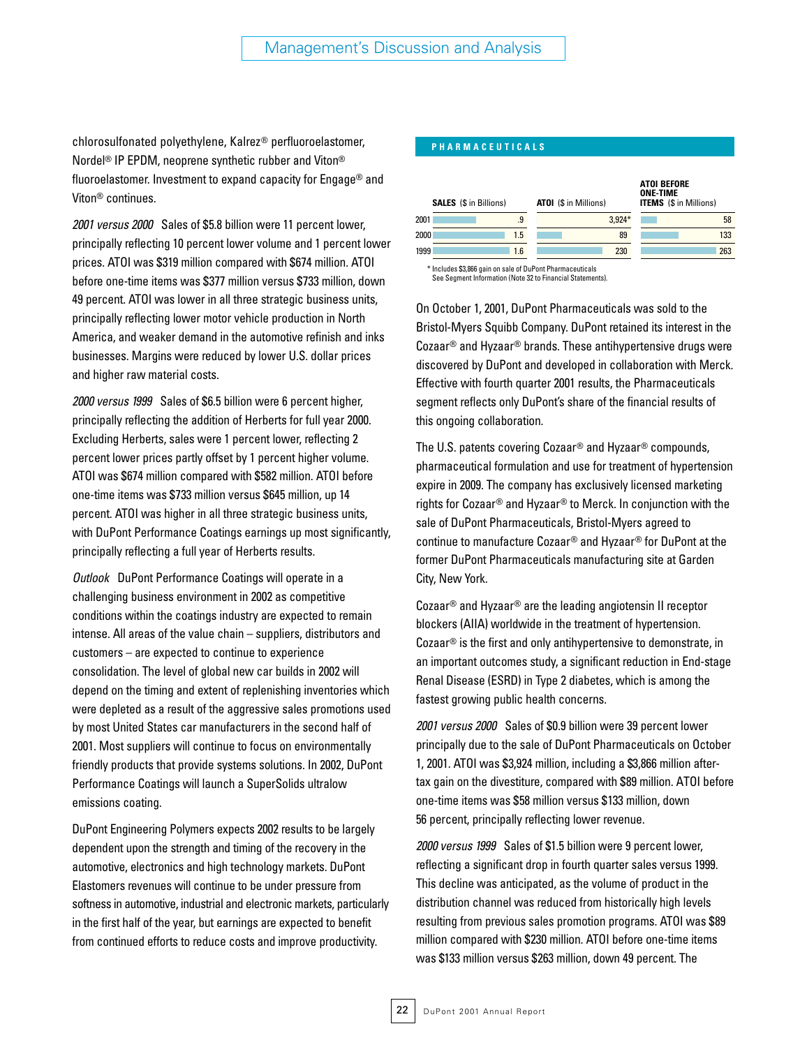chlorosulfonated polyethylene, Kalrez® perfluoroelastomer, Nordel® IP EPDM, neoprene synthetic rubber and Viton® fluoroelastomer. Investment to expand capacity for Engage® and Viton® continues.

*2001 versus 2000* Sales of $5.8 billion were 11 percent lower, principally reflecting 10 percent lower volume and 1 percent lower prices. ATOI was $319 million compared with $674 million. ATOI before one-time items was $377 million versus $733 million, down 49 percent. ATOI was lower in all three strategic business units, principally reflecting lower motor vehicle production in North America, and weaker demand in the automotive refinish and inks businesses. Margins were reduced by lower U.S. dollar prices and higher raw material costs.

*2000 versus 1999* Sales of $6.5 billion were 6 percent higher, principally reflecting the addition of Herberts for full year 2000. Excluding Herberts, sales were 1 percent lower, reflecting 2 percent lower prices partly offset by 1 percent higher volume. ATOI was $674 million compared with $582 million. ATOI before one-time items was $733 million versus $645 million, up 14 percent. ATOI was higher in all three strategic business units, with DuPont Performance Coatings earnings up most significantly, principally reflecting a full year of Herberts results.

*Outlook* DuPont Performance Coatings will operate in a challenging business environment in 2002 as competitive conditions within the coatings industry are expected to remain intense. All areas of the value chain – suppliers, distributors and customers – are expected to continue to experience consolidation. The level of global new car builds in 2002 will depend on the timing and extent of replenishing inventories which were depleted as a result of the aggressive sales promotions used by most United States car manufacturers in the second half of 2001. Most suppliers will continue to focus on environmentally friendly products that provide systems solutions. In 2002, DuPont Performance Coatings will launch a SuperSolids ultralow emissions coating.

DuPont Engineering Polymers expects 2002 results to be largely dependent upon the strength and timing of the recovery in the automotive, electronics and high technology markets. DuPont Elastomers revenues will continue to be under pressure from softness in automotive, industrial and electronic markets, particularly in the first half of the year, but earnings are expected to benefit from continued efforts to reduce costs and improve productivity.

## PHARMACEUTICALS

| | SALES ($ in Billions) | ATOI ($ in Millions) | ATOI BEFORE ONE-TIME ITEMS ($ in Millions) |
|---|---|---|---|
| 2001 | .9 | 3,924* | 58 |
| 2000 | 1.5 | 89 | 133 |
| 1999 | 1.6 | 230 | 263 |

\* Includes $3,866 gain on sale of DuPont Pharmaceuticals
See Segment Information (Note 32 to Financial Statements).

On October 1, 2001, DuPont Pharmaceuticals was sold to the Bristol-Myers Squibb Company. DuPont retained its interest in the Cozaar® and Hyzaar® brands. These antihypertensive drugs were discovered by DuPont and developed in collaboration with Merck. Effective with fourth quarter 2001 results, the Pharmaceuticals segment reflects only DuPont's share of the financial results of this ongoing collaboration.

The U.S. patents covering Cozaar® and Hyzaar® compounds, pharmaceutical formulation and use for treatment of hypertension expire in 2009. The company has exclusively licensed marketing rights for Cozaar® and Hyzaar® to Merck. In conjunction with the sale of DuPont Pharmaceuticals, Bristol-Myers agreed to continue to manufacture Cozaar® and Hyzaar® for DuPont at the former DuPont Pharmaceuticals manufacturing site at Garden City, New York.

Cozaar® and Hyzaar® are the leading angiotensin II receptor blockers (AIIA) worldwide in the treatment of hypertension. Cozaar® is the first and only antihypertensive to demonstrate, in an important outcomes study, a significant reduction in End-stage Renal Disease (ESRD) in Type 2 diabetes, which is among the fastest growing public health concerns.

*2001 versus 2000* Sales of $0.9 billion were 39 percent lower principally due to the sale of DuPont Pharmaceuticals on October 1, 2001. ATOI was $3,924 million, including a $3,866 million after-tax gain on the divestiture, compared with $89 million. ATOI before one-time items was $58 million versus $133 million, down 56 percent, principally reflecting lower revenue.

*2000 versus 1999* Sales of $1.5 billion were 9 percent lower, reflecting a significant drop in fourth quarter sales versus 1999. This decline was anticipated, as the volume of product in the distribution channel was reduced from historically high levels resulting from previous sales promotion programs. ATOI was $89 million compared with $230 million. ATOI before one-time items was $133 million versus $263 million, down 49 percent. The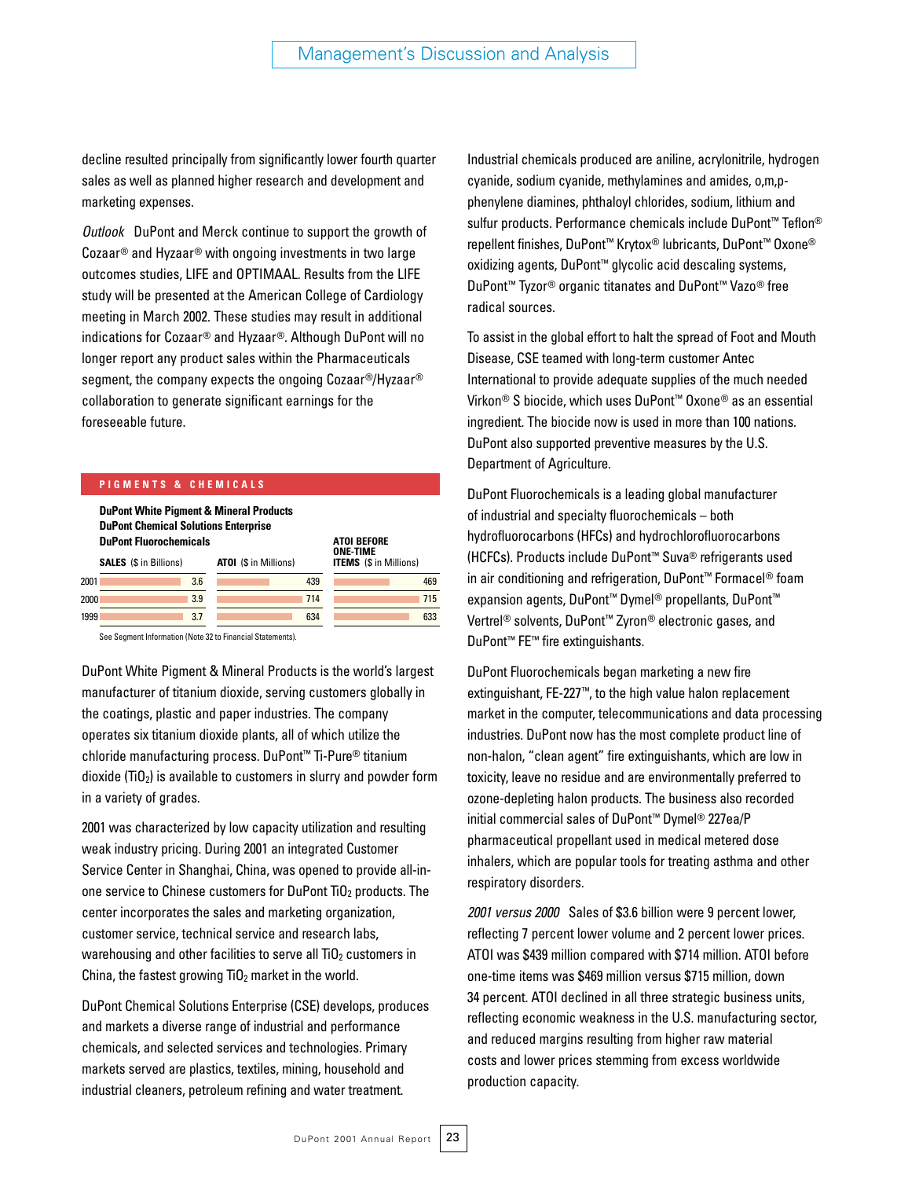decline resulted principally from significantly lower fourth quarter sales as well as planned higher research and development and marketing expenses.

*Outlook* DuPont and Merck continue to support the growth of Cozaar® and Hyzaar® with ongoing investments in two large outcomes studies, LIFE and OPTIMAAL. Results from the LIFE study will be presented at the American College of Cardiology meeting in March 2002. These studies may result in additional indications for Cozaar® and Hyzaar®. Although DuPont will no longer report any product sales within the Pharmaceuticals segment, the company expects the ongoing Cozaar®/Hyzaar® collaboration to generate significant earnings for the foreseeable future.

## PIGMENTS & CHEMICALS

**DuPont White Pigment & Mineral Products**
**DuPont Chemical Solutions Enterprise**
**DuPont Fluorochemicals**

| | SALES ($ in Billions) | ATOI ($ in Millions) | ATOI BEFORE ONE-TIME ITEMS ($ in Millions) |
|---|---|---|---|
| 2001 | 3.6 | 439 | 469 |
| 2000 | 3.9 | 714 | 715 |
| 1999 | 3.7 | 634 | 633 |

See Segment Information (Note 32 to Financial Statements).

DuPont White Pigment & Mineral Products is the world's largest manufacturer of titanium dioxide, serving customers globally in the coatings, plastic and paper industries. The company operates six titanium dioxide plants, all of which utilize the chloride manufacturing process. DuPont™ Ti-Pure® titanium dioxide ($TiO_2$) is available to customers in slurry and powder form in a variety of grades.

2001 was characterized by low capacity utilization and resulting weak industry pricing. During 2001 an integrated Customer Service Center in Shanghai, China, was opened to provide all-in-one service to Chinese customers for DuPont $TiO_2$ products. The center incorporates the sales and marketing organization, customer service, technical service and research labs, warehousing and other facilities to serve all $TiO_2$ customers in China, the fastest growing $TiO_2$ market in the world.

DuPont Chemical Solutions Enterprise (CSE) develops, produces and markets a diverse range of industrial and performance chemicals, and selected services and technologies. Primary markets served are plastics, textiles, mining, household and industrial cleaners, petroleum refining and water treatment. Industrial chemicals produced are aniline, acrylonitrile, hydrogen cyanide, sodium cyanide, methylamines and amides, o,m,p-phenylene diamines, phthaloyl chlorides, sodium, lithium and sulfur products. Performance chemicals include DuPont™ Teflon® repellent finishes, DuPont™ Krytox® lubricants, DuPont™ Oxone® oxidizing agents, DuPont™ glycolic acid descaling systems, DuPont™ Tyzor® organic titanates and DuPont™ Vazo® free radical sources.

To assist in the global effort to halt the spread of Foot and Mouth Disease, CSE teamed with long-term customer Antec International to provide adequate supplies of the much needed Virkon® S biocide, which uses DuPont™ Oxone® as an essential ingredient. The biocide now is used in more than 100 nations. DuPont also supported preventive measures by the U.S. Department of Agriculture.

DuPont Fluorochemicals is a leading global manufacturer of industrial and specialty fluorochemicals – both hydrofluorocarbons (HFCs) and hydrochlorofluorocarbons (HCFCs). Products include DuPont™ Suva® refrigerants used in air conditioning and refrigeration, DuPont™ Formacel® foam expansion agents, DuPont™ Dymel® propellants, DuPont™ Vertrel® solvents, DuPont™ Zyron® electronic gases, and DuPont™ FE™ fire extinguishants.

DuPont Fluorochemicals began marketing a new fire extinguishant, FE-227™, to the high value halon replacement market in the computer, telecommunications and data processing industries. DuPont now has the most complete product line of non-halon, "clean agent" fire extinguishants, which are low in toxicity, leave no residue and are environmentally preferred to ozone-depleting halon products. The business also recorded initial commercial sales of DuPont™ Dymel® 227ea/P pharmaceutical propellant used in medical metered dose inhalers, which are popular tools for treating asthma and other respiratory disorders.

*2001 versus 2000* Sales of $3.6 billion were 9 percent lower, reflecting 7 percent lower volume and 2 percent lower prices. ATOI was $439 million compared with $714 million. ATOI before one-time items was $469 million versus $715 million, down 34 percent. ATOI declined in all three strategic business units, reflecting economic weakness in the U.S. manufacturing sector, and reduced margins resulting from higher raw material costs and lower prices stemming from excess worldwide production capacity.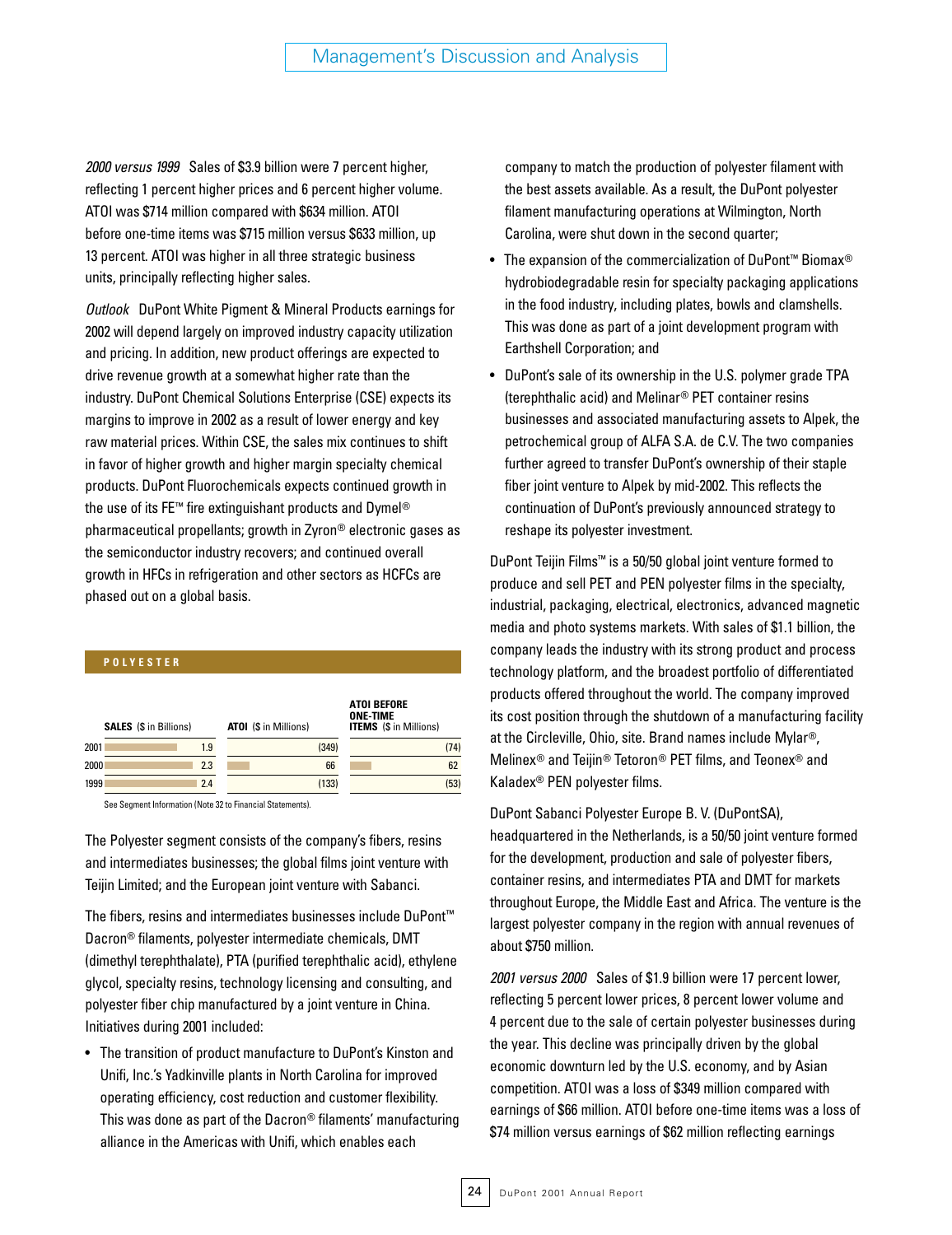*2000 versus 1999* Sales of $3.9 billion were 7 percent higher, reflecting 1 percent higher prices and 6 percent higher volume. ATOI was $714 million compared with $634 million. ATOI before one-time items was $715 million versus $633 million, up 13 percent. ATOI was higher in all three strategic business units, principally reflecting higher sales.

*Outlook* DuPont White Pigment & Mineral Products earnings for 2002 will depend largely on improved industry capacity utilization and pricing. In addition, new product offerings are expected to drive revenue growth at a somewhat higher rate than the industry. DuPont Chemical Solutions Enterprise (CSE) expects its margins to improve in 2002 as a result of lower energy and key raw material prices. Within CSE, the sales mix continues to shift in favor of higher growth and higher margin specialty chemical products. DuPont Fluorochemicals expects continued growth in the use of its FE™ fire extinguishant products and Dymel® pharmaceutical propellants; growth in Zyron® electronic gases as the semiconductor industry recovers; and continued overall growth in HFCs in refrigeration and other sectors as HCFCs are phased out on a global basis.

## POLYESTER

| | SALES ($ in Billions) | ATOI ($ in Millions) | ATOI BEFORE ONE-TIME ITEMS ($ in Millions) |
|---|---|---|---|
| 2001 | 1.9 | (349) | (74) |
| 2000 | 2.3 | 66 | 62 |
| 1999 | 2.4 | (133) | (53) |

See Segment Information (Note 32 to Financial Statements).

The Polyester segment consists of the company's fibers, resins and intermediates businesses; the global films joint venture with Teijin Limited; and the European joint venture with Sabanci.

The fibers, resins and intermediates businesses include DuPont™ Dacron® filaments, polyester intermediate chemicals, DMT (dimethyl terephthalate), PTA (purified terephthalic acid), ethylene glycol, specialty resins, technology licensing and consulting, and polyester fiber chip manufactured by a joint venture in China. Initiatives during 2001 included:

- The transition of product manufacture to DuPont's Kinston and Unifi, Inc.'s Yadkinville plants in North Carolina for improved operating efficiency, cost reduction and customer flexibility. This was done as part of the Dacron® filaments' manufacturing alliance in the Americas with Unifi, which enables each company to match the production of polyester filament with the best assets available. As a result, the DuPont polyester filament manufacturing operations at Wilmington, North Carolina, were shut down in the second quarter;
- The expansion of the commercialization of DuPont™ Biomax® hydrobiodegradable resin for specialty packaging applications in the food industry, including plates, bowls and clamshells. This was done as part of a joint development program with Earthshell Corporation; and
- DuPont's sale of its ownership in the U.S. polymer grade TPA (terephthalic acid) and Melinar® PET container resins businesses and associated manufacturing assets to Alpek, the petrochemical group of ALFA S.A. de C.V. The two companies further agreed to transfer DuPont's ownership of their staple fiber joint venture to Alpek by mid-2002. This reflects the continuation of DuPont's previously announced strategy to reshape its polyester investment.

DuPont Teijin Films™ is a 50/50 global joint venture formed to produce and sell PET and PEN polyester films in the specialty, industrial, packaging, electrical, electronics, advanced magnetic media and photo systems markets. With sales of $1.1 billion, the company leads the industry with its strong product and process technology platform, and the broadest portfolio of differentiated products offered throughout the world. The company improved its cost position through the shutdown of a manufacturing facility at the Circleville, Ohio, site. Brand names include Mylar®, Melinex® and Teijin® Tetoron® PET films, and Teonex® and Kaladex® PEN polyester films.

DuPont Sabanci Polyester Europe B. V. (DuPontSA), headquartered in the Netherlands, is a 50/50 joint venture formed for the development, production and sale of polyester fibers, container resins, and intermediates PTA and DMT for markets throughout Europe, the Middle East and Africa. The venture is the largest polyester company in the region with annual revenues of about $750 million.

*2001 versus 2000* Sales of $1.9 billion were 17 percent lower, reflecting 5 percent lower prices, 8 percent lower volume and 4 percent due to the sale of certain polyester businesses during the year. This decline was principally driven by the global economic downturn led by the U.S. economy, and by Asian competition. ATOI was a loss of $349 million compared with earnings of $66 million. ATOI before one-time items was a loss of $74 million versus earnings of $62 million reflecting earnings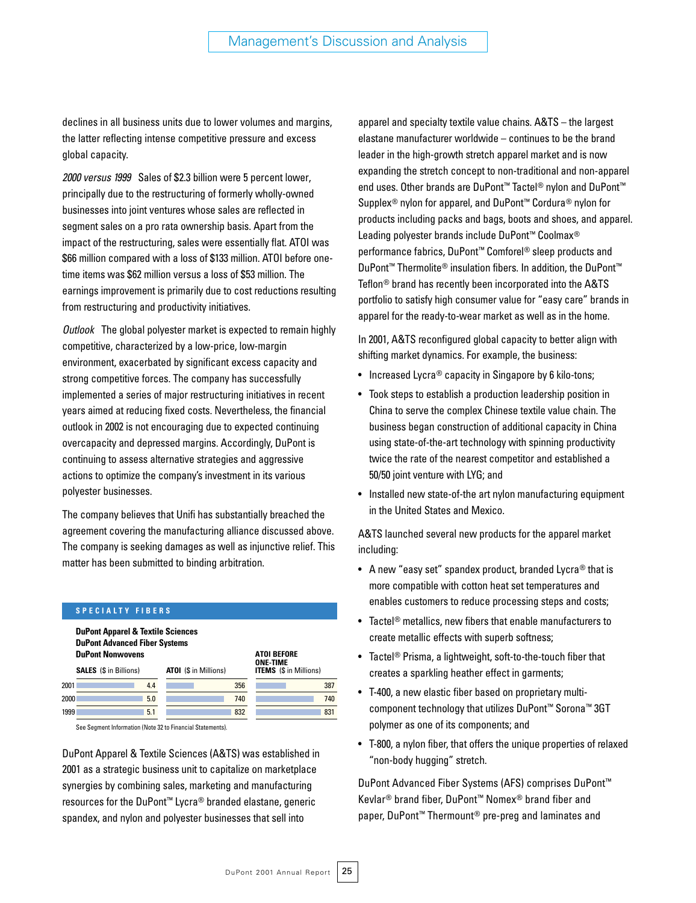declines in all business units due to lower volumes and margins, the latter reflecting intense competitive pressure and excess global capacity.

*2000 versus 1999* Sales of $2.3 billion were 5 percent lower, principally due to the restructuring of formerly wholly-owned businesses into joint ventures whose sales are reflected in segment sales on a pro rata ownership basis. Apart from the impact of the restructuring, sales were essentially flat. ATOI was $66 million compared with a loss of $133 million. ATOI before one-time items was $62 million versus a loss of $53 million. The earnings improvement is primarily due to cost reductions resulting from restructuring and productivity initiatives.

*Outlook* The global polyester market is expected to remain highly competitive, characterized by a low-price, low-margin environment, exacerbated by significant excess capacity and strong competitive forces. The company has successfully implemented a series of major restructuring initiatives in recent years aimed at reducing fixed costs. Nevertheless, the financial outlook in 2002 is not encouraging due to expected continuing overcapacity and depressed margins. Accordingly, DuPont is continuing to assess alternative strategies and aggressive actions to optimize the company's investment in its various polyester businesses.

The company believes that Unifi has substantially breached the agreement covering the manufacturing alliance discussed above. The company is seeking damages as well as injunctive relief. This matter has been submitted to binding arbitration.

## SPECIALTY FIBERS

**DuPont Apparel & Textile Sciences**
**DuPont Advanced Fiber Systems**
**DuPont Nonwovens**

| | SALES ($ in Billions) | ATOI ($ in Millions) | ATOI BEFORE ONE-TIME ITEMS ($ in Millions) |
|---|---|---|---|
| 2001 | 4.4 | 356 | 387 |
| 2000 | 5.0 | 740 | 740 |
| 1999 | 5.1 | 832 | 831 |

See Segment Information (Note 32 to Financial Statements).

DuPont Apparel & Textile Sciences (A&TS) was established in 2001 as a strategic business unit to capitalize on marketplace synergies by combining sales, marketing and manufacturing resources for the DuPont™ Lycra® branded elastane, generic spandex, and nylon and polyester businesses that sell into apparel and specialty textile value chains. A&TS – the largest elastane manufacturer worldwide – continues to be the brand leader in the high-growth stretch apparel market and is now expanding the stretch concept to non-traditional and non-apparel end uses. Other brands are DuPont™ Tactel® nylon and DuPont™ Supplex® nylon for apparel, and DuPont™ Cordura® nylon for products including packs and bags, boots and shoes, and apparel. Leading polyester brands include DuPont™ Coolmax® performance fabrics, DuPont™ Comforel® sleep products and DuPont™ Thermolite® insulation fibers. In addition, the DuPont™ Teflon® brand has recently been incorporated into the A&TS portfolio to satisfy high consumer value for "easy care" brands in apparel for the ready-to-wear market as well as in the home.

In 2001, A&TS reconfigured global capacity to better align with shifting market dynamics. For example, the business:

- Increased Lycra® capacity in Singapore by 6 kilo-tons;
- Took steps to establish a production leadership position in China to serve the complex Chinese textile value chain. The business began construction of additional capacity in China using state-of-the-art technology with spinning productivity twice the rate of the nearest competitor and established a 50/50 joint venture with LYG; and
- Installed new state-of-the art nylon manufacturing equipment in the United States and Mexico.

A&TS launched several new products for the apparel market including:

- A new "easy set" spandex product, branded Lycra® that is more compatible with cotton heat set temperatures and enables customers to reduce processing steps and costs;
- Tactel® metallics, new fibers that enable manufacturers to create metallic effects with superb softness;
- Tactel® Prisma, a lightweight, soft-to-the-touch fiber that creates a sparkling heather effect in garments;
- T-400, a new elastic fiber based on proprietary multi-component technology that utilizes DuPont™ Sorona™ 3GT polymer as one of its components; and
- T-800, a nylon fiber, that offers the unique properties of relaxed "non-body hugging" stretch.

DuPont Advanced Fiber Systems (AFS) comprises DuPont™ Kevlar® brand fiber, DuPont™ Nomex® brand fiber and paper, DuPont™ Thermount® pre-preg and laminates and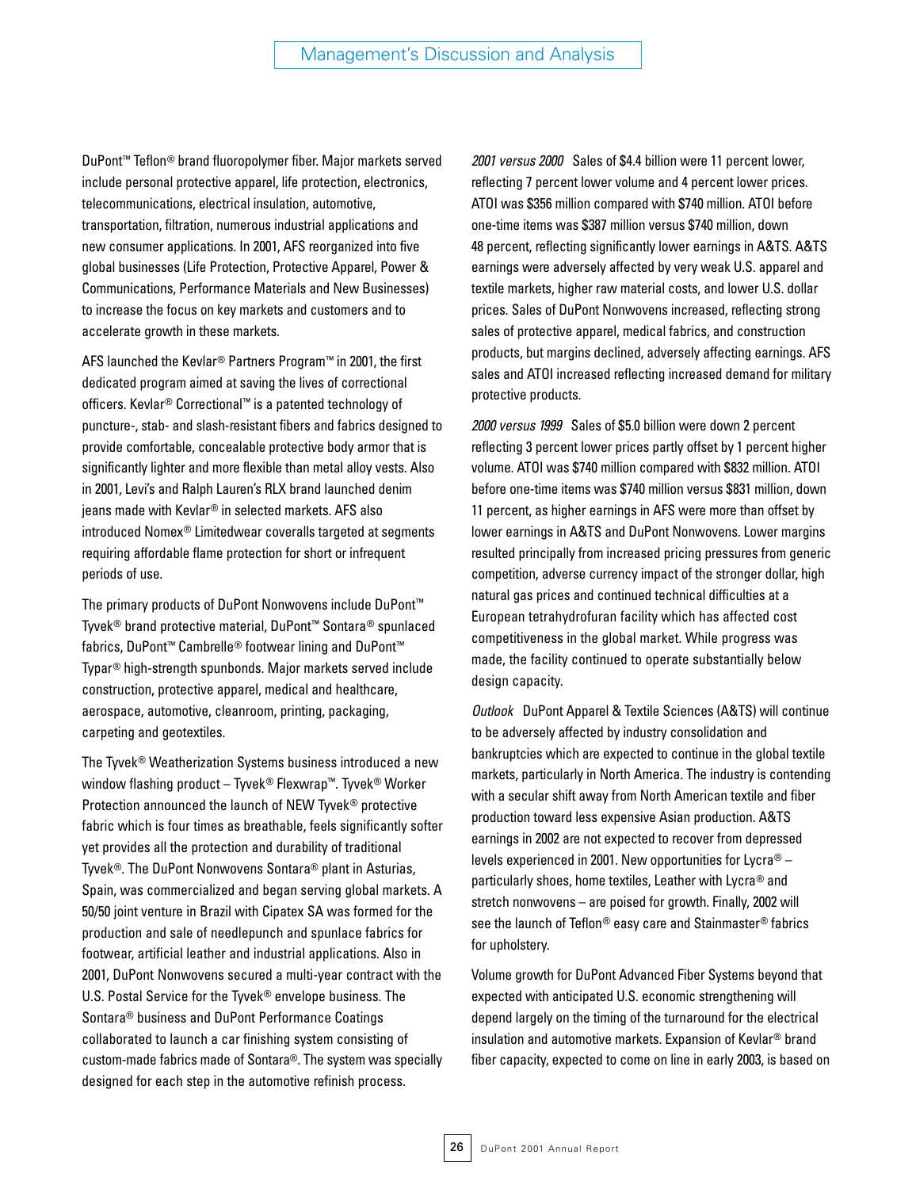DuPont™ Teflon® brand fluoropolymer fiber. Major markets served include personal protective apparel, life protection, electronics, telecommunications, electrical insulation, automotive, transportation, filtration, numerous industrial applications and new consumer applications. In 2001, AFS reorganized into five global businesses (Life Protection, Protective Apparel, Power & Communications, Performance Materials and New Businesses) to increase the focus on key markets and customers and to accelerate growth in these markets.

AFS launched the Kevlar® Partners Program™ in 2001, the first dedicated program aimed at saving the lives of correctional officers. Kevlar® Correctional™ is a patented technology of puncture-, stab- and slash-resistant fibers and fabrics designed to provide comfortable, concealable protective body armor that is significantly lighter and more flexible than metal alloy vests. Also in 2001, Levi's and Ralph Lauren's RLX brand launched denim jeans made with Kevlar® in selected markets. AFS also introduced Nomex® Limitedwear coveralls targeted at segments requiring affordable flame protection for short or infrequent periods of use.

The primary products of DuPont Nonwovens include DuPont™ Tyvek® brand protective material, DuPont™ Sontara® spunlaced fabrics, DuPont™ Cambrelle® footwear lining and DuPont™ Typar® high-strength spunbonds. Major markets served include construction, protective apparel, medical and healthcare, aerospace, automotive, cleanroom, printing, packaging, carpeting and geotextiles.

The Tyvek® Weatherization Systems business introduced a new window flashing product – Tyvek® Flexwrap™. Tyvek® Worker Protection announced the launch of NEW Tyvek® protective fabric which is four times as breathable, feels significantly softer yet provides all the protection and durability of traditional Tyvek®. The DuPont Nonwovens Sontara® plant in Asturias, Spain, was commercialized and began serving global markets. A 50/50 joint venture in Brazil with Cipatex SA was formed for the production and sale of needlepunch and spunlace fabrics for footwear, artificial leather and industrial applications. Also in 2001, DuPont Nonwovens secured a multi-year contract with the U.S. Postal Service for the Tyvek® envelope business. The Sontara® business and DuPont Performance Coatings collaborated to launch a car finishing system consisting of custom-made fabrics made of Sontara®. The system was specially designed for each step in the automotive refinish process.

*2001 versus 2000* Sales of $4.4 billion were 11 percent lower, reflecting 7 percent lower volume and 4 percent lower prices. ATOI was $356 million compared with $740 million. ATOI before one-time items was $387 million versus $740 million, down 48 percent, reflecting significantly lower earnings in A&TS. A&TS earnings were adversely affected by very weak U.S. apparel and textile markets, higher raw material costs, and lower U.S. dollar prices. Sales of DuPont Nonwovens increased, reflecting strong sales of protective apparel, medical fabrics, and construction products, but margins declined, adversely affecting earnings. AFS sales and ATOI increased reflecting increased demand for military protective products.

*2000 versus 1999* Sales of $5.0 billion were down 2 percent reflecting 3 percent lower prices partly offset by 1 percent higher volume. ATOI was $740 million compared with $832 million. ATOI before one-time items was $740 million versus $831 million, down 11 percent, as higher earnings in AFS were more than offset by lower earnings in A&TS and DuPont Nonwovens. Lower margins resulted principally from increased pricing pressures from generic competition, adverse currency impact of the stronger dollar, high natural gas prices and continued technical difficulties at a European tetrahydrofuran facility which has affected cost competitiveness in the global market. While progress was made, the facility continued to operate substantially below design capacity.

*Outlook* DuPont Apparel & Textile Sciences (A&TS) will continue to be adversely affected by industry consolidation and bankruptcies which are expected to continue in the global textile markets, particularly in North America. The industry is contending with a secular shift away from North American textile and fiber production toward less expensive Asian production. A&TS earnings in 2002 are not expected to recover from depressed levels experienced in 2001. New opportunities for Lycra® – particularly shoes, home textiles, Leather with Lycra® and stretch nonwovens – are poised for growth. Finally, 2002 will see the launch of Teflon® easy care and Stainmaster® fabrics for upholstery.

Volume growth for DuPont Advanced Fiber Systems beyond that expected with anticipated U.S. economic strengthening will depend largely on the timing of the turnaround for the electrical insulation and automotive markets. Expansion of Kevlar® brand fiber capacity, expected to come on line in early 2003, is based on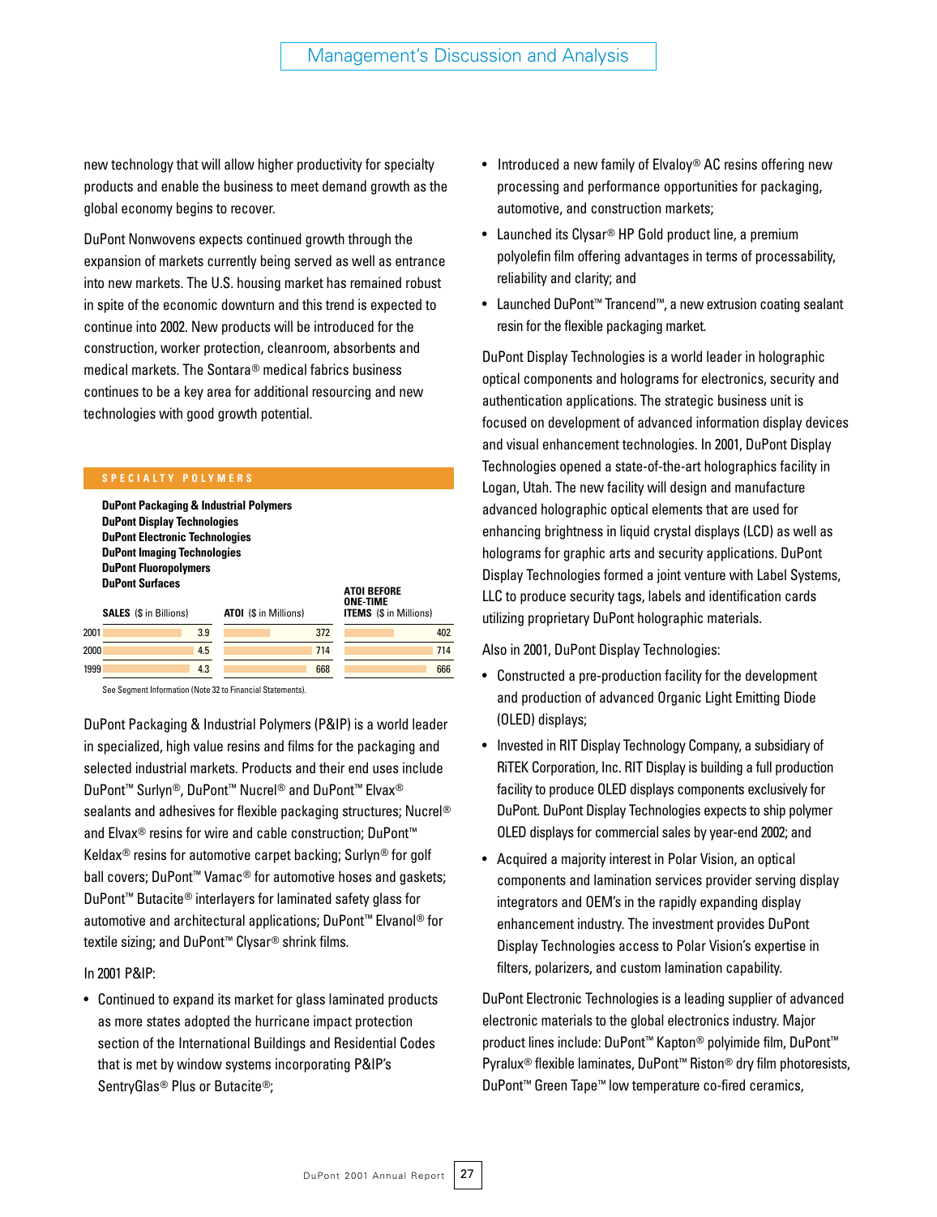new technology that will allow higher productivity for specialty products and enable the business to meet demand growth as the global economy begins to recover.

DuPont Nonwovens expects continued growth through the expansion of markets currently being served as well as entrance into new markets. The U.S. housing market has remained robust in spite of the economic downturn and this trend is expected to continue into 2002. New products will be introduced for the construction, worker protection, cleanroom, absorbents and medical markets. The Sontara® medical fabrics business continues to be a key area for additional resourcing and new technologies with good growth potential.

## SPECIALTY POLYMERS

**DuPont Packaging & Industrial Polymers**
**DuPont Display Technologies**
**DuPont Electronic Technologies**
**DuPont Imaging Technologies**
**DuPont Fluoropolymers**
**DuPont Surfaces**

| | SALES ($ in Billions) | ATOI ($ in Millions) | ATOI BEFORE ONE-TIME ITEMS ($ in Millions) |
|---|---|---|---|
| 2001 | 3.9 | 372 | 402 |
| 2000 | 4.5 | 714 | 714 |
| 1999 | 4.3 | 668 | 666 |

See Segment Information (Note 32 to Financial Statements).

DuPont Packaging & Industrial Polymers (P&IP) is a world leader in specialized, high value resins and films for the packaging and selected industrial markets. Products and their end uses include DuPont™ Surlyn®, DuPont™ Nucrel® and DuPont™ Elvax® sealants and adhesives for flexible packaging structures; Nucrel® and Elvax® resins for wire and cable construction; DuPont™ Keldax® resins for automotive carpet backing; Surlyn® for golf ball covers; DuPont™ Vamac® for automotive hoses and gaskets; DuPont™ Butacite® interlayers for laminated safety glass for automotive and architectural applications; DuPont™ Elvanol® for textile sizing; and DuPont™ Clysar® shrink films.

In 2001 P&IP:

- Continued to expand its market for glass laminated products as more states adopted the hurricane impact protection section of the International Buildings and Residential Codes that is met by window systems incorporating P&IP's SentryGlas® Plus or Butacite®;
- Introduced a new family of Elvaloy® AC resins offering new processing and performance opportunities for packaging, automotive, and construction markets;
- Launched its Clysar® HP Gold product line, a premium polyolefin film offering advantages in terms of processability, reliability and clarity; and
- Launched DuPont™ Trancend™, a new extrusion coating sealant resin for the flexible packaging market.

DuPont Display Technologies is a world leader in holographic optical components and holograms for electronics, security and authentication applications. The strategic business unit is focused on development of advanced information display devices and visual enhancement technologies. In 2001, DuPont Display Technologies opened a state-of-the-art holographics facility in Logan, Utah. The new facility will design and manufacture advanced holographic optical elements that are used for enhancing brightness in liquid crystal displays (LCD) as well as holograms for graphic arts and security applications. DuPont Display Technologies formed a joint venture with Label Systems, LLC to produce security tags, labels and identification cards utilizing proprietary DuPont holographic materials.

Also in 2001, DuPont Display Technologies:

- Constructed a pre-production facility for the development and production of advanced Organic Light Emitting Diode (OLED) displays;
- Invested in RIT Display Technology Company, a subsidiary of RiTEK Corporation, Inc. RIT Display is building a full production facility to produce OLED displays components exclusively for DuPont. DuPont Display Technologies expects to ship polymer OLED displays for commercial sales by year-end 2002; and
- Acquired a majority interest in Polar Vision, an optical components and lamination services provider serving display integrators and OEM's in the rapidly expanding display enhancement industry. The investment provides DuPont Display Technologies access to Polar Vision's expertise in filters, polarizers, and custom lamination capability.

DuPont Electronic Technologies is a leading supplier of advanced electronic materials to the global electronics industry. Major product lines include: DuPont™ Kapton® polyimide film, DuPont™ Pyralux® flexible laminates, DuPont™ Riston® dry film photoresists, DuPont™ Green Tape™ low temperature co-fired ceramics,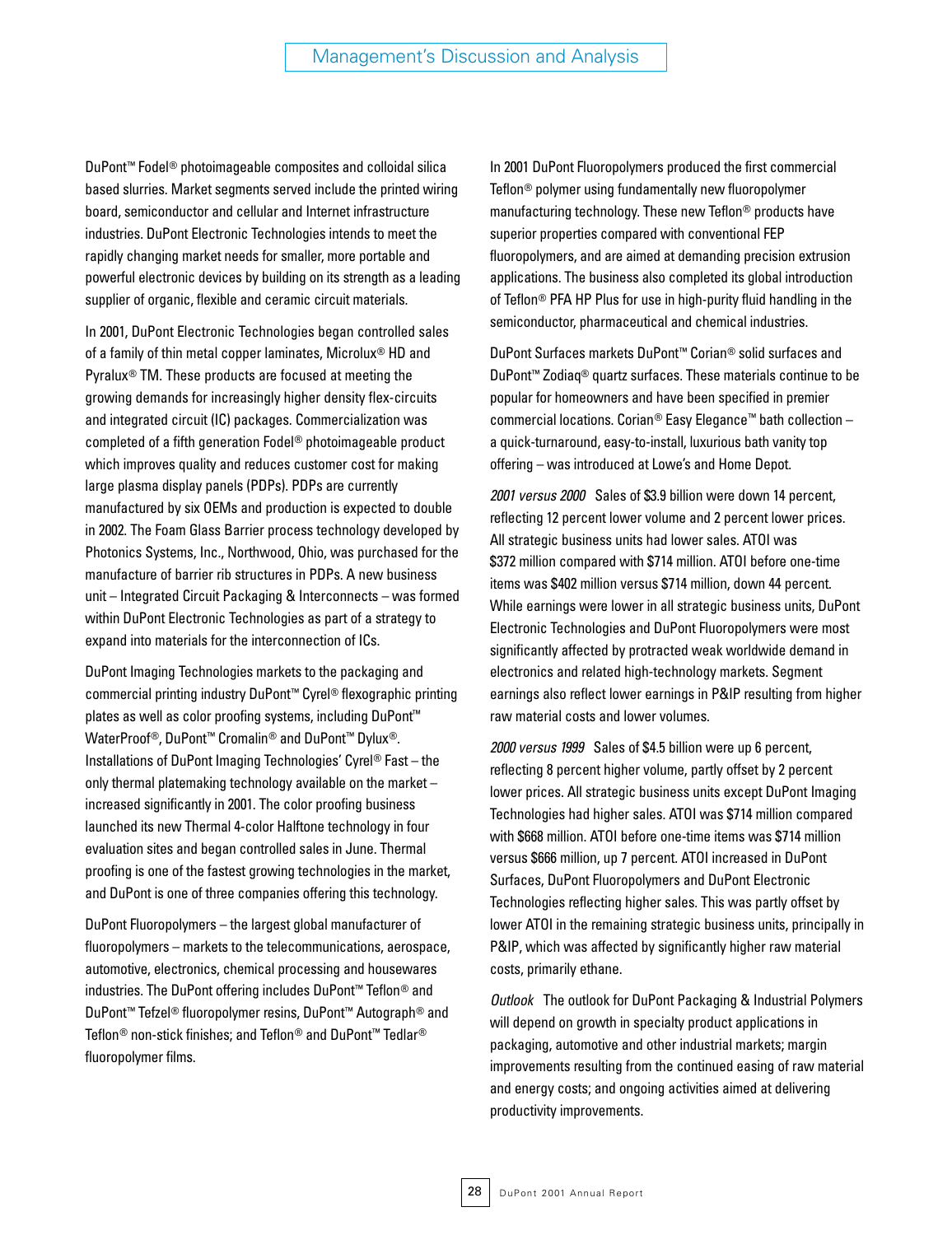DuPont™ Fodel® photoimageable composites and colloidal silica based slurries. Market segments served include the printed wiring board, semiconductor and cellular and Internet infrastructure industries. DuPont Electronic Technologies intends to meet the rapidly changing market needs for smaller, more portable and powerful electronic devices by building on its strength as a leading supplier of organic, flexible and ceramic circuit materials.

In 2001, DuPont Electronic Technologies began controlled sales of a family of thin metal copper laminates, Microlux® HD and Pyralux® TM. These products are focused at meeting the growing demands for increasingly higher density flex-circuits and integrated circuit (IC) packages. Commercialization was completed of a fifth generation Fodel® photoimageable product which improves quality and reduces customer cost for making large plasma display panels (PDPs). PDPs are currently manufactured by six OEMs and production is expected to double in 2002. The Foam Glass Barrier process technology developed by Photonics Systems, Inc., Northwood, Ohio, was purchased for the manufacture of barrier rib structures in PDPs. A new business unit – Integrated Circuit Packaging & Interconnects – was formed within DuPont Electronic Technologies as part of a strategy to expand into materials for the interconnection of ICs.

DuPont Imaging Technologies markets to the packaging and commercial printing industry DuPont™ Cyrel® flexographic printing plates as well as color proofing systems, including DuPont™ WaterProof®, DuPont™ Cromalin® and DuPont™ Dylux®. Installations of DuPont Imaging Technologies' Cyrel® Fast – the only thermal platemaking technology available on the market – increased significantly in 2001. The color proofing business launched its new Thermal 4-color Halftone technology in four evaluation sites and began controlled sales in June. Thermal proofing is one of the fastest growing technologies in the market, and DuPont is one of three companies offering this technology.

DuPont Fluoropolymers – the largest global manufacturer of fluoropolymers – markets to the telecommunications, aerospace, automotive, electronics, chemical processing and housewares industries. The DuPont offering includes DuPont™ Teflon® and DuPont™ Tefzel® fluoropolymer resins, DuPont™ Autograph® and Teflon® non-stick finishes; and Teflon® and DuPont™ Tedlar® fluoropolymer films.

In 2001 DuPont Fluoropolymers produced the first commercial Teflon® polymer using fundamentally new fluoropolymer manufacturing technology. These new Teflon® products have superior properties compared with conventional FEP fluoropolymers, and are aimed at demanding precision extrusion applications. The business also completed its global introduction of Teflon® PFA HP Plus for use in high-purity fluid handling in the semiconductor, pharmaceutical and chemical industries.

DuPont Surfaces markets DuPont™ Corian® solid surfaces and DuPont™ Zodiaq® quartz surfaces. These materials continue to be popular for homeowners and have been specified in premier commercial locations. Corian® Easy Elegance™ bath collection – a quick-turnaround, easy-to-install, luxurious bath vanity top offering – was introduced at Lowe's and Home Depot.

*2001 versus 2000* Sales of $3.9 billion were down 14 percent, reflecting 12 percent lower volume and 2 percent lower prices. All strategic business units had lower sales. ATOI was $372 million compared with $714 million. ATOI before one-time items was $402 million versus $714 million, down 44 percent. While earnings were lower in all strategic business units, DuPont Electronic Technologies and DuPont Fluoropolymers were most significantly affected by protracted weak worldwide demand in electronics and related high-technology markets. Segment earnings also reflect lower earnings in P&IP resulting from higher raw material costs and lower volumes.

*2000 versus 1999* Sales of $4.5 billion were up 6 percent, reflecting 8 percent higher volume, partly offset by 2 percent lower prices. All strategic business units except DuPont Imaging Technologies had higher sales. ATOI was $714 million compared with $668 million. ATOI before one-time items was $714 million versus $666 million, up 7 percent. ATOI increased in DuPont Surfaces, DuPont Fluoropolymers and DuPont Electronic Technologies reflecting higher sales. This was partly offset by lower ATOI in the remaining strategic business units, principally in P&IP, which was affected by significantly higher raw material costs, primarily ethane.

*Outlook* The outlook for DuPont Packaging & Industrial Polymers will depend on growth in specialty product applications in packaging, automotive and other industrial markets; margin improvements resulting from the continued easing of raw material and energy costs; and ongoing activities aimed at delivering productivity improvements.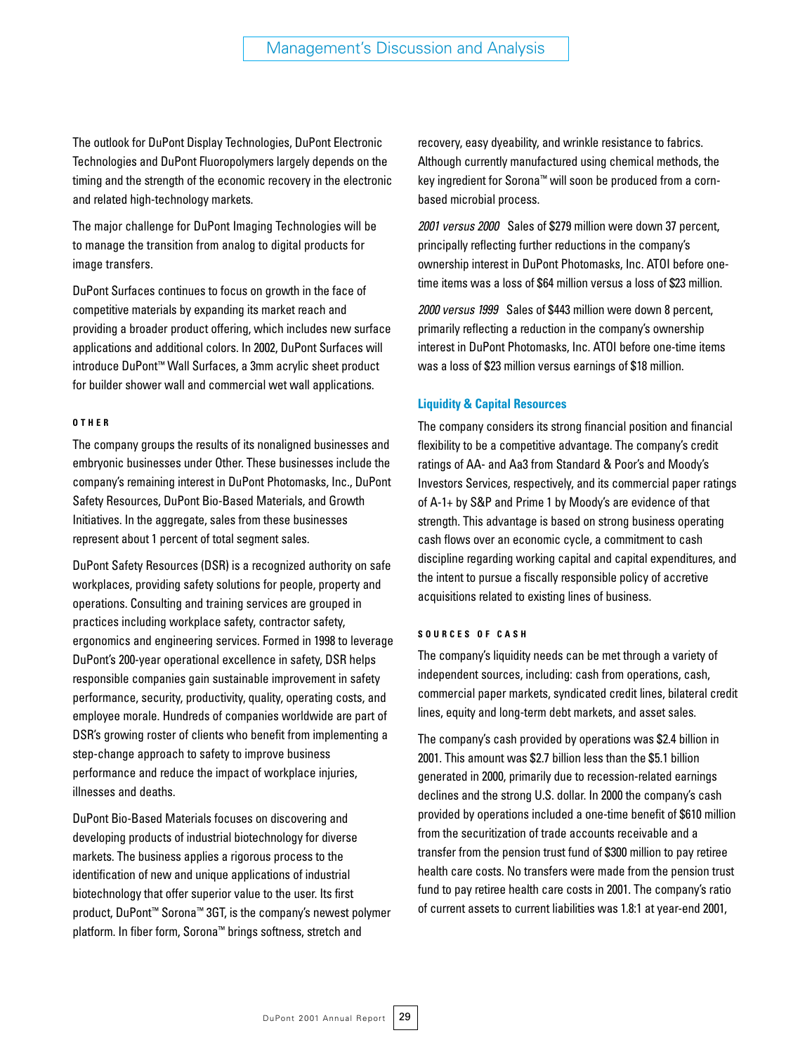The outlook for DuPont Display Technologies, DuPont Electronic Technologies and DuPont Fluoropolymers largely depends on the timing and the strength of the economic recovery in the electronic and related high-technology markets.

The major challenge for DuPont Imaging Technologies will be to manage the transition from analog to digital products for image transfers.

DuPont Surfaces continues to focus on growth in the face of competitive materials by expanding its market reach and providing a broader product offering, which includes new surface applications and additional colors. In 2002, DuPont Surfaces will introduce DuPont™ Wall Surfaces, a 3mm acrylic sheet product for builder shower wall and commercial wet wall applications.

#### OTHER

The company groups the results of its nonaligned businesses and embryonic businesses under Other. These businesses include the company's remaining interest in DuPont Photomasks, Inc., DuPont Safety Resources, DuPont Bio-Based Materials, and Growth Initiatives. In the aggregate, sales from these businesses represent about 1 percent of total segment sales.

DuPont Safety Resources (DSR) is a recognized authority on safe workplaces, providing safety solutions for people, property and operations. Consulting and training services are grouped in practices including workplace safety, contractor safety, ergonomics and engineering services. Formed in 1998 to leverage DuPont's 200-year operational excellence in safety, DSR helps responsible companies gain sustainable improvement in safety performance, security, productivity, quality, operating costs, and employee morale. Hundreds of companies worldwide are part of DSR's growing roster of clients who benefit from implementing a step-change approach to safety to improve business performance and reduce the impact of workplace injuries, illnesses and deaths.

DuPont Bio-Based Materials focuses on discovering and developing products of industrial biotechnology for diverse markets. The business applies a rigorous process to the identification of new and unique applications of industrial biotechnology that offer superior value to the user. Its first product, DuPont™ Sorona™ 3GT, is the company's newest polymer platform. In fiber form, Sorona™ brings softness, stretch and recovery, easy dyeability, and wrinkle resistance to fabrics. Although currently manufactured using chemical methods, the key ingredient for Sorona™ will soon be produced from a corn-based microbial process.

*2001 versus 2000* Sales of $279 million were down 37 percent, principally reflecting further reductions in the company's ownership interest in DuPont Photomasks, Inc. ATOI before one-time items was a loss of $64 million versus a loss of $23 million.

*2000 versus 1999* Sales of $443 million were down 8 percent, primarily reflecting a reduction in the company's ownership interest in DuPont Photomasks, Inc. ATOI before one-time items was a loss of $23 million versus earnings of $18 million.

### Liquidity & Capital Resources

The company considers its strong financial position and financial flexibility to be a competitive advantage. The company's credit ratings of AA- and Aa3 from Standard & Poor's and Moody's Investors Services, respectively, and its commercial paper ratings of A-1+ by S&P and Prime 1 by Moody's are evidence of that strength. This advantage is based on strong business operating cash flows over an economic cycle, a commitment to cash discipline regarding working capital and capital expenditures, and the intent to pursue a fiscally responsible policy of accretive acquisitions related to existing lines of business.

#### SOURCES OF CASH

The company's liquidity needs can be met through a variety of independent sources, including: cash from operations, cash, commercial paper markets, syndicated credit lines, bilateral credit lines, equity and long-term debt markets, and asset sales.

The company's cash provided by operations was $2.4 billion in 2001. This amount was $2.7 billion less than the $5.1 billion generated in 2000, primarily due to recession-related earnings declines and the strong U.S. dollar. In 2000 the company's cash provided by operations included a one-time benefit of $610 million from the securitization of trade accounts receivable and a transfer from the pension trust fund of $300 million to pay retiree health care costs. No transfers were made from the pension trust fund to pay retiree health care costs in 2001. The company's ratio of current assets to current liabilities was 1.8:1 at year-end 2001,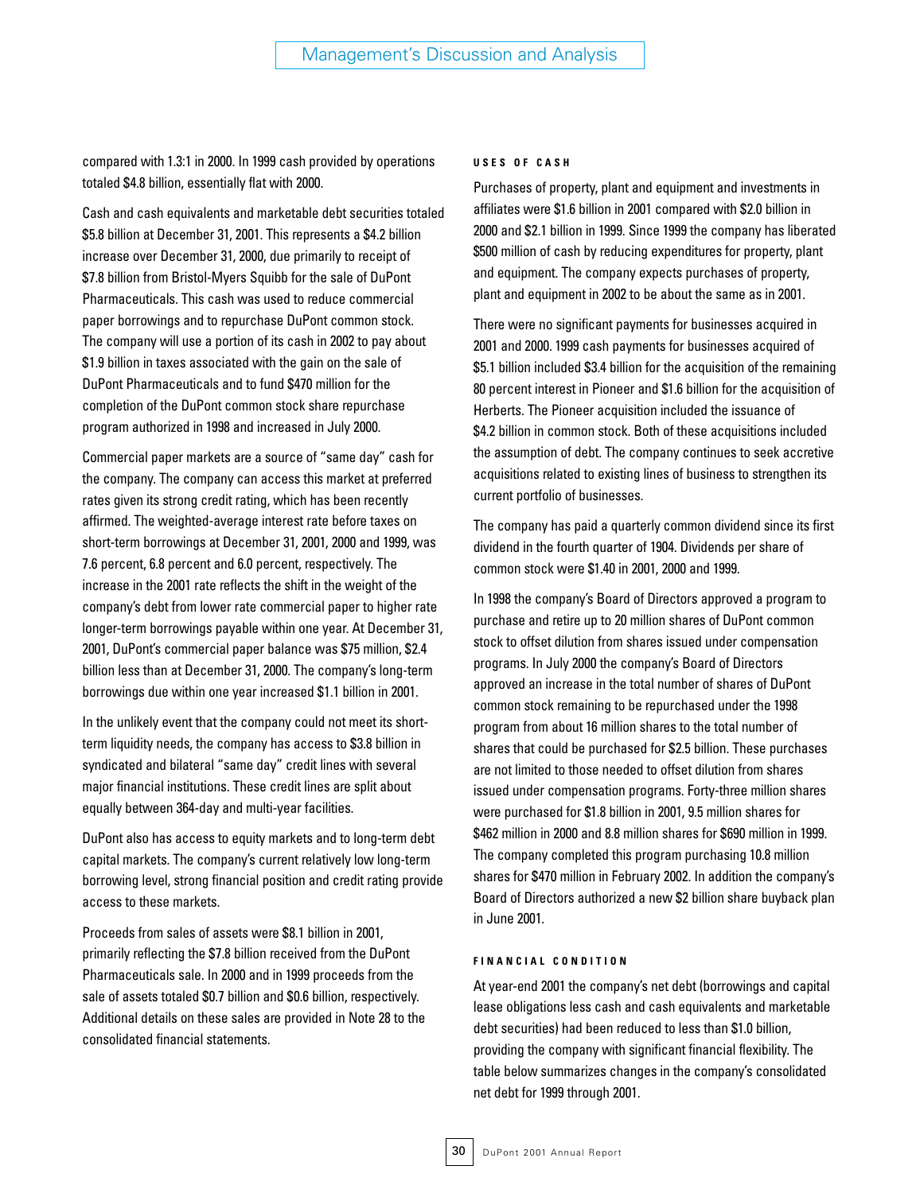compared with 1.3:1 in 2000. In 1999 cash provided by operations totaled $4.8 billion, essentially flat with 2000.

Cash and cash equivalents and marketable debt securities totaled $5.8 billion at December 31, 2001. This represents a $4.2 billion increase over December 31, 2000, due primarily to receipt of $7.8 billion from Bristol-Myers Squibb for the sale of DuPont Pharmaceuticals. This cash was used to reduce commercial paper borrowings and to repurchase DuPont common stock. The company will use a portion of its cash in 2002 to pay about $1.9 billion in taxes associated with the gain on the sale of DuPont Pharmaceuticals and to fund $470 million for the completion of the DuPont common stock share repurchase program authorized in 1998 and increased in July 2000.

Commercial paper markets are a source of "same day" cash for the company. The company can access this market at preferred rates given its strong credit rating, which has been recently affirmed. The weighted-average interest rate before taxes on short-term borrowings at December 31, 2001, 2000 and 1999, was 7.6 percent, 6.8 percent and 6.0 percent, respectively. The increase in the 2001 rate reflects the shift in the weight of the company's debt from lower rate commercial paper to higher rate longer-term borrowings payable within one year. At December 31, 2001, DuPont's commercial paper balance was $75 million, $2.4 billion less than at December 31, 2000. The company's long-term borrowings due within one year increased $1.1 billion in 2001.

In the unlikely event that the company could not meet its short-term liquidity needs, the company has access to $3.8 billion in syndicated and bilateral "same day" credit lines with several major financial institutions. These credit lines are split about equally between 364-day and multi-year facilities.

DuPont also has access to equity markets and to long-term debt capital markets. The company's current relatively low long-term borrowing level, strong financial position and credit rating provide access to these markets.

Proceeds from sales of assets were $8.1 billion in 2001, primarily reflecting the $7.8 billion received from the DuPont Pharmaceuticals sale. In 2000 and in 1999 proceeds from the sale of assets totaled $0.7 billion and $0.6 billion, respectively. Additional details on these sales are provided in Note 28 to the consolidated financial statements.

#### USES OF CASH

Purchases of property, plant and equipment and investments in affiliates were $1.6 billion in 2001 compared with $2.0 billion in 2000 and $2.1 billion in 1999. Since 1999 the company has liberated $500 million of cash by reducing expenditures for property, plant and equipment. The company expects purchases of property, plant and equipment in 2002 to be about the same as in 2001.

There were no significant payments for businesses acquired in 2001 and 2000. 1999 cash payments for businesses acquired of $5.1 billion included $3.4 billion for the acquisition of the remaining 80 percent interest in Pioneer and $1.6 billion for the acquisition of Herberts. The Pioneer acquisition included the issuance of $4.2 billion in common stock. Both of these acquisitions included the assumption of debt. The company continues to seek accretive acquisitions related to existing lines of business to strengthen its current portfolio of businesses.

The company has paid a quarterly common dividend since its first dividend in the fourth quarter of 1904. Dividends per share of common stock were $1.40 in 2001, 2000 and 1999.

In 1998 the company's Board of Directors approved a program to purchase and retire up to 20 million shares of DuPont common stock to offset dilution from shares issued under compensation programs. In July 2000 the company's Board of Directors approved an increase in the total number of shares of DuPont common stock remaining to be repurchased under the 1998 program from about 16 million shares to the total number of shares that could be purchased for $2.5 billion. These purchases are not limited to those needed to offset dilution from shares issued under compensation programs. Forty-three million shares were purchased for $1.8 billion in 2001, 9.5 million shares for $462 million in 2000 and 8.8 million shares for $690 million in 1999. The company completed this program purchasing 10.8 million shares for $470 million in February 2002. In addition the company's Board of Directors authorized a new $2 billion share buyback plan in June 2001.

#### FINANCIAL CONDITION

At year-end 2001 the company's net debt (borrowings and capital lease obligations less cash and cash equivalents and marketable debt securities) had been reduced to less than $1.0 billion, providing the company with significant financial flexibility. The table below summarizes changes in the company's consolidated net debt for 1999 through 2001.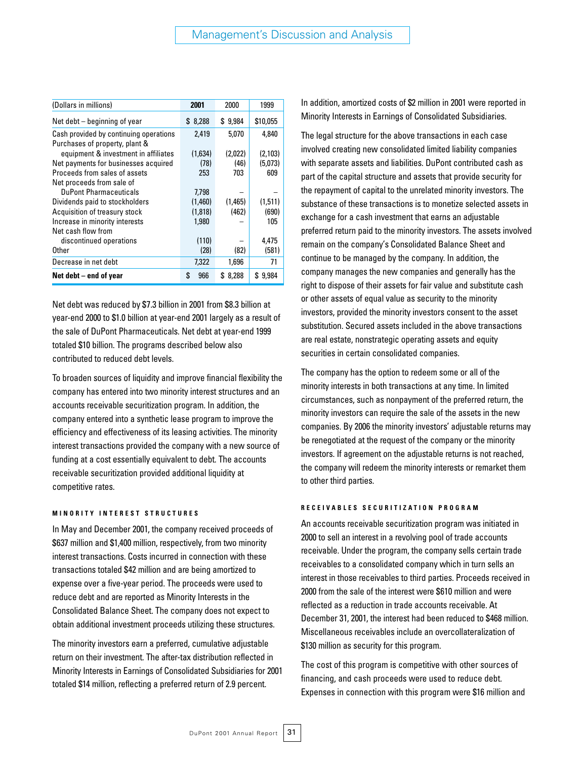| (Dollars in millions) | 2001 | 2000 | 1999 |
|---|---|---|---|
| Net debt – beginning of year | $ 8,288 | $ 9,984 | $10,055 |
| Cash provided by continuing operations | 2,419 | 5,070 | 4,840 |
| Purchases of property, plant & equipment & investment in affiliates | (1,634) | (2,022) | (2,103) |
| Net payments for businesses acquired | (78) | (46) | (5,073) |
| Proceeds from sales of assets | 253 | 703 | 609 |
| Net proceeds from sale of DuPont Pharmaceuticals | 7,798 | – | – |
| Dividends paid to stockholders | (1,460) | (1,465) | (1,511) |
| Acquisition of treasury stock | (1,818) | (462) | (690) |
| Increase in minority interests | 1,980 | – | 105 |
| Net cash flow from discontinued operations | (110) | – | 4,475 |
| Other | (28) | (82) | (581) |
| Decrease in net debt | 7,322 | 1,696 | 71 |
| **Net debt – end of year** | $ 966 | $ 8,288 | $ 9,984 |

Net debt was reduced by $7.3 billion in 2001 from $8.3 billion at year-end 2000 to $1.0 billion at year-end 2001 largely as a result of the sale of DuPont Pharmaceuticals. Net debt at year-end 1999 totaled $10 billion. The programs described below also contributed to reduced debt levels.

To broaden sources of liquidity and improve financial flexibility the company has entered into two minority interest structures and an accounts receivable securitization program. In addition, the company entered into a synthetic lease program to improve the efficiency and effectiveness of its leasing activities. The minority interest transactions provided the company with a new source of funding at a cost essentially equivalent to debt. The accounts receivable securitization provided additional liquidity at competitive rates.

#### MINORITY INTEREST STRUCTURES

In May and December 2001, the company received proceeds of $637 million and $1,400 million, respectively, from two minority interest transactions. Costs incurred in connection with these transactions totaled $42 million and are being amortized to expense over a five-year period. The proceeds were used to reduce debt and are reported as Minority Interests in the Consolidated Balance Sheet. The company does not expect to obtain additional investment proceeds utilizing these structures.

The minority investors earn a preferred, cumulative adjustable return on their investment. The after-tax distribution reflected in Minority Interests in Earnings of Consolidated Subsidiaries for 2001 totaled $14 million, reflecting a preferred return of 2.9 percent.

In addition, amortized costs of $2 million in 2001 were reported in Minority Interests in Earnings of Consolidated Subsidiaries.

The legal structure for the above transactions in each case involved creating new consolidated limited liability companies with separate assets and liabilities. DuPont contributed cash as part of the capital structure and assets that provide security for the repayment of capital to the unrelated minority investors. The substance of these transactions is to monetize selected assets in exchange for a cash investment that earns an adjustable preferred return paid to the minority investors. The assets involved remain on the company's Consolidated Balance Sheet and continue to be managed by the company. In addition, the company manages the new companies and generally has the right to dispose of their assets for fair value and substitute cash or other assets of equal value as security to the minority investors, provided the minority investors consent to the asset substitution. Secured assets included in the above transactions are real estate, nonstrategic operating assets and equity securities in certain consolidated companies.

The company has the option to redeem some or all of the minority interests in both transactions at any time. In limited circumstances, such as nonpayment of the preferred return, the minority investors can require the sale of the assets in the new companies. By 2006 the minority investors' adjustable returns may be renegotiated at the request of the company or the minority investors. If agreement on the adjustable returns is not reached, the company will redeem the minority interests or remarket them to other third parties.

#### RECEIVABLES SECURITIZATION PROGRAM

An accounts receivable securitization program was initiated in 2000 to sell an interest in a revolving pool of trade accounts receivable. Under the program, the company sells certain trade receivables to a consolidated company which in turn sells an interest in those receivables to third parties. Proceeds received in 2000 from the sale of the interest were $610 million and were reflected as a reduction in trade accounts receivable. At December 31, 2001, the interest had been reduced to $468 million. Miscellaneous receivables include an overcollateralization of $130 million as security for this program.

The cost of this program is competitive with other sources of financing, and cash proceeds were used to reduce debt. Expenses in connection with this program were $16 million and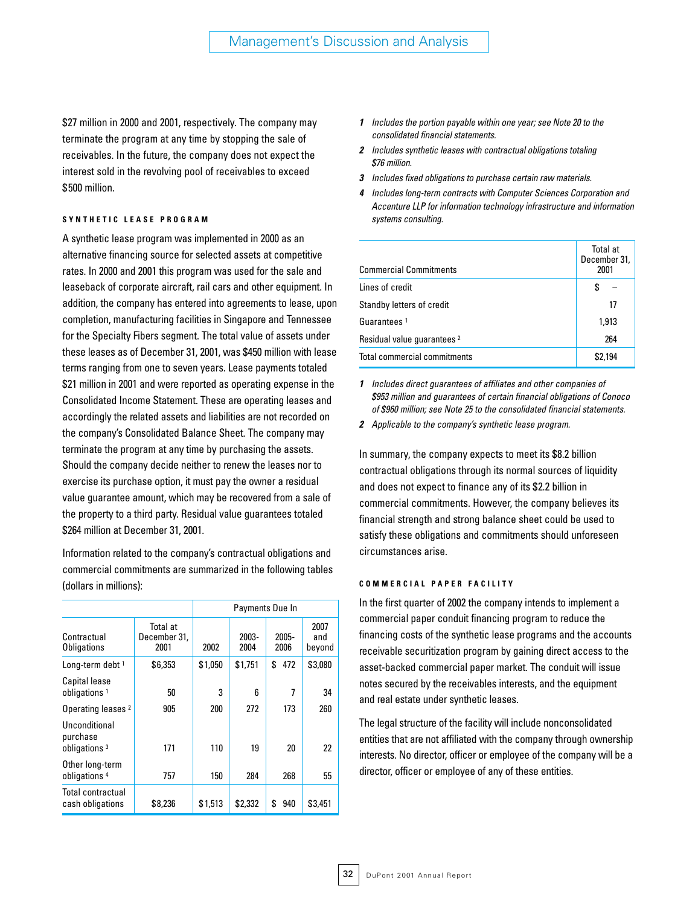$27 million in 2000 and 2001, respectively. The company may terminate the program at any time by stopping the sale of receivables. In the future, the company does not expect the interest sold in the revolving pool of receivables to exceed $500 million.

#### SYNTHETIC LEASE PROGRAM

A synthetic lease program was implemented in 2000 as an alternative financing source for selected assets at competitive rates. In 2000 and 2001 this program was used for the sale and leaseback of corporate aircraft, rail cars and other equipment. In addition, the company has entered into agreements to lease, upon completion, manufacturing facilities in Singapore and Tennessee for the Specialty Fibers segment. The total value of assets under these leases as of December 31, 2001, was $450 million with lease terms ranging from one to seven years. Lease payments totaled $21 million in 2001 and were reported as operating expense in the Consolidated Income Statement. These are operating leases and accordingly the related assets and liabilities are not recorded on the company's Consolidated Balance Sheet. The company may terminate the program at any time by purchasing the assets. Should the company decide neither to renew the leases nor to exercise its purchase option, it must pay the owner a residual value guarantee amount, which may be recovered from a sale of the property to a third party. Residual value guarantees totaled $264 million at December 31, 2001.

Information related to the company's contractual obligations and commercial commitments are summarized in the following tables (dollars in millions):

| | | Payments Due In | | | |
|---|---|---|---|---|---|
| Contractual Obligations | Total at December 31, 2001 | 2002 | 2003-2004 | 2005-2006 | 2007 and beyond |
| Long-term debt [1] | $6,353 | $1,050 | $1,751 | $ 472 | $3,080 |
| Capital lease obligations [1] | 50 | 3 | 6 | 7 | 34 |
| Operating leases [2] | 905 | 200 | 272 | 173 | 260 |
| Unconditional purchase obligations [3] | 171 | 110 | 19 | 20 | 22 |
| Other long-term obligations [4] | 757 | 150 | 284 | 268 | 55 |
| Total contractual cash obligations | $8,236 | $1,513 | $2,332 | $ 940 | $3,451 |

*1 Includes the portion payable within one year; see Note 20 to the consolidated financial statements.*

*2 Includes synthetic leases with contractual obligations totaling $76 million.*

*3 Includes fixed obligations to purchase certain raw materials.*

*4 Includes long-term contracts with Computer Sciences Corporation and Accenture LLP for information technology infrastructure and information systems consulting.*

| Commercial Commitments | Total at December 31, 2001 |
|---|---|
| Lines of credit | $ – |
| Standby letters of credit | 17 |
| Guarantees [1] | 1,913 |
| Residual value guarantees [2] | 264 |
| Total commercial commitments | $2,194 |

*1 Includes direct guarantees of affiliates and other companies of $953 million and guarantees of certain financial obligations of Conoco of $960 million; see Note 25 to the consolidated financial statements.*

*2 Applicable to the company's synthetic lease program.*

In summary, the company expects to meet its $8.2 billion contractual obligations through its normal sources of liquidity and does not expect to finance any of its $2.2 billion in commercial commitments. However, the company believes its financial strength and strong balance sheet could be used to satisfy these obligations and commitments should unforeseen circumstances arise.

#### COMMERCIAL PAPER FACILITY

In the first quarter of 2002 the company intends to implement a commercial paper conduit financing program to reduce the financing costs of the synthetic lease programs and the accounts receivable securitization program by gaining direct access to the asset-backed commercial paper market. The conduit will issue notes secured by the receivables interests, and the equipment and real estate under synthetic leases.

The legal structure of the facility will include nonconsolidated entities that are not affiliated with the company through ownership interests. No director, officer or employee of the company will be a director, officer or employee of any of these entities.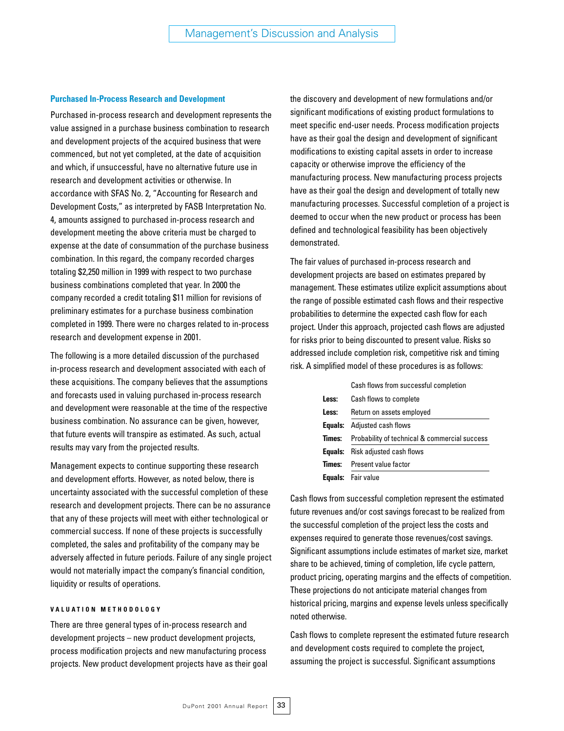## Purchased In-Process Research and Development

Purchased in-process research and development represents the value assigned in a purchase business combination to research and development projects of the acquired business that were commenced, but not yet completed, at the date of acquisition and which, if unsuccessful, have no alternative future use in research and development activities or otherwise. In accordance with SFAS No. 2, "Accounting for Research and Development Costs," as interpreted by FASB Interpretation No. 4, amounts assigned to purchased in-process research and development meeting the above criteria must be charged to expense at the date of consummation of the purchase business combination. In this regard, the company recorded charges totaling $2,250 million in 1999 with respect to two purchase business combinations completed that year. In 2000 the company recorded a credit totaling $11 million for revisions of preliminary estimates for a purchase business combination completed in 1999. There were no charges related to in-process research and development expense in 2001.

The following is a more detailed discussion of the purchased in-process research and development associated with each of these acquisitions. The company believes that the assumptions and forecasts used in valuing purchased in-process research and development were reasonable at the time of the respective business combination. No assurance can be given, however, that future events will transpire as estimated. As such, actual results may vary from the projected results.

Management expects to continue supporting these research and development efforts. However, as noted below, there is uncertainty associated with the successful completion of these research and development projects. There can be no assurance that any of these projects will meet with either technological or commercial success. If none of these projects is successfully completed, the sales and profitability of the company may be adversely affected in future periods. Failure of any single project would not materially impact the company's financial condition, liquidity or results of operations.

### VALUATION METHODOLOGY

There are three general types of in-process research and development projects – new product development projects, process modification projects and new manufacturing process projects. New product development projects have as their goal the discovery and development of new formulations and/or significant modifications of existing product formulations to meet specific end-user needs. Process modification projects have as their goal the design and development of significant modifications to existing capital assets in order to increase capacity or otherwise improve the efficiency of the manufacturing process. New manufacturing process projects have as their goal the design and development of totally new manufacturing processes. Successful completion of a project is deemed to occur when the new product or process has been defined and technological feasibility has been objectively demonstrated.

The fair values of purchased in-process research and development projects are based on estimates prepared by management. These estimates utilize explicit assumptions about the range of possible estimated cash flows and their respective probabilities to determine the expected cash flow for each project. Under this approach, projected cash flows are adjusted for risks prior to being discounted to present value. Risks so addressed include completion risk, competitive risk and timing risk. A simplified model of these procedures is as follows:

| | |
|---|---|
| | Cash flows from successful completion |
| **Less:** | Cash flows to complete |
| **Less:** | Return on assets employed |
| **Equals:** | Adjusted cash flows |
| **Times:** | Probability of technical & commercial success |
| **Equals:** | Risk adjusted cash flows |
| **Times:** | Present value factor |
| **Equals:** | Fair value |

Cash flows from successful completion represent the estimated future revenues and/or cost savings forecast to be realized from the successful completion of the project less the costs and expenses required to generate those revenues/cost savings. Significant assumptions include estimates of market size, market share to be achieved, timing of completion, life cycle pattern, product pricing, operating margins and the effects of competition. These projections do not anticipate material changes from historical pricing, margins and expense levels unless specifically noted otherwise.

Cash flows to complete represent the estimated future research and development costs required to complete the project, assuming the project is successful. Significant assumptions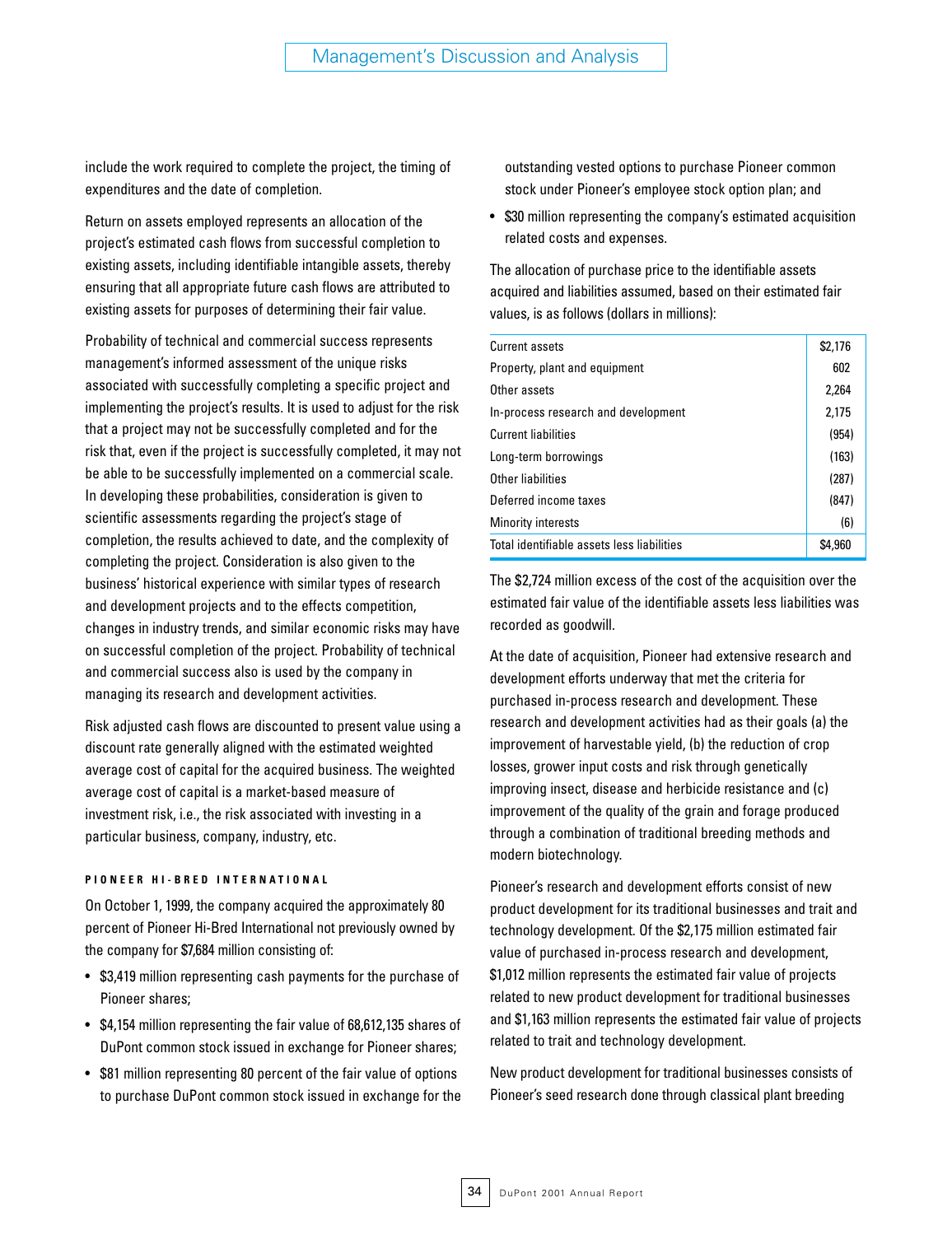include the work required to complete the project, the timing of expenditures and the date of completion.

Return on assets employed represents an allocation of the project's estimated cash flows from successful completion to existing assets, including identifiable intangible assets, thereby ensuring that all appropriate future cash flows are attributed to existing assets for purposes of determining their fair value.

Probability of technical and commercial success represents management's informed assessment of the unique risks associated with successfully completing a specific project and implementing the project's results. It is used to adjust for the risk that a project may not be successfully completed and for the risk that, even if the project is successfully completed, it may not be able to be successfully implemented on a commercial scale. In developing these probabilities, consideration is given to scientific assessments regarding the project's stage of completion, the results achieved to date, and the complexity of completing the project. Consideration is also given to the business' historical experience with similar types of research and development projects and to the effects competition, changes in industry trends, and similar economic risks may have on successful completion of the project. Probability of technical and commercial success also is used by the company in managing its research and development activities.

Risk adjusted cash flows are discounted to present value using a discount rate generally aligned with the estimated weighted average cost of capital for the acquired business. The weighted average cost of capital is a market-based measure of investment risk, i.e., the risk associated with investing in a particular business, company, industry, etc.

#### PIONEER HI-BRED INTERNATIONAL

On October 1, 1999, the company acquired the approximately 80 percent of Pioneer Hi-Bred International not previously owned by the company for $7,684 million consisting of:

- $3,419 million representing cash payments for the purchase of Pioneer shares;
- $4,154 million representing the fair value of 68,612,135 shares of DuPont common stock issued in exchange for Pioneer shares;
- $81 million representing 80 percent of the fair value of options to purchase DuPont common stock issued in exchange for the outstanding vested options to purchase Pioneer common stock under Pioneer's employee stock option plan; and
- $30 million representing the company's estimated acquisition related costs and expenses.

The allocation of purchase price to the identifiable assets acquired and liabilities assumed, based on their estimated fair values, is as follows (dollars in millions):

| | |
|---|---|
| Current assets | $2,176 |
| Property, plant and equipment | 602 |
| Other assets | 2,264 |
| In-process research and development | 2,175 |
| Current liabilities | (954) |
| Long-term borrowings | (163) |
| Other liabilities | (287) |
| Deferred income taxes | (847) |
| Minority interests | (6) |
| Total identifiable assets less liabilities | $4,960 |

The $2,724 million excess of the cost of the acquisition over the estimated fair value of the identifiable assets less liabilities was recorded as goodwill.

At the date of acquisition, Pioneer had extensive research and development efforts underway that met the criteria for purchased in-process research and development. These research and development activities had as their goals (a) the improvement of harvestable yield, (b) the reduction of crop losses, grower input costs and risk through genetically improving insect, disease and herbicide resistance and (c) improvement of the quality of the grain and forage produced through a combination of traditional breeding methods and modern biotechnology.

Pioneer's research and development efforts consist of new product development for its traditional businesses and trait and technology development. Of the $2,175 million estimated fair value of purchased in-process research and development, $1,012 million represents the estimated fair value of projects related to new product development for traditional businesses and $1,163 million represents the estimated fair value of projects related to trait and technology development.

New product development for traditional businesses consists of Pioneer's seed research done through classical plant breeding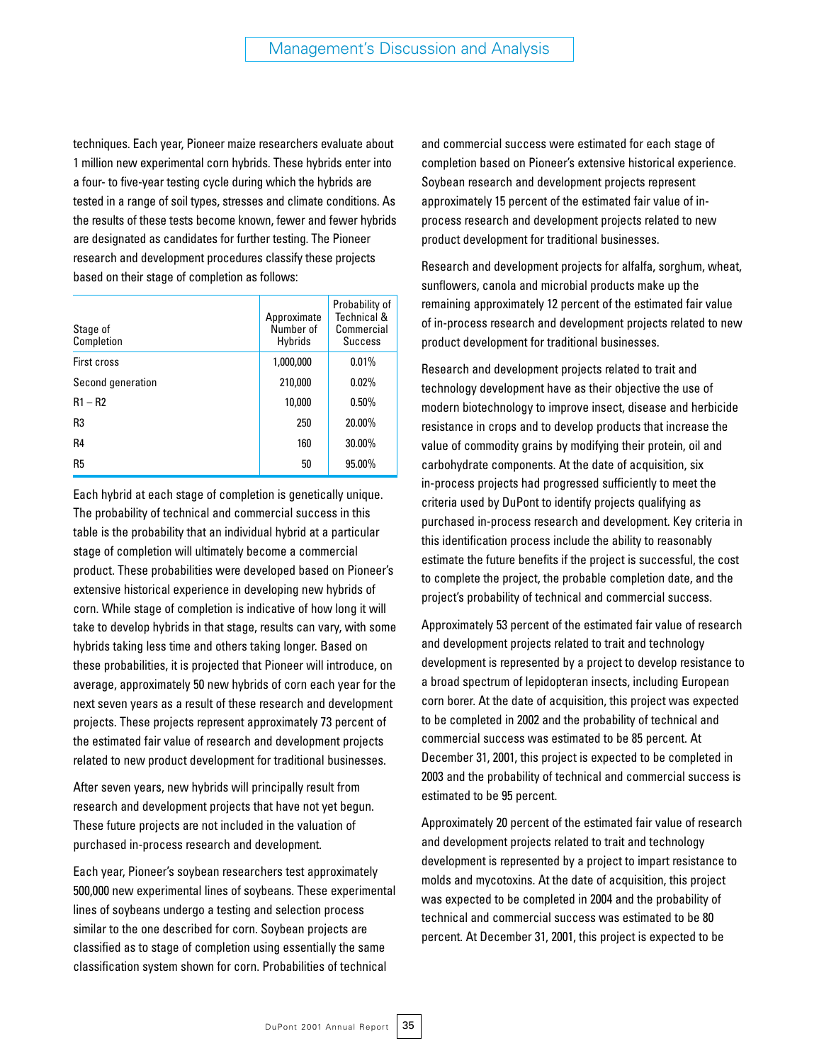techniques. Each year, Pioneer maize researchers evaluate about 1 million new experimental corn hybrids. These hybrids enter into a four- to five-year testing cycle during which the hybrids are tested in a range of soil types, stresses and climate conditions. As the results of these tests become known, fewer and fewer hybrids are designated as candidates for further testing. The Pioneer research and development procedures classify these projects based on their stage of completion as follows:

| Stage of Completion | Approximate Number of Hybrids | Probability of Technical & Commercial Success |
|---|---|---|
| First cross | 1,000,000 | 0.01% |
| Second generation | 210,000 | 0.02% |
| R1 – R2 | 10,000 | 0.50% |
| R3 | 250 | 20.00% |
| R4 | 160 | 30.00% |
| R5 | 50 | 95.00% |

Each hybrid at each stage of completion is genetically unique. The probability of technical and commercial success in this table is the probability that an individual hybrid at a particular stage of completion will ultimately become a commercial product. These probabilities were developed based on Pioneer's extensive historical experience in developing new hybrids of corn. While stage of completion is indicative of how long it will take to develop hybrids in that stage, results can vary, with some hybrids taking less time and others taking longer. Based on these probabilities, it is projected that Pioneer will introduce, on average, approximately 50 new hybrids of corn each year for the next seven years as a result of these research and development projects. These projects represent approximately 73 percent of the estimated fair value of research and development projects related to new product development for traditional businesses.

After seven years, new hybrids will principally result from research and development projects that have not yet begun. These future projects are not included in the valuation of purchased in-process research and development.

Each year, Pioneer's soybean researchers test approximately 500,000 new experimental lines of soybeans. These experimental lines of soybeans undergo a testing and selection process similar to the one described for corn. Soybean projects are classified as to stage of completion using essentially the same classification system shown for corn. Probabilities of technical and commercial success were estimated for each stage of completion based on Pioneer's extensive historical experience. Soybean research and development projects represent approximately 15 percent of the estimated fair value of in-process research and development projects related to new product development for traditional businesses.

Research and development projects for alfalfa, sorghum, wheat, sunflowers, canola and microbial products make up the remaining approximately 12 percent of the estimated fair value of in-process research and development projects related to new product development for traditional businesses.

Research and development projects related to trait and technology development have as their objective the use of modern biotechnology to improve insect, disease and herbicide resistance in crops and to develop products that increase the value of commodity grains by modifying their protein, oil and carbohydrate components. At the date of acquisition, six in-process projects had progressed sufficiently to meet the criteria used by DuPont to identify projects qualifying as purchased in-process research and development. Key criteria in this identification process include the ability to reasonably estimate the future benefits if the project is successful, the cost to complete the project, the probable completion date, and the project's probability of technical and commercial success.

Approximately 53 percent of the estimated fair value of research and development projects related to trait and technology development is represented by a project to develop resistance to a broad spectrum of lepidopteran insects, including European corn borer. At the date of acquisition, this project was expected to be completed in 2002 and the probability of technical and commercial success was estimated to be 85 percent. At December 31, 2001, this project is expected to be completed in 2003 and the probability of technical and commercial success is estimated to be 95 percent.

Approximately 20 percent of the estimated fair value of research and development projects related to trait and technology development is represented by a project to impart resistance to molds and mycotoxins. At the date of acquisition, this project was expected to be completed in 2004 and the probability of technical and commercial success was estimated to be 80 percent. At December 31, 2001, this project is expected to be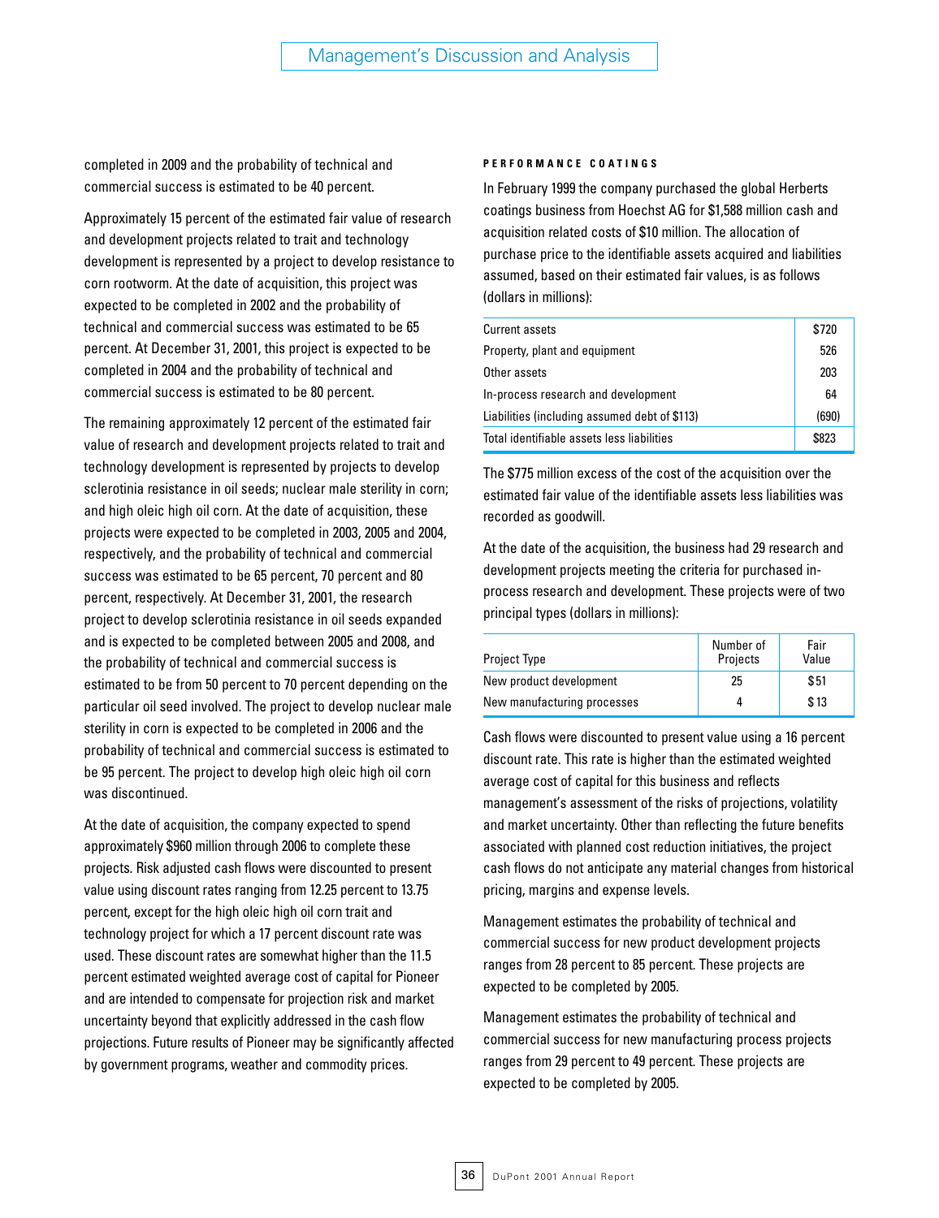completed in 2009 and the probability of technical and commercial success is estimated to be 40 percent.

Approximately 15 percent of the estimated fair value of research and development projects related to trait and technology development is represented by a project to develop resistance to corn rootworm. At the date of acquisition, this project was expected to be completed in 2002 and the probability of technical and commercial success was estimated to be 65 percent. At December 31, 2001, this project is expected to be completed in 2004 and the probability of technical and commercial success is estimated to be 80 percent.

The remaining approximately 12 percent of the estimated fair value of research and development projects related to trait and technology development is represented by projects to develop sclerotinia resistance in oil seeds; nuclear male sterility in corn; and high oleic high oil corn. At the date of acquisition, these projects were expected to be completed in 2003, 2005 and 2004, respectively, and the probability of technical and commercial success was estimated to be 65 percent, 70 percent and 80 percent, respectively. At December 31, 2001, the research project to develop sclerotinia resistance in oil seeds expanded and is expected to be completed between 2005 and 2008, and the probability of technical and commercial success is estimated to be from 50 percent to 70 percent depending on the particular oil seed involved. The project to develop nuclear male sterility in corn is expected to be completed in 2006 and the probability of technical and commercial success is estimated to be 95 percent. The project to develop high oleic high oil corn was discontinued.

At the date of acquisition, the company expected to spend approximately $960 million through 2006 to complete these projects. Risk adjusted cash flows were discounted to present value using discount rates ranging from 12.25 percent to 13.75 percent, except for the high oleic high oil corn trait and technology project for which a 17 percent discount rate was used. These discount rates are somewhat higher than the 11.5 percent estimated weighted average cost of capital for Pioneer and are intended to compensate for projection risk and market uncertainty beyond that explicitly addressed in the cash flow projections. Future results of Pioneer may be significantly affected by government programs, weather and commodity prices.

**PERFORMANCE COATINGS**

In February 1999 the company purchased the global Herberts coatings business from Hoechst AG for $1,588 million cash and acquisition related costs of $10 million. The allocation of purchase price to the identifiable assets acquired and liabilities assumed, based on their estimated fair values, is as follows (dollars in millions):

| | |
|---|---|
| Current assets | $720 |
| Property, plant and equipment | 526 |
| Other assets | 203 |
| In-process research and development | 64 |
| Liabilities (including assumed debt of $113) | (690) |
| Total identifiable assets less liabilities | $823 |

The $775 million excess of the cost of the acquisition over the estimated fair value of the identifiable assets less liabilities was recorded as goodwill.

At the date of the acquisition, the business had 29 research and development projects meeting the criteria for purchased in-process research and development. These projects were of two principal types (dollars in millions):

| Project Type | Number of Projects | Fair Value |
|---|---|---|
| New product development | 25 | $51 |
| New manufacturing processes | 4 | $13 |

Cash flows were discounted to present value using a 16 percent discount rate. This rate is higher than the estimated weighted average cost of capital for this business and reflects management's assessment of the risks of projections, volatility and market uncertainty. Other than reflecting the future benefits associated with planned cost reduction initiatives, the project cash flows do not anticipate any material changes from historical pricing, margins and expense levels.

Management estimates the probability of technical and commercial success for new product development projects ranges from 28 percent to 85 percent. These projects are expected to be completed by 2005.

Management estimates the probability of technical and commercial success for new manufacturing process projects ranges from 29 percent to 49 percent. These projects are expected to be completed by 2005.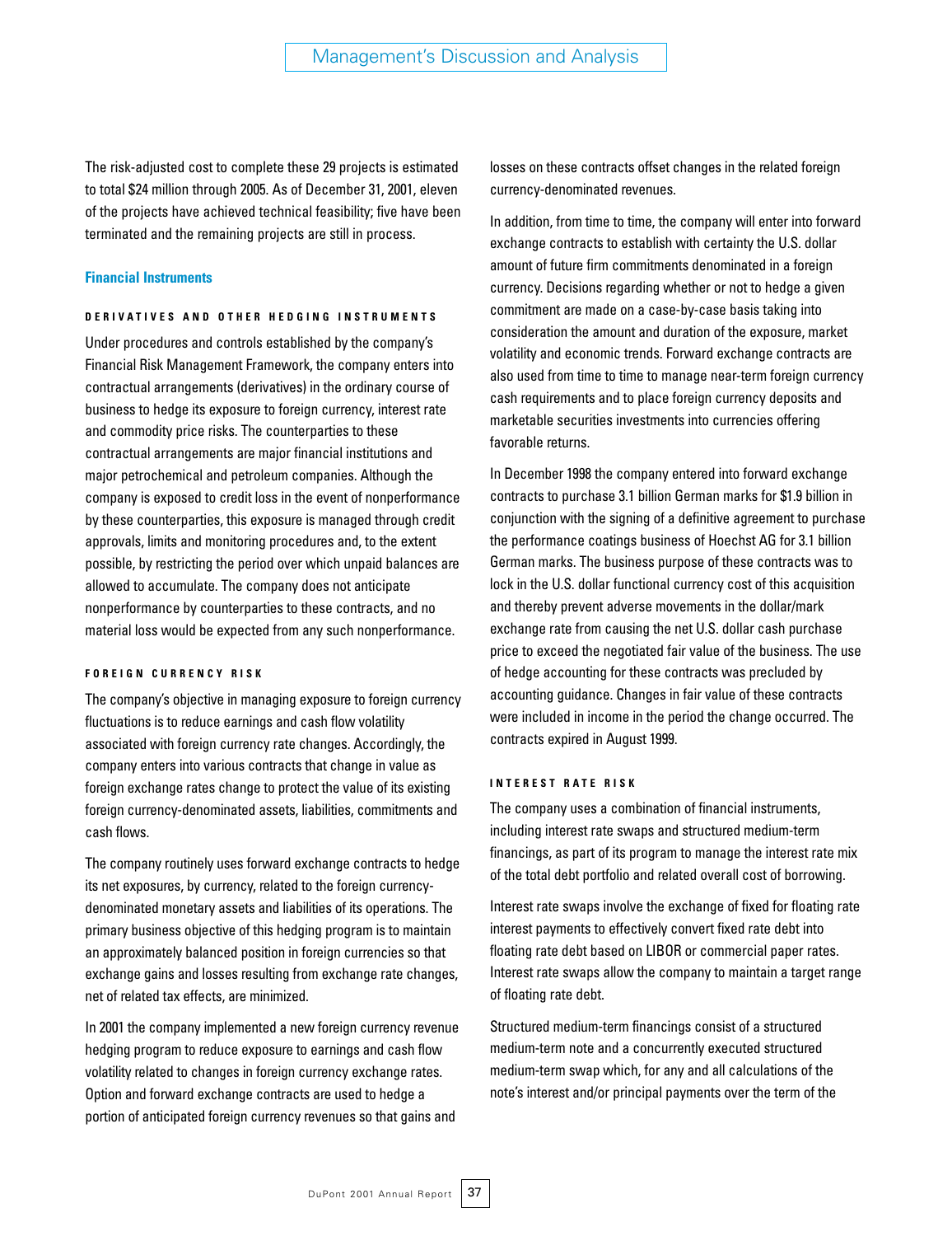The risk-adjusted cost to complete these 29 projects is estimated to total $24 million through 2005. As of December 31, 2001, eleven of the projects have achieved technical feasibility; five have been terminated and the remaining projects are still in process.

## Financial Instruments

### DERIVATIVES AND OTHER HEDGING INSTRUMENTS

Under procedures and controls established by the company's Financial Risk Management Framework, the company enters into contractual arrangements (derivatives) in the ordinary course of business to hedge its exposure to foreign currency, interest rate and commodity price risks. The counterparties to these contractual arrangements are major financial institutions and major petrochemical and petroleum companies. Although the company is exposed to credit loss in the event of nonperformance by these counterparties, this exposure is managed through credit approvals, limits and monitoring procedures and, to the extent possible, by restricting the period over which unpaid balances are allowed to accumulate. The company does not anticipate nonperformance by counterparties to these contracts, and no material loss would be expected from any such nonperformance.

### FOREIGN CURRENCY RISK

The company's objective in managing exposure to foreign currency fluctuations is to reduce earnings and cash flow volatility associated with foreign currency rate changes. Accordingly, the company enters into various contracts that change in value as foreign exchange rates change to protect the value of its existing foreign currency-denominated assets, liabilities, commitments and cash flows.

The company routinely uses forward exchange contracts to hedge its net exposures, by currency, related to the foreign currency-denominated monetary assets and liabilities of its operations. The primary business objective of this hedging program is to maintain an approximately balanced position in foreign currencies so that exchange gains and losses resulting from exchange rate changes, net of related tax effects, are minimized.

In 2001 the company implemented a new foreign currency revenue hedging program to reduce exposure to earnings and cash flow volatility related to changes in foreign currency exchange rates. Option and forward exchange contracts are used to hedge a portion of anticipated foreign currency revenues so that gains and losses on these contracts offset changes in the related foreign currency-denominated revenues.

In addition, from time to time, the company will enter into forward exchange contracts to establish with certainty the U.S. dollar amount of future firm commitments denominated in a foreign currency. Decisions regarding whether or not to hedge a given commitment are made on a case-by-case basis taking into consideration the amount and duration of the exposure, market volatility and economic trends. Forward exchange contracts are also used from time to time to manage near-term foreign currency cash requirements and to place foreign currency deposits and marketable securities investments into currencies offering favorable returns.

In December 1998 the company entered into forward exchange contracts to purchase 3.1 billion German marks for $1.9 billion in conjunction with the signing of a definitive agreement to purchase the performance coatings business of Hoechst AG for 3.1 billion German marks. The business purpose of these contracts was to lock in the U.S. dollar functional currency cost of this acquisition and thereby prevent adverse movements in the dollar/mark exchange rate from causing the net U.S. dollar cash purchase price to exceed the negotiated fair value of the business. The use of hedge accounting for these contracts was precluded by accounting guidance. Changes in fair value of these contracts were included in income in the period the change occurred. The contracts expired in August 1999.

### INTEREST RATE RISK

The company uses a combination of financial instruments, including interest rate swaps and structured medium-term financings, as part of its program to manage the interest rate mix of the total debt portfolio and related overall cost of borrowing.

Interest rate swaps involve the exchange of fixed for floating rate interest payments to effectively convert fixed rate debt into floating rate debt based on LIBOR or commercial paper rates. Interest rate swaps allow the company to maintain a target range of floating rate debt.

Structured medium-term financings consist of a structured medium-term note and a concurrently executed structured medium-term swap which, for any and all calculations of the note's interest and/or principal payments over the term of the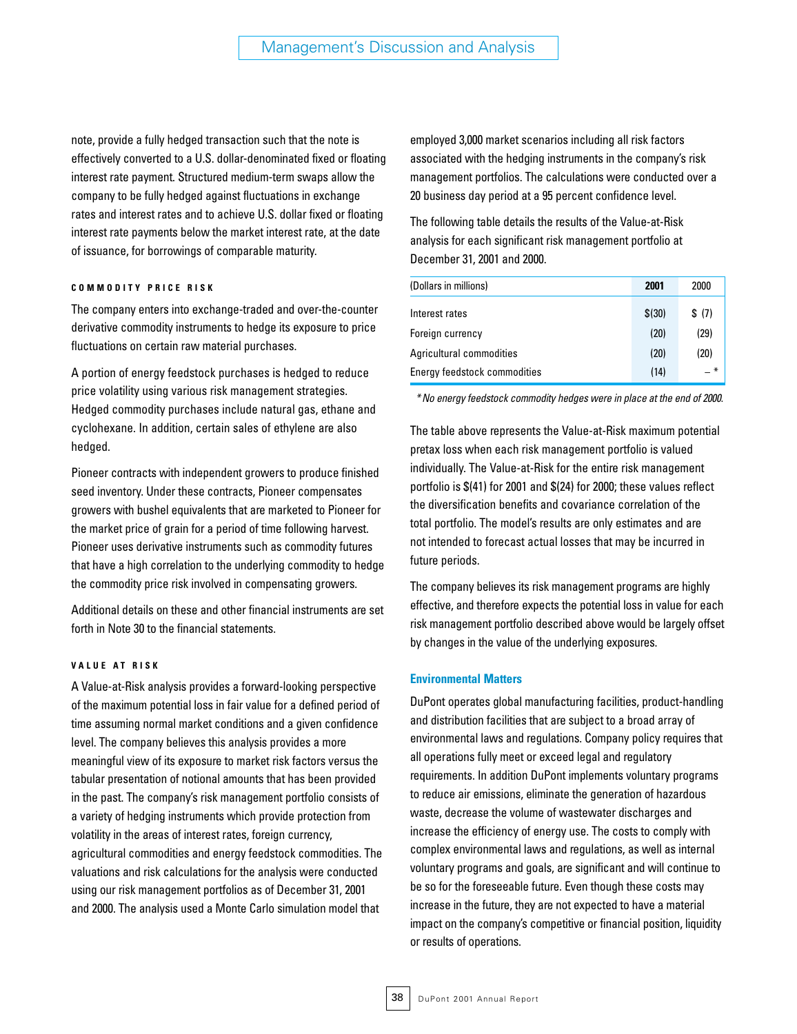note, provide a fully hedged transaction such that the note is effectively converted to a U.S. dollar-denominated fixed or floating interest rate payment. Structured medium-term swaps allow the company to be fully hedged against fluctuations in exchange rates and interest rates and to achieve U.S. dollar fixed or floating interest rate payments below the market interest rate, at the date of issuance, for borrowings of comparable maturity.

#### COMMODITY PRICE RISK

The company enters into exchange-traded and over-the-counter derivative commodity instruments to hedge its exposure to price fluctuations on certain raw material purchases.

A portion of energy feedstock purchases is hedged to reduce price volatility using various risk management strategies. Hedged commodity purchases include natural gas, ethane and cyclohexane. In addition, certain sales of ethylene are also hedged.

Pioneer contracts with independent growers to produce finished seed inventory. Under these contracts, Pioneer compensates growers with bushel equivalents that are marketed to Pioneer for the market price of grain for a period of time following harvest. Pioneer uses derivative instruments such as commodity futures that have a high correlation to the underlying commodity to hedge the commodity price risk involved in compensating growers.

Additional details on these and other financial instruments are set forth in Note 30 to the financial statements.

#### VALUE AT RISK

A Value-at-Risk analysis provides a forward-looking perspective of the maximum potential loss in fair value for a defined period of time assuming normal market conditions and a given confidence level. The company believes this analysis provides a more meaningful view of its exposure to market risk factors versus the tabular presentation of notional amounts that has been provided in the past. The company's risk management portfolio consists of a variety of hedging instruments which provide protection from volatility in the areas of interest rates, foreign currency, agricultural commodities and energy feedstock commodities. The valuations and risk calculations for the analysis were conducted using our risk management portfolios as of December 31, 2001 and 2000. The analysis used a Monte Carlo simulation model that employed 3,000 market scenarios including all risk factors associated with the hedging instruments in the company's risk management portfolios. The calculations were conducted over a 20 business day period at a 95 percent confidence level.

The following table details the results of the Value-at-Risk analysis for each significant risk management portfolio at December 31, 2001 and 2000.

| (Dollars in millions) | **2001** | 2000 |
|---|---|---|
| Interest rates | $(30) | $ (7) |
| Foreign currency | (20) | (29) |
| Agricultural commodities | (20) | (20) |
| Energy feedstock commodities | (14) | – * |

*\* No energy feedstock commodity hedges were in place at the end of 2000.*

The table above represents the Value-at-Risk maximum potential pretax loss when each risk management portfolio is valued individually. The Value-at-Risk for the entire risk management portfolio is $(41) for 2001 and $(24) for 2000; these values reflect the diversification benefits and covariance correlation of the total portfolio. The model's results are only estimates and are not intended to forecast actual losses that may be incurred in future periods.

The company believes its risk management programs are highly effective, and therefore expects the potential loss in value for each risk management portfolio described above would be largely offset by changes in the value of the underlying exposures.

### Environmental Matters

DuPont operates global manufacturing facilities, product-handling and distribution facilities that are subject to a broad array of environmental laws and regulations. Company policy requires that all operations fully meet or exceed legal and regulatory requirements. In addition DuPont implements voluntary programs to reduce air emissions, eliminate the generation of hazardous waste, decrease the volume of wastewater discharges and increase the efficiency of energy use. The costs to comply with complex environmental laws and regulations, as well as internal voluntary programs and goals, are significant and will continue to be so for the foreseeable future. Even though these costs may increase in the future, they are not expected to have a material impact on the company's competitive or financial position, liquidity or results of operations.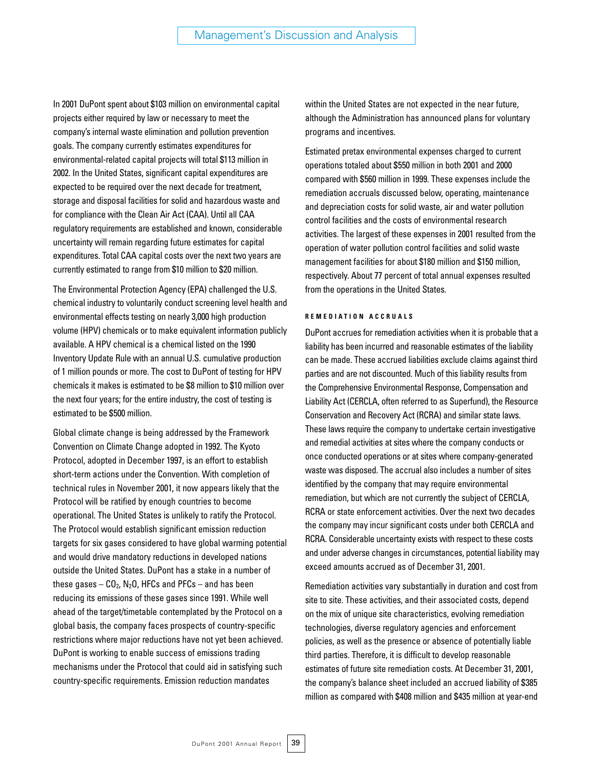In 2001 DuPont spent about $103 million on environmental capital projects either required by law or necessary to meet the company's internal waste elimination and pollution prevention goals. The company currently estimates expenditures for environmental-related capital projects will total $113 million in 2002. In the United States, significant capital expenditures are expected to be required over the next decade for treatment, storage and disposal facilities for solid and hazardous waste and for compliance with the Clean Air Act (CAA). Until all CAA regulatory requirements are established and known, considerable uncertainty will remain regarding future estimates for capital expenditures. Total CAA capital costs over the next two years are currently estimated to range from $10 million to $20 million.

The Environmental Protection Agency (EPA) challenged the U.S. chemical industry to voluntarily conduct screening level health and environmental effects testing on nearly 3,000 high production volume (HPV) chemicals or to make equivalent information publicly available. A HPV chemical is a chemical listed on the 1990 Inventory Update Rule with an annual U.S. cumulative production of 1 million pounds or more. The cost to DuPont of testing for HPV chemicals it makes is estimated to be $8 million to $10 million over the next four years; for the entire industry, the cost of testing is estimated to be $500 million.

Global climate change is being addressed by the Framework Convention on Climate Change adopted in 1992. The Kyoto Protocol, adopted in December 1997, is an effort to establish short-term actions under the Convention. With completion of technical rules in November 2001, it now appears likely that the Protocol will be ratified by enough countries to become operational. The United States is unlikely to ratify the Protocol. The Protocol would establish significant emission reduction targets for six gases considered to have global warming potential and would drive mandatory reductions in developed nations outside the United States. DuPont has a stake in a number of these gases – $CO_2$, $N_2O$, HFCs and PFCs – and has been reducing its emissions of these gases since 1991. While well ahead of the target/timetable contemplated by the Protocol on a global basis, the company faces prospects of country-specific restrictions where major reductions have not yet been achieved. DuPont is working to enable success of emissions trading mechanisms under the Protocol that could aid in satisfying such country-specific requirements. Emission reduction mandates within the United States are not expected in the near future, although the Administration has announced plans for voluntary programs and incentives.

Estimated pretax environmental expenses charged to current operations totaled about $550 million in both 2001 and 2000 compared with $560 million in 1999. These expenses include the remediation accruals discussed below, operating, maintenance and depreciation costs for solid waste, air and water pollution control facilities and the costs of environmental research activities. The largest of these expenses in 2001 resulted from the operation of water pollution control facilities and solid waste management facilities for about $180 million and $150 million, respectively. About 77 percent of total annual expenses resulted from the operations in the United States.

#### REMEDIATION ACCRUALS

DuPont accrues for remediation activities when it is probable that a liability has been incurred and reasonable estimates of the liability can be made. These accrued liabilities exclude claims against third parties and are not discounted. Much of this liability results from the Comprehensive Environmental Response, Compensation and Liability Act (CERCLA, often referred to as Superfund), the Resource Conservation and Recovery Act (RCRA) and similar state laws. These laws require the company to undertake certain investigative and remedial activities at sites where the company conducts or once conducted operations or at sites where company-generated waste was disposed. The accrual also includes a number of sites identified by the company that may require environmental remediation, but which are not currently the subject of CERCLA, RCRA or state enforcement activities. Over the next two decades the company may incur significant costs under both CERCLA and RCRA. Considerable uncertainty exists with respect to these costs and under adverse changes in circumstances, potential liability may exceed amounts accrued as of December 31, 2001.

Remediation activities vary substantially in duration and cost from site to site. These activities, and their associated costs, depend on the mix of unique site characteristics, evolving remediation technologies, diverse regulatory agencies and enforcement policies, as well as the presence or absence of potentially liable third parties. Therefore, it is difficult to develop reasonable estimates of future site remediation costs. At December 31, 2001, the company's balance sheet included an accrued liability of $385 million as compared with $408 million and $435 million at year-end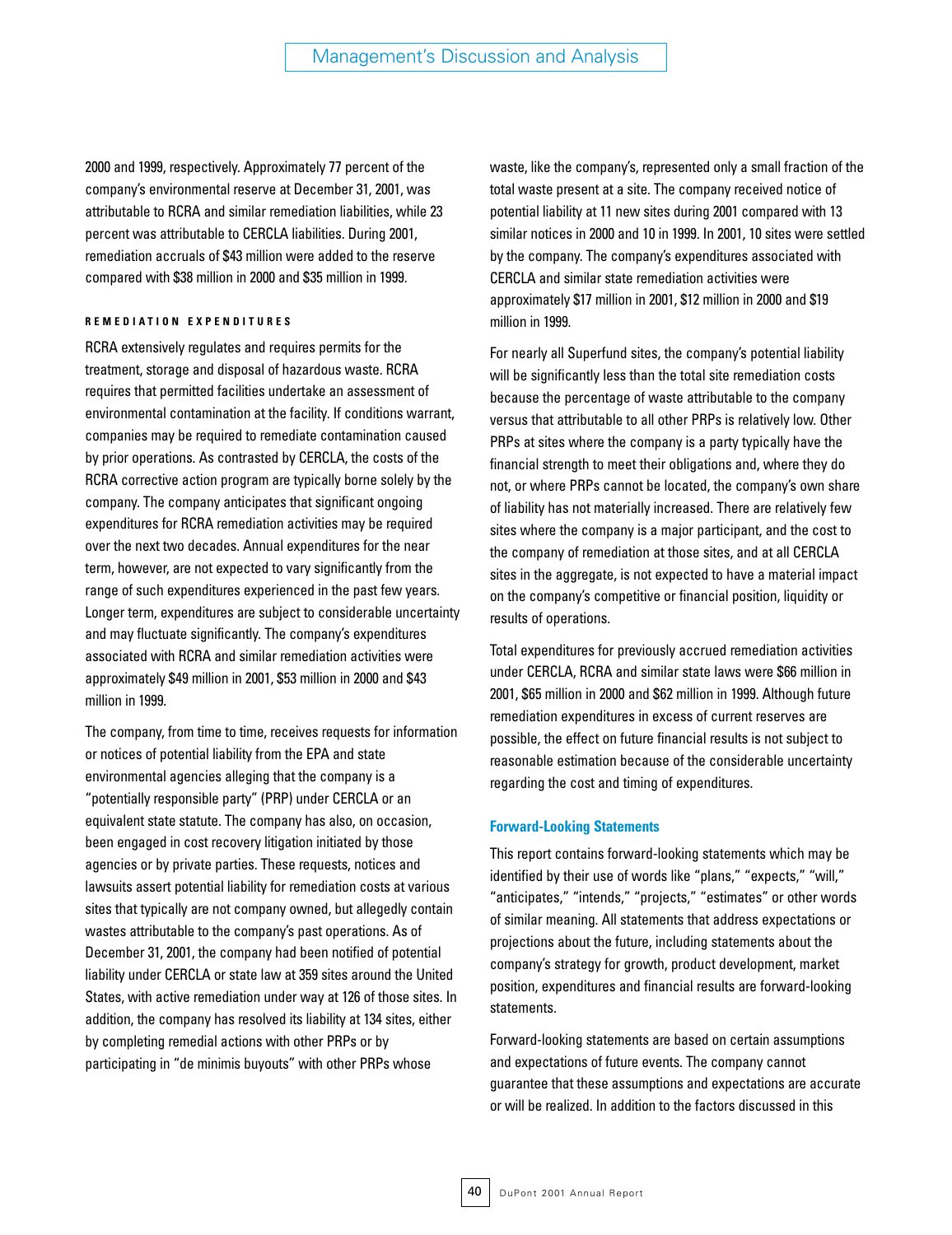2000 and 1999, respectively. Approximately 77 percent of the company's environmental reserve at December 31, 2001, was attributable to RCRA and similar remediation liabilities, while 23 percent was attributable to CERCLA liabilities. During 2001, remediation accruals of $43 million were added to the reserve compared with $38 million in 2000 and $35 million in 1999.

#### REMEDIATION EXPENDITURES

RCRA extensively regulates and requires permits for the treatment, storage and disposal of hazardous waste. RCRA requires that permitted facilities undertake an assessment of environmental contamination at the facility. If conditions warrant, companies may be required to remediate contamination caused by prior operations. As contrasted by CERCLA, the costs of the RCRA corrective action program are typically borne solely by the company. The company anticipates that significant ongoing expenditures for RCRA remediation activities may be required over the next two decades. Annual expenditures for the near term, however, are not expected to vary significantly from the range of such expenditures experienced in the past few years. Longer term, expenditures are subject to considerable uncertainty and may fluctuate significantly. The company's expenditures associated with RCRA and similar remediation activities were approximately $49 million in 2001, $53 million in 2000 and $43 million in 1999.

The company, from time to time, receives requests for information or notices of potential liability from the EPA and state environmental agencies alleging that the company is a "potentially responsible party" (PRP) under CERCLA or an equivalent state statute. The company has also, on occasion, been engaged in cost recovery litigation initiated by those agencies or by private parties. These requests, notices and lawsuits assert potential liability for remediation costs at various sites that typically are not company owned, but allegedly contain wastes attributable to the company's past operations. As of December 31, 2001, the company had been notified of potential liability under CERCLA or state law at 359 sites around the United States, with active remediation under way at 126 of those sites. In addition, the company has resolved its liability at 134 sites, either by completing remedial actions with other PRPs or by participating in "de minimis buyouts" with other PRPs whose waste, like the company's, represented only a small fraction of the total waste present at a site. The company received notice of potential liability at 11 new sites during 2001 compared with 13 similar notices in 2000 and 10 in 1999. In 2001, 10 sites were settled by the company. The company's expenditures associated with CERCLA and similar state remediation activities were approximately $17 million in 2001, $12 million in 2000 and $19 million in 1999.

For nearly all Superfund sites, the company's potential liability will be significantly less than the total site remediation costs because the percentage of waste attributable to the company versus that attributable to all other PRPs is relatively low. Other PRPs at sites where the company is a party typically have the financial strength to meet their obligations and, where they do not, or where PRPs cannot be located, the company's own share of liability has not materially increased. There are relatively few sites where the company is a major participant, and the cost to the company of remediation at those sites, and at all CERCLA sites in the aggregate, is not expected to have a material impact on the company's competitive or financial position, liquidity or results of operations.

Total expenditures for previously accrued remediation activities under CERCLA, RCRA and similar state laws were $66 million in 2001, $65 million in 2000 and $62 million in 1999. Although future remediation expenditures in excess of current reserves are possible, the effect on future financial results is not subject to reasonable estimation because of the considerable uncertainty regarding the cost and timing of expenditures.

### Forward-Looking Statements

This report contains forward-looking statements which may be identified by their use of words like "plans," "expects," "will," "anticipates," "intends," "projects," "estimates" or other words of similar meaning. All statements that address expectations or projections about the future, including statements about the company's strategy for growth, product development, market position, expenditures and financial results are forward-looking statements.

Forward-looking statements are based on certain assumptions and expectations of future events. The company cannot guarantee that these assumptions and expectations are accurate or will be realized. In addition to the factors discussed in this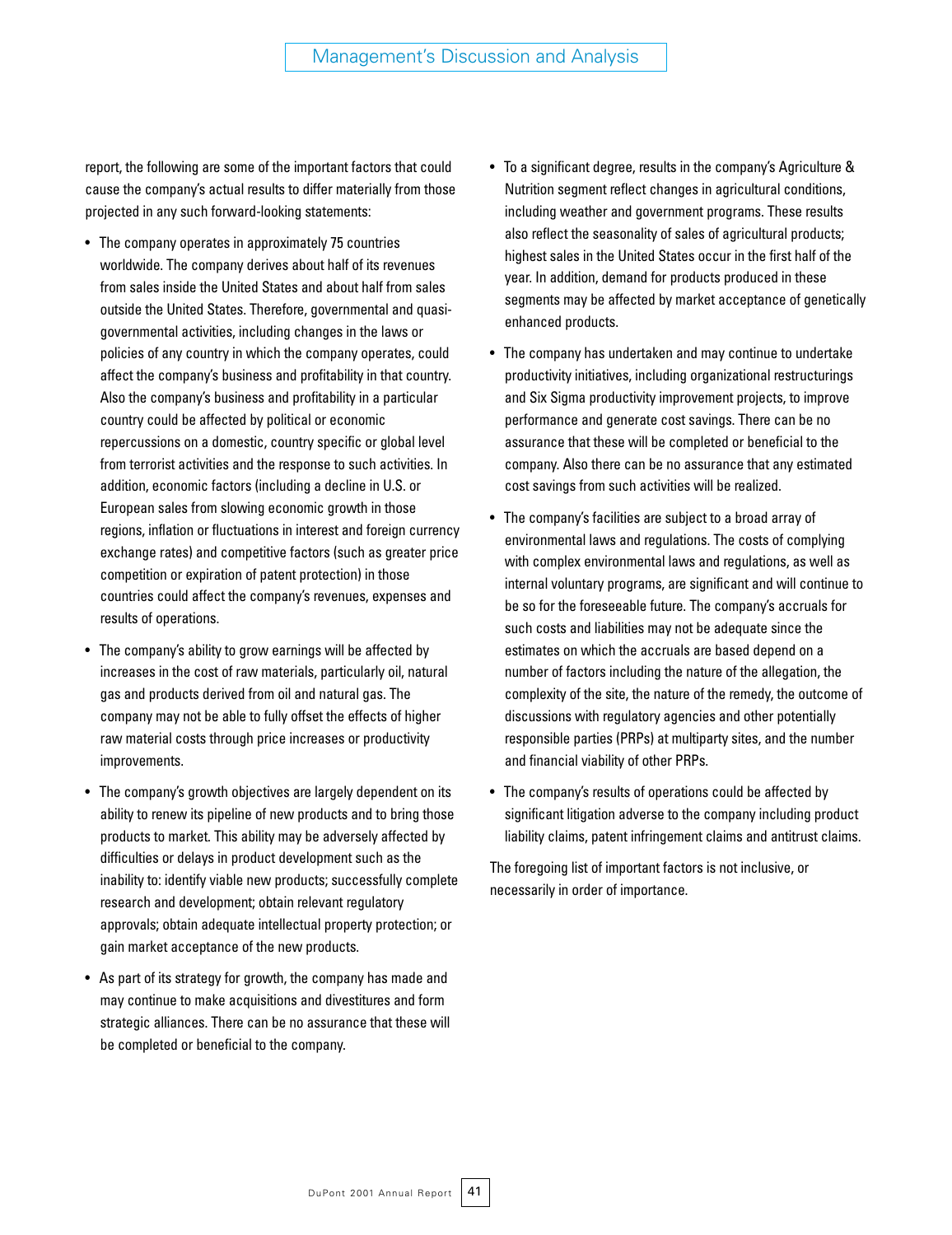report, the following are some of the important factors that could cause the company's actual results to differ materially from those projected in any such forward-looking statements:

- The company operates in approximately 75 countries worldwide. The company derives about half of its revenues from sales inside the United States and about half from sales outside the United States. Therefore, governmental and quasi-governmental activities, including changes in the laws or policies of any country in which the company operates, could affect the company's business and profitability in that country. Also the company's business and profitability in a particular country could be affected by political or economic repercussions on a domestic, country specific or global level from terrorist activities and the response to such activities. In addition, economic factors (including a decline in U.S. or European sales from slowing economic growth in those regions, inflation or fluctuations in interest and foreign currency exchange rates) and competitive factors (such as greater price competition or expiration of patent protection) in those countries could affect the company's revenues, expenses and results of operations.

- The company's ability to grow earnings will be affected by increases in the cost of raw materials, particularly oil, natural gas and products derived from oil and natural gas. The company may not be able to fully offset the effects of higher raw material costs through price increases or productivity improvements.

- The company's growth objectives are largely dependent on its ability to renew its pipeline of new products and to bring those products to market. This ability may be adversely affected by difficulties or delays in product development such as the inability to: identify viable new products; successfully complete research and development; obtain relevant regulatory approvals; obtain adequate intellectual property protection; or gain market acceptance of the new products.

- As part of its strategy for growth, the company has made and may continue to make acquisitions and divestitures and form strategic alliances. There can be no assurance that these will be completed or beneficial to the company.

- To a significant degree, results in the company's Agriculture & Nutrition segment reflect changes in agricultural conditions, including weather and government programs. These results also reflect the seasonality of sales of agricultural products; highest sales in the United States occur in the first half of the year. In addition, demand for products produced in these segments may be affected by market acceptance of genetically enhanced products.

- The company has undertaken and may continue to undertake productivity initiatives, including organizational restructurings and Six Sigma productivity improvement projects, to improve performance and generate cost savings. There can be no assurance that these will be completed or beneficial to the company. Also there can be no assurance that any estimated cost savings from such activities will be realized.

- The company's facilities are subject to a broad array of environmental laws and regulations. The costs of complying with complex environmental laws and regulations, as well as internal voluntary programs, are significant and will continue to be so for the foreseeable future. The company's accruals for such costs and liabilities may not be adequate since the estimates on which the accruals are based depend on a number of factors including the nature of the allegation, the complexity of the site, the nature of the remedy, the outcome of discussions with regulatory agencies and other potentially responsible parties (PRPs) at multiparty sites, and the number and financial viability of other PRPs.

- The company's results of operations could be affected by significant litigation adverse to the company including product liability claims, patent infringement claims and antitrust claims.

The foregoing list of important factors is not inclusive, or necessarily in order of importance.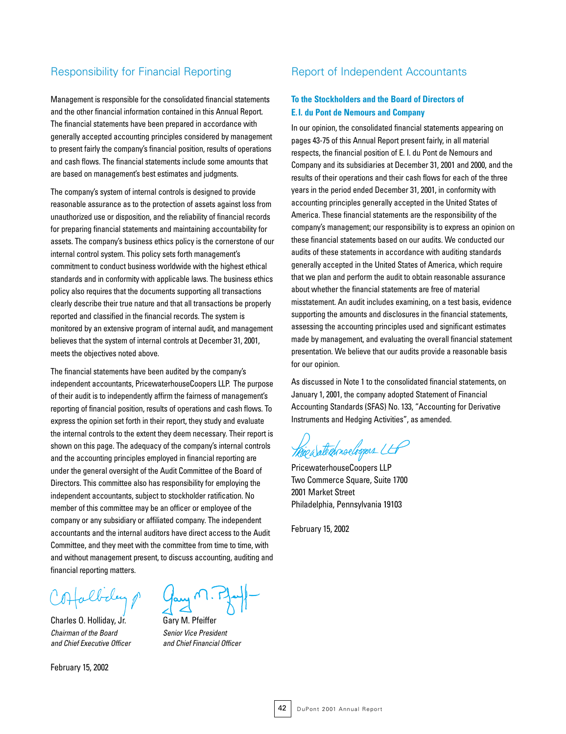## Responsibility for Financial Reporting

Management is responsible for the consolidated financial statements and the other financial information contained in this Annual Report. The financial statements have been prepared in accordance with generally accepted accounting principles considered by management to present fairly the company's financial position, results of operations and cash flows. The financial statements include some amounts that are based on management's best estimates and judgments.

The company's system of internal controls is designed to provide reasonable assurance as to the protection of assets against loss from unauthorized use or disposition, and the reliability of financial records for preparing financial statements and maintaining accountability for assets. The company's business ethics policy is the cornerstone of our internal control system. This policy sets forth management's commitment to conduct business worldwide with the highest ethical standards and in conformity with applicable laws. The business ethics policy also requires that the documents supporting all transactions clearly describe their true nature and that all transactions be properly reported and classified in the financial records. The system is monitored by an extensive program of internal audit, and management believes that the system of internal controls at December 31, 2001, meets the objectives noted above.

The financial statements have been audited by the company's independent accountants, PricewaterhouseCoopers LLP. The purpose of their audit is to independently affirm the fairness of management's reporting of financial position, results of operations and cash flows. To express the opinion set forth in their report, they study and evaluate the internal controls to the extent they deem necessary. Their report is shown on this page. The adequacy of the company's internal controls and the accounting principles employed in financial reporting are under the general oversight of the Audit Committee of the Board of Directors. This committee also has responsibility for employing the independent accountants, subject to stockholder ratification. No member of this committee may be an officer or employee of the company or any subsidiary or affiliated company. The independent accountants and the internal auditors have direct access to the Audit Committee, and they meet with the committee from time to time, with and without management present, to discuss accounting, auditing and financial reporting matters.

Charles O. Holliday, Jr.
*Chairman of the Board and Chief Executive Officer*

Gary M. Pfeiffer
*Senior Vice President and Chief Financial Officer*

February 15, 2002

## Report of Independent Accountants

**To the Stockholders and the Board of Directors of E.I. du Pont de Nemours and Company**

In our opinion, the consolidated financial statements appearing on pages 43-75 of this Annual Report present fairly, in all material respects, the financial position of E. I. du Pont de Nemours and Company and its subsidiaries at December 31, 2001 and 2000, and the results of their operations and their cash flows for each of the three years in the period ended December 31, 2001, in conformity with accounting principles generally accepted in the United States of America. These financial statements are the responsibility of the company's management; our responsibility is to express an opinion on these financial statements based on our audits. We conducted our audits of these statements in accordance with auditing standards generally accepted in the United States of America, which require that we plan and perform the audit to obtain reasonable assurance about whether the financial statements are free of material misstatement. An audit includes examining, on a test basis, evidence supporting the amounts and disclosures in the financial statements, assessing the accounting principles used and significant estimates made by management, and evaluating the overall financial statement presentation. We believe that our audits provide a reasonable basis for our opinion.

As discussed in Note 1 to the consolidated financial statements, on January 1, 2001, the company adopted Statement of Financial Accounting Standards (SFAS) No. 133, "Accounting for Derivative Instruments and Hedging Activities", as amended.

PricewaterhouseCoopers LLP
Two Commerce Square, Suite 1700
2001 Market Street
Philadelphia, Pennsylvania 19103

February 15, 2002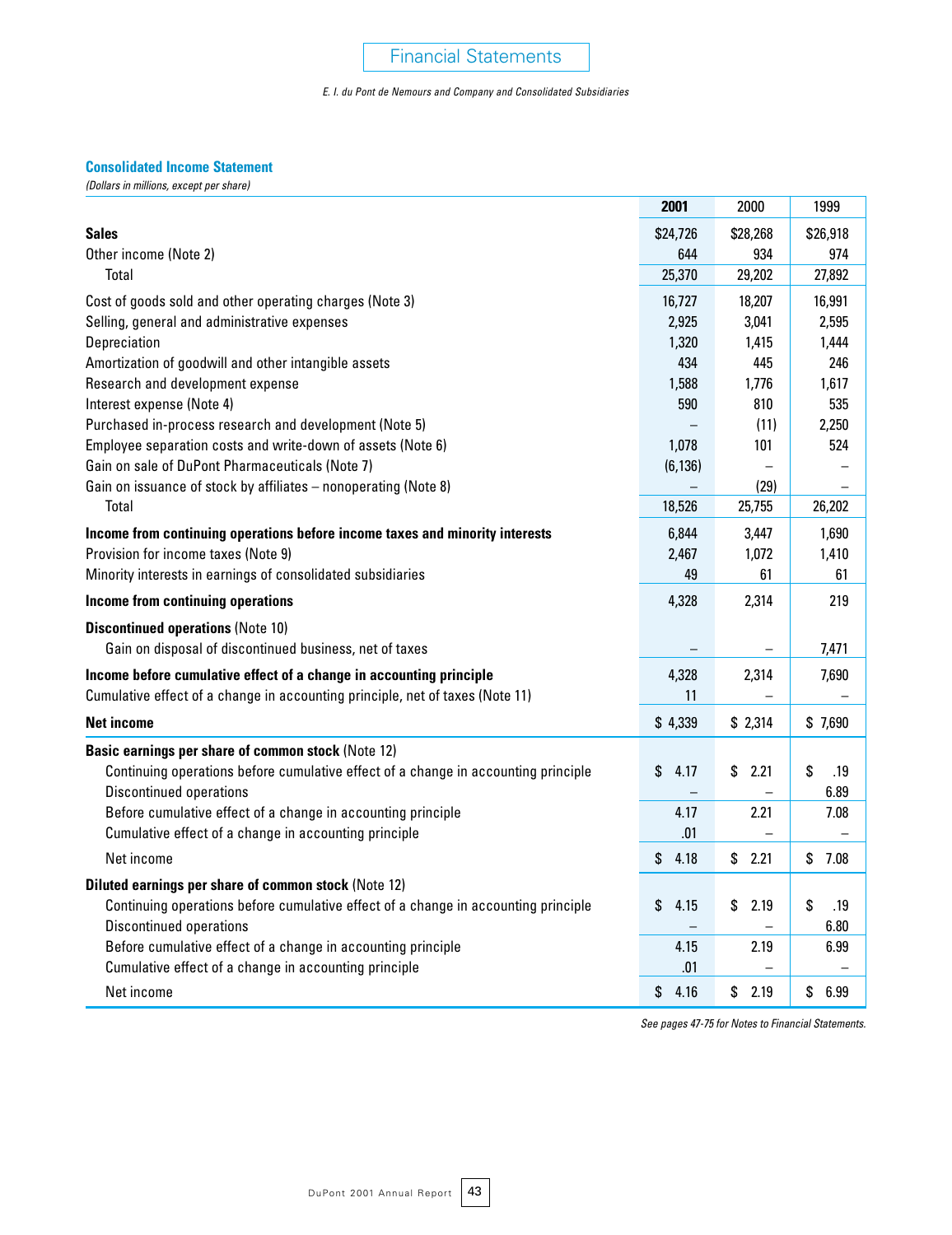# Financial Statements

*E. I. du Pont de Nemours and Company and Consolidated Subsidiaries*

## Consolidated Income Statement

*(Dollars in millions, except per share)*

| | **2001** | 2000 | 1999 |
|---|---|---|---|
| **Sales** | $24,726 | $28,268 | $26,918 |
| Other income (Note 2) | 644 | 934 | 974 |
| Total | 25,370 | 29,202 | 27,892 |
| Cost of goods sold and other operating charges (Note 3) | 16,727 | 18,207 | 16,991 |
| Selling, general and administrative expenses | 2,925 | 3,041 | 2,595 |
| Depreciation | 1,320 | 1,415 | 1,444 |
| Amortization of goodwill and other intangible assets | 434 | 445 | 246 |
| Research and development expense | 1,588 | 1,776 | 1,617 |
| Interest expense (Note 4) | 590 | 810 | 535 |
| Purchased in-process research and development (Note 5) | – | (11) | 2,250 |
| Employee separation costs and write-down of assets (Note 6) | 1,078 | 101 | 524 |
| Gain on sale of DuPont Pharmaceuticals (Note 7) | (6,136) | – | – |
| Gain on issuance of stock by affiliates – nonoperating (Note 8) | – | (29) | – |
| Total | 18,526 | 25,755 | 26,202 |
| **Income from continuing operations before income taxes and minority interests** | 6,844 | 3,447 | 1,690 |
| Provision for income taxes (Note 9) | 2,467 | 1,072 | 1,410 |
| Minority interests in earnings of consolidated subsidiaries | 49 | 61 | 61 |
| **Income from continuing operations** | 4,328 | 2,314 | 219 |
| **Discontinued operations** (Note 10) | | | |
| Gain on disposal of discontinued business, net of taxes | – | – | 7,471 |
| **Income before cumulative effect of a change in accounting principle** | 4,328 | 2,314 | 7,690 |
| Cumulative effect of a change in accounting principle, net of taxes (Note 11) | 11 | – | – |
| **Net income** | $ 4,339 | $ 2,314 | $ 7,690 |
| **Basic earnings per share of common stock** (Note 12) | | | |
| Continuing operations before cumulative effect of a change in accounting principle | $ 4.17 | $ 2.21 | $ .19 |
| Discontinued operations | – | – | 6.89 |
| Before cumulative effect of a change in accounting principle | 4.17 | 2.21 | 7.08 |
| Cumulative effect of a change in accounting principle | .01 | – | – |
| Net income | $ 4.18 | $ 2.21 | $ 7.08 |
| **Diluted earnings per share of common stock** (Note 12) | | | |
| Continuing operations before cumulative effect of a change in accounting principle | $ 4.15 | $ 2.19 | $ .19 |
| Discontinued operations | – | – | 6.80 |
| Before cumulative effect of a change in accounting principle | 4.15 | 2.19 | 6.99 |
| Cumulative effect of a change in accounting principle | .01 | – | – |
| Net income | $ 4.16 | $ 2.19 | $ 6.99 |

*See pages 47-75 for Notes to Financial Statements.*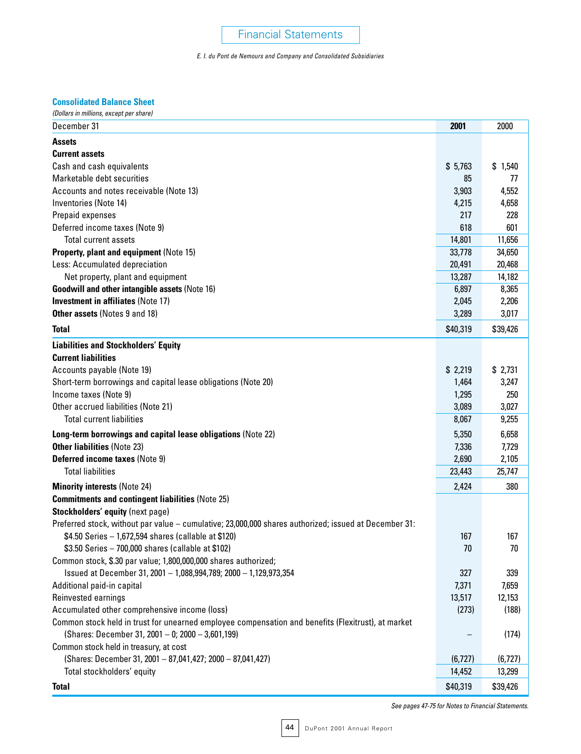# Financial Statements

*E. I. du Pont de Nemours and Company and Consolidated Subsidiaries*

## Consolidated Balance Sheet

*(Dollars in millions, except per share)*

| December 31 | 2001 | 2000 |
|---|---|---|
| **Assets** | | |
| **Current assets** | | |
| Cash and cash equivalents | $ 5,763 | $ 1,540 |
| Marketable debt securities | 85 | 77 |
| Accounts and notes receivable (Note 13) | 3,903 | 4,552 |
| Inventories (Note 14) | 4,215 | 4,658 |
| Prepaid expenses | 217 | 228 |
| Deferred income taxes (Note 9) | 618 | 601 |
| Total current assets | 14,801 | 11,656 |
| **Property, plant and equipment** (Note 15) | 33,778 | 34,650 |
| Less: Accumulated depreciation | 20,491 | 20,468 |
| Net property, plant and equipment | 13,287 | 14,182 |
| **Goodwill and other intangible assets** (Note 16) | 6,897 | 8,365 |
| **Investment in affiliates** (Note 17) | 2,045 | 2,206 |
| **Other assets** (Notes 9 and 18) | 3,289 | 3,017 |
| **Total** | $40,319 | $39,426 |
| **Liabilities and Stockholders' Equity** | | |
| **Current liabilities** | | |
| Accounts payable (Note 19) | $ 2,219 | $ 2,731 |
| Short-term borrowings and capital lease obligations (Note 20) | 1,464 | 3,247 |
| Income taxes (Note 9) | 1,295 | 250 |
| Other accrued liabilities (Note 21) | 3,089 | 3,027 |
| Total current liabilities | 8,067 | 9,255 |
| **Long-term borrowings and capital lease obligations** (Note 22) | 5,350 | 6,658 |
| **Other liabilities** (Note 23) | 7,336 | 7,729 |
| **Deferred income taxes** (Note 9) | 2,690 | 2,105 |
| Total liabilities | 23,443 | 25,747 |
| **Minority interests** (Note 24) | 2,424 | 380 |
| **Commitments and contingent liabilities** (Note 25) | | |
| **Stockholders' equity** (next page) | | |
| Preferred stock, without par value – cumulative; 23,000,000 shares authorized; issued at December 31: | | |
| $4.50 Series – 1,672,594 shares (callable at $120) | 167 | 167 |
| $3.50 Series – 700,000 shares (callable at $102) | 70 | 70 |
| Common stock, $.30 par value; 1,800,000,000 shares authorized; | | |
| Issued at December 31, 2001 – 1,088,994,789; 2000 – 1,129,973,354 | 327 | 339 |
| Additional paid-in capital | 7,371 | 7,659 |
| Reinvested earnings | 13,517 | 12,153 |
| Accumulated other comprehensive income (loss) | (273) | (188) |
| Common stock held in trust for unearned employee compensation and benefits (Flexitrust), at market (Shares: December 31, 2001 – 0; 2000 – 3,601,199) | – | (174) |
| Common stock held in treasury, at cost (Shares: December 31, 2001 – 87,041,427; 2000 – 87,041,427) | (6,727) | (6,727) |
| Total stockholders' equity | 14,452 | 13,299 |
| **Total** | $40,319 | $39,426 |

*See pages 47-75 for Notes to Financial Statements.*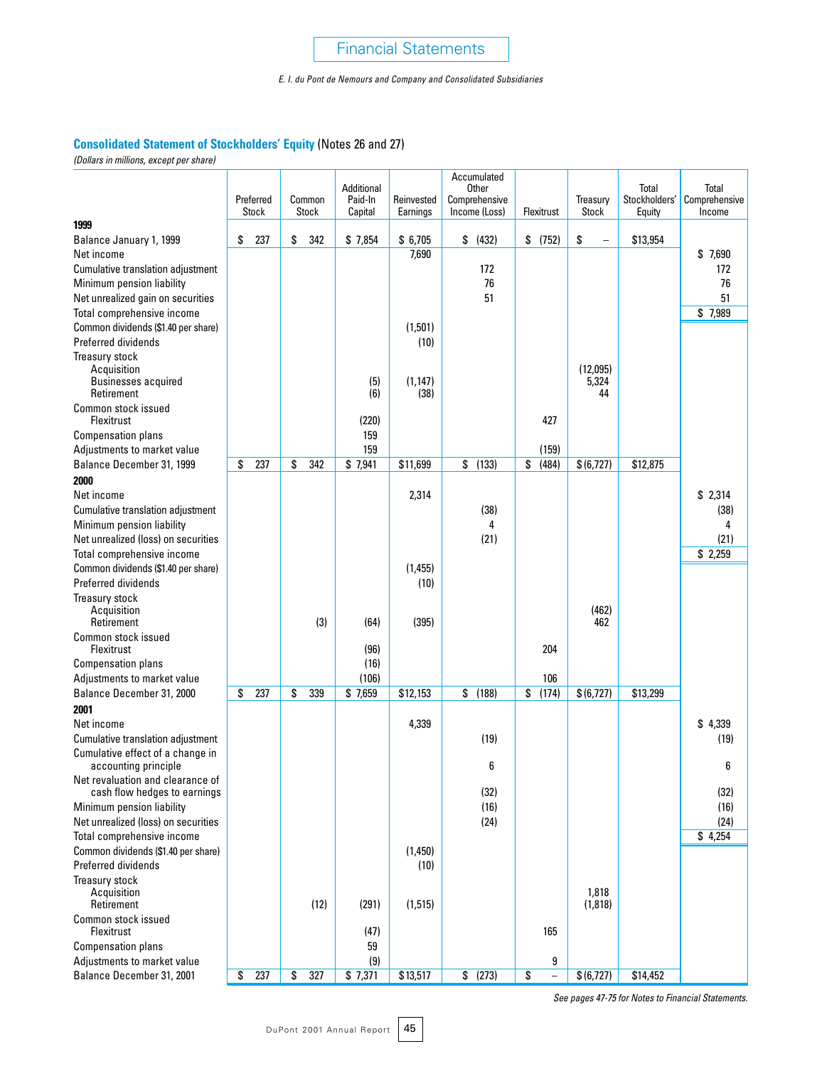# Financial Statements

*E. I. du Pont de Nemours and Company and Consolidated Subsidiaries*

## Consolidated Statement of Stockholders' Equity (Notes 26 and 27)

*(Dollars in millions, except per share)*

| | Preferred Stock | Common Stock | Additional Paid-In Capital | Reinvested Earnings | Accumulated Other Comprehensive Income (Loss) | Flexitrust | Treasury Stock | Total Stockholders' Equity | Total Comprehensive Income |
|---|---|---|---|---|---|---|---|---|---|
| **1999** | | | | | | | | | |
| Balance January 1, 1999 | $ 237 | $ 342 | $ 7,854 | $ 6,705 | $ (432) | $ (752) | $ – | $13,954 | |
| Net income | | | | 7,690 | | | | | $ 7,690 |
| Cumulative translation adjustment | | | | | 172 | | | | 172 |
| Minimum pension liability | | | | | 76 | | | | 76 |
| Net unrealized gain on securities | | | | | 51 | | | | 51 |
| Total comprehensive income | | | | | | | | | $ 7,989 |
| Common dividends ($1.40 per share) | | | | (1,501) | | | | | |
| Preferred dividends | | | | (10) | | | | | |
| Treasury stock | | | | | | | | | |
| Acquisition | | | | | | | (12,095) | | |
| Businesses acquired | | | (5) | (1,147) | | | 5,324 | | |
| Retirement | | | (6) | (38) | | | 44 | | |
| Common stock issued | | | | | | | | | |
| Flexitrust | | | (220) | | | 427 | | | |
| Compensation plans | | | 159 | | | | | | |
| Adjustments to market value | | | 159 | | | (159) | | | |
| Balance December 31, 1999 | $ 237 | $ 342 | $ 7,941 | $11,699 | $ (133) | $ (484) | $ (6,727) | $12,875 | |
| **2000** | | | | | | | | | |
| Net income | | | | 2,314 | | | | | $ 2,314 |
| Cumulative translation adjustment | | | | | (38) | | | | (38) |
| Minimum pension liability | | | | | 4 | | | | 4 |
| Net unrealized (loss) on securities | | | | | (21) | | | | (21) |
| Total comprehensive income | | | | | | | | | $ 2,259 |
| Common dividends ($1.40 per share) | | | | (1,455) | | | | | |
| Preferred dividends | | | | (10) | | | | | |
| Treasury stock | | | | | | | | | |
| Acquisition | | | | | | | (462) | | |
| Retirement | | (3) | (64) | (395) | | | 462 | | |
| Common stock issued | | | | | | | | | |
| Flexitrust | | | (96) | | | 204 | | | |
| Compensation plans | | | (16) | | | | | | |
| Adjustments to market value | | | (106) | | | 106 | | | |
| Balance December 31, 2000 | $ 237 | $ 339 | $ 7,659 | $12,153 | $ (188) | $ (174) | $ (6,727) | $13,299 | |
| **2001** | | | | | | | | | |
| Net income | | | | 4,339 | | | | | $ 4,339 |
| Cumulative translation adjustment | | | | | (19) | | | | (19) |
| Cumulative effect of a change in accounting principle | | | | | 6 | | | | 6 |
| Net revaluation and clearance of cash flow hedges to earnings | | | | | (32) | | | | (32) |
| Minimum pension liability | | | | | (16) | | | | (16) |
| Net unrealized (loss) on securities | | | | | (24) | | | | (24) |
| Total comprehensive income | | | | | | | | | $ 4,254 |
| Common dividends ($1.40 per share) | | | | (1,450) | | | | | |
| Preferred dividends | | | | (10) | | | | | |
| Treasury stock | | | | | | | | | |
| Acquisition | | | | | | | 1,818 | | |
| Retirement | | (12) | (291) | (1,515) | | | (1,818) | | |
| Common stock issued | | | | | | | | | |
| Flexitrust | | | (47) | | | 165 | | | |
| Compensation plans | | | 59 | | | | | | |
| Adjustments to market value | | | (9) | | | 9 | | | |
| Balance December 31, 2001 | $ 237 | $ 327 | $ 7,371 | $13,517 | $ (273) | $ – | $ (6,727) | $14,452 | |

*See pages 47-75 for Notes to Financial Statements.*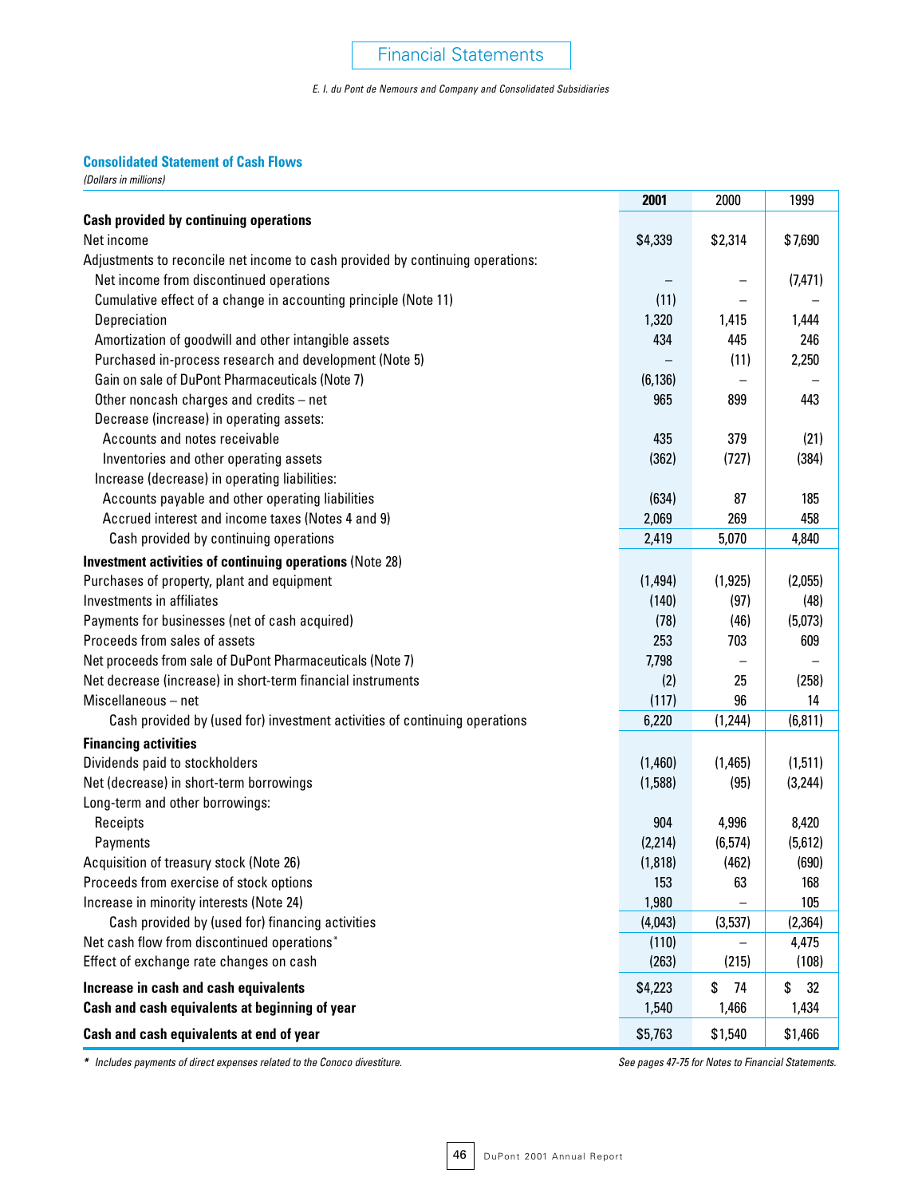# Financial Statements

*E. I. du Pont de Nemours and Company and Consolidated Subsidiaries*

## Consolidated Statement of Cash Flows

*(Dollars in millions)*

| | 2001 | 2000 | 1999 |
|---|---|---|---|
| **Cash provided by continuing operations** | | | |
| Net income | $4,339 | $2,314 | $7,690 |
| Adjustments to reconcile net income to cash provided by continuing operations: | | | |
| Net income from discontinued operations | – | – | (7,471) |
| Cumulative effect of a change in accounting principle (Note 11) | (11) | – | – |
| Depreciation | 1,320 | 1,415 | 1,444 |
| Amortization of goodwill and other intangible assets | 434 | 445 | 246 |
| Purchased in-process research and development (Note 5) | – | (11) | 2,250 |
| Gain on sale of DuPont Pharmaceuticals (Note 7) | (6,136) | – | – |
| Other noncash charges and credits – net | 965 | 899 | 443 |
| Decrease (increase) in operating assets: | | | |
| Accounts and notes receivable | 435 | 379 | (21) |
| Inventories and other operating assets | (362) | (727) | (384) |
| Increase (decrease) in operating liabilities: | | | |
| Accounts payable and other operating liabilities | (634) | 87 | 185 |
| Accrued interest and income taxes (Notes 4 and 9) | 2,069 | 269 | 458 |
| Cash provided by continuing operations | 2,419 | 5,070 | 4,840 |
| **Investment activities of continuing operations** (Note 28) | | | |
| Purchases of property, plant and equipment | (1,494) | (1,925) | (2,055) |
| Investments in affiliates | (140) | (97) | (48) |
| Payments for businesses (net of cash acquired) | (78) | (46) | (5,073) |
| Proceeds from sales of assets | 253 | 703 | 609 |
| Net proceeds from sale of DuPont Pharmaceuticals (Note 7) | 7,798 | – | – |
| Net decrease (increase) in short-term financial instruments | (2) | 25 | (258) |
| Miscellaneous – net | (117) | 96 | 14 |
| Cash provided by (used for) investment activities of continuing operations | 6,220 | (1,244) | (6,811) |
| **Financing activities** | | | |
| Dividends paid to stockholders | (1,460) | (1,465) | (1,511) |
| Net (decrease) in short-term borrowings | (1,588) | (95) | (3,244) |
| Long-term and other borrowings: | | | |
| Receipts | 904 | 4,996 | 8,420 |
| Payments | (2,214) | (6,574) | (5,612) |
| Acquisition of treasury stock (Note 26) | (1,818) | (462) | (690) |
| Proceeds from exercise of stock options | 153 | 63 | 168 |
| Increase in minority interests (Note 24) | 1,980 | – | 105 |
| Cash provided by (used for) financing activities | (4,043) | (3,537) | (2,364) |
| Net cash flow from discontinued operations* | (110) | – | 4,475 |
| Effect of exchange rate changes on cash | (263) | (215) | (108) |
| **Increase in cash and cash equivalents** | $4,223 | $ 74 | $ 32 |
| **Cash and cash equivalents at beginning of year** | 1,540 | 1,466 | 1,434 |
| **Cash and cash equivalents at end of year** | $5,763 | $1,540 | $1,466 |

*\* Includes payments of direct expenses related to the Conoco divestiture.*

*See pages 47-75 for Notes to Financial Statements.*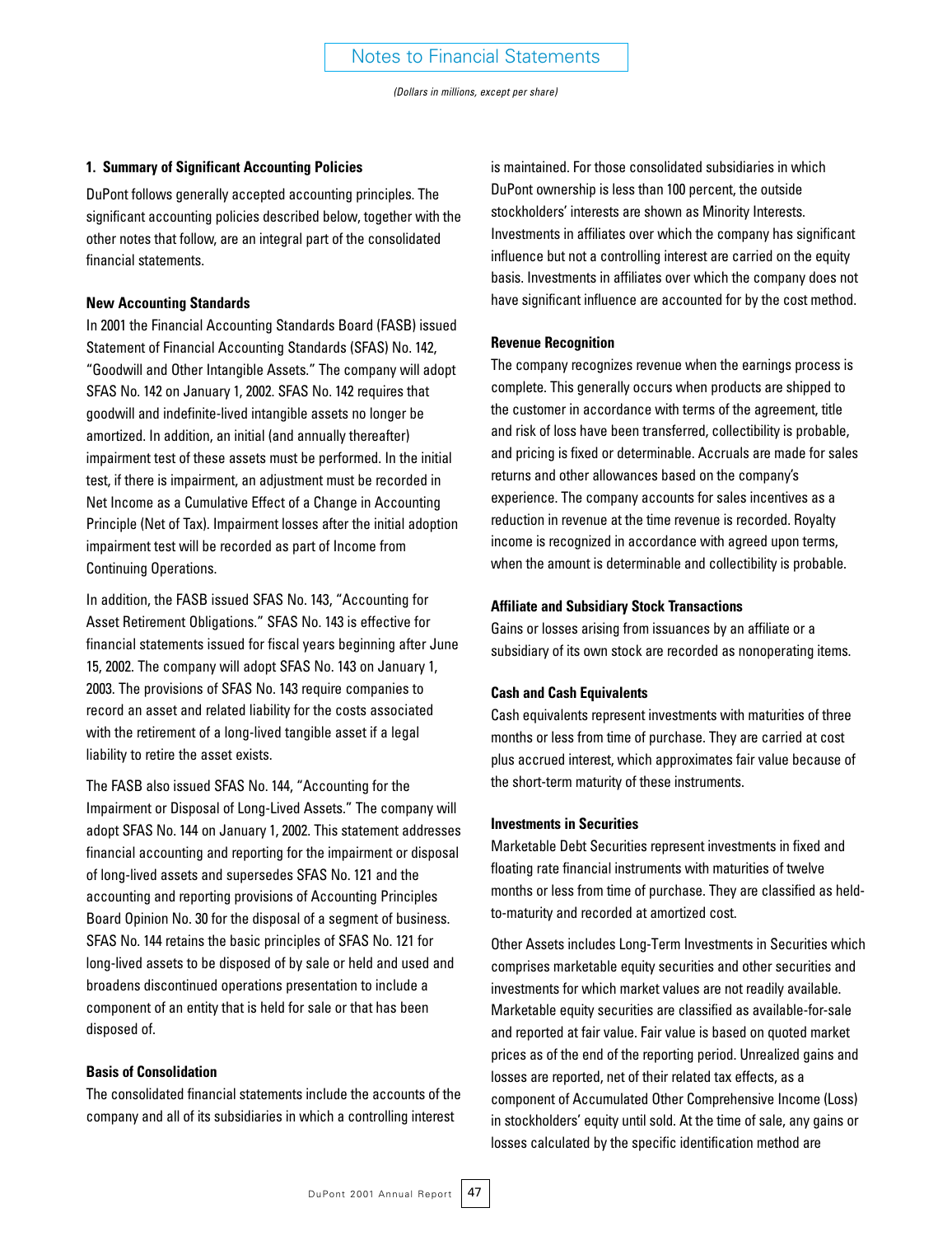# Notes to Financial Statements

*(Dollars in millions, except per share)*

### 1. Summary of Significant Accounting Policies

DuPont follows generally accepted accounting principles. The significant accounting policies described below, together with the other notes that follow, are an integral part of the consolidated financial statements.

**New Accounting Standards**

In 2001 the Financial Accounting Standards Board (FASB) issued Statement of Financial Accounting Standards (SFAS) No. 142, "Goodwill and Other Intangible Assets." The company will adopt SFAS No. 142 on January 1, 2002. SFAS No. 142 requires that goodwill and indefinite-lived intangible assets no longer be amortized. In addition, an initial (and annually thereafter) impairment test of these assets must be performed. In the initial test, if there is impairment, an adjustment must be recorded in Net Income as a Cumulative Effect of a Change in Accounting Principle (Net of Tax). Impairment losses after the initial adoption impairment test will be recorded as part of Income from Continuing Operations.

In addition, the FASB issued SFAS No. 143, "Accounting for Asset Retirement Obligations." SFAS No. 143 is effective for financial statements issued for fiscal years beginning after June 15, 2002. The company will adopt SFAS No. 143 on January 1, 2003. The provisions of SFAS No. 143 require companies to record an asset and related liability for the costs associated with the retirement of a long-lived tangible asset if a legal liability to retire the asset exists.

The FASB also issued SFAS No. 144, "Accounting for the Impairment or Disposal of Long-Lived Assets." The company will adopt SFAS No. 144 on January 1, 2002. This statement addresses financial accounting and reporting for the impairment or disposal of long-lived assets and supersedes SFAS No. 121 and the accounting and reporting provisions of Accounting Principles Board Opinion No. 30 for the disposal of a segment of business. SFAS No. 144 retains the basic principles of SFAS No. 121 for long-lived assets to be disposed of by sale or held and used and broadens discontinued operations presentation to include a component of an entity that is held for sale or that has been disposed of.

**Basis of Consolidation**

The consolidated financial statements include the accounts of the company and all of its subsidiaries in which a controlling interest is maintained. For those consolidated subsidiaries in which DuPont ownership is less than 100 percent, the outside stockholders' interests are shown as Minority Interests. Investments in affiliates over which the company has significant influence but not a controlling interest are carried on the equity basis. Investments in affiliates over which the company does not have significant influence are accounted for by the cost method.

**Revenue Recognition**

The company recognizes revenue when the earnings process is complete. This generally occurs when products are shipped to the customer in accordance with terms of the agreement, title and risk of loss have been transferred, collectibility is probable, and pricing is fixed or determinable. Accruals are made for sales returns and other allowances based on the company's experience. The company accounts for sales incentives as a reduction in revenue at the time revenue is recorded. Royalty income is recognized in accordance with agreed upon terms, when the amount is determinable and collectibility is probable.

**Affiliate and Subsidiary Stock Transactions**

Gains or losses arising from issuances by an affiliate or a subsidiary of its own stock are recorded as nonoperating items.

**Cash and Cash Equivalents**

Cash equivalents represent investments with maturities of three months or less from time of purchase. They are carried at cost plus accrued interest, which approximates fair value because of the short-term maturity of these instruments.

**Investments in Securities**

Marketable Debt Securities represent investments in fixed and floating rate financial instruments with maturities of twelve months or less from time of purchase. They are classified as held-to-maturity and recorded at amortized cost.

Other Assets includes Long-Term Investments in Securities which comprises marketable equity securities and other securities and investments for which market values are not readily available. Marketable equity securities are classified as available-for-sale and reported at fair value. Fair value is based on quoted market prices as of the end of the reporting period. Unrealized gains and losses are reported, net of their related tax effects, as a component of Accumulated Other Comprehensive Income (Loss) in stockholders' equity until sold. At the time of sale, any gains or losses calculated by the specific identification method are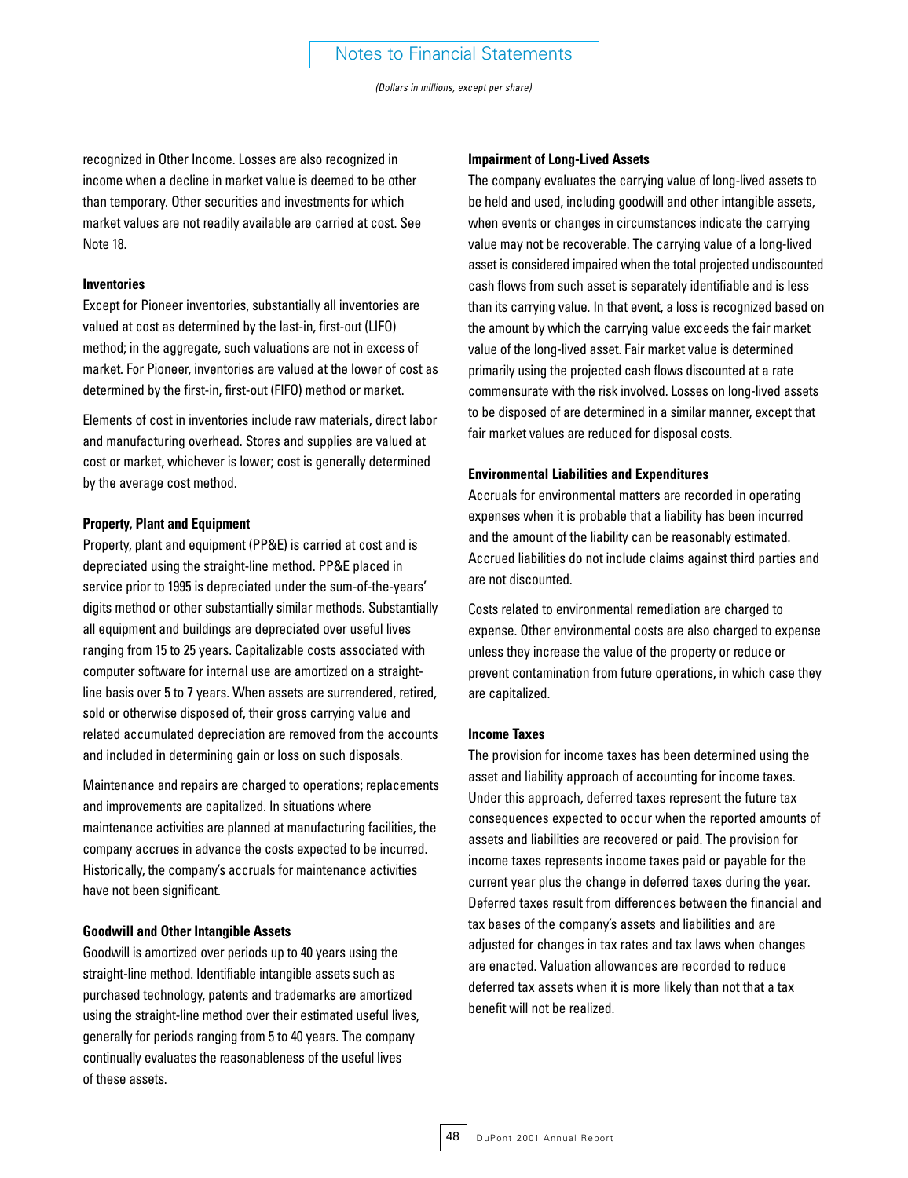recognized in Other Income. Losses are also recognized in income when a decline in market value is deemed to be other than temporary. Other securities and investments for which market values are not readily available are carried at cost. See Note 18.

**Inventories**

Except for Pioneer inventories, substantially all inventories are valued at cost as determined by the last-in, first-out (LIFO) method; in the aggregate, such valuations are not in excess of market. For Pioneer, inventories are valued at the lower of cost as determined by the first-in, first-out (FIFO) method or market.

Elements of cost in inventories include raw materials, direct labor and manufacturing overhead. Stores and supplies are valued at cost or market, whichever is lower; cost is generally determined by the average cost method.

**Property, Plant and Equipment**

Property, plant and equipment (PP&E) is carried at cost and is depreciated using the straight-line method. PP&E placed in service prior to 1995 is depreciated under the sum-of-the-years' digits method or other substantially similar methods. Substantially all equipment and buildings are depreciated over useful lives ranging from 15 to 25 years. Capitalizable costs associated with computer software for internal use are amortized on a straight-line basis over 5 to 7 years. When assets are surrendered, retired, sold or otherwise disposed of, their gross carrying value and related accumulated depreciation are removed from the accounts and included in determining gain or loss on such disposals.

Maintenance and repairs are charged to operations; replacements and improvements are capitalized. In situations where maintenance activities are planned at manufacturing facilities, the company accrues in advance the costs expected to be incurred. Historically, the company's accruals for maintenance activities have not been significant.

**Goodwill and Other Intangible Assets**

Goodwill is amortized over periods up to 40 years using the straight-line method. Identifiable intangible assets such as purchased technology, patents and trademarks are amortized using the straight-line method over their estimated useful lives, generally for periods ranging from 5 to 40 years. The company continually evaluates the reasonableness of the useful lives of these assets.

**Impairment of Long-Lived Assets**

The company evaluates the carrying value of long-lived assets to be held and used, including goodwill and other intangible assets, when events or changes in circumstances indicate the carrying value may not be recoverable. The carrying value of a long-lived asset is considered impaired when the total projected undiscounted cash flows from such asset is separately identifiable and is less than its carrying value. In that event, a loss is recognized based on the amount by which the carrying value exceeds the fair market value of the long-lived asset. Fair market value is determined primarily using the projected cash flows discounted at a rate commensurate with the risk involved. Losses on long-lived assets to be disposed of are determined in a similar manner, except that fair market values are reduced for disposal costs.

**Environmental Liabilities and Expenditures**

Accruals for environmental matters are recorded in operating expenses when it is probable that a liability has been incurred and the amount of the liability can be reasonably estimated. Accrued liabilities do not include claims against third parties and are not discounted.

Costs related to environmental remediation are charged to expense. Other environmental costs are also charged to expense unless they increase the value of the property or reduce or prevent contamination from future operations, in which case they are capitalized.

**Income Taxes**

The provision for income taxes has been determined using the asset and liability approach of accounting for income taxes. Under this approach, deferred taxes represent the future tax consequences expected to occur when the reported amounts of assets and liabilities are recovered or paid. The provision for income taxes represents income taxes paid or payable for the current year plus the change in deferred taxes during the year. Deferred taxes result from differences between the financial and tax bases of the company's assets and liabilities and are adjusted for changes in tax rates and tax laws when changes are enacted. Valuation allowances are recorded to reduce deferred tax assets when it is more likely than not that a tax benefit will not be realized.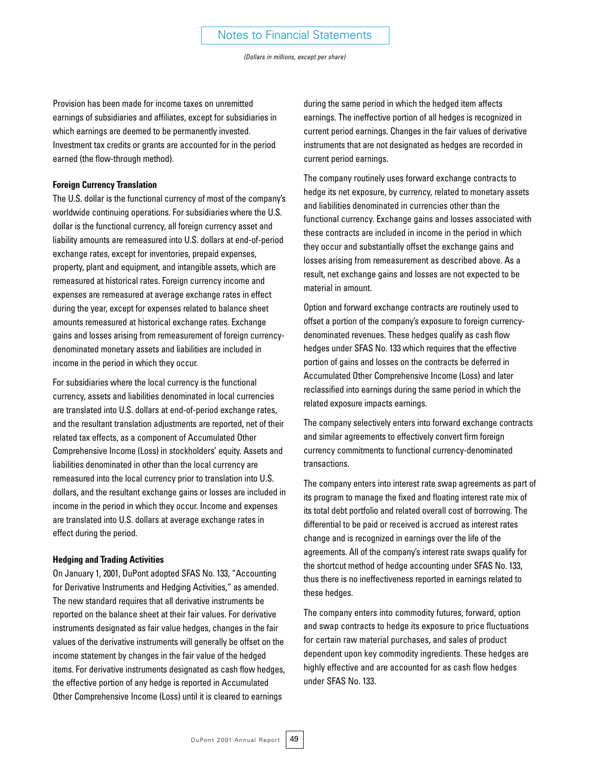Provision has been made for income taxes on unremitted earnings of subsidiaries and affiliates, except for subsidiaries in which earnings are deemed to be permanently invested. Investment tax credits or grants are accounted for in the period earned (the flow-through method).

**Foreign Currency Translation**

The U.S. dollar is the functional currency of most of the company's worldwide continuing operations. For subsidiaries where the U.S. dollar is the functional currency, all foreign currency asset and liability amounts are remeasured into U.S. dollars at end-of-period exchange rates, except for inventories, prepaid expenses, property, plant and equipment, and intangible assets, which are remeasured at historical rates. Foreign currency income and expenses are remeasured at average exchange rates in effect during the year, except for expenses related to balance sheet amounts remeasured at historical exchange rates. Exchange gains and losses arising from remeasurement of foreign currency-denominated monetary assets and liabilities are included in income in the period in which they occur.

For subsidiaries where the local currency is the functional currency, assets and liabilities denominated in local currencies are translated into U.S. dollars at end-of-period exchange rates, and the resultant translation adjustments are reported, net of their related tax effects, as a component of Accumulated Other Comprehensive Income (Loss) in stockholders' equity. Assets and liabilities denominated in other than the local currency are remeasured into the local currency prior to translation into U.S. dollars, and the resultant exchange gains or losses are included in income in the period in which they occur. Income and expenses are translated into U.S. dollars at average exchange rates in effect during the period.

**Hedging and Trading Activities**

On January 1, 2001, DuPont adopted SFAS No. 133, "Accounting for Derivative Instruments and Hedging Activities," as amended. The new standard requires that all derivative instruments be reported on the balance sheet at their fair values. For derivative instruments designated as fair value hedges, changes in the fair values of the derivative instruments will generally be offset on the income statement by changes in the fair value of the hedged items. For derivative instruments designated as cash flow hedges, the effective portion of any hedge is reported in Accumulated Other Comprehensive Income (Loss) until it is cleared to earnings during the same period in which the hedged item affects earnings. The ineffective portion of all hedges is recognized in current period earnings. Changes in the fair values of derivative instruments that are not designated as hedges are recorded in current period earnings.

The company routinely uses forward exchange contracts to hedge its net exposure, by currency, related to monetary assets and liabilities denominated in currencies other than the functional currency. Exchange gains and losses associated with these contracts are included in income in the period in which they occur and substantially offset the exchange gains and losses arising from remeasurement as described above. As a result, net exchange gains and losses are not expected to be material in amount.

Option and forward exchange contracts are routinely used to offset a portion of the company's exposure to foreign currency-denominated revenues. These hedges qualify as cash flow hedges under SFAS No. 133 which requires that the effective portion of gains and losses on the contracts be deferred in Accumulated Other Comprehensive Income (Loss) and later reclassified into earnings during the same period in which the related exposure impacts earnings.

The company selectively enters into forward exchange contracts and similar agreements to effectively convert firm foreign currency commitments to functional currency-denominated transactions.

The company enters into interest rate swap agreements as part of its program to manage the fixed and floating interest rate mix of its total debt portfolio and related overall cost of borrowing. The differential to be paid or received is accrued as interest rates change and is recognized in earnings over the life of the agreements. All of the company's interest rate swaps qualify for the shortcut method of hedge accounting under SFAS No. 133, thus there is no ineffectiveness reported in earnings related to these hedges.

The company enters into commodity futures, forward, option and swap contracts to hedge its exposure to price fluctuations for certain raw material purchases, and sales of product dependent upon key commodity ingredients. These hedges are highly effective and are accounted for as cash flow hedges under SFAS No. 133.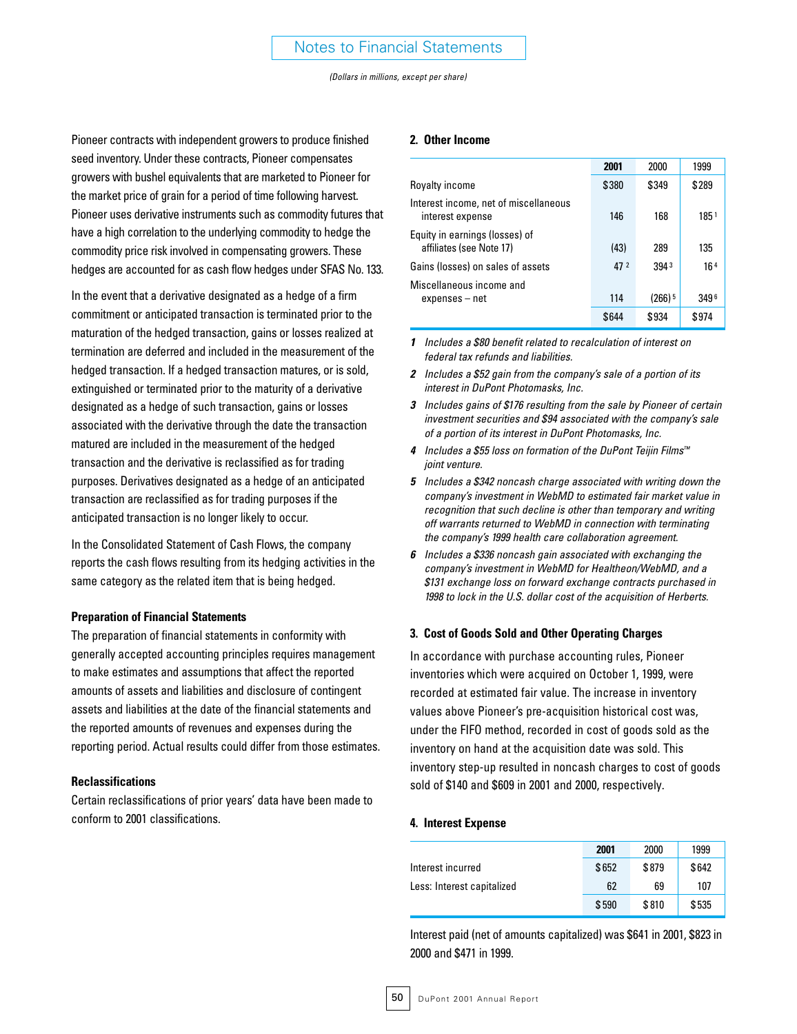Pioneer contracts with independent growers to produce finished seed inventory. Under these contracts, Pioneer compensates growers with bushel equivalents that are marketed to Pioneer for the market price of grain for a period of time following harvest. Pioneer uses derivative instruments such as commodity futures that have a high correlation to the underlying commodity to hedge the commodity price risk involved in compensating growers. These hedges are accounted for as cash flow hedges under SFAS No. 133.

In the event that a derivative designated as a hedge of a firm commitment or anticipated transaction is terminated prior to the maturation of the hedged transaction, gains or losses realized at termination are deferred and included in the measurement of the hedged transaction. If a hedged transaction matures, or is sold, extinguished or terminated prior to the maturity of a derivative designated as a hedge of such transaction, gains or losses associated with the derivative through the date the transaction matured are included in the measurement of the hedged transaction and the derivative is reclassified as for trading purposes. Derivatives designated as a hedge of an anticipated transaction are reclassified as for trading purposes if the anticipated transaction is no longer likely to occur.

In the Consolidated Statement of Cash Flows, the company reports the cash flows resulting from its hedging activities in the same category as the related item that is being hedged.

**Preparation of Financial Statements**

The preparation of financial statements in conformity with generally accepted accounting principles requires management to make estimates and assumptions that affect the reported amounts of assets and liabilities and disclosure of contingent assets and liabilities at the date of the financial statements and the reported amounts of revenues and expenses during the reporting period. Actual results could differ from those estimates.

**Reclassifications**

Certain reclassifications of prior years' data have been made to conform to 2001 classifications.

## 2. Other Income

| | 2001 | 2000 | 1999 |
|---|---|---|---|
| Royalty income | $380 | $349 | $289 |
| Interest income, net of miscellaneous interest expense | 146 | 168 | 185[1] |
| Equity in earnings (losses) of affiliates (see Note 17) | (43) | 289 | 135 |
| Gains (losses) on sales of assets | 47[2] | 394[3] | 16[4] |
| Miscellaneous income and expenses – net | 114 | (266)[5] | 349[6] |
| | $644 | $934 | $974 |

*1 Includes a $80 benefit related to recalculation of interest on federal tax refunds and liabilities.*

*2 Includes a $52 gain from the company's sale of a portion of its interest in DuPont Photomasks, Inc.*

*3 Includes gains of $176 resulting from the sale by Pioneer of certain investment securities and $94 associated with the company's sale of a portion of its interest in DuPont Photomasks, Inc.*

*4 Includes a $55 loss on formation of the DuPont Teijin Films™ joint venture.*

*5 Includes a $342 noncash charge associated with writing down the company's investment in WebMD to estimated fair market value in recognition that such decline is other than temporary and writing off warrants returned to WebMD in connection with terminating the company's 1999 health care collaboration agreement.*

*6 Includes a $336 noncash gain associated with exchanging the company's investment in WebMD for Healtheon/WebMD, and a $131 exchange loss on forward exchange contracts purchased in 1998 to lock in the U.S. dollar cost of the acquisition of Herberts.*

## 3. Cost of Goods Sold and Other Operating Charges

In accordance with purchase accounting rules, Pioneer inventories which were acquired on October 1, 1999, were recorded at estimated fair value. The increase in inventory values above Pioneer's pre-acquisition historical cost was, under the FIFO method, recorded in cost of goods sold as the inventory on hand at the acquisition date was sold. This inventory step-up resulted in noncash charges to cost of goods sold of $140 and $609 in 2001 and 2000, respectively.

## 4. Interest Expense

| | 2001 | 2000 | 1999 |
|---|---|---|---|
| Interest incurred | $652 | $879 | $642 |
| Less: Interest capitalized | 62 | 69 | 107 |
| | $590 | $810 | $535 |

Interest paid (net of amounts capitalized) was $641 in 2001, $823 in 2000 and $471 in 1999.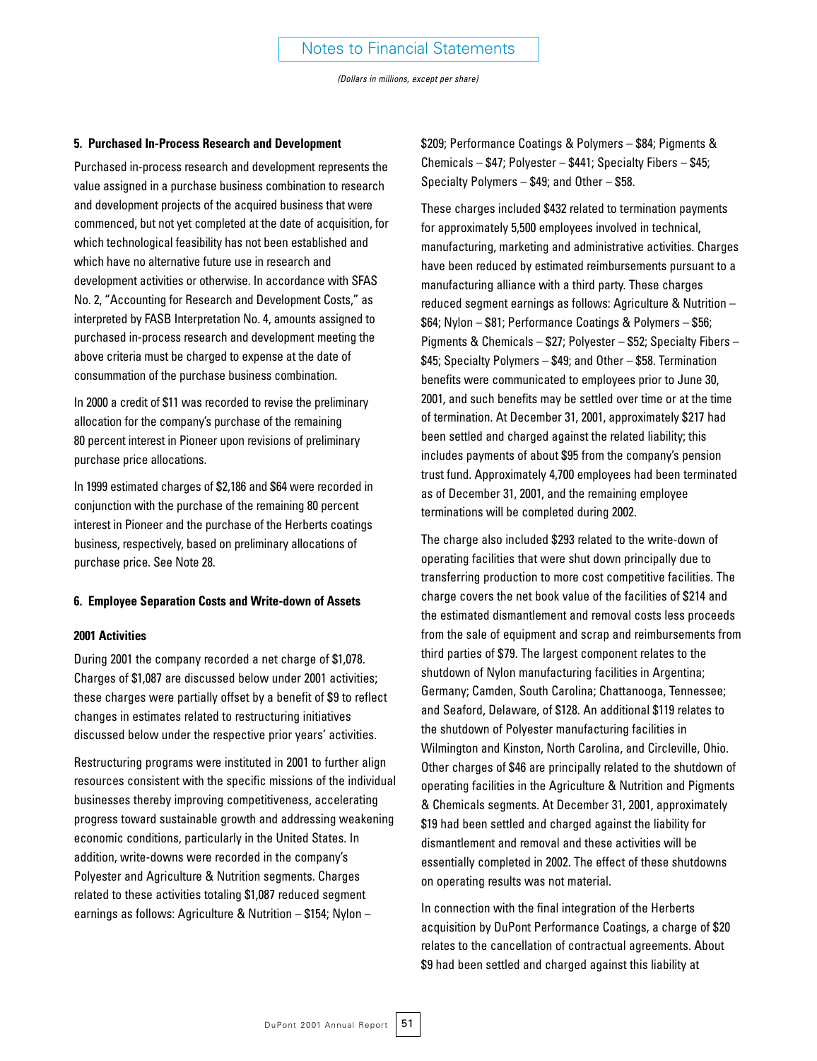### 5. Purchased In-Process Research and Development

Purchased in-process research and development represents the value assigned in a purchase business combination to research and development projects of the acquired business that were commenced, but not yet completed at the date of acquisition, for which technological feasibility has not been established and which have no alternative future use in research and development activities or otherwise. In accordance with SFAS No. 2, "Accounting for Research and Development Costs," as interpreted by FASB Interpretation No. 4, amounts assigned to purchased in-process research and development meeting the above criteria must be charged to expense at the date of consummation of the purchase business combination.

In 2000 a credit of $11 was recorded to revise the preliminary allocation for the company's purchase of the remaining 80 percent interest in Pioneer upon revisions of preliminary purchase price allocations.

In 1999 estimated charges of $2,186 and $64 were recorded in conjunction with the purchase of the remaining 80 percent interest in Pioneer and the purchase of the Herberts coatings business, respectively, based on preliminary allocations of purchase price. See Note 28.

### 6. Employee Separation Costs and Write-down of Assets

#### 2001 Activities

During 2001 the company recorded a net charge of $1,078. Charges of $1,087 are discussed below under 2001 activities; these charges were partially offset by a benefit of $9 to reflect changes in estimates related to restructuring initiatives discussed below under the respective prior years' activities.

Restructuring programs were instituted in 2001 to further align resources consistent with the specific missions of the individual businesses thereby improving competitiveness, accelerating progress toward sustainable growth and addressing weakening economic conditions, particularly in the United States. In addition, write-downs were recorded in the company's Polyester and Agriculture & Nutrition segments. Charges related to these activities totaling $1,087 reduced segment earnings as follows: Agriculture & Nutrition – $154; Nylon – $209; Performance Coatings & Polymers – $84; Pigments & Chemicals – $47; Polyester – $441; Specialty Fibers – $45; Specialty Polymers – $49; and Other – $58.

These charges included $432 related to termination payments for approximately 5,500 employees involved in technical, manufacturing, marketing and administrative activities. Charges have been reduced by estimated reimbursements pursuant to a manufacturing alliance with a third party. These charges reduced segment earnings as follows: Agriculture & Nutrition – $64; Nylon – $81; Performance Coatings & Polymers – $56; Pigments & Chemicals – $27; Polyester – $52; Specialty Fibers – $45; Specialty Polymers – $49; and Other – $58. Termination benefits were communicated to employees prior to June 30, 2001, and such benefits may be settled over time or at the time of termination. At December 31, 2001, approximately $217 had been settled and charged against the related liability; this includes payments of about $95 from the company's pension trust fund. Approximately 4,700 employees had been terminated as of December 31, 2001, and the remaining employee terminations will be completed during 2002.

The charge also included $293 related to the write-down of operating facilities that were shut down principally due to transferring production to more cost competitive facilities. The charge covers the net book value of the facilities of $214 and the estimated dismantlement and removal costs less proceeds from the sale of equipment and scrap and reimbursements from third parties of $79. The largest component relates to the shutdown of Nylon manufacturing facilities in Argentina; Germany; Camden, South Carolina; Chattanooga, Tennessee; and Seaford, Delaware, of $128. An additional $119 relates to the shutdown of Polyester manufacturing facilities in Wilmington and Kinston, North Carolina, and Circleville, Ohio. Other charges of $46 are principally related to the shutdown of operating facilities in the Agriculture & Nutrition and Pigments & Chemicals segments. At December 31, 2001, approximately $19 had been settled and charged against the liability for dismantlement and removal and these activities will be essentially completed in 2002. The effect of these shutdowns on operating results was not material.

In connection with the final integration of the Herberts acquisition by DuPont Performance Coatings, a charge of $20 relates to the cancellation of contractual agreements. About $9 had been settled and charged against this liability at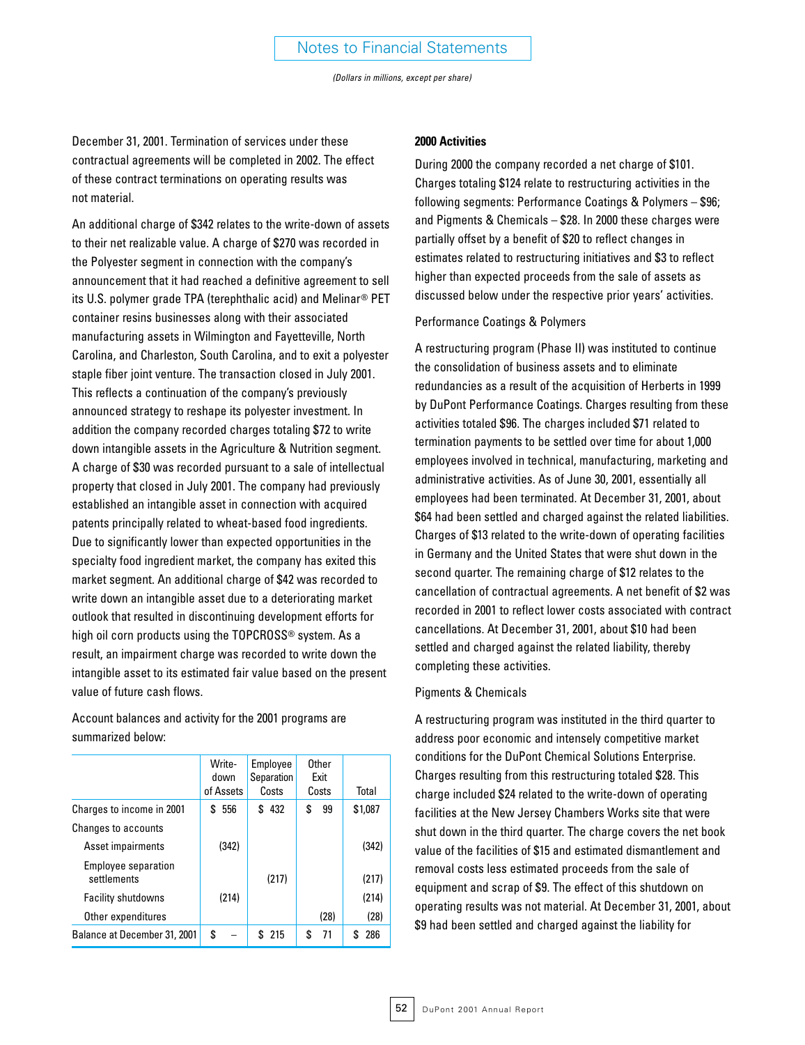December 31, 2001. Termination of services under these contractual agreements will be completed in 2002. The effect of these contract terminations on operating results was not material.

An additional charge of $342 relates to the write-down of assets to their net realizable value. A charge of $270 was recorded in the Polyester segment in connection with the company's announcement that it had reached a definitive agreement to sell its U.S. polymer grade TPA (terephthalic acid) and Melinar® PET container resins businesses along with their associated manufacturing assets in Wilmington and Fayetteville, North Carolina, and Charleston, South Carolina, and to exit a polyester staple fiber joint venture. The transaction closed in July 2001. This reflects a continuation of the company's previously announced strategy to reshape its polyester investment. In addition the company recorded charges totaling $72 to write down intangible assets in the Agriculture & Nutrition segment. A charge of $30 was recorded pursuant to a sale of intellectual property that closed in July 2001. The company had previously established an intangible asset in connection with acquired patents principally related to wheat-based food ingredients. Due to significantly lower than expected opportunities in the specialty food ingredient market, the company has exited this market segment. An additional charge of $42 was recorded to write down an intangible asset due to a deteriorating market outlook that resulted in discontinuing development efforts for high oil corn products using the TOPCROSS® system. As a result, an impairment charge was recorded to write down the intangible asset to its estimated fair value based on the present value of future cash flows.

Account balances and activity for the 2001 programs are summarized below:

| | Write-down of Assets | Employee Separation Costs | Other Exit Costs | Total |
|---|---|---|---|---|
| Charges to income in 2001 | $ 556 | $ 432 | $ 99 | $1,087 |
| Changes to accounts | | | | |
| Asset impairments | (342) | | | (342) |
| Employee separation settlements | | (217) | | (217) |
| Facility shutdowns | (214) | | | (214) |
| Other expenditures | | | (28) | (28) |
| Balance at December 31, 2001 | $ – | $ 215 | $ 71 | $ 286 |

**2000 Activities**

During 2000 the company recorded a net charge of $101. Charges totaling $124 relate to restructuring activities in the following segments: Performance Coatings & Polymers – $96; and Pigments & Chemicals – $28. In 2000 these charges were partially offset by a benefit of $20 to reflect changes in estimates related to restructuring initiatives and $3 to reflect higher than expected proceeds from the sale of assets as discussed below under the respective prior years' activities.

Performance Coatings & Polymers

A restructuring program (Phase II) was instituted to continue the consolidation of business assets and to eliminate redundancies as a result of the acquisition of Herberts in 1999 by DuPont Performance Coatings. Charges resulting from these activities totaled $96. The charges included $71 related to termination payments to be settled over time for about 1,000 employees involved in technical, manufacturing, marketing and administrative activities. As of June 30, 2001, essentially all employees had been terminated. At December 31, 2001, about $64 had been settled and charged against the related liabilities. Charges of $13 related to the write-down of operating facilities in Germany and the United States that were shut down in the second quarter. The remaining charge of $12 relates to the cancellation of contractual agreements. A net benefit of $2 was recorded in 2001 to reflect lower costs associated with contract cancellations. At December 31, 2001, about $10 had been settled and charged against the related liability, thereby completing these activities.

Pigments & Chemicals

A restructuring program was instituted in the third quarter to address poor economic and intensely competitive market conditions for the DuPont Chemical Solutions Enterprise. Charges resulting from this restructuring totaled $28. This charge included $24 related to the write-down of operating facilities at the New Jersey Chambers Works site that were shut down in the third quarter. The charge covers the net book value of the facilities of $15 and estimated dismantlement and removal costs less estimated proceeds from the sale of equipment and scrap of $9. The effect of this shutdown on operating results was not material. At December 31, 2001, about $9 had been settled and charged against the liability for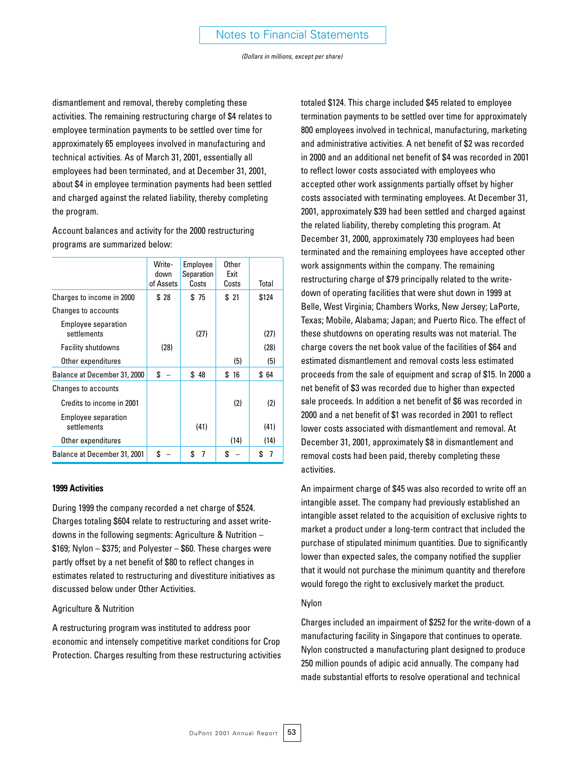dismantlement and removal, thereby completing these activities. The remaining restructuring charge of $4 relates to employee termination payments to be settled over time for approximately 65 employees involved in manufacturing and technical activities. As of March 31, 2001, essentially all employees had been terminated, and at December 31, 2001, about $4 in employee termination payments had been settled and charged against the related liability, thereby completing the program.

Account balances and activity for the 2000 restructuring programs are summarized below:

| | Write-down of Assets | Employee Separation Costs | Other Exit Costs | Total |
|---|---|---|---|---|
| Charges to income in 2000 | $ 28 | $ 75 | $ 21 | $124 |
| Changes to accounts | | | | |
| Employee separation settlements | | (27) | | (27) |
| Facility shutdowns | (28) | | | (28) |
| Other expenditures | | | (5) | (5) |
| Balance at December 31, 2000 | $ – | $ 48 | $ 16 | $ 64 |
| Changes to accounts | | | | |
| Credits to income in 2001 | | | (2) | (2) |
| Employee separation settlements | | (41) | | (41) |
| Other expenditures | | | (14) | (14) |
| Balance at December 31, 2001 | $ – | $ 7 | $ – | $ 7 |

**1999 Activities**

During 1999 the company recorded a net charge of $524. Charges totaling $604 relate to restructuring and asset write-downs in the following segments: Agriculture & Nutrition – $169; Nylon – $375; and Polyester – $60. These charges were partly offset by a net benefit of $80 to reflect changes in estimates related to restructuring and divestiture initiatives as discussed below under Other Activities.

Agriculture & Nutrition

A restructuring program was instituted to address poor economic and intensely competitive market conditions for Crop Protection. Charges resulting from these restructuring activities totaled $124. This charge included $45 related to employee termination payments to be settled over time for approximately 800 employees involved in technical, manufacturing, marketing and administrative activities. A net benefit of $2 was recorded in 2000 and an additional net benefit of $4 was recorded in 2001 to reflect lower costs associated with employees who accepted other work assignments partially offset by higher costs associated with terminating employees. At December 31, 2001, approximately $39 had been settled and charged against the related liability, thereby completing this program. At December 31, 2000, approximately 730 employees had been terminated and the remaining employees have accepted other work assignments within the company. The remaining restructuring charge of $79 principally related to the write-down of operating facilities that were shut down in 1999 at Belle, West Virginia; Chambers Works, New Jersey; LaPorte, Texas; Mobile, Alabama; Japan; and Puerto Rico. The effect of these shutdowns on operating results was not material. The charge covers the net book value of the facilities of $64 and estimated dismantlement and removal costs less estimated proceeds from the sale of equipment and scrap of $15. In 2000 a net benefit of $3 was recorded due to higher than expected sale proceeds. In addition a net benefit of $6 was recorded in 2000 and a net benefit of $1 was recorded in 2001 to reflect lower costs associated with dismantlement and removal. At December 31, 2001, approximately $8 in dismantlement and removal costs had been paid, thereby completing these activities.

An impairment charge of $45 was also recorded to write off an intangible asset. The company had previously established an intangible asset related to the acquisition of exclusive rights to market a product under a long-term contract that included the purchase of stipulated minimum quantities. Due to significantly lower than expected sales, the company notified the supplier that it would not purchase the minimum quantity and therefore would forego the right to exclusively market the product.

Nylon

Charges included an impairment of $252 for the write-down of a manufacturing facility in Singapore that continues to operate. Nylon constructed a manufacturing plant designed to produce 250 million pounds of adipic acid annually. The company had made substantial efforts to resolve operational and technical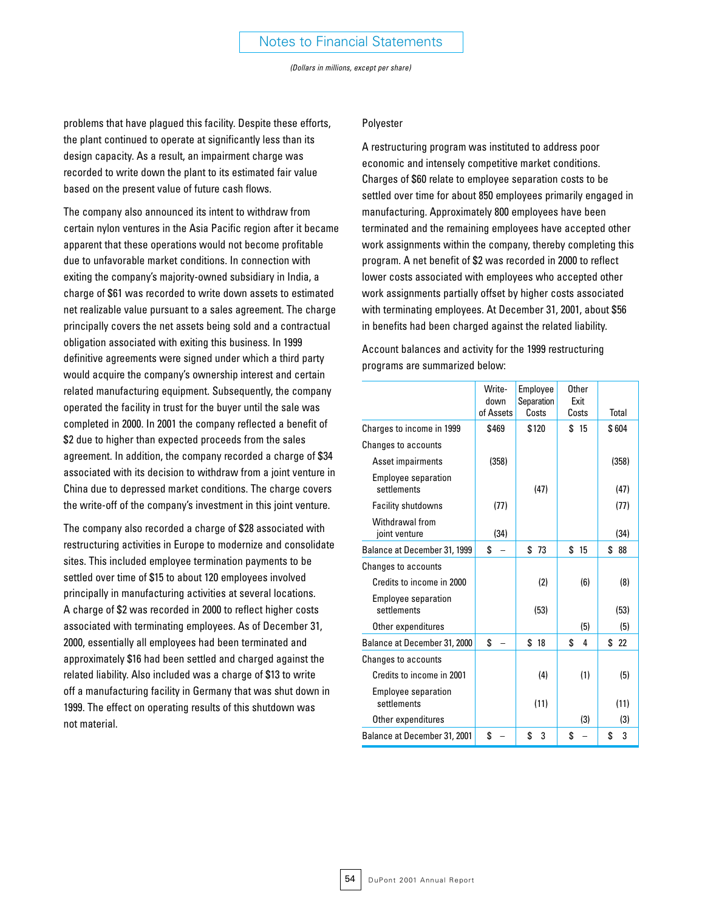problems that have plagued this facility. Despite these efforts, the plant continued to operate at significantly less than its design capacity. As a result, an impairment charge was recorded to write down the plant to its estimated fair value based on the present value of future cash flows.

The company also announced its intent to withdraw from certain nylon ventures in the Asia Pacific region after it became apparent that these operations would not become profitable due to unfavorable market conditions. In connection with exiting the company's majority-owned subsidiary in India, a charge of $61 was recorded to write down assets to estimated net realizable value pursuant to a sales agreement. The charge principally covers the net assets being sold and a contractual obligation associated with exiting this business. In 1999 definitive agreements were signed under which a third party would acquire the company's ownership interest and certain related manufacturing equipment. Subsequently, the company operated the facility in trust for the buyer until the sale was completed in 2000. In 2001 the company reflected a benefit of $2 due to higher than expected proceeds from the sales agreement. In addition, the company recorded a charge of $34 associated with its decision to withdraw from a joint venture in China due to depressed market conditions. The charge covers the write-off of the company's investment in this joint venture.

The company also recorded a charge of $28 associated with restructuring activities in Europe to modernize and consolidate sites. This included employee termination payments to be settled over time of $15 to about 120 employees involved principally in manufacturing activities at several locations. A charge of $2 was recorded in 2000 to reflect higher costs associated with terminating employees. As of December 31, 2000, essentially all employees had been terminated and approximately $16 had been settled and charged against the related liability. Also included was a charge of $13 to write off a manufacturing facility in Germany that was shut down in 1999. The effect on operating results of this shutdown was not material.

Polyester

A restructuring program was instituted to address poor economic and intensely competitive market conditions. Charges of $60 relate to employee separation costs to be settled over time for about 850 employees primarily engaged in manufacturing. Approximately 800 employees have been terminated and the remaining employees have accepted other work assignments within the company, thereby completing this program. A net benefit of $2 was recorded in 2000 to reflect lower costs associated with employees who accepted other work assignments partially offset by higher costs associated with terminating employees. At December 31, 2001, about $56 in benefits had been charged against the related liability.

Account balances and activity for the 1999 restructuring programs are summarized below:

| | Write-down of Assets | Employee Separation Costs | Other Exit Costs | Total |
|---|---|---|---|---|
| Charges to income in 1999 | $469 | $120 | $ 15 | $ 604 |
| Changes to accounts | | | | |
| Asset impairments | (358) | | | (358) |
| Employee separation settlements | | (47) | | (47) |
| Facility shutdowns | (77) | | | (77) |
| Withdrawal from joint venture | (34) | | | (34) |
| Balance at December 31, 1999 | $ – | $ 73 | $ 15 | $ 88 |
| Changes to accounts | | | | |
| Credits to income in 2000 | | (2) | (6) | (8) |
| Employee separation settlements | | (53) | | (53) |
| Other expenditures | | | (5) | (5) |
| Balance at December 31, 2000 | $ – | $ 18 | $ 4 | $ 22 |
| Changes to accounts | | | | |
| Credits to income in 2001 | | (4) | (1) | (5) |
| Employee separation settlements | | (11) | | (11) |
| Other expenditures | | | (3) | (3) |
| Balance at December 31, 2001 | $ – | $ 3 | $ – | $ 3 |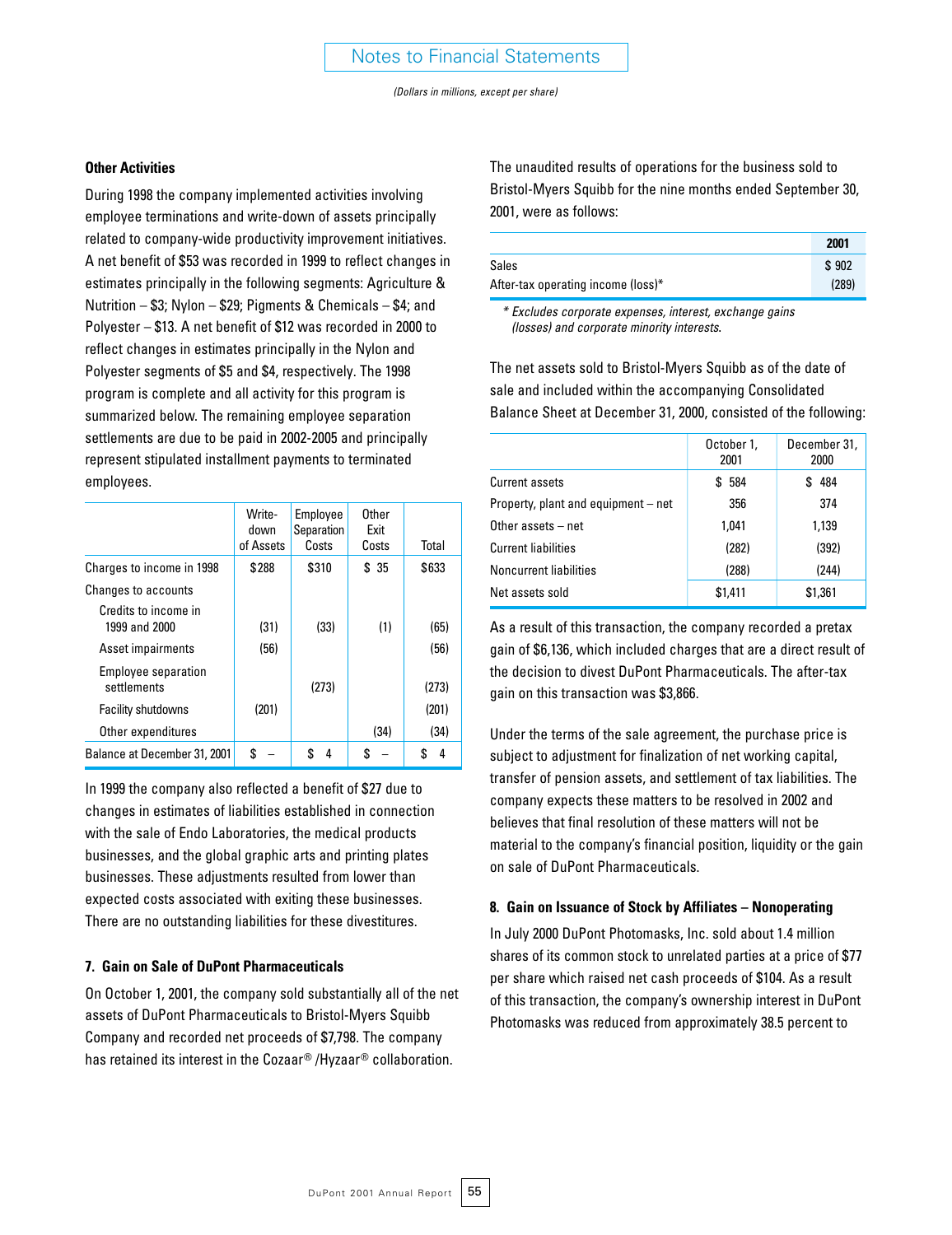(Dollars in millions, except per share)

**Other Activities**

During 1998 the company implemented activities involving employee terminations and write-down of assets principally related to company-wide productivity improvement initiatives. A net benefit of $53 was recorded in 1999 to reflect changes in estimates principally in the following segments: Agriculture & Nutrition – $3; Nylon – $29; Pigments & Chemicals – $4; and Polyester – $13. A net benefit of $12 was recorded in 2000 to reflect changes in estimates principally in the Nylon and Polyester segments of $5 and $4, respectively. The 1998 program is complete and all activity for this program is summarized below. The remaining employee separation settlements are due to be paid in 2002-2005 and principally represent stipulated installment payments to terminated employees.

| | Write-down of Assets | Employee Separation Costs | Other Exit Costs | Total |
|---|---|---|---|---|
| Charges to income in 1998 | $288 | $310 | $ 35 | $633 |
| Changes to accounts | | | | |
| Credits to income in 1999 and 2000 | (31) | (33) | (1) | (65) |
| Asset impairments | (56) | | | (56) |
| Employee separation settlements | | (273) | | (273) |
| Facility shutdowns | (201) | | | (201) |
| Other expenditures | | | (34) | (34) |
| Balance at December 31, 2001 | $ – | $ 4 | $ – | $ 4 |

In 1999 the company also reflected a benefit of $27 due to changes in estimates of liabilities established in connection with the sale of Endo Laboratories, the medical products businesses, and the global graphic arts and printing plates businesses. These adjustments resulted from lower than expected costs associated with exiting these businesses. There are no outstanding liabilities for these divestitures.

### 7. Gain on Sale of DuPont Pharmaceuticals

On October 1, 2001, the company sold substantially all of the net assets of DuPont Pharmaceuticals to Bristol-Myers Squibb Company and recorded net proceeds of $7,798. The company has retained its interest in the Cozaar® /Hyzaar® collaboration.

The unaudited results of operations for the business sold to Bristol-Myers Squibb for the nine months ended September 30, 2001, were as follows:

| | 2001 |
|---|---|
| Sales | $ 902 |
| After-tax operating income (loss)* | (289) |

*\* Excludes corporate expenses, interest, exchange gains (losses) and corporate minority interests.*

The net assets sold to Bristol-Myers Squibb as of the date of sale and included within the accompanying Consolidated Balance Sheet at December 31, 2000, consisted of the following:

| | October 1, 2001 | December 31, 2000 |
|---|---|---|
| Current assets | $ 584 | $ 484 |
| Property, plant and equipment – net | 356 | 374 |
| Other assets – net | 1,041 | 1,139 |
| Current liabilities | (282) | (392) |
| Noncurrent liabilities | (288) | (244) |
| Net assets sold | $1,411 | $1,361 |

As a result of this transaction, the company recorded a pretax gain of $6,136, which included charges that are a direct result of the decision to divest DuPont Pharmaceuticals. The after-tax gain on this transaction was $3,866.

Under the terms of the sale agreement, the purchase price is subject to adjustment for finalization of net working capital, transfer of pension assets, and settlement of tax liabilities. The company expects these matters to be resolved in 2002 and believes that final resolution of these matters will not be material to the company's financial position, liquidity or the gain on sale of DuPont Pharmaceuticals.

### 8. Gain on Issuance of Stock by Affiliates – Nonoperating

In July 2000 DuPont Photomasks, Inc. sold about 1.4 million shares of its common stock to unrelated parties at a price of $77 per share which raised net cash proceeds of $104. As a result of this transaction, the company's ownership interest in DuPont Photomasks was reduced from approximately 38.5 percent to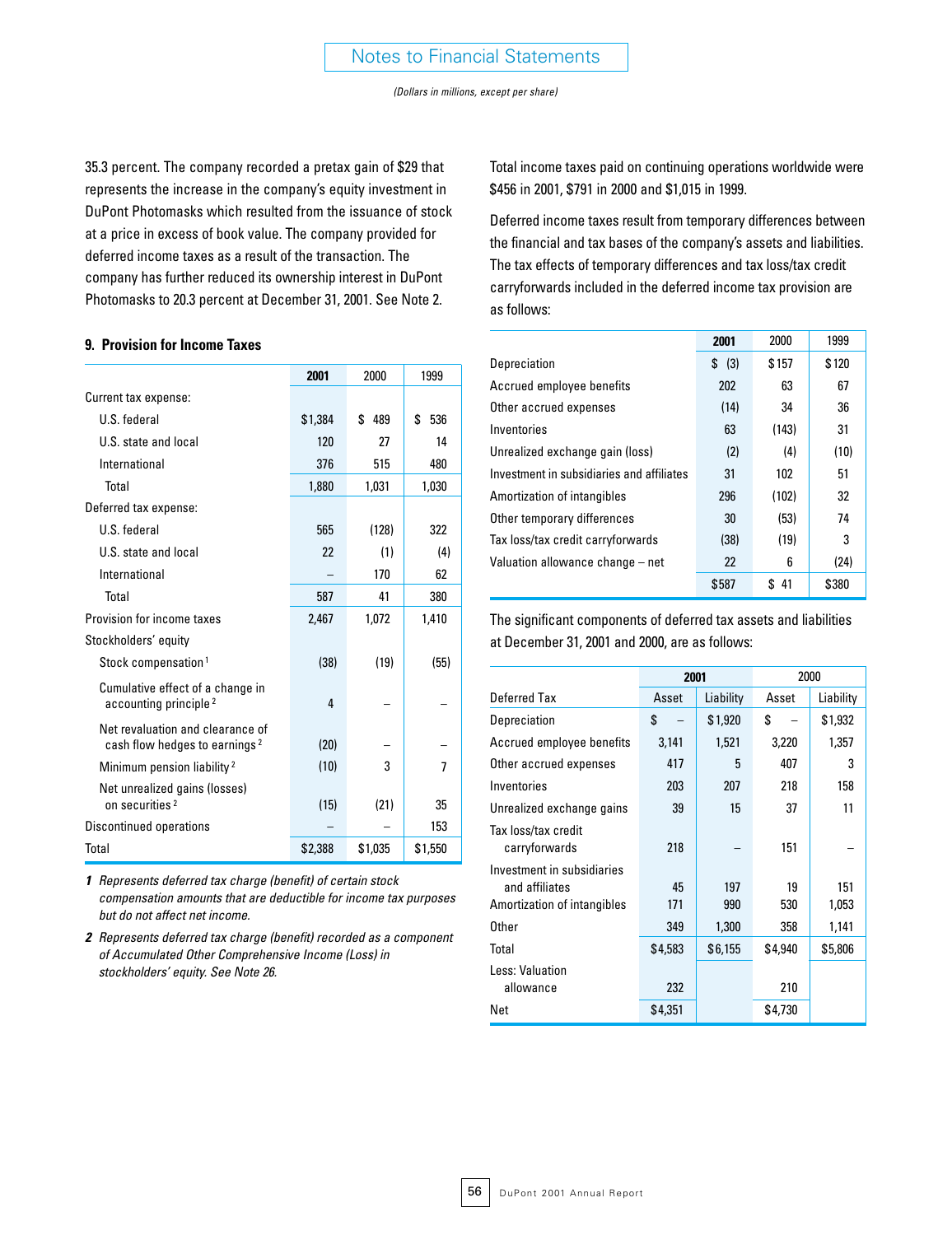*(Dollars in millions, except per share)*

35.3 percent. The company recorded a pretax gain of $29 that represents the increase in the company's equity investment in DuPont Photomasks which resulted from the issuance of stock at a price in excess of book value. The company provided for deferred income taxes as a result of the transaction. The company has further reduced its ownership interest in DuPont Photomasks to 20.3 percent at December 31, 2001. See Note 2.

### 9. Provision for Income Taxes

| | **2001** | 2000 | 1999 |
|---|---|---|---|
| Current tax expense: | | | |
| U.S. federal | $1,384 | $ 489 | $ 536 |
| U.S. state and local | 120 | 27 | 14 |
| International | 376 | 515 | 480 |
| Total | 1,880 | 1,031 | 1,030 |
| Deferred tax expense: | | | |
| U.S. federal | 565 | (128) | 322 |
| U.S. state and local | 22 | (1) | (4) |
| International | – | 170 | 62 |
| Total | 587 | 41 | 380 |
| Provision for income taxes | 2,467 | 1,072 | 1,410 |
| Stockholders' equity | | | |
| Stock compensation [1] | (38) | (19) | (55) |
| Cumulative effect of a change in accounting principle [2] | 4 | – | – |
| Net revaluation and clearance of cash flow hedges to earnings [2] | (20) | – | – |
| Minimum pension liability [2] | (10) | 3 | 7 |
| Net unrealized gains (losses) on securities [2] | (15) | (21) | 35 |
| Discontinued operations | – | – | 153 |
| Total | $2,388 | $1,035 | $1,550 |

***1*** *Represents deferred tax charge (benefit) of certain stock compensation amounts that are deductible for income tax purposes but do not affect net income.*

***2*** *Represents deferred tax charge (benefit) recorded as a component of Accumulated Other Comprehensive Income (Loss) in stockholders' equity. See Note 26.*

Total income taxes paid on continuing operations worldwide were $456 in 2001, $791 in 2000 and $1,015 in 1999.

Deferred income taxes result from temporary differences between the financial and tax bases of the company's assets and liabilities. The tax effects of temporary differences and tax loss/tax credit carryforwards included in the deferred income tax provision are as follows:

| | **2001** | 2000 | 1999 |
|---|---|---|---|
| Depreciation | $ (3) | $157 | $120 |
| Accrued employee benefits | 202 | 63 | 67 |
| Other accrued expenses | (14) | 34 | 36 |
| Inventories | 63 | (143) | 31 |
| Unrealized exchange gain (loss) | (2) | (4) | (10) |
| Investment in subsidiaries and affiliates | 31 | 102 | 51 |
| Amortization of intangibles | 296 | (102) | 32 |
| Other temporary differences | 30 | (53) | 74 |
| Tax loss/tax credit carryforwards | (38) | (19) | 3 |
| Valuation allowance change – net | 22 | 6 | (24) |
| | $587 | $ 41 | $380 |

The significant components of deferred tax assets and liabilities at December 31, 2001 and 2000, are as follows:

| | **2001** | | 2000 | |
|---|---|---|---|---|
| Deferred Tax | Asset | Liability | Asset | Liability |
| Depreciation | $ – | $1,920 | $ – | $1,932 |
| Accrued employee benefits | 3,141 | 1,521 | 3,220 | 1,357 |
| Other accrued expenses | 417 | 5 | 407 | 3 |
| Inventories | 203 | 207 | 218 | 158 |
| Unrealized exchange gains | 39 | 15 | 37 | 11 |
| Tax loss/tax credit carryforwards | 218 | – | 151 | – |
| Investment in subsidiaries and affiliates | 45 | 197 | 19 | 151 |
| Amortization of intangibles | 171 | 990 | 530 | 1,053 |
| Other | 349 | 1,300 | 358 | 1,141 |
| Total | $4,583 | $6,155 | $4,940 | $5,806 |
| Less: Valuation allowance | 232 | | 210 | |
| Net | $4,351 | | $4,730 | |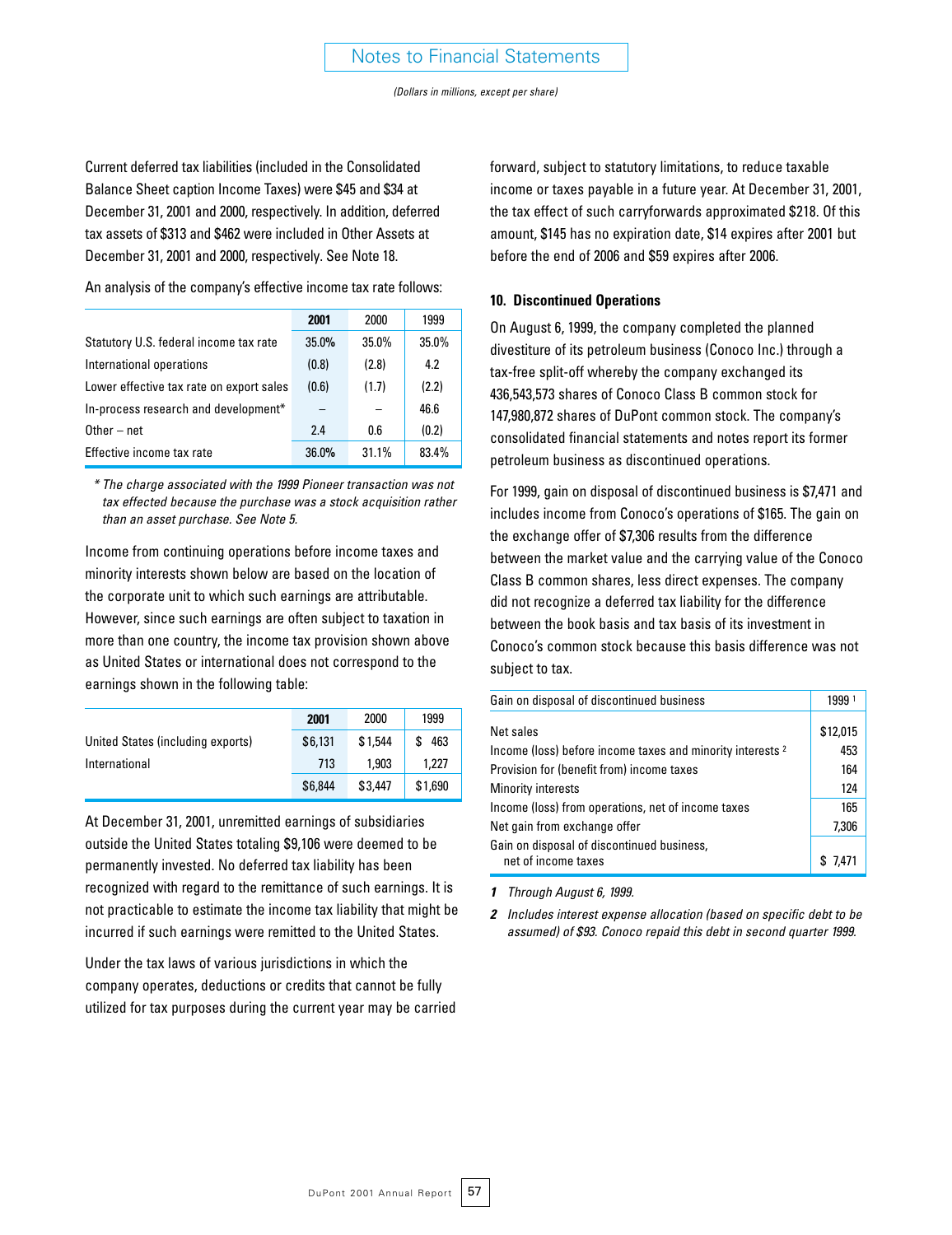Current deferred tax liabilities (included in the Consolidated Balance Sheet caption Income Taxes) were $45 and $34 at December 31, 2001 and 2000, respectively. In addition, deferred tax assets of $313 and $462 were included in Other Assets at December 31, 2001 and 2000, respectively. See Note 18.

An analysis of the company's effective income tax rate follows:

| | 2001 | 2000 | 1999 |
|---|---|---|---|
| Statutory U.S. federal income tax rate | 35.0% | 35.0% | 35.0% |
| International operations | (0.8) | (2.8) | 4.2 |
| Lower effective tax rate on export sales | (0.6) | (1.7) | (2.2) |
| In-process research and development* | – | – | 46.6 |
| Other – net | 2.4 | 0.6 | (0.2) |
| Effective income tax rate | 36.0% | 31.1% | 83.4% |

*\* The charge associated with the 1999 Pioneer transaction was not tax effected because the purchase was a stock acquisition rather than an asset purchase. See Note 5.*

Income from continuing operations before income taxes and minority interests shown below are based on the location of the corporate unit to which such earnings are attributable. However, since such earnings are often subject to taxation in more than one country, the income tax provision shown above as United States or international does not correspond to the earnings shown in the following table:

| | 2001 | 2000 | 1999 |
|---|---|---|---|
| United States (including exports) | $6,131 | $1,544 | $ 463 |
| International | 713 | 1,903 | 1,227 |
| | $6,844 | $3,447 | $1,690 |

At December 31, 2001, unremitted earnings of subsidiaries outside the United States totaling $9,106 were deemed to be permanently invested. No deferred tax liability has been recognized with regard to the remittance of such earnings. It is not practicable to estimate the income tax liability that might be incurred if such earnings were remitted to the United States.

Under the tax laws of various jurisdictions in which the company operates, deductions or credits that cannot be fully utilized for tax purposes during the current year may be carried forward, subject to statutory limitations, to reduce taxable income or taxes payable in a future year. At December 31, 2001, the tax effect of such carryforwards approximated $218. Of this amount, $145 has no expiration date, $14 expires after 2001 but before the end of 2006 and $59 expires after 2006.

### 10. Discontinued Operations

On August 6, 1999, the company completed the planned divestiture of its petroleum business (Conoco Inc.) through a tax-free split-off whereby the company exchanged its 436,543,573 shares of Conoco Class B common stock for 147,980,872 shares of DuPont common stock. The company's consolidated financial statements and notes report its former petroleum business as discontinued operations.

For 1999, gain on disposal of discontinued business is $7,471 and includes income from Conoco's operations of $165. The gain on the exchange offer of $7,306 results from the difference between the market value and the carrying value of the Conoco Class B common shares, less direct expenses. The company did not recognize a deferred tax liability for the difference between the book basis and tax basis of its investment in Conoco's common stock because this basis difference was not subject to tax.

| Gain on disposal of discontinued business | 1999 [1] |
|---|---|
| Net sales | $12,015 |
| Income (loss) before income taxes and minority interests [2] | 453 |
| Provision for (benefit from) income taxes | 164 |
| Minority interests | 124 |
| Income (loss) from operations, net of income taxes | 165 |
| Net gain from exchange offer | 7,306 |
| Gain on disposal of discontinued business, net of income taxes | $ 7,471 |

*1 Through August 6, 1999.*

*2 Includes interest expense allocation (based on specific debt to be assumed) of $93. Conoco repaid this debt in second quarter 1999.*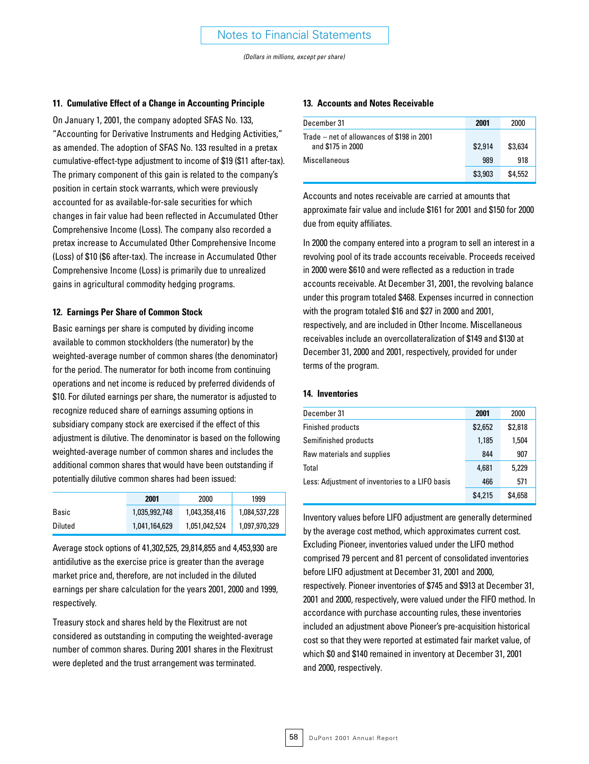## Notes to Financial Statements

*(Dollars in millions, except per share)*

### 11. Cumulative Effect of a Change in Accounting Principle

On January 1, 2001, the company adopted SFAS No. 133, "Accounting for Derivative Instruments and Hedging Activities," as amended. The adoption of SFAS No. 133 resulted in a pretax cumulative-effect-type adjustment to income of $19 ($11 after-tax). The primary component of this gain is related to the company's position in certain stock warrants, which were previously accounted for as available-for-sale securities for which changes in fair value had been reflected in Accumulated Other Comprehensive Income (Loss). The company also recorded a pretax increase to Accumulated Other Comprehensive Income (Loss) of $10 ($6 after-tax). The increase in Accumulated Other Comprehensive Income (Loss) is primarily due to unrealized gains in agricultural commodity hedging programs.

### 12. Earnings Per Share of Common Stock

Basic earnings per share is computed by dividing income available to common stockholders (the numerator) by the weighted-average number of common shares (the denominator) for the period. The numerator for both income from continuing operations and net income is reduced by preferred dividends of $10. For diluted earnings per share, the numerator is adjusted to recognize reduced share of earnings assuming options in subsidiary company stock are exercised if the effect of this adjustment is dilutive. The denominator is based on the following weighted-average number of common shares and includes the additional common shares that would have been outstanding if potentially dilutive common shares had been issued:

| | **2001** | 2000 | 1999 |
|---|---|---|---|
| Basic | 1,035,992,748 | 1,043,358,416 | 1,084,537,228 |
| Diluted | 1,041,164,629 | 1,051,042,524 | 1,097,970,329 |

Average stock options of 41,302,525, 29,814,855 and 4,453,930 are antidilutive as the exercise price is greater than the average market price and, therefore, are not included in the diluted earnings per share calculation for the years 2001, 2000 and 1999, respectively.

Treasury stock and shares held by the Flexitrust are not considered as outstanding in computing the weighted-average number of common shares. During 2001 shares in the Flexitrust were depleted and the trust arrangement was terminated.

### 13. Accounts and Notes Receivable

| December 31 | **2001** | 2000 |
|---|---|---|
| Trade – net of allowances of $198 in 2001 and $175 in 2000 | $2,914 | $3,634 |
| Miscellaneous | 989 | 918 |
| | $3,903 | $4,552 |

Accounts and notes receivable are carried at amounts that approximate fair value and include $161 for 2001 and $150 for 2000 due from equity affiliates.

In 2000 the company entered into a program to sell an interest in a revolving pool of its trade accounts receivable. Proceeds received in 2000 were $610 and were reflected as a reduction in trade accounts receivable. At December 31, 2001, the revolving balance under this program totaled $468. Expenses incurred in connection with the program totaled $16 and $27 in 2000 and 2001, respectively, and are included in Other Income. Miscellaneous receivables include an overcollateralization of $149 and $130 at December 31, 2000 and 2001, respectively, provided for under terms of the program.

### 14. Inventories

| December 31 | **2001** | 2000 |
|---|---|---|
| Finished products | $2,652 | $2,818 |
| Semifinished products | 1,185 | 1,504 |
| Raw materials and supplies | 844 | 907 |
| Total | 4,681 | 5,229 |
| Less: Adjustment of inventories to a LIFO basis | 466 | 571 |
| | $4,215 | $4,658 |

Inventory values before LIFO adjustment are generally determined by the average cost method, which approximates current cost. Excluding Pioneer, inventories valued under the LIFO method comprised 79 percent and 81 percent of consolidated inventories before LIFO adjustment at December 31, 2001 and 2000, respectively. Pioneer inventories of $745 and $913 at December 31, 2001 and 2000, respectively, were valued under the FIFO method. In accordance with purchase accounting rules, these inventories included an adjustment above Pioneer's pre-acquisition historical cost so that they were reported at estimated fair market value, of which $0 and $140 remained in inventory at December 31, 2001 and 2000, respectively.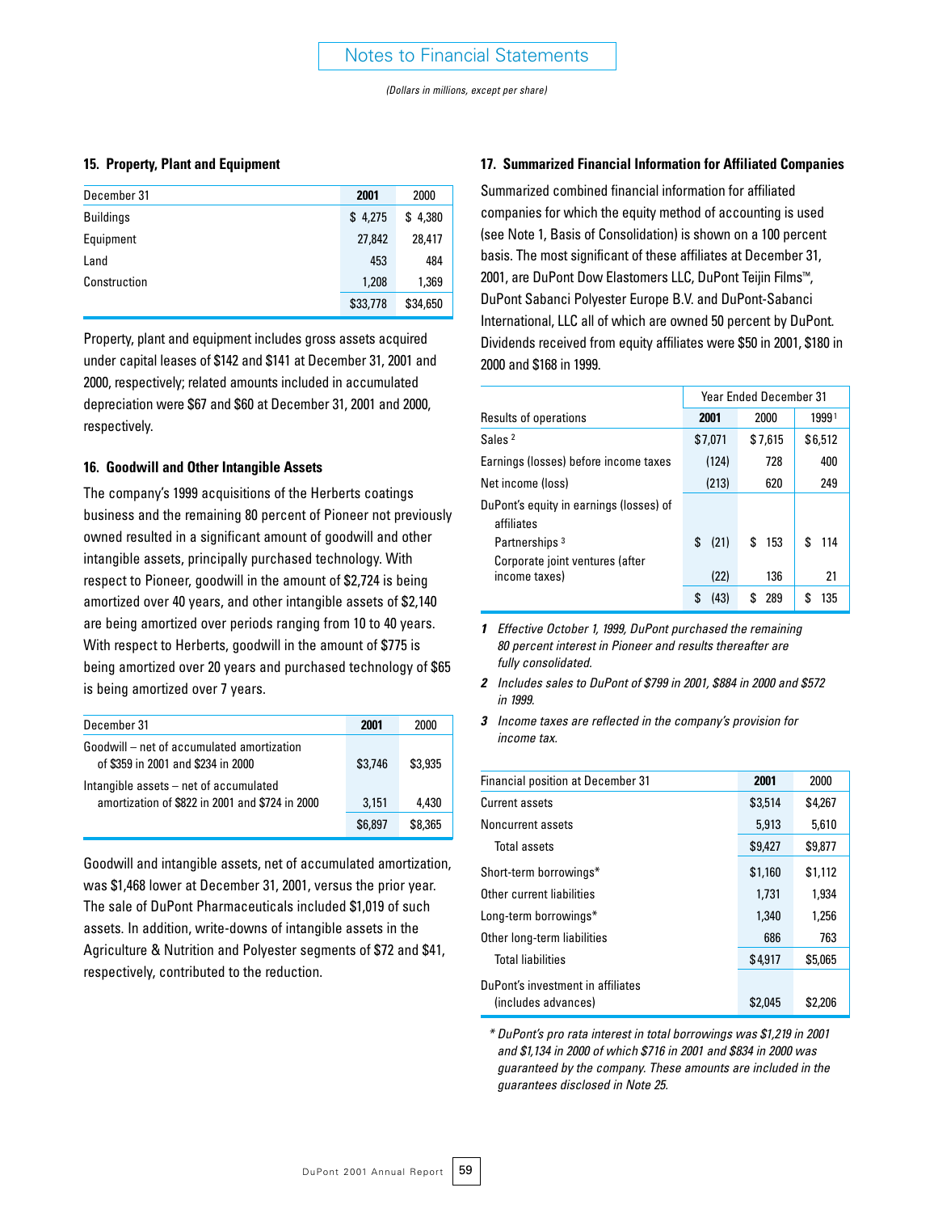# Notes to Financial Statements

*(Dollars in millions, except per share)*

### 15. Property, Plant and Equipment

| December 31 | **2001** | 2000 |
|---|---|---|
| Buildings | $ 4,275 | $ 4,380 |
| Equipment | 27,842 | 28,417 |
| Land | 453 | 484 |
| Construction | 1,208 | 1,369 |
| | $33,778 | $34,650 |

Property, plant and equipment includes gross assets acquired under capital leases of $142 and $141 at December 31, 2001 and 2000, respectively; related amounts included in accumulated depreciation were $67 and $60 at December 31, 2001 and 2000, respectively.

### 16. Goodwill and Other Intangible Assets

The company's 1999 acquisitions of the Herberts coatings business and the remaining 80 percent of Pioneer not previously owned resulted in a significant amount of goodwill and other intangible assets, principally purchased technology. With respect to Pioneer, goodwill in the amount of $2,724 is being amortized over 40 years, and other intangible assets of $2,140 are being amortized over periods ranging from 10 to 40 years. With respect to Herberts, goodwill in the amount of $775 is being amortized over 20 years and purchased technology of $65 is being amortized over 7 years.

| December 31 | **2001** | 2000 |
|---|---|---|
| Goodwill – net of accumulated amortization of $359 in 2001 and $234 in 2000 | $3,746 | $3,935 |
| Intangible assets – net of accumulated amortization of $822 in 2001 and $724 in 2000 | 3,151 | 4,430 |
| | $6,897 | $8,365 |

Goodwill and intangible assets, net of accumulated amortization, was $1,468 lower at December 31, 2001, versus the prior year. The sale of DuPont Pharmaceuticals included $1,019 of such assets. In addition, write-downs of intangible assets in the Agriculture & Nutrition and Polyester segments of $72 and $41, respectively, contributed to the reduction.

### 17. Summarized Financial Information for Affiliated Companies

Summarized combined financial information for affiliated companies for which the equity method of accounting is used (see Note 1, Basis of Consolidation) is shown on a 100 percent basis. The most significant of these affiliates at December 31, 2001, are DuPont Dow Elastomers LLC, DuPont Teijin Films™, DuPont Sabanci Polyester Europe B.V. and DuPont-Sabanci International, LLC all of which are owned 50 percent by DuPont. Dividends received from equity affiliates were $50 in 2001, $180 in 2000 and $168 in 1999.

| | Year Ended December 31 | | |
|---|---|---|---|
| Results of operations | **2001** | 2000 | 1999[1] |
| Sales[2] | $7,071 | $7,615 | $6,512 |
| Earnings (losses) before income taxes | (124) | 728 | 400 |
| Net income (loss) | (213) | 620 | 249 |
| DuPont's equity in earnings (losses) of affiliates | | | |
| Partnerships[3] | $ (21) | $ 153 | $ 114 |
| Corporate joint ventures (after income taxes) | (22) | 136 | 21 |
| | $ (43) | $ 289 | $ 135 |

*1 Effective October 1, 1999, DuPont purchased the remaining 80 percent interest in Pioneer and results thereafter are fully consolidated.*

*2 Includes sales to DuPont of $799 in 2001, $884 in 2000 and $572 in 1999.*

*3 Income taxes are reflected in the company's provision for income tax.*

| Financial position at December 31 | **2001** | 2000 |
|---|---|---|
| Current assets | $3,514 | $4,267 |
| Noncurrent assets | 5,913 | 5,610 |
| Total assets | $9,427 | $9,877 |
| Short-term borrowings* | $1,160 | $1,112 |
| Other current liabilities | 1,731 | 1,934 |
| Long-term borrowings* | 1,340 | 1,256 |
| Other long-term liabilities | 686 | 763 |
| Total liabilities | $4,917 | $5,065 |
| DuPont's investment in affiliates (includes advances) | $2,045 | $2,206 |

*\* DuPont's pro rata interest in total borrowings was $1,219 in 2001 and $1,134 in 2000 of which $716 in 2001 and $834 in 2000 was guaranteed by the company. These amounts are included in the guarantees disclosed in Note 25.*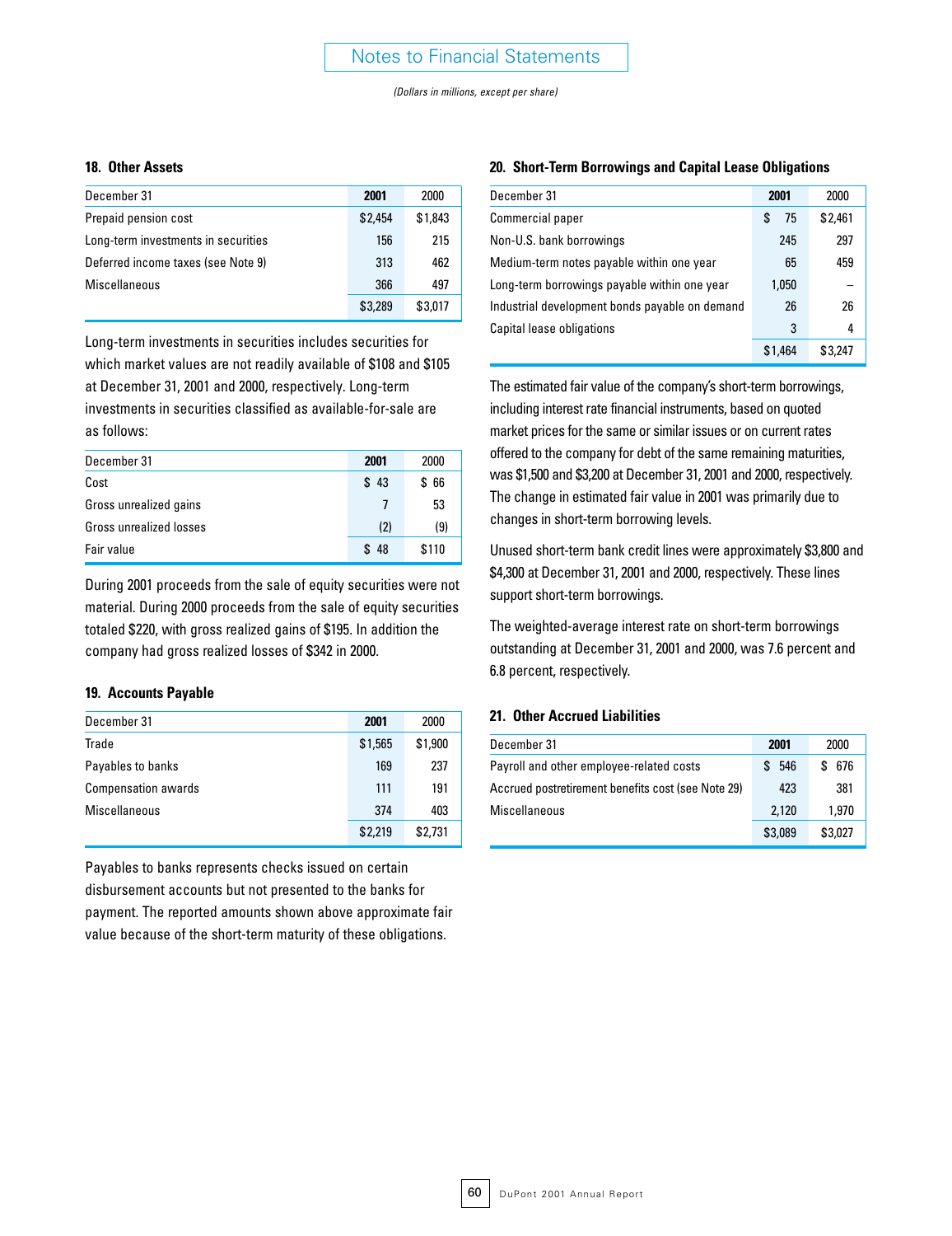# Notes to Financial Statements

*(Dollars in millions, except per share)*

### 18. Other Assets

| December 31 | 2001 | 2000 |
|---|---|---|
| Prepaid pension cost | $2,454 | $1,843 |
| Long-term investments in securities | 156 | 215 |
| Deferred income taxes (see Note 9) | 313 | 462 |
| Miscellaneous | 366 | 497 |
| | $3,289 | $3,017 |

Long-term investments in securities includes securities for which market values are not readily available of $108 and $105 at December 31, 2001 and 2000, respectively. Long-term investments in securities classified as available-for-sale are as follows:

| December 31 | 2001 | 2000 |
|---|---|---|
| Cost | $ 43 | $ 66 |
| Gross unrealized gains | 7 | 53 |
| Gross unrealized losses | (2) | (9) |
| Fair value | $ 48 | $110 |

During 2001 proceeds from the sale of equity securities were not material. During 2000 proceeds from the sale of equity securities totaled $220, with gross realized gains of $195. In addition the company had gross realized losses of $342 in 2000.

### 19. Accounts Payable

| December 31 | 2001 | 2000 |
|---|---|---|
| Trade | $1,565 | $1,900 |
| Payables to banks | 169 | 237 |
| Compensation awards | 111 | 191 |
| Miscellaneous | 374 | 403 |
| | $2,219 | $2,731 |

Payables to banks represents checks issued on certain disbursement accounts but not presented to the banks for payment. The reported amounts shown above approximate fair value because of the short-term maturity of these obligations.

### 20. Short-Term Borrowings and Capital Lease Obligations

| December 31 | 2001 | 2000 |
|---|---|---|
| Commercial paper | $ 75 | $2,461 |
| Non-U.S. bank borrowings | 245 | 297 |
| Medium-term notes payable within one year | 65 | 459 |
| Long-term borrowings payable within one year | 1,050 | – |
| Industrial development bonds payable on demand | 26 | 26 |
| Capital lease obligations | 3 | 4 |
| | $1,464 | $3,247 |

The estimated fair value of the company's short-term borrowings, including interest rate financial instruments, based on quoted market prices for the same or similar issues or on current rates offered to the company for debt of the same remaining maturities, was $1,500 and $3,200 at December 31, 2001 and 2000, respectively. The change in estimated fair value in 2001 was primarily due to changes in short-term borrowing levels.

Unused short-term bank credit lines were approximately $3,800 and $4,300 at December 31, 2001 and 2000, respectively. These lines support short-term borrowings.

The weighted-average interest rate on short-term borrowings outstanding at December 31, 2001 and 2000, was 7.6 percent and 6.8 percent, respectively.

### 21. Other Accrued Liabilities

| December 31 | 2001 | 2000 |
|---|---|---|
| Payroll and other employee-related costs | $ 546 | $ 676 |
| Accrued postretirement benefits cost (see Note 29) | 423 | 381 |
| Miscellaneous | 2,120 | 1,970 |
| | $3,089 | $3,027 |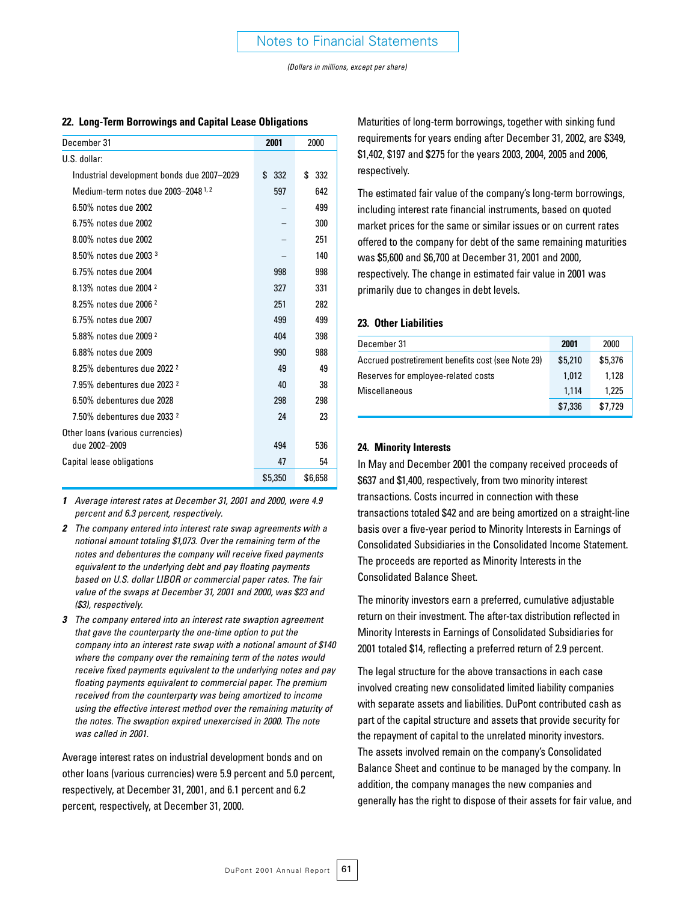### 22. Long-Term Borrowings and Capital Lease Obligations

| December 31 | 2001 | 2000 |
|---|---|---|
| U.S. dollar: | | |
| Industrial development bonds due 2007–2029 | $ 332 | $ 332 |
| Medium-term notes due 2003–2048 [1, 2] | 597 | 642 |
| 6.50% notes due 2002 | – | 499 |
| 6.75% notes due 2002 | – | 300 |
| 8.00% notes due 2002 | – | 251 |
| 8.50% notes due 2003 [3] | – | 140 |
| 6.75% notes due 2004 | 998 | 998 |
| 8.13% notes due 2004 [2] | 327 | 331 |
| 8.25% notes due 2006 [2] | 251 | 282 |
| 6.75% notes due 2007 | 499 | 499 |
| 5.88% notes due 2009 [2] | 404 | 398 |
| 6.88% notes due 2009 | 990 | 988 |
| 8.25% debentures due 2022 [2] | 49 | 49 |
| 7.95% debentures due 2023 [2] | 40 | 38 |
| 6.50% debentures due 2028 | 298 | 298 |
| 7.50% debentures due 2033 [2] | 24 | 23 |
| Other loans (various currencies) due 2002–2009 | 494 | 536 |
| Capital lease obligations | 47 | 54 |
| | $5,350 | $6,658 |

*1 Average interest rates at December 31, 2001 and 2000, were 4.9 percent and 6.3 percent, respectively.*

*2 The company entered into interest rate swap agreements with a notional amount totaling $1,073. Over the remaining term of the notes and debentures the company will receive fixed payments equivalent to the underlying debt and pay floating payments based on U.S. dollar LIBOR or commercial paper rates. The fair value of the swaps at December 31, 2001 and 2000, was $23 and ($3), respectively.*

*3 The company entered into an interest rate swaption agreement that gave the counterparty the one-time option to put the company into an interest rate swap with a notional amount of $140 where the company over the remaining term of the notes would receive fixed payments equivalent to the underlying notes and pay floating payments equivalent to commercial paper. The premium received from the counterparty was being amortized to income using the effective interest method over the remaining maturity of the notes. The swaption expired unexercised in 2000. The note was called in 2001.*

Average interest rates on industrial development bonds and on other loans (various currencies) were 5.9 percent and 5.0 percent, respectively, at December 31, 2001, and 6.1 percent and 6.2 percent, respectively, at December 31, 2000.

Maturities of long-term borrowings, together with sinking fund requirements for years ending after December 31, 2002, are $349, $1,402, $197 and $275 for the years 2003, 2004, 2005 and 2006, respectively.

The estimated fair value of the company's long-term borrowings, including interest rate financial instruments, based on quoted market prices for the same or similar issues or on current rates offered to the company for debt of the same remaining maturities was $5,600 and $6,700 at December 31, 2001 and 2000, respectively. The change in estimated fair value in 2001 was primarily due to changes in debt levels.

### 23. Other Liabilities

| December 31 | 2001 | 2000 |
|---|---|---|
| Accrued postretirement benefits cost (see Note 29) | $5,210 | $5,376 |
| Reserves for employee-related costs | 1,012 | 1,128 |
| Miscellaneous | 1,114 | 1,225 |
| | $7,336 | $7,729 |

### 24. Minority Interests

In May and December 2001 the company received proceeds of $637 and $1,400, respectively, from two minority interest transactions. Costs incurred in connection with these transactions totaled $42 and are being amortized on a straight-line basis over a five-year period to Minority Interests in Earnings of Consolidated Subsidiaries in the Consolidated Income Statement. The proceeds are reported as Minority Interests in the Consolidated Balance Sheet.

The minority investors earn a preferred, cumulative adjustable return on their investment. The after-tax distribution reflected in Minority Interests in Earnings of Consolidated Subsidiaries for 2001 totaled $14, reflecting a preferred return of 2.9 percent.

The legal structure for the above transactions in each case involved creating new consolidated limited liability companies with separate assets and liabilities. DuPont contributed cash as part of the capital structure and assets that provide security for the repayment of capital to the unrelated minority investors. The assets involved remain on the company's Consolidated Balance Sheet and continue to be managed by the company. In addition, the company manages the new companies and generally has the right to dispose of their assets for fair value, and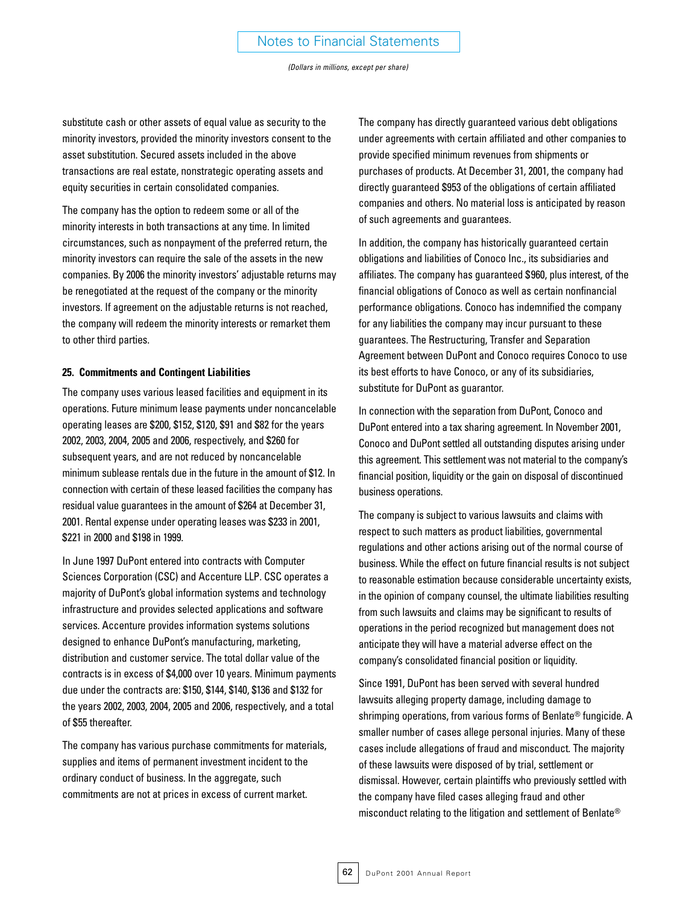substitute cash or other assets of equal value as security to the minority investors, provided the minority investors consent to the asset substitution. Secured assets included in the above transactions are real estate, nonstrategic operating assets and equity securities in certain consolidated companies.

The company has the option to redeem some or all of the minority interests in both transactions at any time. In limited circumstances, such as nonpayment of the preferred return, the minority investors can require the sale of the assets in the new companies. By 2006 the minority investors' adjustable returns may be renegotiated at the request of the company or the minority investors. If agreement on the adjustable returns is not reached, the company will redeem the minority interests or remarket them to other third parties.

**25. Commitments and Contingent Liabilities**

The company uses various leased facilities and equipment in its operations. Future minimum lease payments under noncancelable operating leases are $200, $152, $120, $91 and $82 for the years 2002, 2003, 2004, 2005 and 2006, respectively, and $260 for subsequent years, and are not reduced by noncancelable minimum sublease rentals due in the future in the amount of $12. In connection with certain of these leased facilities the company has residual value guarantees in the amount of $264 at December 31, 2001. Rental expense under operating leases was $233 in 2001, $221 in 2000 and $198 in 1999.

In June 1997 DuPont entered into contracts with Computer Sciences Corporation (CSC) and Accenture LLP. CSC operates a majority of DuPont's global information systems and technology infrastructure and provides selected applications and software services. Accenture provides information systems solutions designed to enhance DuPont's manufacturing, marketing, distribution and customer service. The total dollar value of the contracts is in excess of $4,000 over 10 years. Minimum payments due under the contracts are: $150, $144, $140, $136 and $132 for the years 2002, 2003, 2004, 2005 and 2006, respectively, and a total of $55 thereafter.

The company has various purchase commitments for materials, supplies and items of permanent investment incident to the ordinary conduct of business. In the aggregate, such commitments are not at prices in excess of current market.

The company has directly guaranteed various debt obligations under agreements with certain affiliated and other companies to provide specified minimum revenues from shipments or purchases of products. At December 31, 2001, the company had directly guaranteed $953 of the obligations of certain affiliated companies and others. No material loss is anticipated by reason of such agreements and guarantees.

In addition, the company has historically guaranteed certain obligations and liabilities of Conoco Inc., its subsidiaries and affiliates. The company has guaranteed $960, plus interest, of the financial obligations of Conoco as well as certain nonfinancial performance obligations. Conoco has indemnified the company for any liabilities the company may incur pursuant to these guarantees. The Restructuring, Transfer and Separation Agreement between DuPont and Conoco requires Conoco to use its best efforts to have Conoco, or any of its subsidiaries, substitute for DuPont as guarantor.

In connection with the separation from DuPont, Conoco and DuPont entered into a tax sharing agreement. In November 2001, Conoco and DuPont settled all outstanding disputes arising under this agreement. This settlement was not material to the company's financial position, liquidity or the gain on disposal of discontinued business operations.

The company is subject to various lawsuits and claims with respect to such matters as product liabilities, governmental regulations and other actions arising out of the normal course of business. While the effect on future financial results is not subject to reasonable estimation because considerable uncertainty exists, in the opinion of company counsel, the ultimate liabilities resulting from such lawsuits and claims may be significant to results of operations in the period recognized but management does not anticipate they will have a material adverse effect on the company's consolidated financial position or liquidity.

Since 1991, DuPont has been served with several hundred lawsuits alleging property damage, including damage to shrimping operations, from various forms of Benlate® fungicide. A smaller number of cases allege personal injuries. Many of these cases include allegations of fraud and misconduct. The majority of these lawsuits were disposed of by trial, settlement or dismissal. However, certain plaintiffs who previously settled with the company have filed cases alleging fraud and other misconduct relating to the litigation and settlement of Benlate®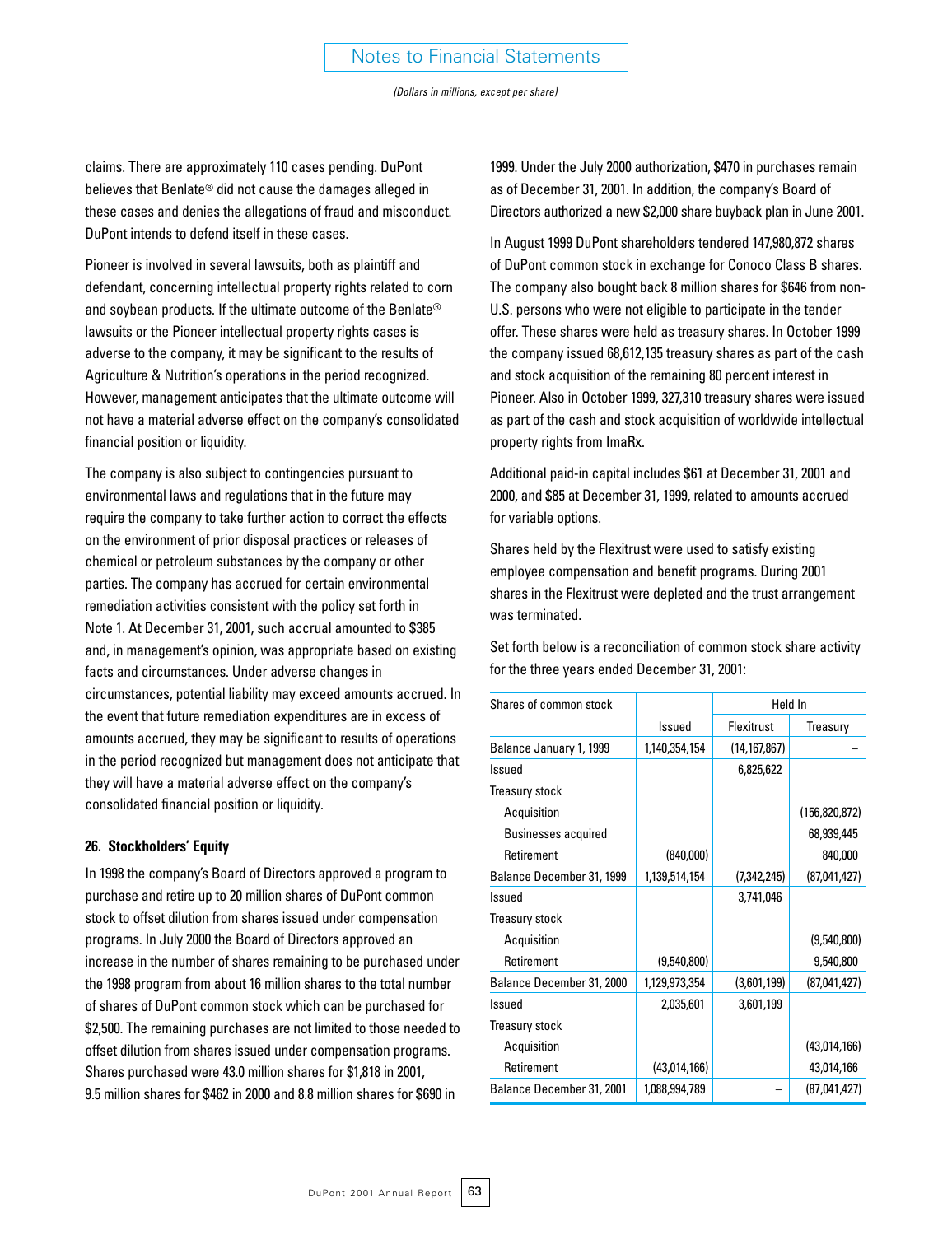claims. There are approximately 110 cases pending. DuPont believes that Benlate® did not cause the damages alleged in these cases and denies the allegations of fraud and misconduct. DuPont intends to defend itself in these cases.

Pioneer is involved in several lawsuits, both as plaintiff and defendant, concerning intellectual property rights related to corn and soybean products. If the ultimate outcome of the Benlate® lawsuits or the Pioneer intellectual property rights cases is adverse to the company, it may be significant to the results of Agriculture & Nutrition's operations in the period recognized. However, management anticipates that the ultimate outcome will not have a material adverse effect on the company's consolidated financial position or liquidity.

The company is also subject to contingencies pursuant to environmental laws and regulations that in the future may require the company to take further action to correct the effects on the environment of prior disposal practices or releases of chemical or petroleum substances by the company or other parties. The company has accrued for certain environmental remediation activities consistent with the policy set forth in Note 1. At December 31, 2001, such accrual amounted to $385 and, in management's opinion, was appropriate based on existing facts and circumstances. Under adverse changes in circumstances, potential liability may exceed amounts accrued. In the event that future remediation expenditures are in excess of amounts accrued, they may be significant to results of operations in the period recognized but management does not anticipate that they will have a material adverse effect on the company's consolidated financial position or liquidity.

### 26. Stockholders' Equity

In 1998 the company's Board of Directors approved a program to purchase and retire up to 20 million shares of DuPont common stock to offset dilution from shares issued under compensation programs. In July 2000 the Board of Directors approved an increase in the number of shares remaining to be purchased under the 1998 program from about 16 million shares to the total number of shares of DuPont common stock which can be purchased for $2,500. The remaining purchases are not limited to those needed to offset dilution from shares issued under compensation programs. Shares purchased were 43.0 million shares for $1,818 in 2001, 9.5 million shares for $462 in 2000 and 8.8 million shares for $690 in 1999. Under the July 2000 authorization, $470 in purchases remain as of December 31, 2001. In addition, the company's Board of Directors authorized a new $2,000 share buyback plan in June 2001.

In August 1999 DuPont shareholders tendered 147,980,872 shares of DuPont common stock in exchange for Conoco Class B shares. The company also bought back 8 million shares for $646 from non-U.S. persons who were not eligible to participate in the tender offer. These shares were held as treasury shares. In October 1999 the company issued 68,612,135 treasury shares as part of the cash and stock acquisition of the remaining 80 percent interest in Pioneer. Also in October 1999, 327,310 treasury shares were issued as part of the cash and stock acquisition of worldwide intellectual property rights from ImaRx.

Additional paid-in capital includes $61 at December 31, 2001 and 2000, and $85 at December 31, 1999, related to amounts accrued for variable options.

Shares held by the Flexitrust were used to satisfy existing employee compensation and benefit programs. During 2001 shares in the Flexitrust were depleted and the trust arrangement was terminated.

Set forth below is a reconciliation of common stock share activity for the three years ended December 31, 2001:

| Shares of common stock | | Held In | |
|---|---|---|---|
| | Issued | Flexitrust | Treasury |
| Balance January 1, 1999 | 1,140,354,154 | (14,167,867) | – |
| Issued | | 6,825,622 | |
| Treasury stock | | | |
| Acquisition | | | (156,820,872) |
| Businesses acquired | | | 68,939,445 |
| Retirement | (840,000) | | 840,000 |
| Balance December 31, 1999 | 1,139,514,154 | (7,342,245) | (87,041,427) |
| Issued | | 3,741,046 | |
| Treasury stock | | | |
| Acquisition | | | (9,540,800) |
| Retirement | (9,540,800) | | 9,540,800 |
| Balance December 31, 2000 | 1,129,973,354 | (3,601,199) | (87,041,427) |
| Issued | 2,035,601 | 3,601,199 | |
| Treasury stock | | | |
| Acquisition | | | (43,014,166) |
| Retirement | (43,014,166) | | 43,014,166 |
| Balance December 31, 2001 | 1,088,994,789 | – | (87,041,427) |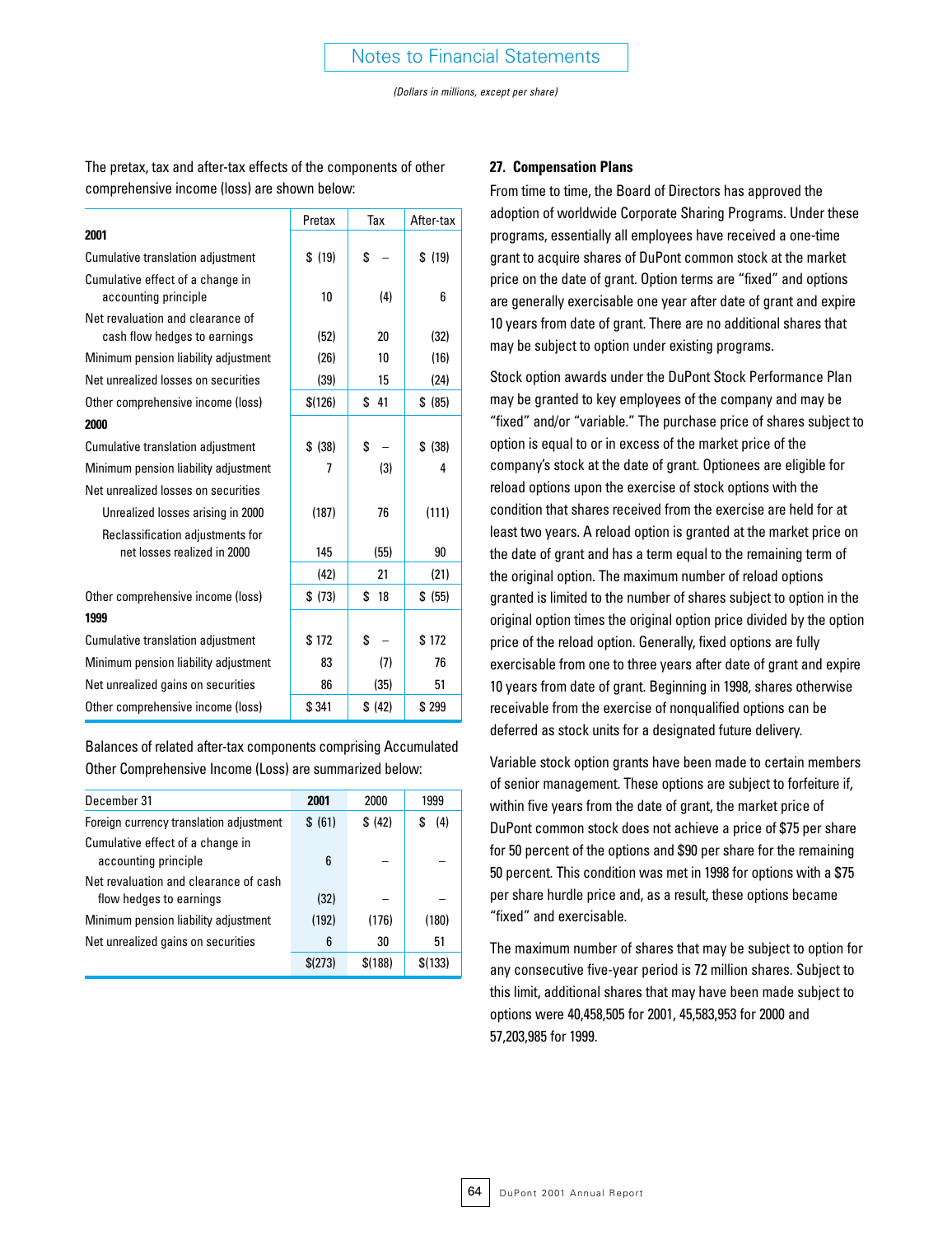The pretax, tax and after-tax effects of the components of other comprehensive income (loss) are shown below:

| | Pretax | Tax | After-tax |
|---|---|---|---|
| **2001** | | | |
| Cumulative translation adjustment | $ (19) | $ – | $ (19) |
| Cumulative effect of a change in accounting principle | 10 | (4) | 6 |
| Net revaluation and clearance of cash flow hedges to earnings | (52) | 20 | (32) |
| Minimum pension liability adjustment | (26) | 10 | (16) |
| Net unrealized losses on securities | (39) | 15 | (24) |
| Other comprehensive income (loss) | $(126) | $ 41 | $ (85) |
| **2000** | | | |
| Cumulative translation adjustment | $ (38) | $ – | $ (38) |
| Minimum pension liability adjustment | 7 | (3) | 4 |
| Net unrealized losses on securities | | | |
| Unrealized losses arising in 2000 | (187) | 76 | (111) |
| Reclassification adjustments for net losses realized in 2000 | 145 | (55) | 90 |
| | (42) | 21 | (21) |
| Other comprehensive income (loss) | $ (73) | $ 18 | $ (55) |
| **1999** | | | |
| Cumulative translation adjustment | $ 172 | $ – | $ 172 |
| Minimum pension liability adjustment | 83 | (7) | 76 |
| Net unrealized gains on securities | 86 | (35) | 51 |
| Other comprehensive income (loss) | $ 341 | $ (42) | $ 299 |

Balances of related after-tax components comprising Accumulated Other Comprehensive Income (Loss) are summarized below:

| December 31 | **2001** | 2000 | 1999 |
|---|---|---|---|
| Foreign currency translation adjustment | $ (61) | $ (42) | $ (4) |
| Cumulative effect of a change in accounting principle | 6 | – | – |
| Net revaluation and clearance of cash flow hedges to earnings | (32) | – | – |
| Minimum pension liability adjustment | (192) | (176) | (180) |
| Net unrealized gains on securities | 6 | 30 | 51 |
| | $(273) | $(188) | $(133) |

**27. Compensation Plans**

From time to time, the Board of Directors has approved the adoption of worldwide Corporate Sharing Programs. Under these programs, essentially all employees have received a one-time grant to acquire shares of DuPont common stock at the market price on the date of grant. Option terms are "fixed" and options are generally exercisable one year after date of grant and expire 10 years from date of grant. There are no additional shares that may be subject to option under existing programs.

Stock option awards under the DuPont Stock Performance Plan may be granted to key employees of the company and may be "fixed" and/or "variable." The purchase price of shares subject to option is equal to or in excess of the market price of the company's stock at the date of grant. Optionees are eligible for reload options upon the exercise of stock options with the condition that shares received from the exercise are held for at least two years. A reload option is granted at the market price on the date of grant and has a term equal to the remaining term of the original option. The maximum number of reload options granted is limited to the number of shares subject to option in the original option times the original option price divided by the option price of the reload option. Generally, fixed options are fully exercisable from one to three years after date of grant and expire 10 years from date of grant. Beginning in 1998, shares otherwise receivable from the exercise of nonqualified options can be deferred as stock units for a designated future delivery.

Variable stock option grants have been made to certain members of senior management. These options are subject to forfeiture if, within five years from the date of grant, the market price of DuPont common stock does not achieve a price of $75 per share for 50 percent of the options and $90 per share for the remaining 50 percent. This condition was met in 1998 for options with a $75 per share hurdle price and, as a result, these options became "fixed" and exercisable.

The maximum number of shares that may be subject to option for any consecutive five-year period is 72 million shares. Subject to this limit, additional shares that may have been made subject to options were 40,458,505 for 2001, 45,583,953 for 2000 and 57,203,985 for 1999.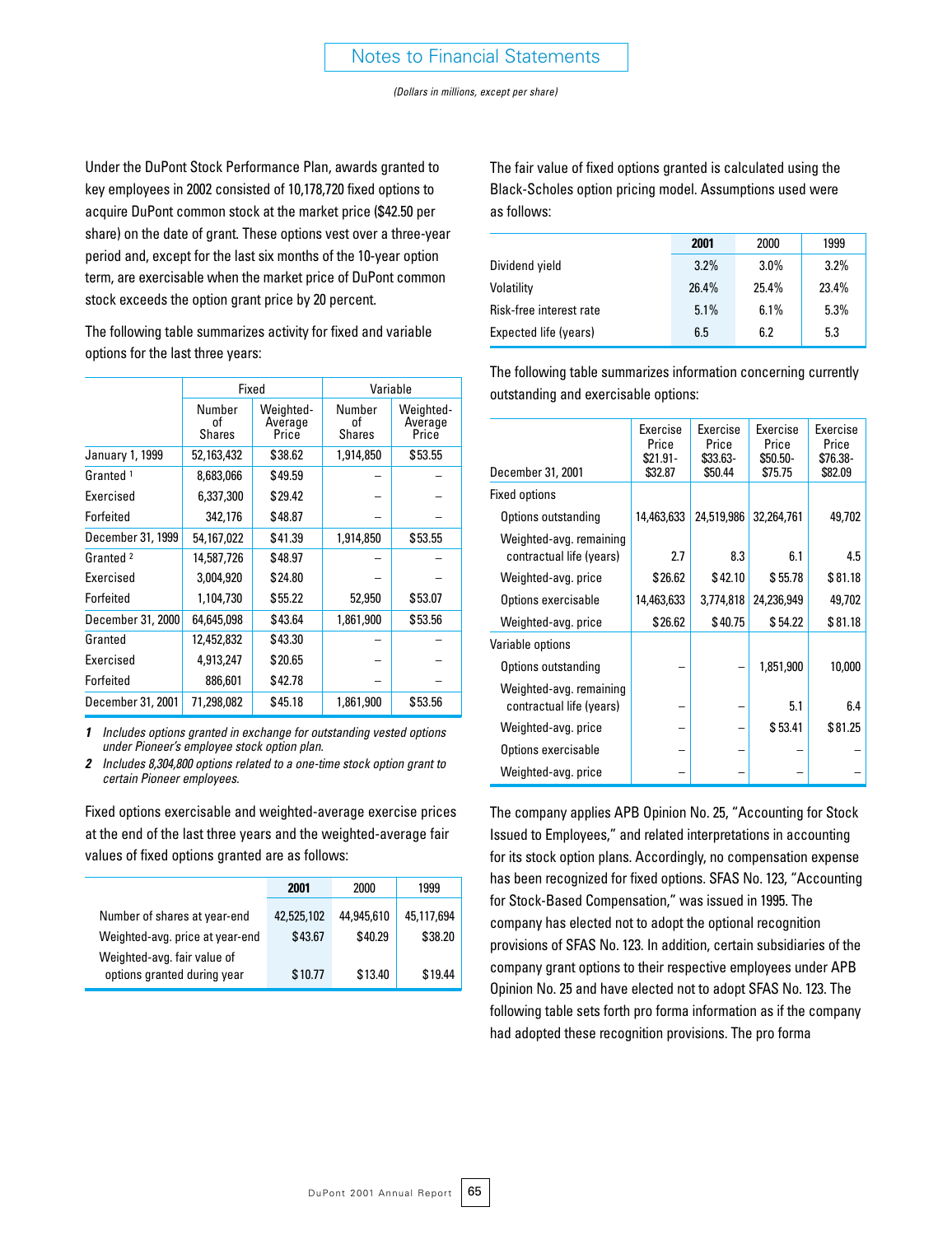# Notes to Financial Statements

*(Dollars in millions, except per share)*

Under the DuPont Stock Performance Plan, awards granted to key employees in 2002 consisted of 10,178,720 fixed options to acquire DuPont common stock at the market price ($42.50 per share) on the date of grant. These options vest over a three-year period and, except for the last six months of the 10-year option term, are exercisable when the market price of DuPont common stock exceeds the option grant price by 20 percent.

The following table summarizes activity for fixed and variable options for the last three years:

| | Fixed | | Variable | |
|---|---|---|---|---|
| | Number of Shares | Weighted-Average Price | Number of Shares | Weighted-Average Price |
| January 1, 1999 | 52,163,432 | $38.62 | 1,914,850 | $53.55 |
| Granted [1] | 8,683,066 | $49.59 | – | – |
| Exercised | 6,337,300 | $29.42 | – | – |
| Forfeited | 342,176 | $48.87 | – | – |
| December 31, 1999 | 54,167,022 | $41.39 | 1,914,850 | $53.55 |
| Granted [2] | 14,587,726 | $48.97 | – | – |
| Exercised | 3,004,920 | $24.80 | – | – |
| Forfeited | 1,104,730 | $55.22 | 52,950 | $53.07 |
| December 31, 2000 | 64,645,098 | $43.64 | 1,861,900 | $53.56 |
| Granted | 12,452,832 | $43.30 | – | – |
| Exercised | 4,913,247 | $20.65 | – | – |
| Forfeited | 886,601 | $42.78 | – | – |
| December 31, 2001 | 71,298,082 | $45.18 | 1,861,900 | $53.56 |

*1 Includes options granted in exchange for outstanding vested options under Pioneer's employee stock option plan.*

*2 Includes 8,304,800 options related to a one-time stock option grant to certain Pioneer employees.*

Fixed options exercisable and weighted-average exercise prices at the end of the last three years and the weighted-average fair values of fixed options granted are as follows:

| | **2001** | 2000 | 1999 |
|---|---|---|---|
| Number of shares at year-end | 42,525,102 | 44,945,610 | 45,117,694 |
| Weighted-avg. price at year-end | $43.67 | $40.29 | $38.20 |
| Weighted-avg. fair value of options granted during year | $10.77 | $13.40 | $19.44 |

The fair value of fixed options granted is calculated using the Black-Scholes option pricing model. Assumptions used were as follows:

| | **2001** | 2000 | 1999 |
|---|---|---|---|
| Dividend yield | 3.2% | 3.0% | 3.2% |
| Volatility | 26.4% | 25.4% | 23.4% |
| Risk-free interest rate | 5.1% | 6.1% | 5.3% |
| Expected life (years) | 6.5 | 6.2 | 5.3 |

The following table summarizes information concerning currently outstanding and exercisable options:

| December 31, 2001 | Exercise Price $21.91-$32.87 | Exercise Price $33.63-$50.44 | Exercise Price $50.50-$75.75 | Exercise Price $76.38-$82.09 |
|---|---|---|---|---|
| Fixed options | | | | |
| Options outstanding | 14,463,633 | 24,519,986 | 32,264,761 | 49,702 |
| Weighted-avg. remaining contractual life (years) | 2.7 | 8.3 | 6.1 | 4.5 |
| Weighted-avg. price | $26.62 | $42.10 | $55.78 | $81.18 |
| Options exercisable | 14,463,633 | 3,774,818 | 24,236,949 | 49,702 |
| Weighted-avg. price | $26.62 | $40.75 | $54.22 | $81.18 |
| Variable options | | | | |
| Options outstanding | – | – | 1,851,900 | 10,000 |
| Weighted-avg. remaining contractual life (years) | – | – | 5.1 | 6.4 |
| Weighted-avg. price | – | – | $53.41 | $81.25 |
| Options exercisable | – | – | – | – |
| Weighted-avg. price | – | – | – | – |

The company applies APB Opinion No. 25, "Accounting for Stock Issued to Employees," and related interpretations in accounting for its stock option plans. Accordingly, no compensation expense has been recognized for fixed options. SFAS No. 123, "Accounting for Stock-Based Compensation," was issued in 1995. The company has elected not to adopt the optional recognition provisions of SFAS No. 123. In addition, certain subsidiaries of the company grant options to their respective employees under APB Opinion No. 25 and have elected not to adopt SFAS No. 123. The following table sets forth pro forma information as if the company had adopted these recognition provisions. The pro forma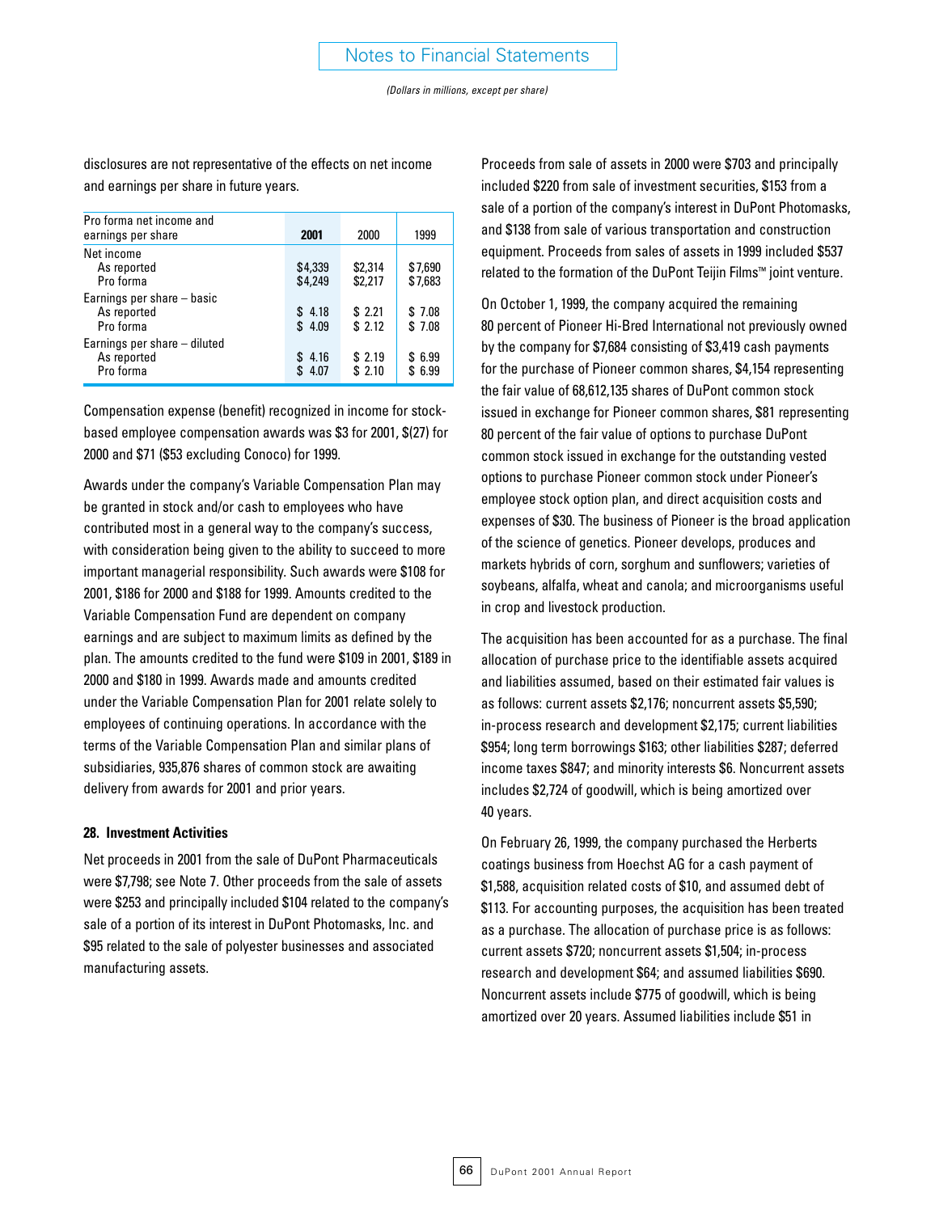*(Dollars in millions, except per share)*

disclosures are not representative of the effects on net income and earnings per share in future years.

| Pro forma net income and earnings per share | 2001 | 2000 | 1999 |
|---|---|---|---|
| Net income | | | |
| As reported | $4,339 | $2,314 | $7,690 |
| Pro forma | $4,249 | $2,217 | $7,683 |
| Earnings per share – basic | | | |
| As reported | $ 4.18 | $ 2.21 | $ 7.08 |
| Pro forma | $ 4.09 | $ 2.12 | $ 7.08 |
| Earnings per share – diluted | | | |
| As reported | $ 4.16 | $ 2.19 | $ 6.99 |
| Pro forma | $ 4.07 | $ 2.10 | $ 6.99 |

Compensation expense (benefit) recognized in income for stock-based employee compensation awards was $3 for 2001, $(27) for 2000 and $71 ($53 excluding Conoco) for 1999.

Awards under the company's Variable Compensation Plan may be granted in stock and/or cash to employees who have contributed most in a general way to the company's success, with consideration being given to the ability to succeed to more important managerial responsibility. Such awards were $108 for 2001, $186 for 2000 and $188 for 1999. Amounts credited to the Variable Compensation Fund are dependent on company earnings and are subject to maximum limits as defined by the plan. The amounts credited to the fund were $109 in 2001, $189 in 2000 and $180 in 1999. Awards made and amounts credited under the Variable Compensation Plan for 2001 relate solely to employees of continuing operations. In accordance with the terms of the Variable Compensation Plan and similar plans of subsidiaries, 935,876 shares of common stock are awaiting delivery from awards for 2001 and prior years.

**28. Investment Activities**

Net proceeds in 2001 from the sale of DuPont Pharmaceuticals were $7,798; see Note 7. Other proceeds from the sale of assets were $253 and principally included $104 related to the company's sale of a portion of its interest in DuPont Photomasks, Inc. and $95 related to the sale of polyester businesses and associated manufacturing assets.

Proceeds from sale of assets in 2000 were $703 and principally included $220 from sale of investment securities, $153 from a sale of a portion of the company's interest in DuPont Photomasks, and $138 from sale of various transportation and construction equipment. Proceeds from sales of assets in 1999 included $537 related to the formation of the DuPont Teijin Films™ joint venture.

On October 1, 1999, the company acquired the remaining 80 percent of Pioneer Hi-Bred International not previously owned by the company for $7,684 consisting of $3,419 cash payments for the purchase of Pioneer common shares, $4,154 representing the fair value of 68,612,135 shares of DuPont common stock issued in exchange for Pioneer common shares, $81 representing 80 percent of the fair value of options to purchase DuPont common stock issued in exchange for the outstanding vested options to purchase Pioneer common stock under Pioneer's employee stock option plan, and direct acquisition costs and expenses of $30. The business of Pioneer is the broad application of the science of genetics. Pioneer develops, produces and markets hybrids of corn, sorghum and sunflowers; varieties of soybeans, alfalfa, wheat and canola; and microorganisms useful in crop and livestock production.

The acquisition has been accounted for as a purchase. The final allocation of purchase price to the identifiable assets acquired and liabilities assumed, based on their estimated fair values is as follows: current assets $2,176; noncurrent assets $5,590; in-process research and development $2,175; current liabilities $954; long term borrowings $163; other liabilities $287; deferred income taxes $847; and minority interests $6. Noncurrent assets includes $2,724 of goodwill, which is being amortized over 40 years.

On February 26, 1999, the company purchased the Herberts coatings business from Hoechst AG for a cash payment of $1,588, acquisition related costs of $10, and assumed debt of $113. For accounting purposes, the acquisition has been treated as a purchase. The allocation of purchase price is as follows: current assets $720; noncurrent assets $1,504; in-process research and development $64; and assumed liabilities $690. Noncurrent assets include $775 of goodwill, which is being amortized over 20 years. Assumed liabilities include $51 in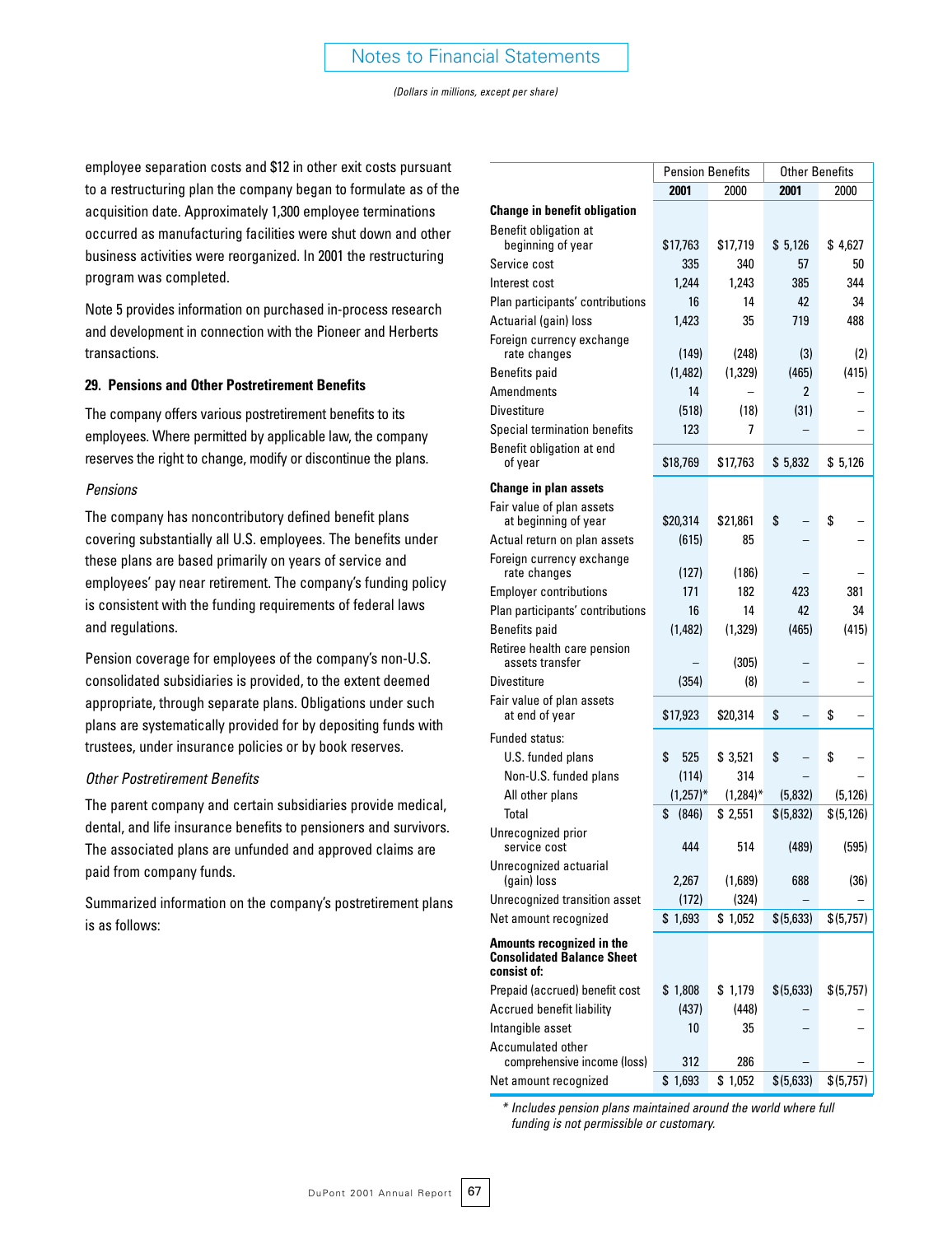employee separation costs and $12 in other exit costs pursuant to a restructuring plan the company began to formulate as of the acquisition date. Approximately 1,300 employee terminations occurred as manufacturing facilities were shut down and other business activities were reorganized. In 2001 the restructuring program was completed.

Note 5 provides information on purchased in-process research and development in connection with the Pioneer and Herberts transactions.

### 29. Pensions and Other Postretirement Benefits

The company offers various postretirement benefits to its employees. Where permitted by applicable law, the company reserves the right to change, modify or discontinue the plans.

*Pensions*

The company has noncontributory defined benefit plans covering substantially all U.S. employees. The benefits under these plans are based primarily on years of service and employees' pay near retirement. The company's funding policy is consistent with the funding requirements of federal laws and regulations.

Pension coverage for employees of the company's non-U.S. consolidated subsidiaries is provided, to the extent deemed appropriate, through separate plans. Obligations under such plans are systematically provided for by depositing funds with trustees, under insurance policies or by book reserves.

*Other Postretirement Benefits*

The parent company and certain subsidiaries provide medical, dental, and life insurance benefits to pensioners and survivors. The associated plans are unfunded and approved claims are paid from company funds.

Summarized information on the company's postretirement plans is as follows:

| | Pension Benefits | | Other Benefits | |
|---|---|---|---|---|
| | **2001** | 2000 | **2001** | 2000 |
| **Change in benefit obligation** | | | | |
| Benefit obligation at beginning of year | $17,763 | $17,719 | $ 5,126 | $ 4,627 |
| Service cost | 335 | 340 | 57 | 50 |
| Interest cost | 1,244 | 1,243 | 385 | 344 |
| Plan participants' contributions | 16 | 14 | 42 | 34 |
| Actuarial (gain) loss | 1,423 | 35 | 719 | 488 |
| Foreign currency exchange rate changes | (149) | (248) | (3) | (2) |
| Benefits paid | (1,482) | (1,329) | (465) | (415) |
| Amendments | 14 | – | 2 | – |
| Divestiture | (518) | (18) | (31) | – |
| Special termination benefits | 123 | 7 | – | – |
| Benefit obligation at end of year | $18,769 | $17,763 | $ 5,832 | $ 5,126 |
| **Change in plan assets** | | | | |
| Fair value of plan assets at beginning of year | $20,314 | $21,861 | $ – | $ – |
| Actual return on plan assets | (615) | 85 | – | – |
| Foreign currency exchange rate changes | (127) | (186) | – | – |
| Employer contributions | 171 | 182 | 423 | 381 |
| Plan participants' contributions | 16 | 14 | 42 | 34 |
| Benefits paid | (1,482) | (1,329) | (465) | (415) |
| Retiree health care pension assets transfer | – | (305) | – | – |
| Divestiture | (354) | (8) | – | – |
| Fair value of plan assets at end of year | $17,923 | $20,314 | $ – | $ – |
| Funded status: | | | | |
| U.S. funded plans | $ 525 | $ 3,521 | $ – | $ – |
| Non-U.S. funded plans | (114) | 314 | – | – |
| All other plans | (1,257)* | (1,284)* | (5,832) | (5,126) |
| Total | $ (846) | $ 2,551 | $(5,832) | $(5,126) |
| Unrecognized prior service cost | 444 | 514 | (489) | (595) |
| Unrecognized actuarial (gain) loss | 2,267 | (1,689) | 688 | (36) |
| Unrecognized transition asset | (172) | (324) | – | – |
| Net amount recognized | $ 1,693 | $ 1,052 | $(5,633) | $(5,757) |
| **Amounts recognized in the Consolidated Balance Sheet consist of:** | | | | |
| Prepaid (accrued) benefit cost | $ 1,808 | $ 1,179 | $(5,633) | $(5,757) |
| Accrued benefit liability | (437) | (448) | – | – |
| Intangible asset | 10 | 35 | – | – |
| Accumulated other comprehensive income (loss) | 312 | 286 | – | – |
| Net amount recognized | $ 1,693 | $ 1,052 | $(5,633) | $(5,757) |

*\* Includes pension plans maintained around the world where full funding is not permissible or customary.*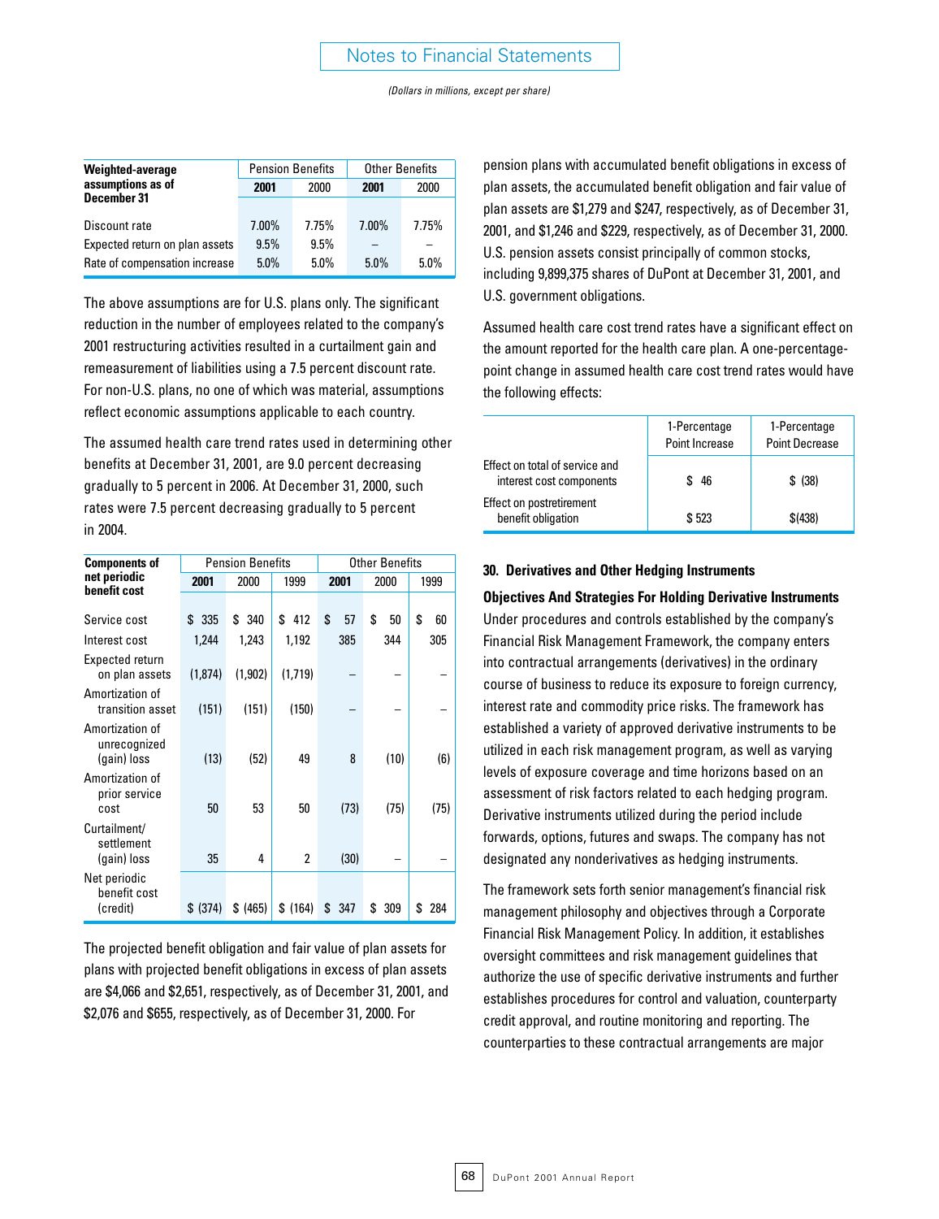*(Dollars in millions, except per share)*

| Weighted-average assumptions as of December 31 | Pension Benefits | | Other Benefits | |
|---|---|---|---|---|
| | **2001** | 2000 | **2001** | 2000 |
| Discount rate | 7.00% | 7.75% | 7.00% | 7.75% |
| Expected return on plan assets | 9.5% | 9.5% | – | – |
| Rate of compensation increase | 5.0% | 5.0% | 5.0% | 5.0% |

The above assumptions are for U.S. plans only. The significant reduction in the number of employees related to the company's 2001 restructuring activities resulted in a curtailment gain and remeasurement of liabilities using a 7.5 percent discount rate. For non-U.S. plans, no one of which was material, assumptions reflect economic assumptions applicable to each country.

The assumed health care trend rates used in determining other benefits at December 31, 2001, are 9.0 percent decreasing gradually to 5 percent in 2006. At December 31, 2000, such rates were 7.5 percent decreasing gradually to 5 percent in 2004.

| Components of net periodic benefit cost | Pension Benefits | | | Other Benefits | | |
|---|---|---|---|---|---|---|
| | **2001** | 2000 | 1999 | **2001** | 2000 | 1999 |
| Service cost | $ 335 | $ 340 | $ 412 | $ 57 | $ 50 | $ 60 |
| Interest cost | 1,244 | 1,243 | 1,192 | 385 | 344 | 305 |
| Expected return on plan assets | (1,874) | (1,902) | (1,719) | – | – | – |
| Amortization of transition asset | (151) | (151) | (150) | – | – | – |
| Amortization of unrecognized (gain) loss | (13) | (52) | 49 | 8 | (10) | (6) |
| Amortization of prior service cost | 50 | 53 | 50 | (73) | (75) | (75) |
| Curtailment/ settlement (gain) loss | 35 | 4 | 2 | (30) | – | – |
| Net periodic benefit cost (credit) | $ (374) | $ (465) | $ (164) | $ 347 | $ 309 | $ 284 |

The projected benefit obligation and fair value of plan assets for plans with projected benefit obligations in excess of plan assets are $4,066 and $2,651, respectively, as of December 31, 2001, and $2,076 and $655, respectively, as of December 31, 2000. For pension plans with accumulated benefit obligations in excess of plan assets, the accumulated benefit obligation and fair value of plan assets are $1,279 and $247, respectively, as of December 31, 2001, and $1,246 and $229, respectively, as of December 31, 2000. U.S. pension assets consist principally of common stocks, including 9,899,375 shares of DuPont at December 31, 2001, and U.S. government obligations.

Assumed health care cost trend rates have a significant effect on the amount reported for the health care plan. A one-percentage-point change in assumed health care cost trend rates would have the following effects:

| | 1-Percentage Point Increase | 1-Percentage Point Decrease |
|---|---|---|
| Effect on total of service and interest cost components | $ 46 | $ (38) |
| Effect on postretirement benefit obligation | $ 523 | $(438) |

## 30. Derivatives and Other Hedging Instruments

**Objectives And Strategies For Holding Derivative Instruments**

Under procedures and controls established by the company's Financial Risk Management Framework, the company enters into contractual arrangements (derivatives) in the ordinary course of business to reduce its exposure to foreign currency, interest rate and commodity price risks. The framework has established a variety of approved derivative instruments to be utilized in each risk management program, as well as varying levels of exposure coverage and time horizons based on an assessment of risk factors related to each hedging program. Derivative instruments utilized during the period include forwards, options, futures and swaps. The company has not designated any nonderivatives as hedging instruments.

The framework sets forth senior management's financial risk management philosophy and objectives through a Corporate Financial Risk Management Policy. In addition, it establishes oversight committees and risk management guidelines that authorize the use of specific derivative instruments and further establishes procedures for control and valuation, counterparty credit approval, and routine monitoring and reporting. The counterparties to these contractual arrangements are major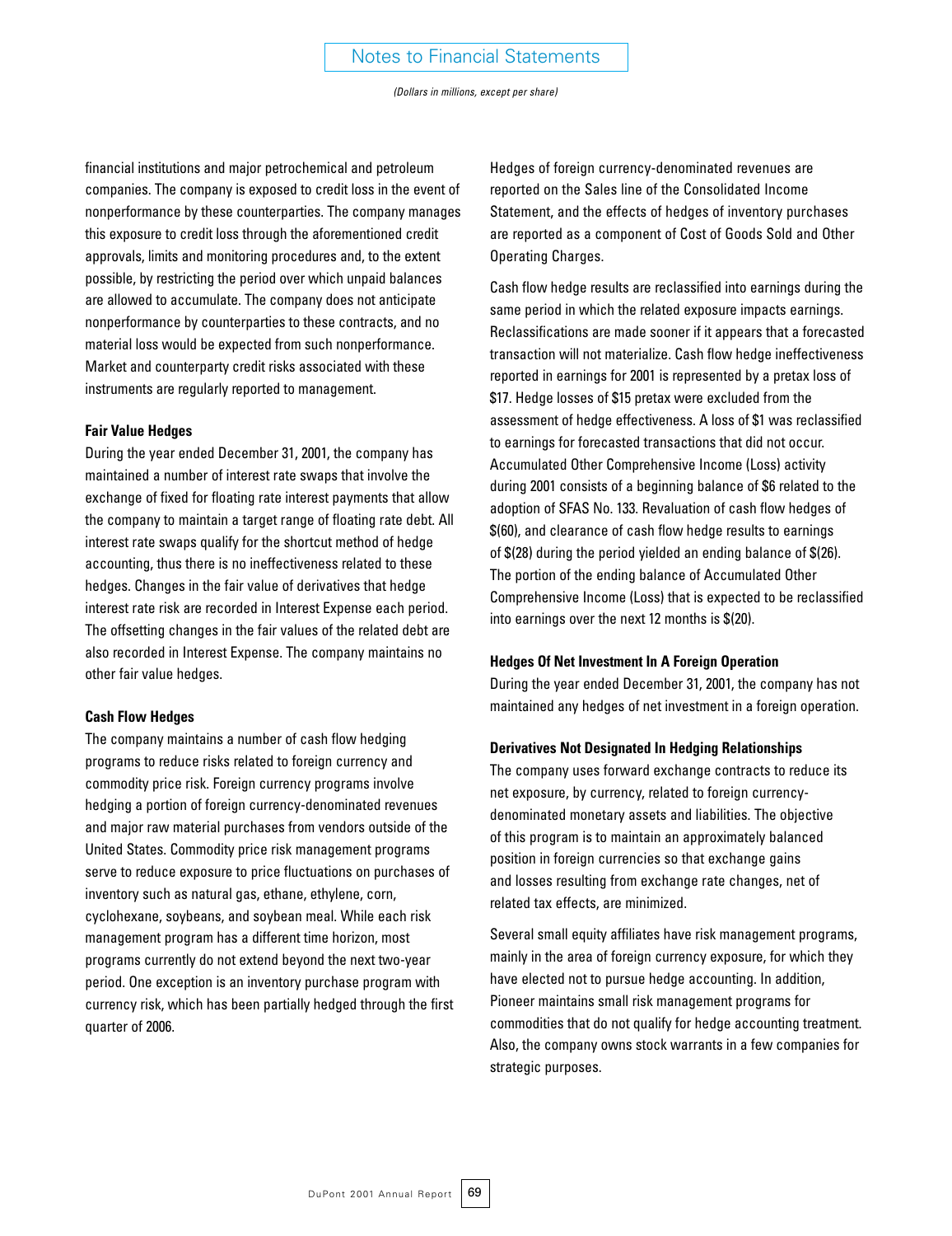financial institutions and major petrochemical and petroleum companies. The company is exposed to credit loss in the event of nonperformance by these counterparties. The company manages this exposure to credit loss through the aforementioned credit approvals, limits and monitoring procedures and, to the extent possible, by restricting the period over which unpaid balances are allowed to accumulate. The company does not anticipate nonperformance by counterparties to these contracts, and no material loss would be expected from such nonperformance. Market and counterparty credit risks associated with these instruments are regularly reported to management.

**Fair Value Hedges**

During the year ended December 31, 2001, the company has maintained a number of interest rate swaps that involve the exchange of fixed for floating rate interest payments that allow the company to maintain a target range of floating rate debt. All interest rate swaps qualify for the shortcut method of hedge accounting, thus there is no ineffectiveness related to these hedges. Changes in the fair value of derivatives that hedge interest rate risk are recorded in Interest Expense each period. The offsetting changes in the fair values of the related debt are also recorded in Interest Expense. The company maintains no other fair value hedges.

**Cash Flow Hedges**

The company maintains a number of cash flow hedging programs to reduce risks related to foreign currency and commodity price risk. Foreign currency programs involve hedging a portion of foreign currency-denominated revenues and major raw material purchases from vendors outside of the United States. Commodity price risk management programs serve to reduce exposure to price fluctuations on purchases of inventory such as natural gas, ethane, ethylene, corn, cyclohexane, soybeans, and soybean meal. While each risk management program has a different time horizon, most programs currently do not extend beyond the next two-year period. One exception is an inventory purchase program with currency risk, which has been partially hedged through the first quarter of 2006.

Hedges of foreign currency-denominated revenues are reported on the Sales line of the Consolidated Income Statement, and the effects of hedges of inventory purchases are reported as a component of Cost of Goods Sold and Other Operating Charges.

Cash flow hedge results are reclassified into earnings during the same period in which the related exposure impacts earnings. Reclassifications are made sooner if it appears that a forecasted transaction will not materialize. Cash flow hedge ineffectiveness reported in earnings for 2001 is represented by a pretax loss of $17. Hedge losses of $15 pretax were excluded from the assessment of hedge effectiveness. A loss of $1 was reclassified to earnings for forecasted transactions that did not occur. Accumulated Other Comprehensive Income (Loss) activity during 2001 consists of a beginning balance of $6 related to the adoption of SFAS No. 133. Revaluation of cash flow hedges of $(60), and clearance of cash flow hedge results to earnings of $(28) during the period yielded an ending balance of $(26). The portion of the ending balance of Accumulated Other Comprehensive Income (Loss) that is expected to be reclassified into earnings over the next 12 months is $(20).

**Hedges Of Net Investment In A Foreign Operation**

During the year ended December 31, 2001, the company has not maintained any hedges of net investment in a foreign operation.

**Derivatives Not Designated In Hedging Relationships**

The company uses forward exchange contracts to reduce its net exposure, by currency, related to foreign currency-denominated monetary assets and liabilities. The objective of this program is to maintain an approximately balanced position in foreign currencies so that exchange gains and losses resulting from exchange rate changes, net of related tax effects, are minimized.

Several small equity affiliates have risk management programs, mainly in the area of foreign currency exposure, for which they have elected not to pursue hedge accounting. In addition, Pioneer maintains small risk management programs for commodities that do not qualify for hedge accounting treatment. Also, the company owns stock warrants in a few companies for strategic purposes.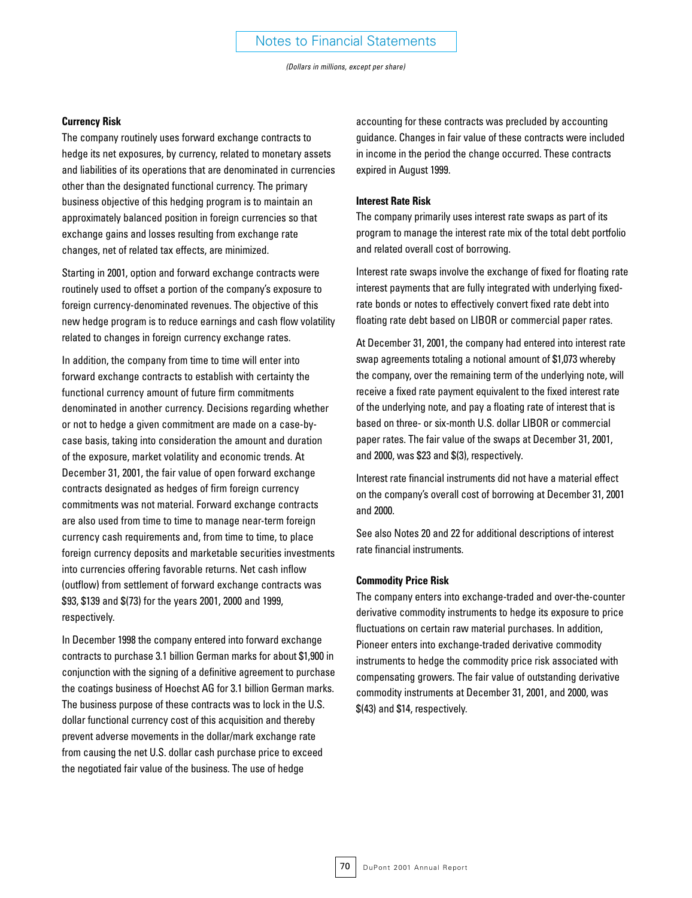### Currency Risk

The company routinely uses forward exchange contracts to hedge its net exposures, by currency, related to monetary assets and liabilities of its operations that are denominated in currencies other than the designated functional currency. The primary business objective of this hedging program is to maintain an approximately balanced position in foreign currencies so that exchange gains and losses resulting from exchange rate changes, net of related tax effects, are minimized.

Starting in 2001, option and forward exchange contracts were routinely used to offset a portion of the company's exposure to foreign currency-denominated revenues. The objective of this new hedge program is to reduce earnings and cash flow volatility related to changes in foreign currency exchange rates.

In addition, the company from time to time will enter into forward exchange contracts to establish with certainty the functional currency amount of future firm commitments denominated in another currency. Decisions regarding whether or not to hedge a given commitment are made on a case-by-case basis, taking into consideration the amount and duration of the exposure, market volatility and economic trends. At December 31, 2001, the fair value of open forward exchange contracts designated as hedges of firm foreign currency commitments was not material. Forward exchange contracts are also used from time to time to manage near-term foreign currency cash requirements and, from time to time, to place foreign currency deposits and marketable securities investments into currencies offering favorable returns. Net cash inflow (outflow) from settlement of forward exchange contracts was $93, $139 and $(73) for the years 2001, 2000 and 1999, respectively.

In December 1998 the company entered into forward exchange contracts to purchase 3.1 billion German marks for about $1,900 in conjunction with the signing of a definitive agreement to purchase the coatings business of Hoechst AG for 3.1 billion German marks. The business purpose of these contracts was to lock in the U.S. dollar functional currency cost of this acquisition and thereby prevent adverse movements in the dollar/mark exchange rate from causing the net U.S. dollar cash purchase price to exceed the negotiated fair value of the business. The use of hedge accounting for these contracts was precluded by accounting guidance. Changes in fair value of these contracts were included in income in the period the change occurred. These contracts expired in August 1999.

### Interest Rate Risk

The company primarily uses interest rate swaps as part of its program to manage the interest rate mix of the total debt portfolio and related overall cost of borrowing.

Interest rate swaps involve the exchange of fixed for floating rate interest payments that are fully integrated with underlying fixed-rate bonds or notes to effectively convert fixed rate debt into floating rate debt based on LIBOR or commercial paper rates.

At December 31, 2001, the company had entered into interest rate swap agreements totaling a notional amount of $1,073 whereby the company, over the remaining term of the underlying note, will receive a fixed rate payment equivalent to the fixed interest rate of the underlying note, and pay a floating rate of interest that is based on three- or six-month U.S. dollar LIBOR or commercial paper rates. The fair value of the swaps at December 31, 2001, and 2000, was $23 and $(3), respectively.

Interest rate financial instruments did not have a material effect on the company's overall cost of borrowing at December 31, 2001 and 2000.

See also Notes 20 and 22 for additional descriptions of interest rate financial instruments.

### Commodity Price Risk

The company enters into exchange-traded and over-the-counter derivative commodity instruments to hedge its exposure to price fluctuations on certain raw material purchases. In addition, Pioneer enters into exchange-traded derivative commodity instruments to hedge the commodity price risk associated with compensating growers. The fair value of outstanding derivative commodity instruments at December 31, 2001, and 2000, was $(43) and $14, respectively.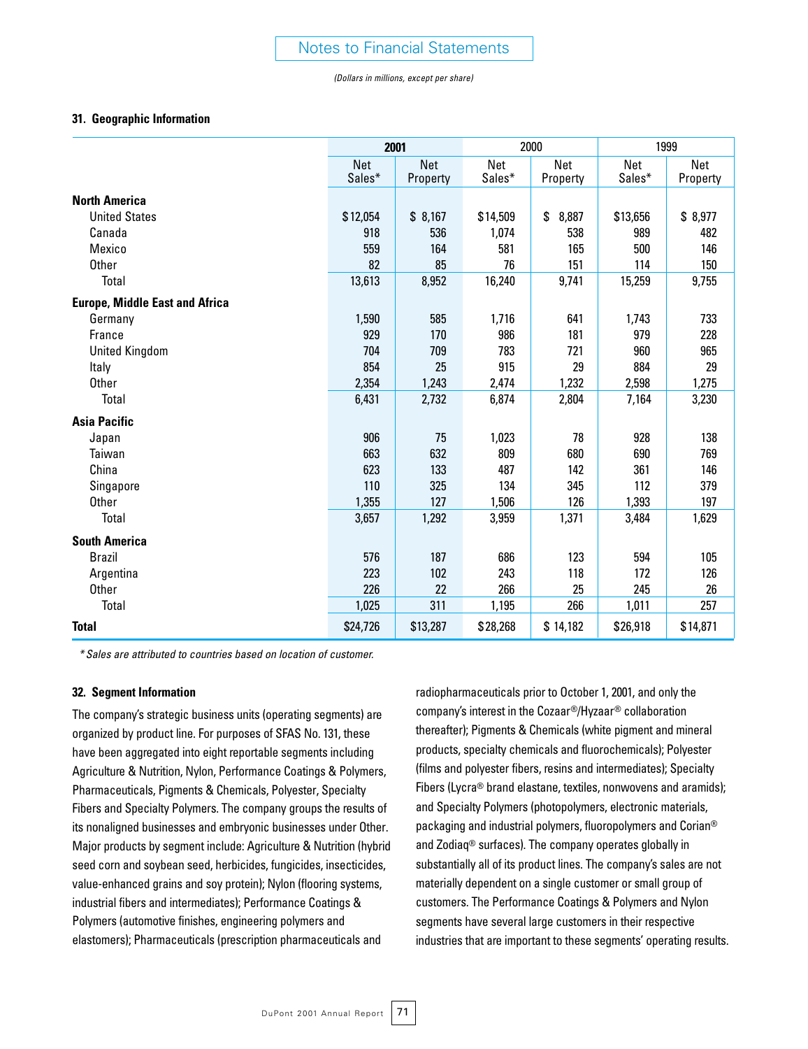# Notes to Financial Statements

*(Dollars in millions, except per share)*

### 31. Geographic Information

| | **2001** | | 2000 | | 1999 | |
|---|---|---|---|---|---|---|
| | Net Sales* | Net Property | Net Sales* | Net Property | Net Sales* | Net Property |
| **North America** | | | | | | |
| United States | $12,054 | $ 8,167 | $14,509 | $ 8,887 | $13,656 | $ 8,977 |
| Canada | 918 | 536 | 1,074 | 538 | 989 | 482 |
| Mexico | 559 | 164 | 581 | 165 | 500 | 146 |
| Other | 82 | 85 | 76 | 151 | 114 | 150 |
| Total | 13,613 | 8,952 | 16,240 | 9,741 | 15,259 | 9,755 |
| **Europe, Middle East and Africa** | | | | | | |
| Germany | 1,590 | 585 | 1,716 | 641 | 1,743 | 733 |
| France | 929 | 170 | 986 | 181 | 979 | 228 |
| United Kingdom | 704 | 709 | 783 | 721 | 960 | 965 |
| Italy | 854 | 25 | 915 | 29 | 884 | 29 |
| Other | 2,354 | 1,243 | 2,474 | 1,232 | 2,598 | 1,275 |
| Total | 6,431 | 2,732 | 6,874 | 2,804 | 7,164 | 3,230 |
| **Asia Pacific** | | | | | | |
| Japan | 906 | 75 | 1,023 | 78 | 928 | 138 |
| Taiwan | 663 | 632 | 809 | 680 | 690 | 769 |
| China | 623 | 133 | 487 | 142 | 361 | 146 |
| Singapore | 110 | 325 | 134 | 345 | 112 | 379 |
| Other | 1,355 | 127 | 1,506 | 126 | 1,393 | 197 |
| Total | 3,657 | 1,292 | 3,959 | 1,371 | 3,484 | 1,629 |
| **South America** | | | | | | |
| Brazil | 576 | 187 | 686 | 123 | 594 | 105 |
| Argentina | 223 | 102 | 243 | 118 | 172 | 126 |
| Other | 226 | 22 | 266 | 25 | 245 | 26 |
| Total | 1,025 | 311 | 1,195 | 266 | 1,011 | 257 |
| **Total** | $24,726 | $13,287 | $28,268 | $ 14,182 | $26,918 | $14,871 |

*\* Sales are attributed to countries based on location of customer.*

### 32. Segment Information

The company's strategic business units (operating segments) are organized by product line. For purposes of SFAS No. 131, these have been aggregated into eight reportable segments including Agriculture & Nutrition, Nylon, Performance Coatings & Polymers, Pharmaceuticals, Pigments & Chemicals, Polyester, Specialty Fibers and Specialty Polymers. The company groups the results of its nonaligned businesses and embryonic businesses under Other. Major products by segment include: Agriculture & Nutrition (hybrid seed corn and soybean seed, herbicides, fungicides, insecticides, value-enhanced grains and soy protein); Nylon (flooring systems, industrial fibers and intermediates); Performance Coatings & Polymers (automotive finishes, engineering polymers and elastomers); Pharmaceuticals (prescription pharmaceuticals and radiopharmaceuticals prior to October 1, 2001, and only the company's interest in the Cozaar®/Hyzaar® collaboration thereafter); Pigments & Chemicals (white pigment and mineral products, specialty chemicals and fluorochemicals); Polyester (films and polyester fibers, resins and intermediates); Specialty Fibers (Lycra® brand elastane, textiles, nonwovens and aramids); and Specialty Polymers (photopolymers, electronic materials, packaging and industrial polymers, fluoropolymers and Corian® and Zodiaq® surfaces). The company operates globally in substantially all of its product lines. The company's sales are not materially dependent on a single customer or small group of customers. The Performance Coatings & Polymers and Nylon segments have several large customers in their respective industries that are important to these segments' operating results.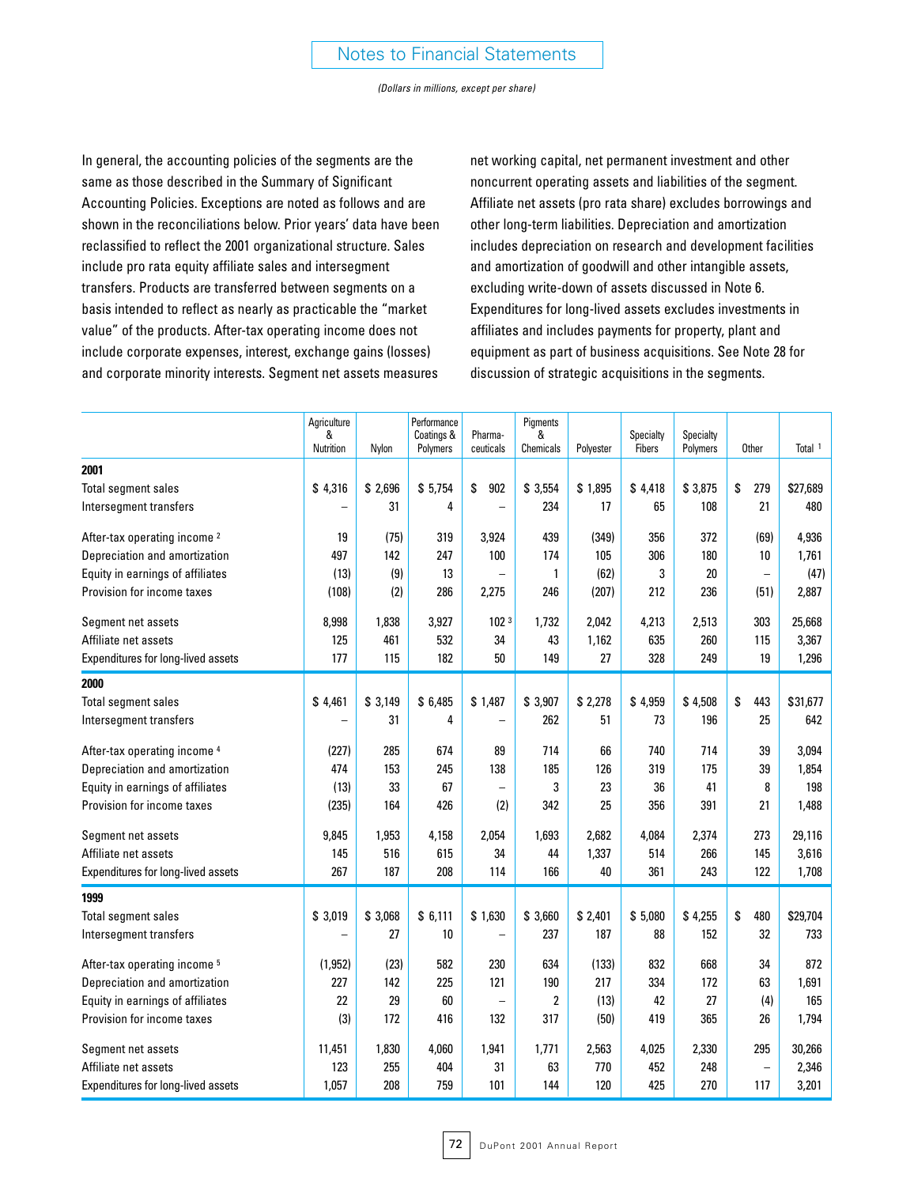## Notes to Financial Statements

*(Dollars in millions, except per share)*

In general, the accounting policies of the segments are the same as those described in the Summary of Significant Accounting Policies. Exceptions are noted as follows and are shown in the reconciliations below. Prior years' data have been reclassified to reflect the 2001 organizational structure. Sales include pro rata equity affiliate sales and intersegment transfers. Products are transferred between segments on a basis intended to reflect as nearly as practicable the "market value" of the products. After-tax operating income does not include corporate expenses, interest, exchange gains (losses) and corporate minority interests. Segment net assets measures net working capital, net permanent investment and other noncurrent operating assets and liabilities of the segment. Affiliate net assets (pro rata share) excludes borrowings and other long-term liabilities. Depreciation and amortization includes depreciation on research and development facilities and amortization of goodwill and other intangible assets, excluding write-down of assets discussed in Note 6. Expenditures for long-lived assets excludes investments in affiliates and includes payments for property, plant and equipment as part of business acquisitions. See Note 28 for discussion of strategic acquisitions in the segments.

| | Agriculture & Nutrition | Nylon | Performance Coatings & Polymers | Pharma-ceuticals | Pigments & Chemicals | Polyester | Specialty Fibers | Specialty Polymers | Other | Total [1] |
|---|---|---|---|---|---|---|---|---|---|---|
| **2001** | | | | | | | | | | |
| Total segment sales | $ 4,316 | $ 2,696 | $ 5,754 | $ 902 | $ 3,554 | $ 1,895 | $ 4,418 | $ 3,875 | $ 279 | $27,689 |
| Intersegment transfers | – | 31 | 4 | – | 234 | 17 | 65 | 108 | 21 | 480 |
| After-tax operating income [2] | 19 | (75) | 319 | 3,924 | 439 | (349) | 356 | 372 | (69) | 4,936 |
| Depreciation and amortization | 497 | 142 | 247 | 100 | 174 | 105 | 306 | 180 | 10 | 1,761 |
| Equity in earnings of affiliates | (13) | (9) | 13 | – | 1 | (62) | 3 | 20 | – | (47) |
| Provision for income taxes | (108) | (2) | 286 | 2,275 | 246 | (207) | 212 | 236 | (51) | 2,887 |
| Segment net assets | 8,998 | 1,838 | 3,927 | 102 [3] | 1,732 | 2,042 | 4,213 | 2,513 | 303 | 25,668 |
| Affiliate net assets | 125 | 461 | 532 | 34 | 43 | 1,162 | 635 | 260 | 115 | 3,367 |
| Expenditures for long-lived assets | 177 | 115 | 182 | 50 | 149 | 27 | 328 | 249 | 19 | 1,296 |
| **2000** | | | | | | | | | | |
| Total segment sales | $ 4,461 | $ 3,149 | $ 6,485 | $ 1,487 | $ 3,907 | $ 2,278 | $ 4,959 | $ 4,508 | $ 443 | $31,677 |
| Intersegment transfers | – | 31 | 4 | – | 262 | 51 | 73 | 196 | 25 | 642 |
| After-tax operating income [4] | (227) | 285 | 674 | 89 | 714 | 66 | 740 | 714 | 39 | 3,094 |
| Depreciation and amortization | 474 | 153 | 245 | 138 | 185 | 126 | 319 | 175 | 39 | 1,854 |
| Equity in earnings of affiliates | (13) | 33 | 67 | – | 3 | 23 | 36 | 41 | 8 | 198 |
| Provision for income taxes | (235) | 164 | 426 | (2) | 342 | 25 | 356 | 391 | 21 | 1,488 |
| Segment net assets | 9,845 | 1,953 | 4,158 | 2,054 | 1,693 | 2,682 | 4,084 | 2,374 | 273 | 29,116 |
| Affiliate net assets | 145 | 516 | 615 | 34 | 44 | 1,337 | 514 | 266 | 145 | 3,616 |
| Expenditures for long-lived assets | 267 | 187 | 208 | 114 | 166 | 40 | 361 | 243 | 122 | 1,708 |
| **1999** | | | | | | | | | | |
| Total segment sales | $ 3,019 | $ 3,068 | $ 6,111 | $ 1,630 | $ 3,660 | $ 2,401 | $ 5,080 | $ 4,255 | $ 480 | $29,704 |
| Intersegment transfers | – | 27 | 10 | – | 237 | 187 | 88 | 152 | 32 | 733 |
| After-tax operating income [5] | (1,952) | (23) | 582 | 230 | 634 | (133) | 832 | 668 | 34 | 872 |
| Depreciation and amortization | 227 | 142 | 225 | 121 | 190 | 217 | 334 | 172 | 63 | 1,691 |
| Equity in earnings of affiliates | 22 | 29 | 60 | – | 2 | (13) | 42 | 27 | (4) | 165 |
| Provision for income taxes | (3) | 172 | 416 | 132 | 317 | (50) | 419 | 365 | 26 | 1,794 |
| Segment net assets | 11,451 | 1,830 | 4,060 | 1,941 | 1,771 | 2,563 | 4,025 | 2,330 | 295 | 30,266 |
| Affiliate net assets | 123 | 255 | 404 | 31 | 63 | 770 | 452 | 248 | – | 2,346 |
| Expenditures for long-lived assets | 1,057 | 208 | 759 | 101 | 144 | 120 | 425 | 270 | 117 | 3,201 |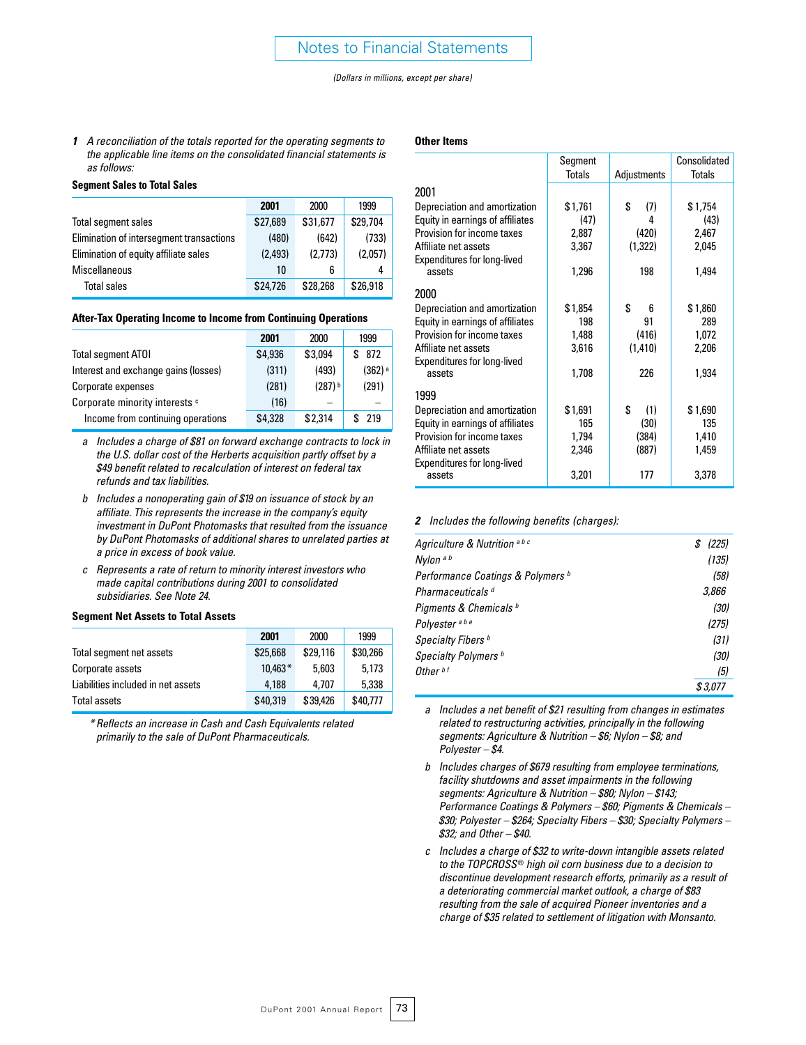# Notes to Financial Statements

*(Dollars in millions, except per share)*

**1** *A reconciliation of the totals reported for the operating segments to the applicable line items on the consolidated financial statements is as follows:*

**Segment Sales to Total Sales**

| | 2001 | 2000 | 1999 |
|---|---|---|---|
| Total segment sales | $27,689 | $31,677 | $29,704 |
| Elimination of intersegment transactions | (480) | (642) | (733) |
| Elimination of equity affiliate sales | (2,493) | (2,773) | (2,057) |
| Miscellaneous | 10 | 6 | 4 |
| Total sales | $24,726 | $28,268 | $26,918 |

**After-Tax Operating Income to Income from Continuing Operations**

| | 2001 | 2000 | 1999 |
|---|---|---|---|
| Total segment ATOI | $4,936 | $3,094 | $ 872 |
| Interest and exchange gains (losses) | (311) | (493) | (362) [a] |
| Corporate expenses | (281) | (287) [b] | (291) |
| Corporate minority interests [c] | (16) | – | – |
| Income from continuing operations | $4,328 | $2,314 | $ 219 |

a *Includes a charge of $81 on forward exchange contracts to lock in the U.S. dollar cost of the Herberts acquisition partly offset by a $49 benefit related to recalculation of interest on federal tax refunds and tax liabilities.*

b *Includes a nonoperating gain of $19 on issuance of stock by an affiliate. This represents the increase in the company's equity investment in DuPont Photomasks that resulted from the issuance by DuPont Photomasks of additional shares to unrelated parties at a price in excess of book value.*

c *Represents a rate of return to minority interest investors who made capital contributions during 2001 to consolidated subsidiaries. See Note 24.*

**Segment Net Assets to Total Assets**

| | 2001 | 2000 | 1999 |
|---|---|---|---|
| Total segment net assets | $25,668 | $29,116 | $30,266 |
| Corporate assets | 10,463* | 5,603 | 5,173 |
| Liabilities included in net assets | 4,188 | 4,707 | 5,338 |
| Total assets | $40,319 | $39,426 | $40,777 |

*\* Reflects an increase in Cash and Cash Equivalents related primarily to the sale of DuPont Pharmaceuticals.*

**Other Items**

| | Segment Totals | Adjustments | Consolidated Totals |
|---|---|---|---|
| **2001** | | | |
| Depreciation and amortization | $1,761 | $ (7) | $1,754 |
| Equity in earnings of affiliates | (47) | 4 | (43) |
| Provision for income taxes | 2,887 | (420) | 2,467 |
| Affiliate net assets | 3,367 | (1,322) | 2,045 |
| Expenditures for long-lived assets | 1,296 | 198 | 1,494 |
| **2000** | | | |
| Depreciation and amortization | $1,854 | $ 6 | $1,860 |
| Equity in earnings of affiliates | 198 | 91 | 289 |
| Provision for income taxes | 1,488 | (416) | 1,072 |
| Affiliate net assets | 3,616 | (1,410) | 2,206 |
| Expenditures for long-lived assets | 1,708 | 226 | 1,934 |
| **1999** | | | |
| Depreciation and amortization | $1,691 | $ (1) | $1,690 |
| Equity in earnings of affiliates | 165 | (30) | 135 |
| Provision for income taxes | 1,794 | (384) | 1,410 |
| Affiliate net assets | 2,346 | (887) | 1,459 |
| Expenditures for long-lived assets | 3,201 | 177 | 3,378 |

**2** *Includes the following benefits (charges):*

| | |
|---|---|
| *Agriculture & Nutrition [a b c]* | $ (225) |
| *Nylon [a b]* | (135) |
| *Performance Coatings & Polymers [b]* | (58) |
| *Pharmaceuticals [d]* | 3,866 |
| *Pigments & Chemicals [b]* | (30) |
| *Polyester [a b e]* | (275) |
| *Specialty Fibers [b]* | (31) |
| *Specialty Polymers [b]* | (30) |
| *Other [b f]* | (5) |
| | $3,077 |

a *Includes a net benefit of $21 resulting from changes in estimates related to restructuring activities, principally in the following segments: Agriculture & Nutrition – $6; Nylon – $8; and Polyester – $4.*

b *Includes charges of $679 resulting from employee terminations, facility shutdowns and asset impairments in the following segments: Agriculture & Nutrition – $80; Nylon – $143; Performance Coatings & Polymers – $60; Pigments & Chemicals – $30; Polyester – $264; Specialty Fibers – $30; Specialty Polymers – $32; and Other – $40.*

c *Includes a charge of $32 to write-down intangible assets related to the TOPCROSS® high oil corn business due to a decision to discontinue development research efforts, primarily as a result of a deteriorating commercial market outlook, a charge of $83 resulting from the sale of acquired Pioneer inventories and a charge of $35 related to settlement of litigation with Monsanto.*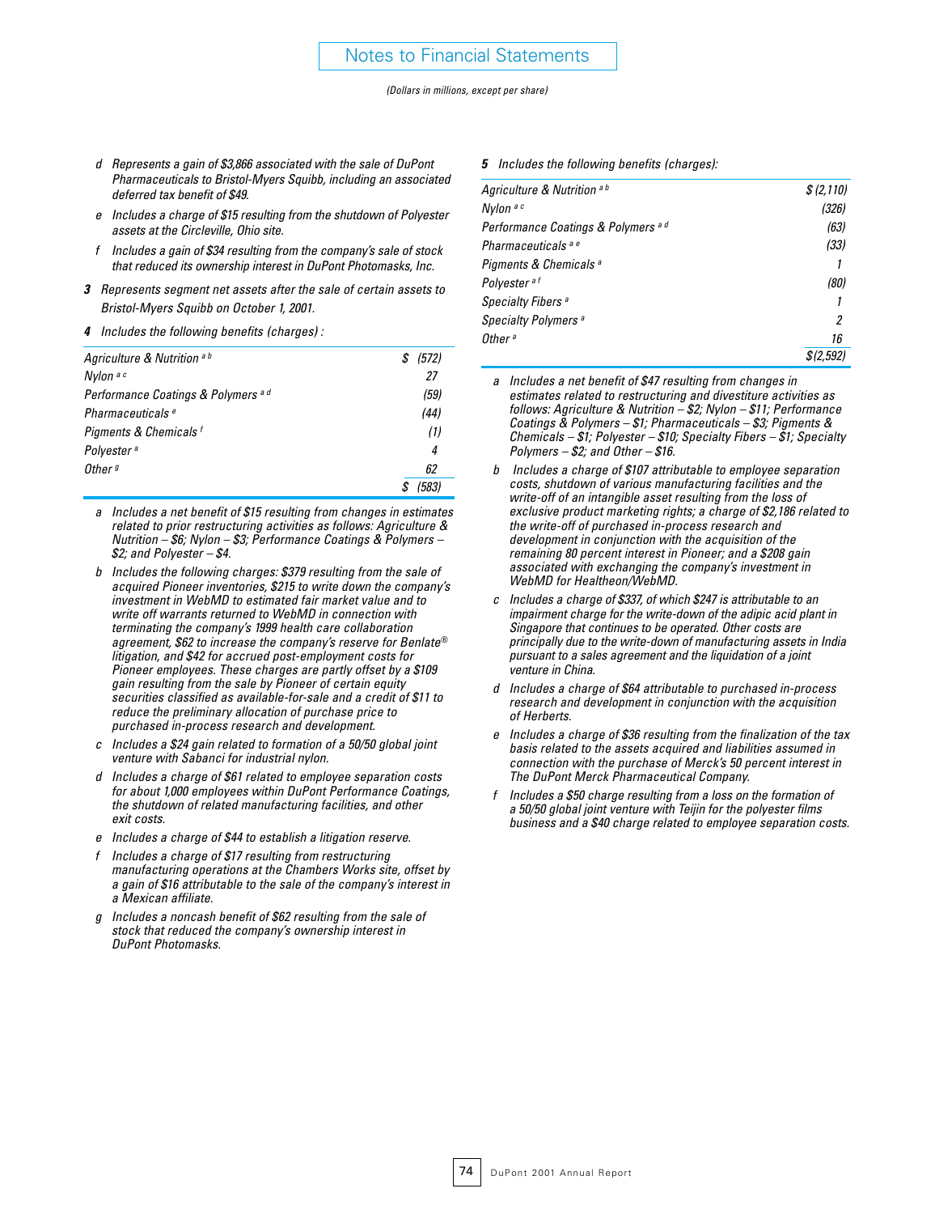## Notes to Financial Statements

*(Dollars in millions, except per share)*

*d* *Represents a gain of $3,866 associated with the sale of DuPont Pharmaceuticals to Bristol-Myers Squibb, including an associated deferred tax benefit of $49.*

*e* *Includes a charge of $15 resulting from the shutdown of Polyester assets at the Circleville, Ohio site.*

*f* *Includes a gain of $34 resulting from the company's sale of stock that reduced its ownership interest in DuPont Photomasks, Inc.*

**3** *Represents segment net assets after the sale of certain assets to Bristol-Myers Squibb on October 1, 2001.*

**4** *Includes the following benefits (charges) :*

| | |
|---|---|
| *Agriculture & Nutrition* [a b] | $ (572) |
| *Nylon* [a c] | 27 |
| *Performance Coatings & Polymers* [a d] | (59) |
| *Pharmaceuticals* [e] | (44) |
| *Pigments & Chemicals* [f] | (1) |
| *Polyester* [a] | 4 |
| *Other* [g] | 62 |
| | $ (583) |

*a* *Includes a net benefit of $15 resulting from changes in estimates related to prior restructuring activities as follows: Agriculture & Nutrition – $6; Nylon – $3; Performance Coatings & Polymers – $2; and Polyester – $4.*

*b* *Includes the following charges: $379 resulting from the sale of acquired Pioneer inventories, $215 to write down the company's investment in WebMD to estimated fair market value and to write off warrants returned to WebMD in connection with terminating the company's 1999 health care collaboration agreement, $62 to increase the company's reserve for Benlate® litigation, and $42 for accrued post-employment costs for Pioneer employees. These charges are partly offset by a $109 gain resulting from the sale by Pioneer of certain equity securities classified as available-for-sale and a credit of $11 to reduce the preliminary allocation of purchase price to purchased in-process research and development.*

*c* *Includes a $24 gain related to formation of a 50/50 global joint venture with Sabanci for industrial nylon.*

*d* *Includes a charge of $61 related to employee separation costs for about 1,000 employees within DuPont Performance Coatings, the shutdown of related manufacturing facilities, and other exit costs.*

*e* *Includes a charge of $44 to establish a litigation reserve.*

*f* *Includes a charge of $17 resulting from restructuring manufacturing operations at the Chambers Works site, offset by a gain of $16 attributable to the sale of the company's interest in a Mexican affiliate.*

*g* *Includes a noncash benefit of $62 resulting from the sale of stock that reduced the company's ownership interest in DuPont Photomasks.*

**5** *Includes the following benefits (charges):*

| | |
|---|---|
| *Agriculture & Nutrition* [a b] | $ (2,110) |
| *Nylon* [a c] | (326) |
| *Performance Coatings & Polymers* [a d] | (63) |
| *Pharmaceuticals* [a e] | (33) |
| *Pigments & Chemicals* [a] | 1 |
| *Polyester* [a f] | (80) |
| *Specialty Fibers* [a] | 1 |
| *Specialty Polymers* [a] | 2 |
| *Other* [a] | 16 |
| | $ (2,592) |

*a* *Includes a net benefit of $47 resulting from changes in estimates related to restructuring and divestiture activities as follows: Agriculture & Nutrition – $2; Nylon – $11; Performance Coatings & Polymers – $1; Pharmaceuticals – $3; Pigments & Chemicals – $1; Polyester – $10; Specialty Fibers – $1; Specialty Polymers – $2; and Other – $16.*

*b* *Includes a charge of $107 attributable to employee separation costs, shutdown of various manufacturing facilities and the write-off of an intangible asset resulting from the loss of exclusive product marketing rights; a charge of $2,186 related to the write-off of purchased in-process research and development in conjunction with the acquisition of the remaining 80 percent interest in Pioneer; and a $208 gain associated with exchanging the company's investment in WebMD for Healtheon/WebMD.*

*c* *Includes a charge of $337, of which $247 is attributable to an impairment charge for the write-down of the adipic acid plant in Singapore that continues to be operated. Other costs are principally due to the write-down of manufacturing assets in India pursuant to a sales agreement and the liquidation of a joint venture in China.*

*d* *Includes a charge of $64 attributable to purchased in-process research and development in conjunction with the acquisition of Herberts.*

*e* *Includes a charge of $36 resulting from the finalization of the tax basis related to the assets acquired and liabilities assumed in connection with the purchase of Merck's 50 percent interest in The DuPont Merck Pharmaceutical Company.*

*f* *Includes a $50 charge resulting from a loss on the formation of a 50/50 global joint venture with Teijin for the polyester films business and a $40 charge related to employee separation costs.*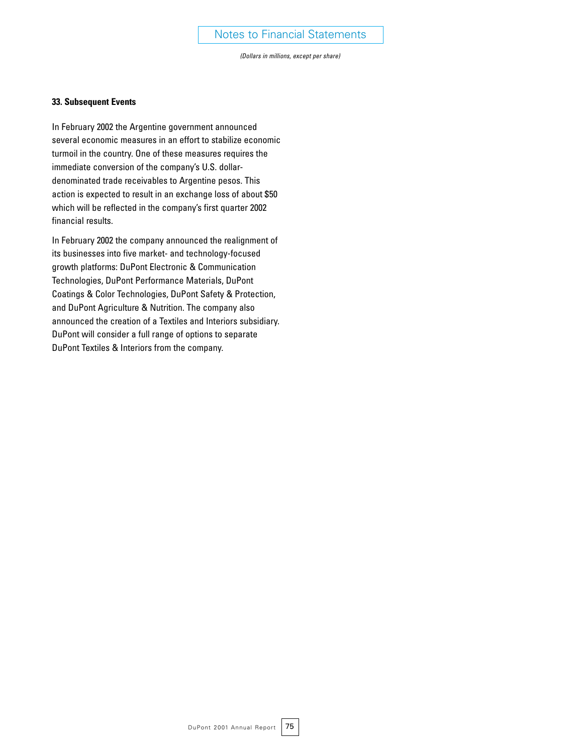### 33. Subsequent Events

In February 2002 the Argentine government announced several economic measures in an effort to stabilize economic turmoil in the country. One of these measures requires the immediate conversion of the company's U.S. dollar-denominated trade receivables to Argentine pesos. This action is expected to result in an exchange loss of about $50 which will be reflected in the company's first quarter 2002 financial results.

In February 2002 the company announced the realignment of its businesses into five market- and technology-focused growth platforms: DuPont Electronic & Communication Technologies, DuPont Performance Materials, DuPont Coatings & Color Technologies, DuPont Safety & Protection, and DuPont Agriculture & Nutrition. The company also announced the creation of a Textiles and Interiors subsidiary. DuPont will consider a full range of options to separate DuPont Textiles & Interiors from the company.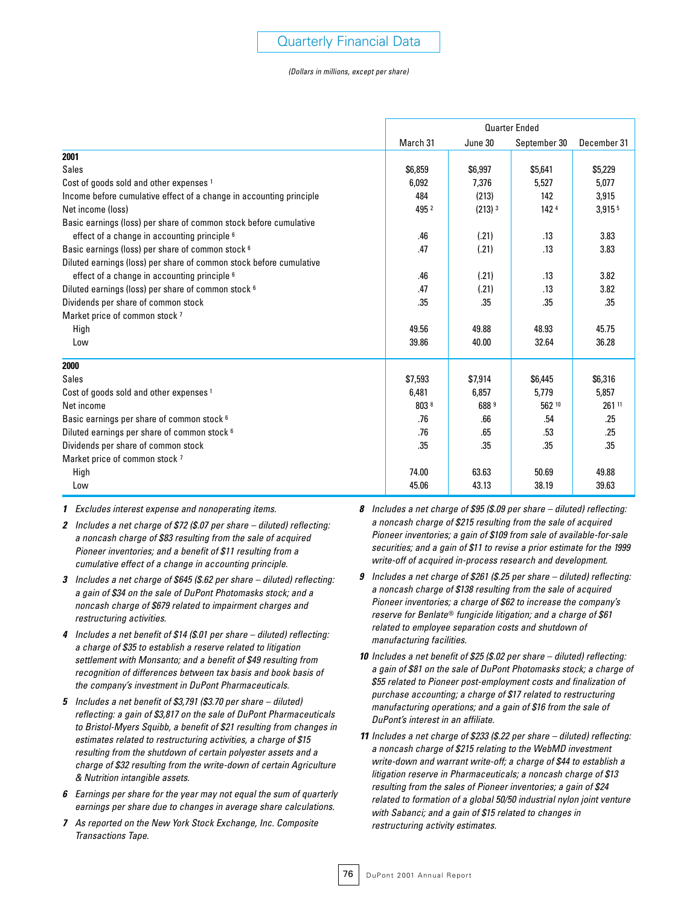# Quarterly Financial Data

*(Dollars in millions, except per share)*

| | Quarter Ended | | | |
|---|---|---|---|---|
| | March 31 | June 30 | September 30 | December 31 |
| **2001** | | | | |
| Sales | $6,859 | $6,997 | $5,641 | $5,229 |
| Cost of goods sold and other expenses [1] | 6,092 | 7,376 | 5,527 | 5,077 |
| Income before cumulative effect of a change in accounting principle | 484 | (213) | 142 | 3,915 |
| Net income (loss) | 495 [2] | (213) [3] | 142 [4] | 3,915 [5] |
| Basic earnings (loss) per share of common stock before cumulative effect of a change in accounting principle [6] | .46 | (.21) | .13 | 3.83 |
| Basic earnings (loss) per share of common stock [6] | .47 | (.21) | .13 | 3.83 |
| Diluted earnings (loss) per share of common stock before cumulative effect of a change in accounting principle [6] | .46 | (.21) | .13 | 3.82 |
| Diluted earnings (loss) per share of common stock [6] | .47 | (.21) | .13 | 3.82 |
| Dividends per share of common stock | .35 | .35 | .35 | .35 |
| Market price of common stock [7] | | | | |
| High | 49.56 | 49.88 | 48.93 | 45.75 |
| Low | 39.86 | 40.00 | 32.64 | 36.28 |
| **2000** | | | | |
| Sales | $7,593 | $7,914 | $6,445 | $6,316 |
| Cost of goods sold and other expenses [1] | 6,481 | 6,857 | 5,779 | 5,857 |
| Net income | 803 [8] | 688 [9] | 562 [10] | 261 [11] |
| Basic earnings per share of common stock [6] | .76 | .66 | .54 | .25 |
| Diluted earnings per share of common stock [6] | .76 | .65 | .53 | .25 |
| Dividends per share of common stock | .35 | .35 | .35 | .35 |
| Market price of common stock [7] | | | | |
| High | 74.00 | 63.63 | 50.69 | 49.88 |
| Low | 45.06 | 43.13 | 38.19 | 39.63 |

**1** *Excludes interest expense and nonoperating items.*

**2** *Includes a net charge of $72 ($.07 per share – diluted) reflecting: a noncash charge of $83 resulting from the sale of acquired Pioneer inventories; and a benefit of $11 resulting from a cumulative effect of a change in accounting principle.*

**3** *Includes a net charge of $645 ($.62 per share – diluted) reflecting: a gain of $34 on the sale of DuPont Photomasks stock; and a noncash charge of $679 related to impairment charges and restructuring activities.*

**4** *Includes a net benefit of $14 ($.01 per share – diluted) reflecting: a charge of $35 to establish a reserve related to litigation settlement with Monsanto; and a benefit of $49 resulting from recognition of differences between tax basis and book basis of the company's investment in DuPont Pharmaceuticals.*

**5** *Includes a net benefit of $3,791 ($3.70 per share – diluted) reflecting: a gain of $3,817 on the sale of DuPont Pharmaceuticals to Bristol-Myers Squibb, a benefit of $21 resulting from changes in estimates related to restructuring activities, a charge of $15 resulting from the shutdown of certain polyester assets and a charge of $32 resulting from the write-down of certain Agriculture & Nutrition intangible assets.*

**6** *Earnings per share for the year may not equal the sum of quarterly earnings per share due to changes in average share calculations.*

**7** *As reported on the New York Stock Exchange, Inc. Composite Transactions Tape.*

**8** *Includes a net charge of $95 ($.09 per share – diluted) reflecting: a noncash charge of $215 resulting from the sale of acquired Pioneer inventories; a gain of $109 from sale of available-for-sale securities; and a gain of $11 to revise a prior estimate for the 1999 write-off of acquired in-process research and development.*

**9** *Includes a net charge of $261 ($.25 per share – diluted) reflecting: a noncash charge of $138 resulting from the sale of acquired Pioneer inventories; a charge of $62 to increase the company's reserve for Benlate® fungicide litigation; and a charge of $61 related to employee separation costs and shutdown of manufacturing facilities.*

**10** *Includes a net benefit of $25 ($.02 per share – diluted) reflecting: a gain of $81 on the sale of DuPont Photomasks stock; a charge of $55 related to Pioneer post-employment costs and finalization of purchase accounting; a charge of $17 related to restructuring manufacturing operations; and a gain of $16 from the sale of DuPont's interest in an affiliate.*

**11** *Includes a net charge of $233 ($.22 per share – diluted) reflecting: a noncash charge of $215 relating to the WebMD investment write-down and warrant write-off; a charge of $44 to establish a litigation reserve in Pharmaceuticals; a noncash charge of $13 resulting from the sales of Pioneer inventories; a gain of $24 related to formation of a global 50/50 industrial nylon joint venture with Sabanci; and a gain of $15 related to changes in restructuring activity estimates.*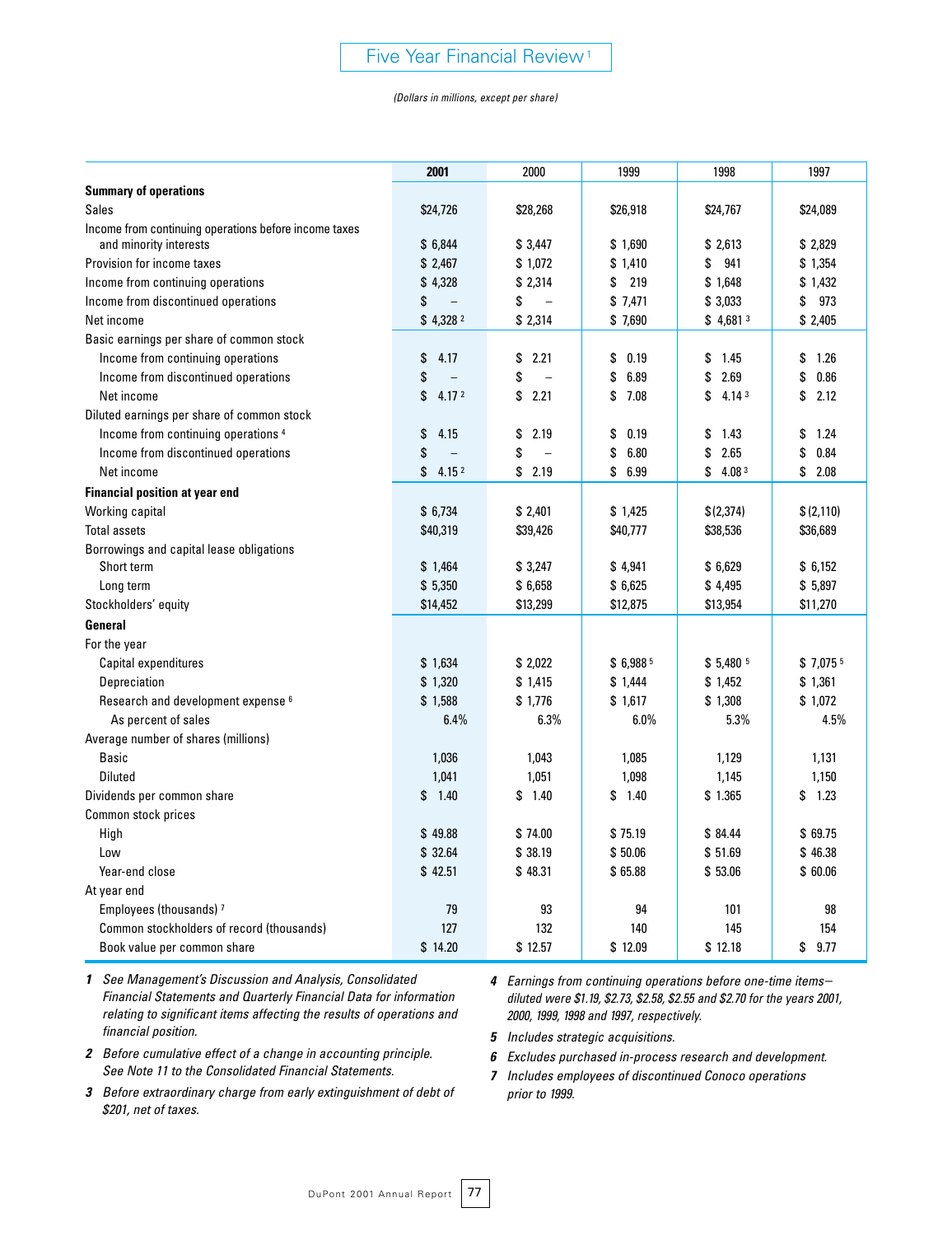# Five Year Financial Review[1]

*(Dollars in millions, except per share)*

| | **2001** | 2000 | 1999 | 1998 | 1997 |
|---|---|---|---|---|---|
| **Summary of operations** | | | | | |
| Sales | $24,726 | $28,268 | $26,918 | $24,767 | $24,089 |
| Income from continuing operations before income taxes and minority interests | $ 6,844 | $ 3,447 | $ 1,690 | $ 2,613 | $ 2,829 |
| Provision for income taxes | $ 2,467 | $ 1,072 | $ 1,410 | $ 941 | $ 1,354 |
| Income from continuing operations | $ 4,328 | $ 2,314 | $ 219 | $ 1,648 | $ 1,432 |
| Income from discontinued operations | $ – | $ – | $ 7,471 | $ 3,033 | $ 973 |
| Net income | $ 4,328 [2] | $ 2,314 | $ 7,690 | $ 4,681 [3] | $ 2,405 |
| Basic earnings per share of common stock | | | | | |
| Income from continuing operations | $ 4.17 | $ 2.21 | $ 0.19 | $ 1.45 | $ 1.26 |
| Income from discontinued operations | $ – | $ – | $ 6.89 | $ 2.69 | $ 0.86 |
| Net income | $ 4.17 [2] | $ 2.21 | $ 7.08 | $ 4.14 [3] | $ 2.12 |
| Diluted earnings per share of common stock | | | | | |
| Income from continuing operations [4] | $ 4.15 | $ 2.19 | $ 0.19 | $ 1.43 | $ 1.24 |
| Income from discontinued operations | $ – | $ – | $ 6.80 | $ 2.65 | $ 0.84 |
| Net income | $ 4.15 [2] | $ 2.19 | $ 6.99 | $ 4.08 [3] | $ 2.08 |
| **Financial position at year end** | | | | | |
| Working capital | $ 6,734 | $ 2,401 | $ 1,425 | $(2,374) | $ (2,110) |
| Total assets | $40,319 | $39,426 | $40,777 | $38,536 | $36,689 |
| Borrowings and capital lease obligations | | | | | |
| Short term | $ 1,464 | $ 3,247 | $ 4,941 | $ 6,629 | $ 6,152 |
| Long term | $ 5,350 | $ 6,658 | $ 6,625 | $ 4,495 | $ 5,897 |
| Stockholders' equity | $14,452 | $13,299 | $12,875 | $13,954 | $11,270 |
| **General** | | | | | |
| For the year | | | | | |
| Capital expenditures | $ 1,634 | $ 2,022 | $ 6,988 [5] | $ 5,480 [5] | $ 7,075 [5] |
| Depreciation | $ 1,320 | $ 1,415 | $ 1,444 | $ 1,452 | $ 1,361 |
| Research and development expense [6] | $ 1,588 | $ 1,776 | $ 1,617 | $ 1,308 | $ 1,072 |
| As percent of sales | 6.4% | 6.3% | 6.0% | 5.3% | 4.5% |
| Average number of shares (millions) | | | | | |
| Basic | 1,036 | 1,043 | 1,085 | 1,129 | 1,131 |
| Diluted | 1,041 | 1,051 | 1,098 | 1,145 | 1,150 |
| Dividends per common share | $ 1.40 | $ 1.40 | $ 1.40 | $ 1.365 | $ 1.23 |
| Common stock prices | | | | | |
| High | $ 49.88 | $ 74.00 | $ 75.19 | $ 84.44 | $ 69.75 |
| Low | $ 32.64 | $ 38.19 | $ 50.06 | $ 51.69 | $ 46.38 |
| Year-end close | $ 42.51 | $ 48.31 | $ 65.88 | $ 53.06 | $ 60.06 |
| At year end | | | | | |
| Employees (thousands) [7] | 79 | 93 | 94 | 101 | 98 |
| Common stockholders of record (thousands) | 127 | 132 | 140 | 145 | 154 |
| Book value per common share | $ 14.20 | $ 12.57 | $ 12.09 | $ 12.18 | $ 9.77 |

**1** *See Management's Discussion and Analysis, Consolidated Financial Statements and Quarterly Financial Data for information relating to significant items affecting the results of operations and financial position.*

**2** *Before cumulative effect of a change in accounting principle. See Note 11 to the Consolidated Financial Statements.*

**3** *Before extraordinary charge from early extinguishment of debt of $201, net of taxes.*

**4** *Earnings from continuing operations before one-time items—diluted were $1.19, $2.73, $2.58, $2.55 and $2.70 for the years 2001, 2000, 1999, 1998 and 1997, respectively.*

**5** *Includes strategic acquisitions.*

**6** *Excludes purchased in-process research and development.*

**7** *Includes employees of discontinued Conoco operations prior to 1999.*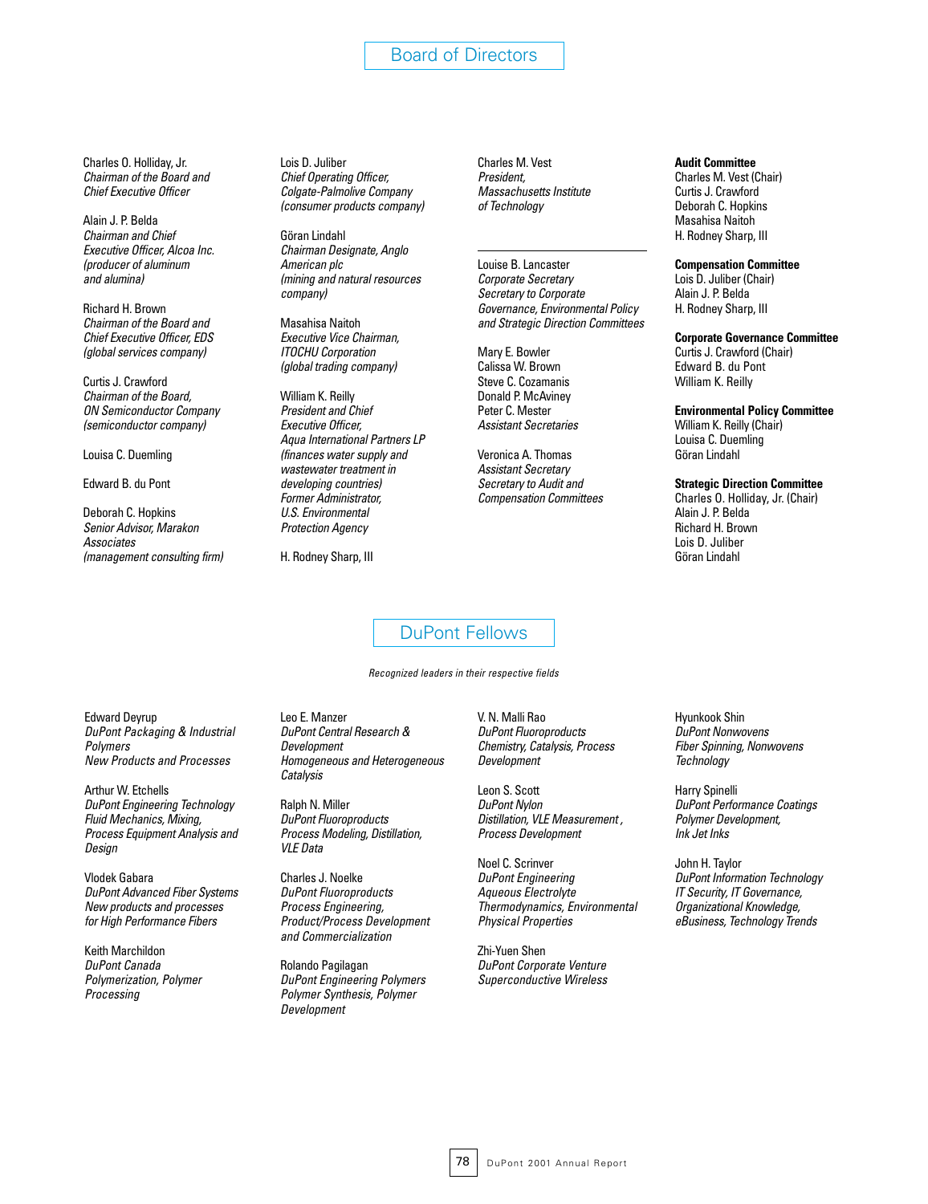# Board of Directors

Charles O. Holliday, Jr.
*Chairman of the Board and Chief Executive Officer*

Alain J. P. Belda
*Chairman and Chief Executive Officer, Alcoa Inc. (producer of aluminum and alumina)*

Richard H. Brown
*Chairman of the Board and Chief Executive Officer, EDS (global services company)*

Curtis J. Crawford
*Chairman of the Board, ON Semiconductor Company (semiconductor company)*

Louisa C. Duemling

Edward B. du Pont

Deborah C. Hopkins
*Senior Advisor, Marakon Associates (management consulting firm)*

Lois D. Juliber
*Chief Operating Officer, Colgate-Palmolive Company (consumer products company)*

Göran Lindahl
*Chairman Designate, Anglo American plc (mining and natural resources company)*

Masahisa Naitoh
*Executive Vice Chairman, ITOCHU Corporation (global trading company)*

William K. Reilly
*President and Chief Executive Officer, Aqua International Partners LP (finances water supply and wastewater treatment in developing countries) Former Administrator, U.S. Environmental Protection Agency*

H. Rodney Sharp, III

Charles M. Vest
*President, Massachusetts Institute of Technology*

---

Louise B. Lancaster
*Corporate Secretary*
*Secretary to Corporate Governance, Environmental Policy and Strategic Direction Committees*

Mary E. Bowler
Calissa W. Brown
Steve C. Cozamanis
Donald P. McAviney
Peter C. Mester
*Assistant Secretaries*

Veronica A. Thomas
*Assistant Secretary*
*Secretary to Audit and Compensation Committees*

**Audit Committee**
Charles M. Vest (Chair)
Curtis J. Crawford
Deborah C. Hopkins
Masahisa Naitoh
H. Rodney Sharp, III

**Compensation Committee**
Lois D. Juliber (Chair)
Alain J. P. Belda
H. Rodney Sharp, III

**Corporate Governance Committee**
Curtis J. Crawford (Chair)
Edward B. du Pont
William K. Reilly

**Environmental Policy Committee**
William K. Reilly (Chair)
Louisa C. Duemling
Göran Lindahl

**Strategic Direction Committee**
Charles O. Holliday, Jr. (Chair)
Alain J. P. Belda
Richard H. Brown
Lois D. Juliber
Göran Lindahl

# DuPont Fellows

*Recognized leaders in their respective fields*

Edward Deyrup
*DuPont Packaging & Industrial Polymers*
*New Products and Processes*

Arthur W. Etchells
*DuPont Engineering Technology*
*Fluid Mechanics, Mixing, Process Equipment Analysis and Design*

Vlodek Gabara
*DuPont Advanced Fiber Systems*
*New products and processes for High Performance Fibers*

Keith Marchildon
*DuPont Canada*
*Polymerization, Polymer Processing*

Leo E. Manzer
*DuPont Central Research & Development*
*Homogeneous and Heterogeneous Catalysis*

Ralph N. Miller
*DuPont Fluoroproducts*
*Process Modeling, Distillation, VLE Data*

Charles J. Noelke
*DuPont Fluoroproducts*
*Process Engineering, Product/Process Development and Commercialization*

Rolando Pagilagan
*DuPont Engineering Polymers*
*Polymer Synthesis, Polymer Development*

V. N. Malli Rao
*DuPont Fluoroproducts*
*Chemistry, Catalysis, Process Development*

Leon S. Scott
*DuPont Nylon*
*Distillation, VLE Measurement , Process Development*

Noel C. Scrivner
*DuPont Engineering*
*Aqueous Electrolyte Thermodynamics, Environmental Physical Properties*

Zhi-Yuen Shen
*DuPont Corporate Venture*
*Superconductive Wireless*

Hyunkook Shin
*DuPont Nonwovens*
*Fiber Spinning, Nonwovens Technology*

Harry Spinelli
*DuPont Performance Coatings*
*Polymer Development, Ink Jet Inks*

John H. Taylor
*DuPont Information Technology*
*IT Security, IT Governance, Organizational Knowledge, eBusiness, Technology Trends*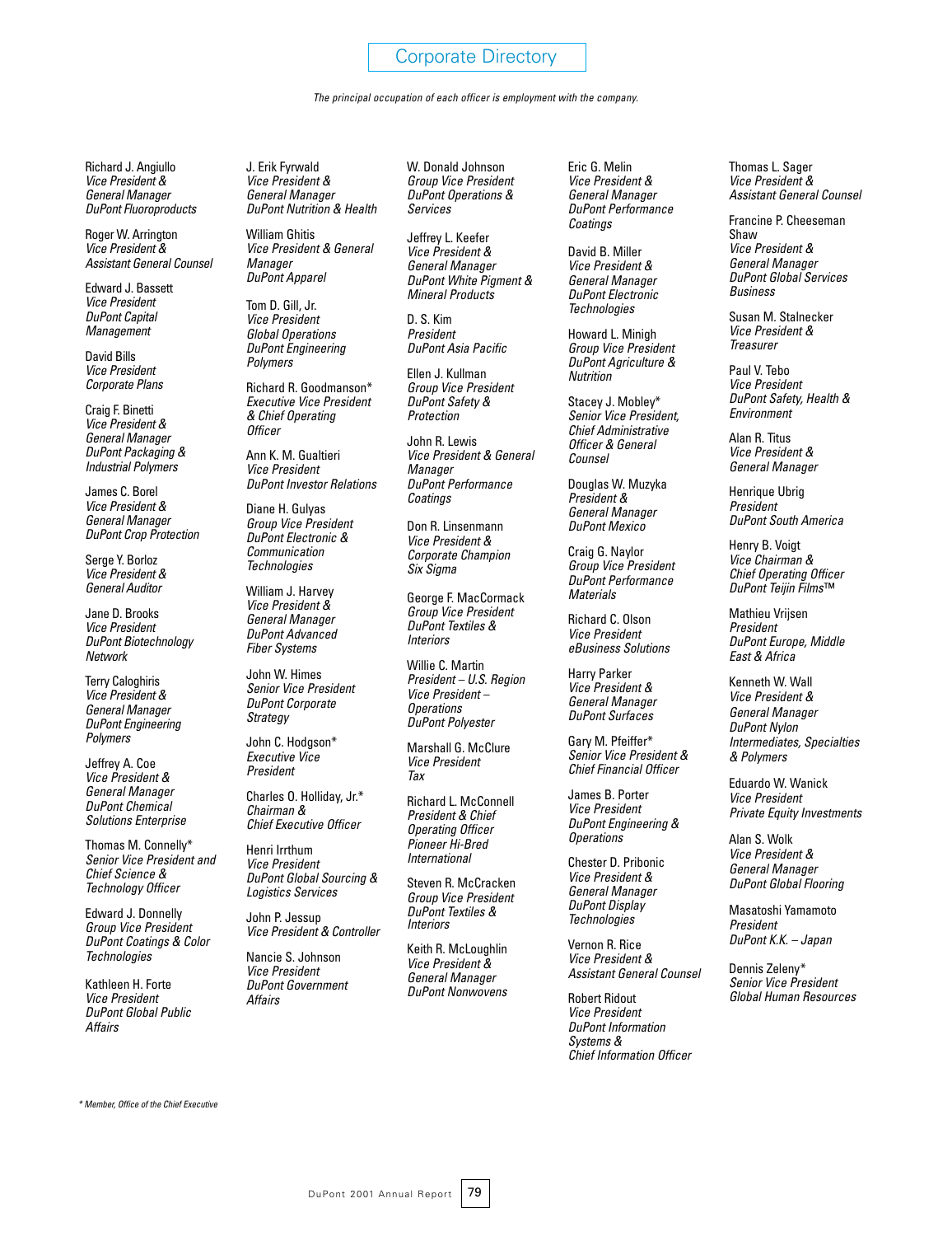# Corporate Directory

*The principal occupation of each officer is employment with the company.*

Richard J. Angiullo
*Vice President & General Manager DuPont Fluoroproducts*

Roger W. Arrington
*Vice President & Assistant General Counsel*

Edward J. Bassett
*Vice President DuPont Capital Management*

David Bills
*Vice President Corporate Plans*

Craig F. Binetti
*Vice President & General Manager DuPont Packaging & Industrial Polymers*

James C. Borel
*Vice President & General Manager DuPont Crop Protection*

Serge Y. Borloz
*Vice President & General Auditor*

Jane D. Brooks
*Vice President DuPont Biotechnology Network*

Terry Caloghiris
*Vice President & General Manager DuPont Engineering Polymers*

Jeffrey A. Coe
*Vice President & General Manager DuPont Chemical Solutions Enterprise*

Thomas M. Connelly*
*Senior Vice President and Chief Science & Technology Officer*

Edward J. Donnelly
*Group Vice President DuPont Coatings & Color Technologies*

Kathleen H. Forte
*Vice President DuPont Global Public Affairs*

J. Erik Fyrwald
*Vice President & General Manager DuPont Nutrition & Health*

William Ghitis
*Vice President & General Manager DuPont Apparel*

Tom D. Gill, Jr.
*Vice President Global Operations DuPont Engineering Polymers*

Richard R. Goodmanson*
*Executive Vice President & Chief Operating Officer*

Ann K. M. Gualtieri
*Vice President DuPont Investor Relations*

Diane H. Gulyas
*Group Vice President DuPont Electronic & Communication Technologies*

William J. Harvey
*Vice President & General Manager DuPont Advanced Fiber Systems*

John W. Himes
*Senior Vice President DuPont Corporate Strategy*

John C. Hodgson*
*Executive Vice President*

Charles O. Holliday, Jr.*
*Chairman & Chief Executive Officer*

Henri Irrthum
*Vice President DuPont Global Sourcing & Logistics Services*

John P. Jessup
*Vice President & Controller*

Nancie S. Johnson
*Vice President DuPont Government Affairs*

W. Donald Johnson
*Group Vice President DuPont Operations & Services*

Jeffrey L. Keefer
*Vice President & General Manager DuPont White Pigment & Mineral Products*

D. S. Kim
*President DuPont Asia Pacific*

Ellen J. Kullman
*Group Vice President DuPont Safety & Protection*

John R. Lewis
*Vice President & General Manager DuPont Performance Coatings*

Don R. Linsenmann
*Vice President & Corporate Champion Six Sigma*

George F. MacCormack
*Group Vice President DuPont Textiles & Interiors*

Willie C. Martin
*President – U.S. Region Vice President – Operations DuPont Polyester*

Marshall G. McClure
*Vice President Tax*

Richard L. McConnell
*President & Chief Operating Officer Pioneer Hi-Bred International*

Steven R. McCracken
*Group Vice President DuPont Textiles & Interiors*

Keith R. McLoughlin
*Vice President & General Manager DuPont Nonwovens*

Eric G. Melin
*Vice President & General Manager DuPont Performance Coatings*

David B. Miller
*Vice President & General Manager DuPont Electronic Technologies*

Howard L. Minigh
*Group Vice President DuPont Agriculture & Nutrition*

Stacey J. Mobley*
*Senior Vice President, Chief Administrative Officer & General Counsel*

Douglas W. Muzyka
*President & General Manager DuPont Mexico*

Craig G. Naylor
*Group Vice President DuPont Performance Materials*

Richard C. Olson
*Vice President eBusiness Solutions*

Harry Parker
*Vice President & General Manager DuPont Surfaces*

Gary M. Pfeiffer*
*Senior Vice President & Chief Financial Officer*

James B. Porter
*Vice President DuPont Engineering & Operations*

Chester D. Pribonic
*Vice President & General Manager DuPont Display Technologies*

Vernon R. Rice
*Vice President & Assistant General Counsel*

Robert Ridout
*Vice President DuPont Information Systems & Chief Information Officer*

Thomas L. Sager
*Vice President & Assistant General Counsel*

Francine P. Cheeseman Shaw
*Vice President & General Manager DuPont Global Services Business*

Susan M. Stalnecker
*Vice President & Treasurer*

Paul V. Tebo
*Vice President DuPont Safety, Health & Environment*

Alan R. Titus
*Vice President & General Manager*

Henrique Ubrig
*President DuPont South America*

Henry B. Voigt
*Vice Chairman & Chief Operating Officer DuPont Teijin Films™*

Mathieu Vrijsen
*President DuPont Europe, Middle East & Africa*

Kenneth W. Wall
*Vice President & General Manager DuPont Nylon Intermediates, Specialties & Polymers*

Eduardo W. Wanick
*Vice President Private Equity Investments*

Alan S. Wolk
*Vice President & General Manager DuPont Global Flooring*

Masatoshi Yamamoto
*President DuPont K.K. – Japan*

Dennis Zeleny*
*Senior Vice President Global Human Resources*

*\* Member, Office of the Chief Executive*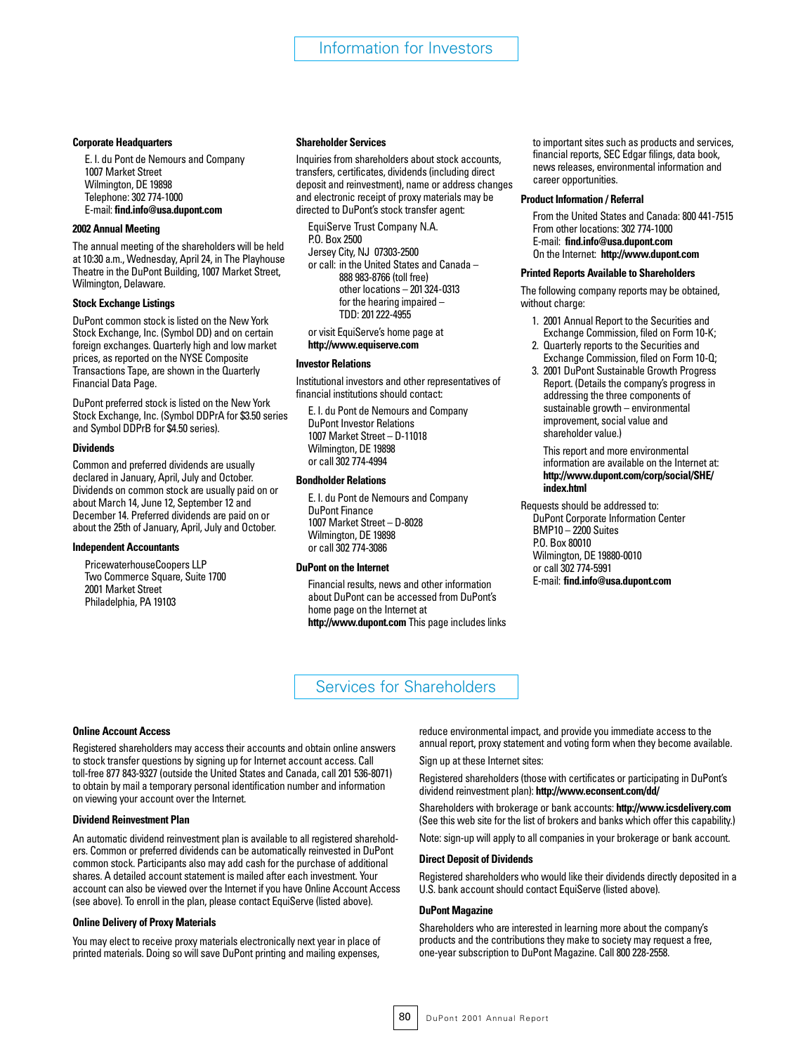# Information for Investors

### Corporate Headquarters

E. I. du Pont de Nemours and Company
1007 Market Street
Wilmington, DE 19898
Telephone: 302 774-1000
E-mail: **find.info@usa.dupont.com**

### 2002 Annual Meeting

The annual meeting of the shareholders will be held at 10:30 a.m., Wednesday, April 24, in The Playhouse Theatre in the DuPont Building, 1007 Market Street, Wilmington, Delaware.

### Stock Exchange Listings

DuPont common stock is listed on the New York Stock Exchange, Inc. (Symbol DD) and on certain foreign exchanges. Quarterly high and low market prices, as reported on the NYSE Composite Transactions Tape, are shown in the Quarterly Financial Data Page.

DuPont preferred stock is listed on the New York Stock Exchange, Inc. (Symbol DDPrA for $3.50 series and Symbol DDPrB for $4.50 series).

### Dividends

Common and preferred dividends are usually declared in January, April, July and October. Dividends on common stock are usually paid on or about March 14, June 12, September 12 and December 14. Preferred dividends are paid on or about the 25th of January, April, July and October.

### Independent Accountants

PricewaterhouseCoopers LLP
Two Commerce Square, Suite 1700
2001 Market Street
Philadelphia, PA 19103

### Shareholder Services

Inquiries from shareholders about stock accounts, transfers, certificates, dividends (including direct deposit and reinvestment), name or address changes and electronic receipt of proxy materials may be directed to DuPont's stock transfer agent:

EquiServe Trust Company N.A.
P.O. Box 2500
Jersey City, NJ 07303-2500
or call: in the United States and Canada –
888 983-8766 (toll free)
other locations – 201 324-0313
for the hearing impaired –
TDD: 201 222-4955

or visit EquiServe's home page at
**http://www.equiserve.com**

### Investor Relations

Institutional investors and other representatives of financial institutions should contact:

E. I. du Pont de Nemours and Company
DuPont Investor Relations
1007 Market Street – D-11018
Wilmington, DE 19898
or call 302 774-4994

### Bondholder Relations

E. I. du Pont de Nemours and Company
DuPont Finance
1007 Market Street – D-8028
Wilmington, DE 19898
or call 302 774-3086

### DuPont on the Internet

Financial results, news and other information about DuPont can be accessed from DuPont's home page on the Internet at **http://www.dupont.com** This page includes links to important sites such as products and services, financial reports, SEC Edgar filings, data book, news releases, environmental information and career opportunities.

### Product Information / Referral

From the United States and Canada: 800 441-7515
From other locations: 302 774-1000
E-mail: **find.info@usa.dupont.com**
On the Internet: **http://www.dupont.com**

### Printed Reports Available to Shareholders

The following company reports may be obtained, without charge:

1. 2001 Annual Report to the Securities and Exchange Commission, filed on Form 10-K;
2. Quarterly reports to the Securities and Exchange Commission, filed on Form 10-Q;
3. 2001 DuPont Sustainable Growth Progress Report. (Details the company's progress in addressing the three components of sustainable growth – environmental improvement, social value and shareholder value.)

   This report and more environmental information are available on the Internet at: **http://www.dupont.com/corp/social/SHE/index.html**

Requests should be addressed to:
DuPont Corporate Information Center
BMP10 – 2200 Suites
P.O. Box 80010
Wilmington, DE 19880-0010
or call 302 774-5991
E-mail: **find.info@usa.dupont.com**

# Services for Shareholders

### Online Account Access

Registered shareholders may access their accounts and obtain online answers to stock transfer questions by signing up for Internet account access. Call toll-free 877 843-9327 (outside the United States and Canada, call 201 536-8071) to obtain by mail a temporary personal identification number and information on viewing your account over the Internet.

### Dividend Reinvestment Plan

An automatic dividend reinvestment plan is available to all registered shareholders. Common or preferred dividends can be automatically reinvested in DuPont common stock. Participants also may add cash for the purchase of additional shares. A detailed account statement is mailed after each investment. Your account can also be viewed over the Internet if you have Online Account Access (see above). To enroll in the plan, please contact EquiServe (listed above).

### Online Delivery of Proxy Materials

You may elect to receive proxy materials electronically next year in place of printed materials. Doing so will save DuPont printing and mailing expenses, reduce environmental impact, and provide you immediate access to the annual report, proxy statement and voting form when they become available.

Sign up at these Internet sites:

Registered shareholders (those with certificates or participating in DuPont's dividend reinvestment plan): **http://www.econsent.com/dd/**

Shareholders with brokerage or bank accounts: **http://www.icsdelivery.com** (See this web site for the list of brokers and banks which offer this capability.)

Note: sign-up will apply to all companies in your brokerage or bank account.

### Direct Deposit of Dividends

Registered shareholders who would like their dividends directly deposited in a U.S. bank account should contact EquiServe (listed above).

### DuPont Magazine

Shareholders who are interested in learning more about the company's products and the contributions they make to society may request a free, one-year subscription to DuPont Magazine. Call 800 228-2558.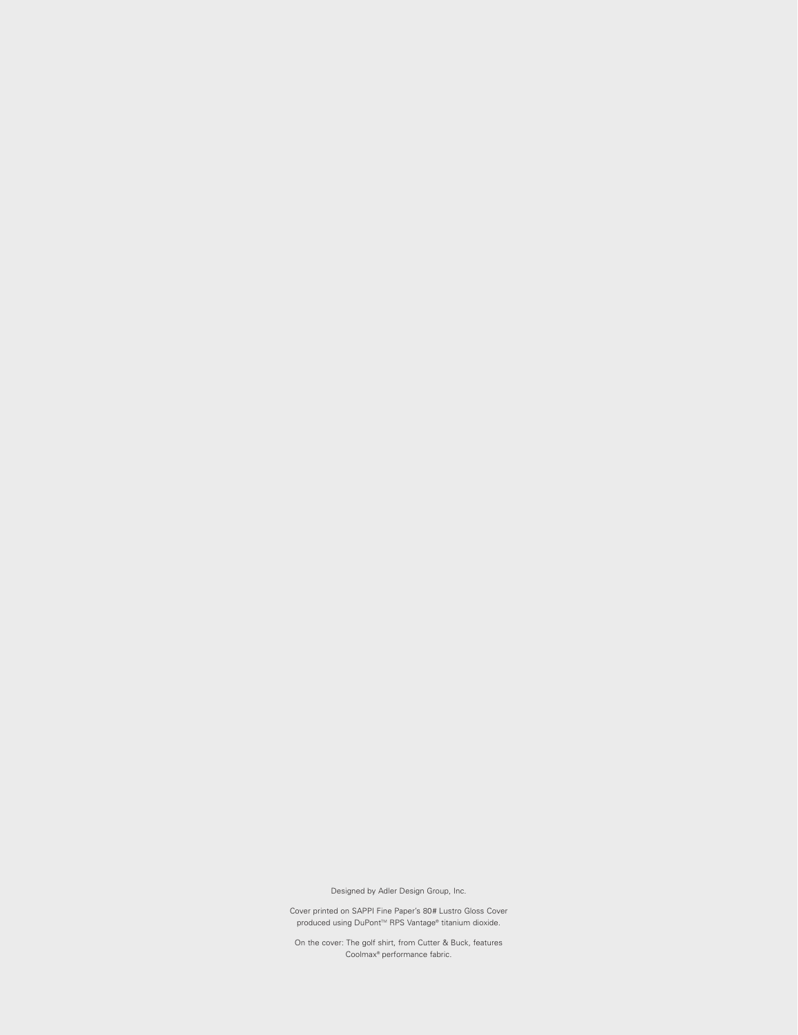Designed by Adler Design Group, Inc.

Cover printed on SAPPI Fine Paper's 80# Lustro Gloss Cover produced using DuPont™ RPS Vantage® titanium dioxide.

On the cover: The golf shirt, from Cutter & Buck, features Coolmax® performance fabric.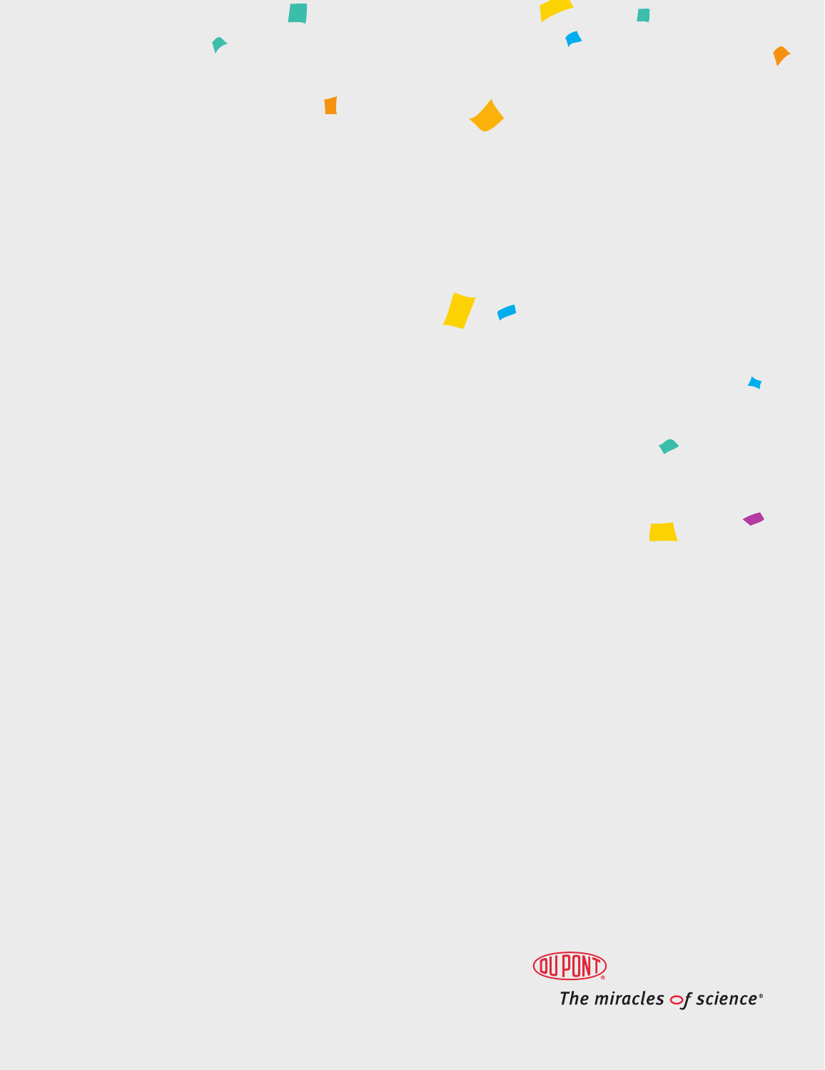DUPONT®

The miracles of science®